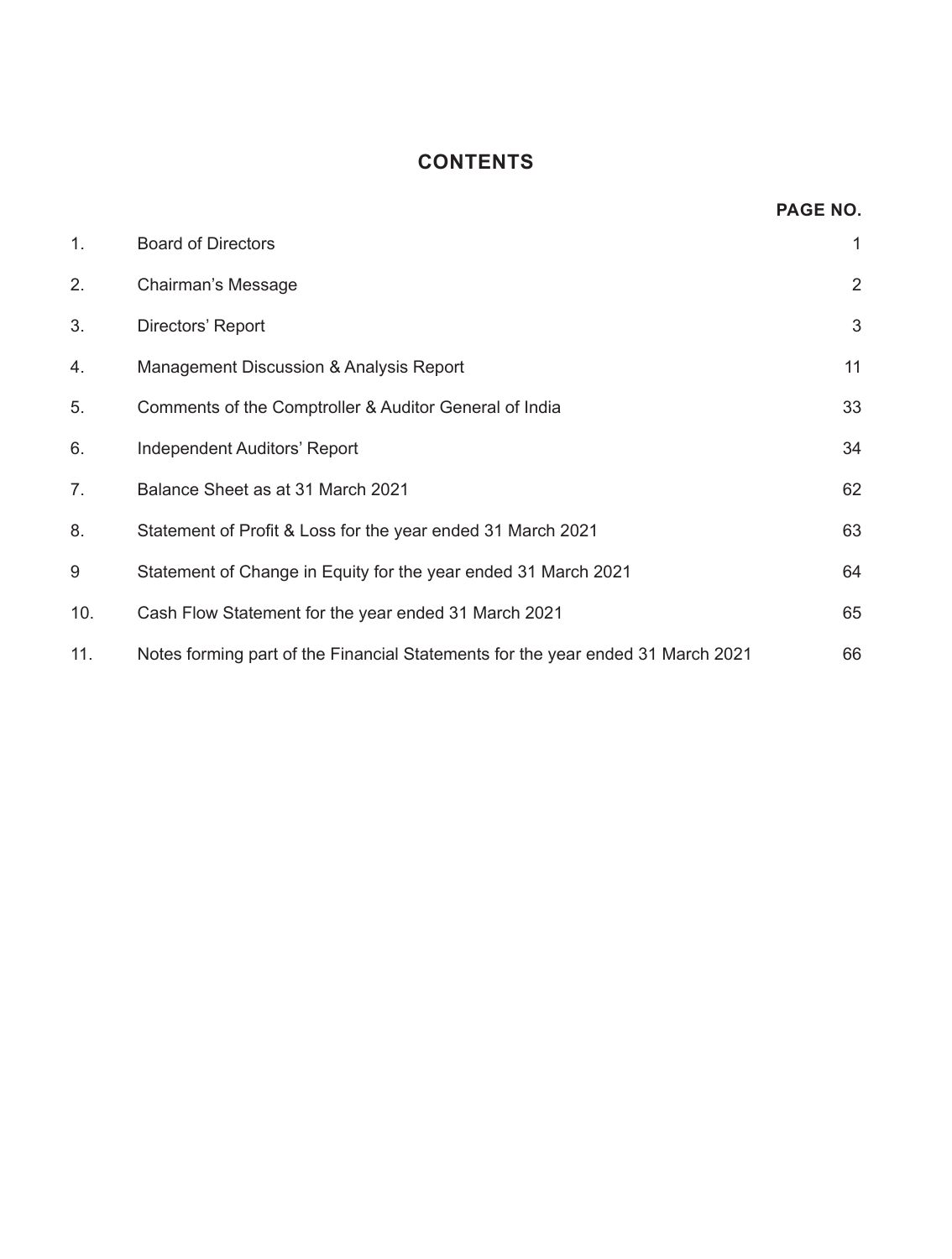# CONTENTS

| | | PAGE NO. |
|---|---|---|
| 1. | Board of Directors | 1 |
| 2. | Chairman's Message | 2 |
| 3. | Directors' Report | 3 |
| 4. | Management Discussion & Analysis Report | 11 |
| 5. | Comments of the Comptroller & Auditor General of India | 33 |
| 6. | Independent Auditors' Report | 34 |
| 7. | Balance Sheet as at 31 March 2021 | 62 |
| 8. | Statement of Profit & Loss for the year ended 31 March 2021 | 63 |
| 9 | Statement of Change in Equity for the year ended 31 March 2021 | 64 |
| 10. | Cash Flow Statement for the year ended 31 March 2021 | 65 |
| 11. | Notes forming part of the Financial Statements for the year ended 31 March 2021 | 66 |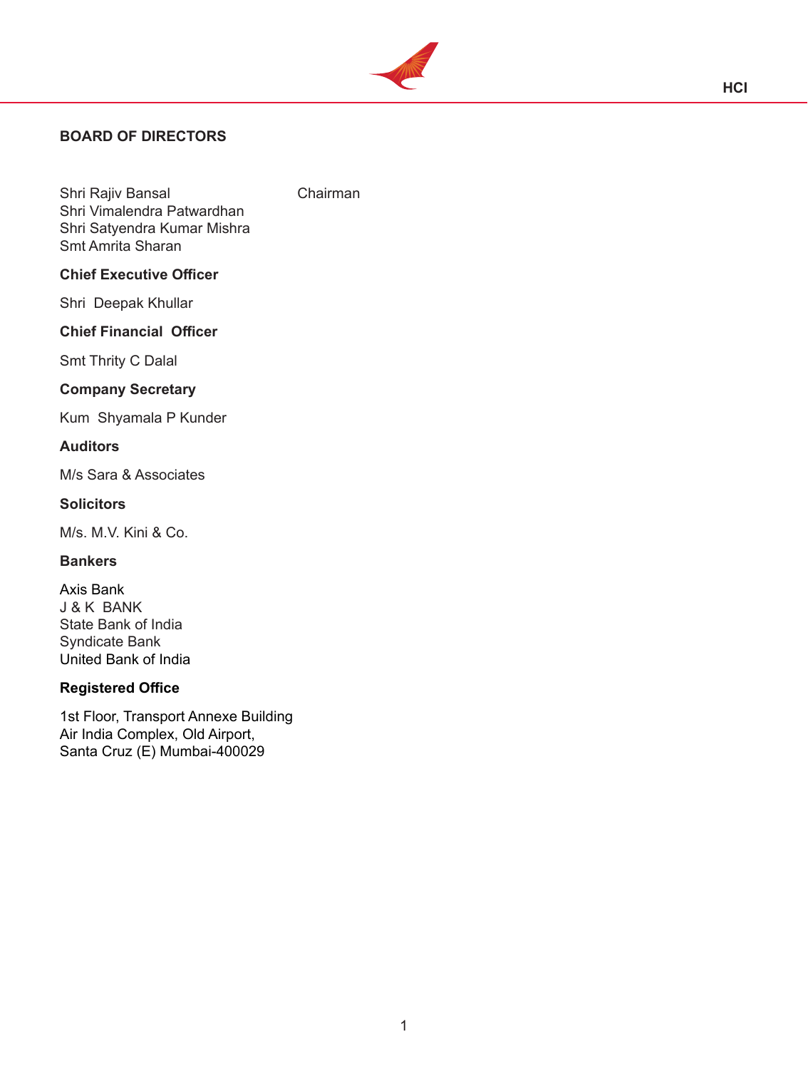## BOARD OF DIRECTORS

Shri Rajiv Bansal — Chairman
Shri Vimalendra Patwardhan
Shri Satyendra Kumar Mishra
Smt Amrita Sharan

### Chief Executive Officer

Shri Deepak Khullar

### Chief Financial Officer

Smt Thrity C Dalal

### Company Secretary

Kum Shyamala P Kunder

### Auditors

M/s Sara & Associates

### Solicitors

M/s. M.V. Kini & Co.

### Bankers

Axis Bank
J & K BANK
State Bank of India
Syndicate Bank
United Bank of India

### Registered Office

1st Floor, Transport Annexe Building
Air India Complex, Old Airport,
Santa Cruz (E) Mumbai-400029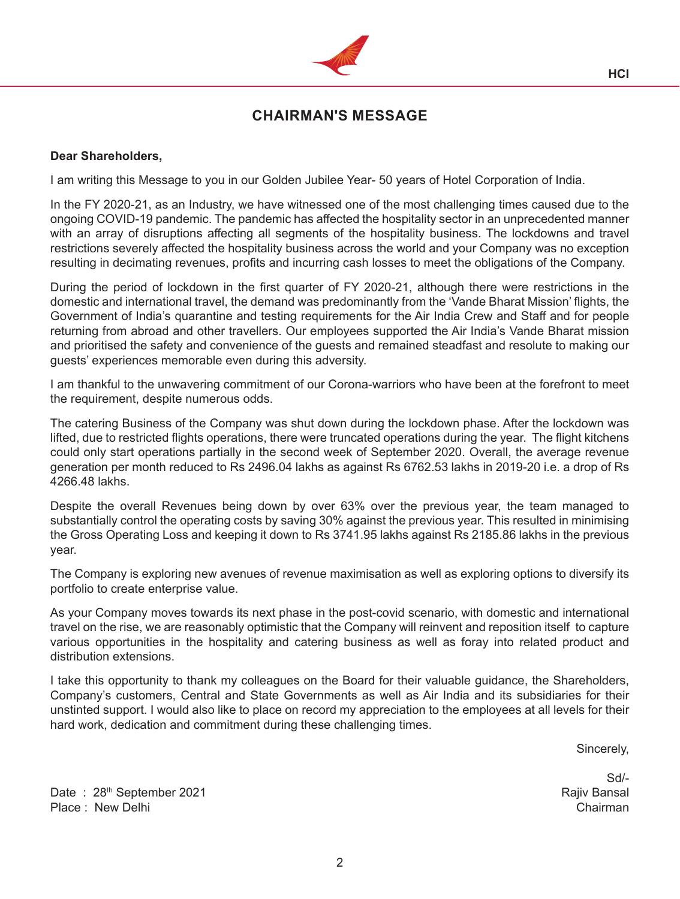# CHAIRMAN'S MESSAGE

**Dear Shareholders,**

I am writing this Message to you in our Golden Jubilee Year- 50 years of Hotel Corporation of India.

In the FY 2020-21, as an Industry, we have witnessed one of the most challenging times caused due to the ongoing COVID-19 pandemic. The pandemic has affected the hospitality sector in an unprecedented manner with an array of disruptions affecting all segments of the hospitality business. The lockdowns and travel restrictions severely affected the hospitality business across the world and your Company was no exception resulting in decimating revenues, profits and incurring cash losses to meet the obligations of the Company.

During the period of lockdown in the first quarter of FY 2020-21, although there were restrictions in the domestic and international travel, the demand was predominantly from the 'Vande Bharat Mission' flights, the Government of India's quarantine and testing requirements for the Air India Crew and Staff and for people returning from abroad and other travellers. Our employees supported the Air India's Vande Bharat mission and prioritised the safety and convenience of the guests and remained steadfast and resolute to making our guests' experiences memorable even during this adversity.

I am thankful to the unwavering commitment of our Corona-warriors who have been at the forefront to meet the requirement, despite numerous odds.

The catering Business of the Company was shut down during the lockdown phase. After the lockdown was lifted, due to restricted flights operations, there were truncated operations during the year. The flight kitchens could only start operations partially in the second week of September 2020. Overall, the average revenue generation per month reduced to Rs 2496.04 lakhs as against Rs 6762.53 lakhs in 2019-20 i.e. a drop of Rs 4266.48 lakhs.

Despite the overall Revenues being down by over 63% over the previous year, the team managed to substantially control the operating costs by saving 30% against the previous year. This resulted in minimising the Gross Operating Loss and keeping it down to Rs 3741.95 lakhs against Rs 2185.86 lakhs in the previous year.

The Company is exploring new avenues of revenue maximisation as well as exploring options to diversify its portfolio to create enterprise value.

As your Company moves towards its next phase in the post-covid scenario, with domestic and international travel on the rise, we are reasonably optimistic that the Company will reinvent and reposition itself to capture various opportunities in the hospitality and catering business as well as foray into related product and distribution extensions.

I take this opportunity to thank my colleagues on the Board for their valuable guidance, the Shareholders, Company's customers, Central and State Governments as well as Air India and its subsidiaries for their unstinted support. I would also like to place on record my appreciation to the employees at all levels for their hard work, dedication and commitment during these challenging times.

Sincerely,

Sd/-
Rajiv Bansal
Chairman

Date : 28th September 2021
Place : New Delhi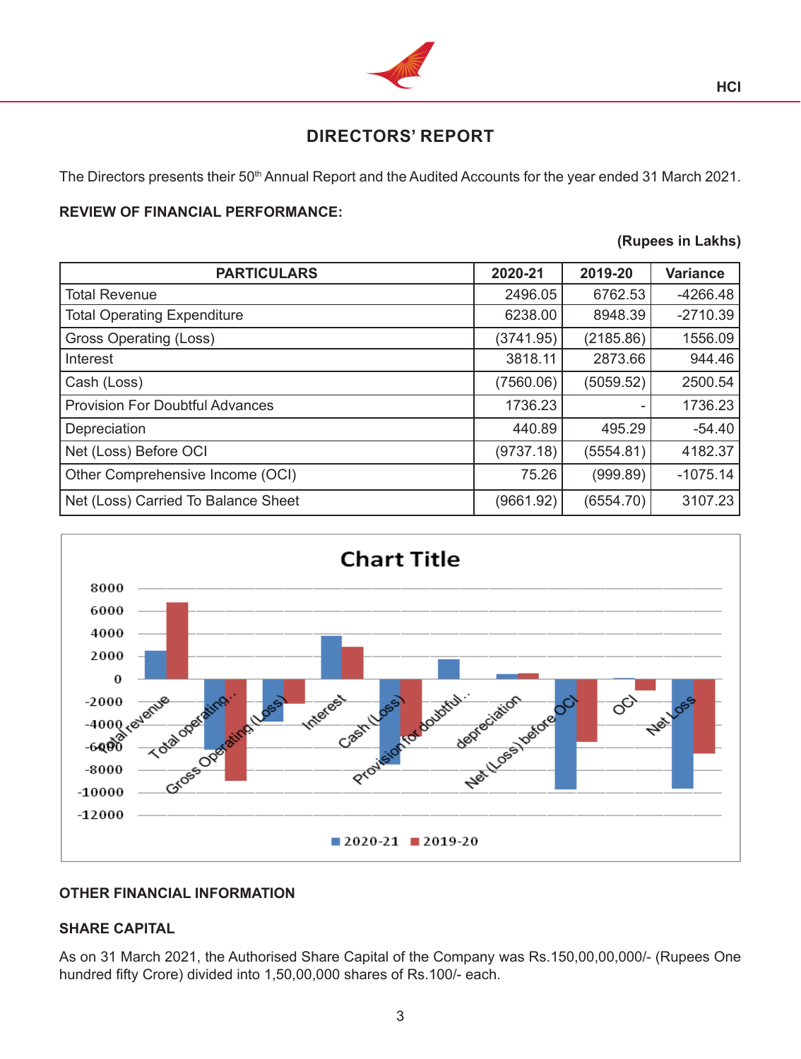# DIRECTORS' REPORT

The Directors presents their 50th Annual Report and the Audited Accounts for the year ended 31 March 2021.

**REVIEW OF FINANCIAL PERFORMANCE:**

**(Rupees in Lakhs)**

| PARTICULARS | 2020-21 | 2019-20 | Variance |
|---|---|---|---|
| Total Revenue | 2496.05 | 6762.53 | -4266.48 |
| Total Operating Expenditure | 6238.00 | 8948.39 | -2710.39 |
| Gross Operating (Loss) | (3741.95) | (2185.86) | 1556.09 |
| Interest | 3818.11 | 2873.66 | 944.46 |
| Cash (Loss) | (7560.06) | (5059.52) | 2500.54 |
| Provision For Doubtful Advances | 1736.23 | - | 1736.23 |
| Depreciation | 440.89 | 495.29 | -54.40 |
| Net (Loss) Before OCI | (9737.18) | (5554.81) | 4182.37 |
| Other Comprehensive Income (OCI) | 75.26 | (999.89) | -1075.14 |
| Net (Loss) Carried To Balance Sheet | (9661.92) | (6554.70) | 3107.23 |

**OTHER FINANCIAL INFORMATION**

**SHARE CAPITAL**

As on 31 March 2021, the Authorised Share Capital of the Company was Rs.150,00,00,000/- (Rupees One hundred fifty Crore) divided into 1,50,00,000 shares of Rs.100/- each.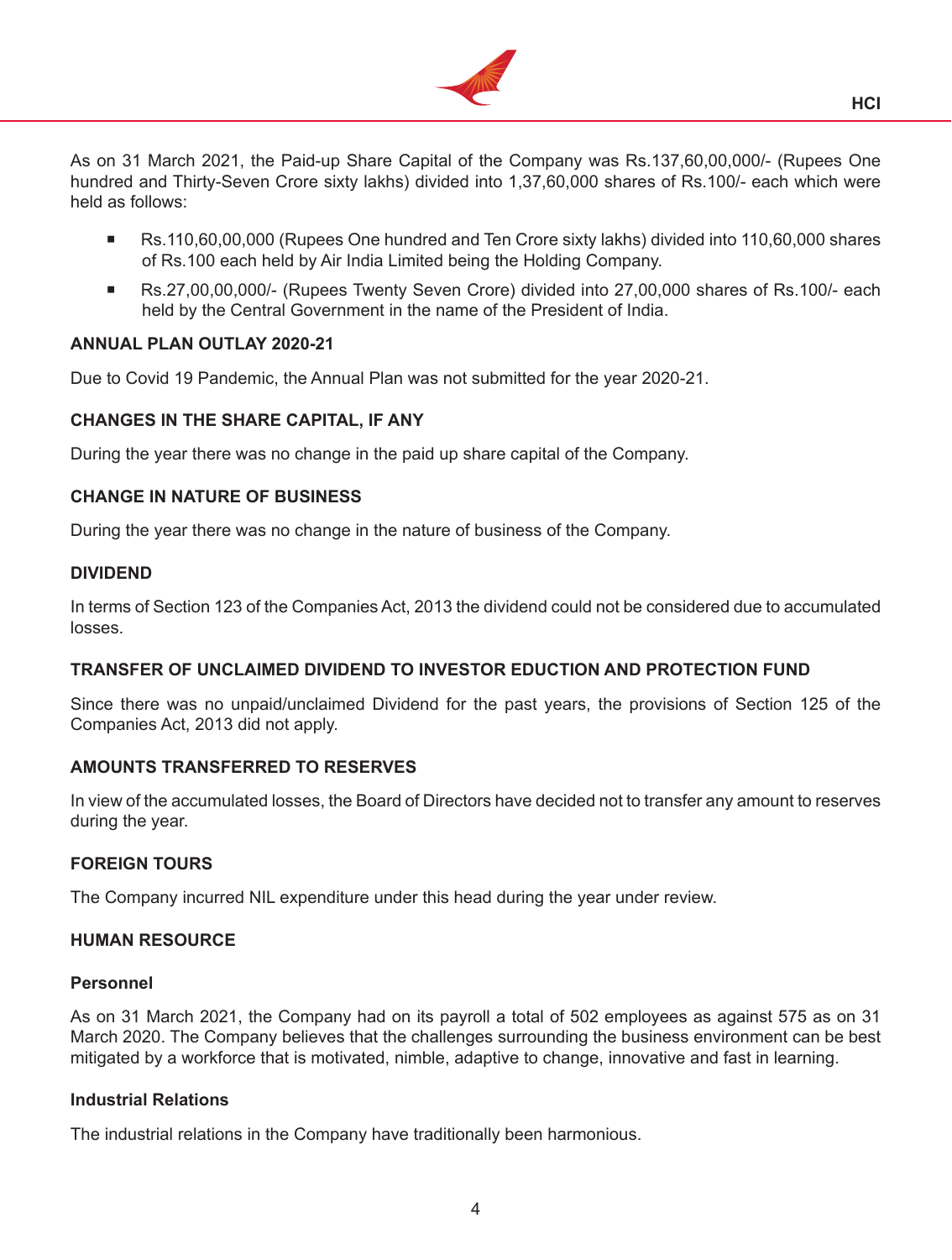As on 31 March 2021, the Paid-up Share Capital of the Company was Rs.137,60,00,000/- (Rupees One hundred and Thirty-Seven Crore sixty lakhs) divided into 1,37,60,000 shares of Rs.100/- each which were held as follows:

- Rs.110,60,00,000 (Rupees One hundred and Ten Crore sixty lakhs) divided into 110,60,000 shares of Rs.100 each held by Air India Limited being the Holding Company.
- Rs.27,00,00,000/- (Rupees Twenty Seven Crore) divided into 27,00,000 shares of Rs.100/- each held by the Central Government in the name of the President of India.

**ANNUAL PLAN OUTLAY 2020-21**

Due to Covid 19 Pandemic, the Annual Plan was not submitted for the year 2020-21.

**CHANGES IN THE SHARE CAPITAL, IF ANY**

During the year there was no change in the paid up share capital of the Company.

**CHANGE IN NATURE OF BUSINESS**

During the year there was no change in the nature of business of the Company.

**DIVIDEND**

In terms of Section 123 of the Companies Act, 2013 the dividend could not be considered due to accumulated losses.

**TRANSFER OF UNCLAIMED DIVIDEND TO INVESTOR EDUCTION AND PROTECTION FUND**

Since there was no unpaid/unclaimed Dividend for the past years, the provisions of Section 125 of the Companies Act, 2013 did not apply.

**AMOUNTS TRANSFERRED TO RESERVES**

In view of the accumulated losses, the Board of Directors have decided not to transfer any amount to reserves during the year.

**FOREIGN TOURS**

The Company incurred NIL expenditure under this head during the year under review.

**HUMAN RESOURCE**

**Personnel**

As on 31 March 2021, the Company had on its payroll a total of 502 employees as against 575 as on 31 March 2020. The Company believes that the challenges surrounding the business environment can be best mitigated by a workforce that is motivated, nimble, adaptive to change, innovative and fast in learning.

**Industrial Relations**

The industrial relations in the Company have traditionally been harmonious.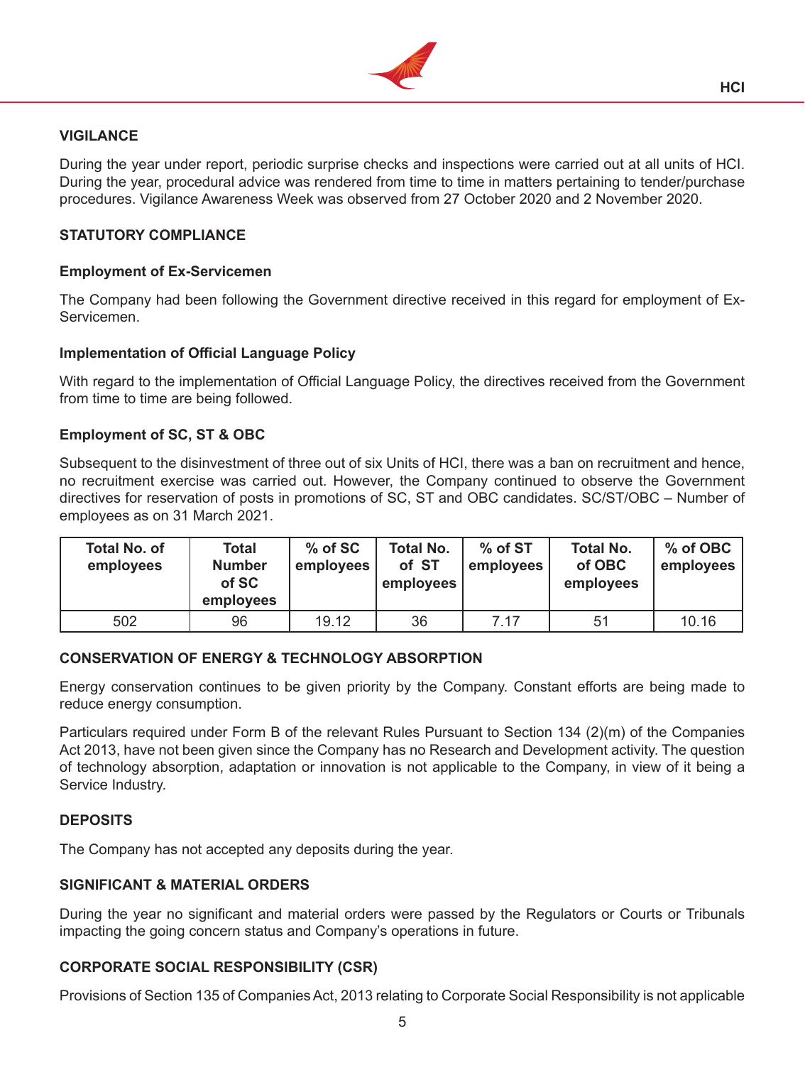## VIGILANCE

During the year under report, periodic surprise checks and inspections were carried out at all units of HCI. During the year, procedural advice was rendered from time to time in matters pertaining to tender/purchase procedures. Vigilance Awareness Week was observed from 27 October 2020 and 2 November 2020.

## STATUTORY COMPLIANCE

### Employment of Ex-Servicemen

The Company had been following the Government directive received in this regard for employment of Ex-Servicemen.

### Implementation of Official Language Policy

With regard to the implementation of Official Language Policy, the directives received from the Government from time to time are being followed.

### Employment of SC, ST & OBC

Subsequent to the disinvestment of three out of six Units of HCI, there was a ban on recruitment and hence, no recruitment exercise was carried out. However, the Company continued to observe the Government directives for reservation of posts in promotions of SC, ST and OBC candidates. SC/ST/OBC – Number of employees as on 31 March 2021.

| Total No. of employees | Total Number of SC employees | % of SC employees | Total No. of ST employees | % of ST employees | Total No. of OBC employees | % of OBC employees |
|---|---|---|---|---|---|---|
| 502 | 96 | 19.12 | 36 | 7.17 | 51 | 10.16 |

## CONSERVATION OF ENERGY & TECHNOLOGY ABSORPTION

Energy conservation continues to be given priority by the Company. Constant efforts are being made to reduce energy consumption.

Particulars required under Form B of the relevant Rules Pursuant to Section 134 (2)(m) of the Companies Act 2013, have not been given since the Company has no Research and Development activity. The question of technology absorption, adaptation or innovation is not applicable to the Company, in view of it being a Service Industry.

## DEPOSITS

The Company has not accepted any deposits during the year.

## SIGNIFICANT & MATERIAL ORDERS

During the year no significant and material orders were passed by the Regulators or Courts or Tribunals impacting the going concern status and Company's operations in future.

## CORPORATE SOCIAL RESPONSIBILITY (CSR)

Provisions of Section 135 of Companies Act, 2013 relating to Corporate Social Responsibility is not applicable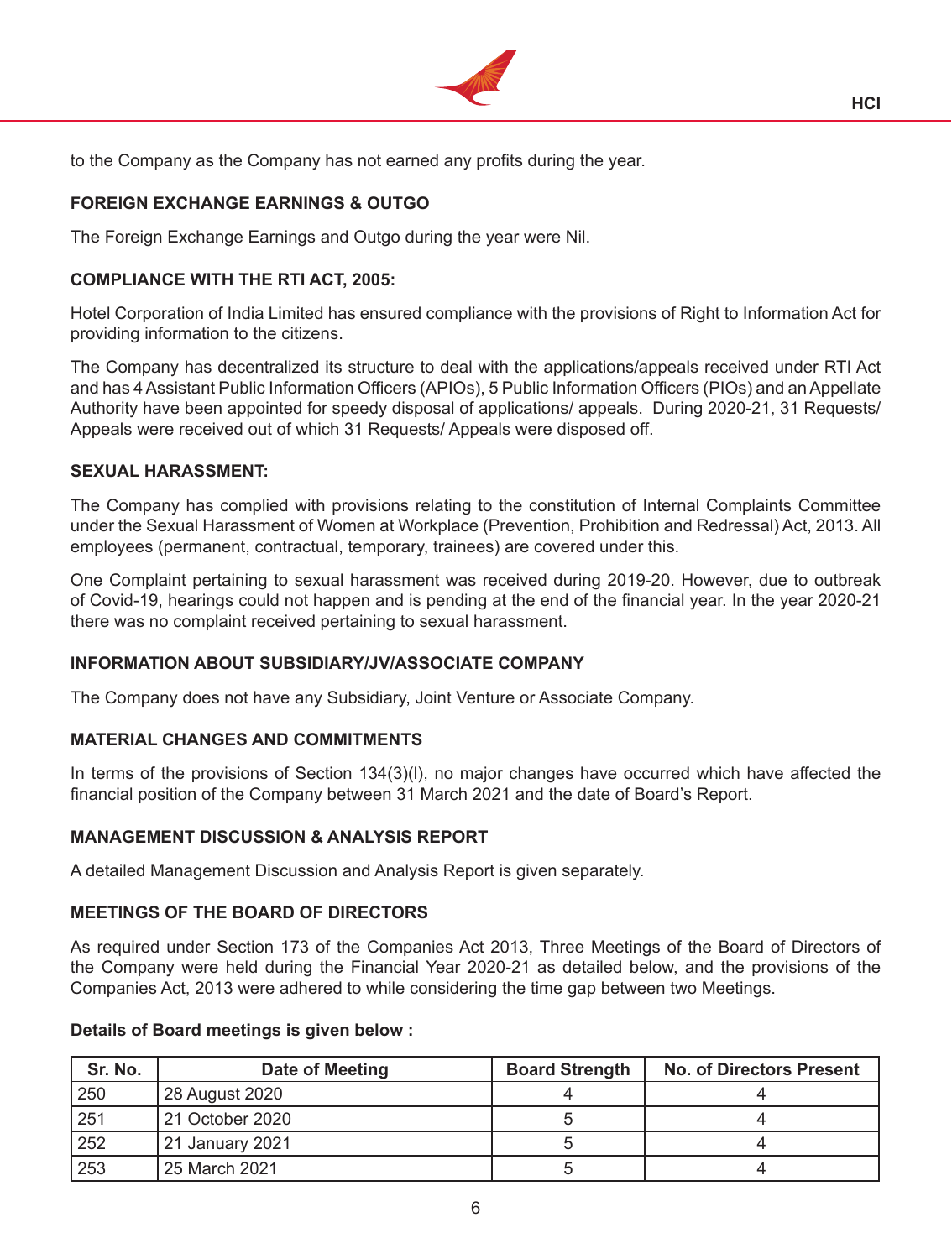to the Company as the Company has not earned any profits during the year.

### FOREIGN EXCHANGE EARNINGS & OUTGO

The Foreign Exchange Earnings and Outgo during the year were Nil.

### COMPLIANCE WITH THE RTI ACT, 2005:

Hotel Corporation of India Limited has ensured compliance with the provisions of Right to Information Act for providing information to the citizens.

The Company has decentralized its structure to deal with the applications/appeals received under RTI Act and has 4 Assistant Public Information Officers (APIOs), 5 Public Information Officers (PIOs) and an Appellate Authority have been appointed for speedy disposal of applications/ appeals. During 2020-21, 31 Requests/ Appeals were received out of which 31 Requests/ Appeals were disposed off.

### SEXUAL HARASSMENT:

The Company has complied with provisions relating to the constitution of Internal Complaints Committee under the Sexual Harassment of Women at Workplace (Prevention, Prohibition and Redressal) Act, 2013. All employees (permanent, contractual, temporary, trainees) are covered under this.

One Complaint pertaining to sexual harassment was received during 2019-20. However, due to outbreak of Covid-19, hearings could not happen and is pending at the end of the financial year. In the year 2020-21 there was no complaint received pertaining to sexual harassment.

### INFORMATION ABOUT SUBSIDIARY/JV/ASSOCIATE COMPANY

The Company does not have any Subsidiary, Joint Venture or Associate Company.

### MATERIAL CHANGES AND COMMITMENTS

In terms of the provisions of Section 134(3)(l), no major changes have occurred which have affected the financial position of the Company between 31 March 2021 and the date of Board's Report.

### MANAGEMENT DISCUSSION & ANALYSIS REPORT

A detailed Management Discussion and Analysis Report is given separately.

### MEETINGS OF THE BOARD OF DIRECTORS

As required under Section 173 of the Companies Act 2013, Three Meetings of the Board of Directors of the Company were held during the Financial Year 2020-21 as detailed below, and the provisions of the Companies Act, 2013 were adhered to while considering the time gap between two Meetings.

**Details of Board meetings is given below :**

| Sr. No. | Date of Meeting | Board Strength | No. of Directors Present |
|---|---|---|---|
| 250 | 28 August 2020 | 4 | 4 |
| 251 | 21 October 2020 | 5 | 4 |
| 252 | 21 January 2021 | 5 | 4 |
| 253 | 25 March 2021 | 5 | 4 |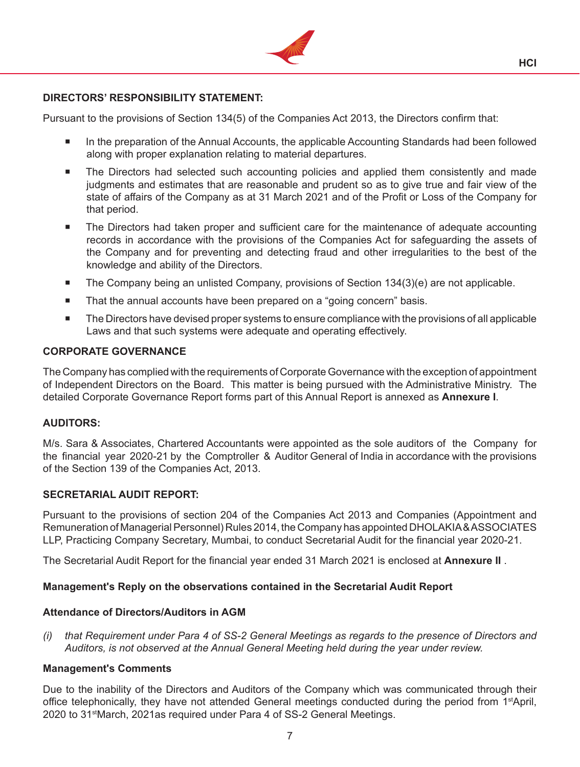**DIRECTORS' RESPONSIBILITY STATEMENT:**

Pursuant to the provisions of Section 134(5) of the Companies Act 2013, the Directors confirm that:

- In the preparation of the Annual Accounts, the applicable Accounting Standards had been followed along with proper explanation relating to material departures.
- The Directors had selected such accounting policies and applied them consistently and made judgments and estimates that are reasonable and prudent so as to give true and fair view of the state of affairs of the Company as at 31 March 2021 and of the Profit or Loss of the Company for that period.
- The Directors had taken proper and sufficient care for the maintenance of adequate accounting records in accordance with the provisions of the Companies Act for safeguarding the assets of the Company and for preventing and detecting fraud and other irregularities to the best of the knowledge and ability of the Directors.
- The Company being an unlisted Company, provisions of Section 134(3)(e) are not applicable.
- That the annual accounts have been prepared on a "going concern" basis.
- The Directors have devised proper systems to ensure compliance with the provisions of all applicable Laws and that such systems were adequate and operating effectively.

**CORPORATE GOVERNANCE**

The Company has complied with the requirements of Corporate Governance with the exception of appointment of Independent Directors on the Board. This matter is being pursued with the Administrative Ministry. The detailed Corporate Governance Report forms part of this Annual Report is annexed as **Annexure I**.

**AUDITORS:**

M/s. Sara & Associates, Chartered Accountants were appointed as the sole auditors of the Company for the financial year 2020-21 by the Comptroller & Auditor General of India in accordance with the provisions of the Section 139 of the Companies Act, 2013.

**SECRETARIAL AUDIT REPORT:**

Pursuant to the provisions of section 204 of the Companies Act 2013 and Companies (Appointment and Remuneration of Managerial Personnel) Rules 2014, the Company has appointed DHOLAKIA & ASSOCIATES LLP, Practicing Company Secretary, Mumbai, to conduct Secretarial Audit for the financial year 2020-21.

The Secretarial Audit Report for the financial year ended 31 March 2021 is enclosed at **Annexure II** .

**Management's Reply on the observations contained in the Secretarial Audit Report**

**Attendance of Directors/Auditors in AGM**

*(i) that Requirement under Para 4 of SS-2 General Meetings as regards to the presence of Directors and Auditors, is not observed at the Annual General Meeting held during the year under review.*

**Management's Comments**

Due to the inability of the Directors and Auditors of the Company which was communicated through their office telephonically, they have not attended General meetings conducted during the period from 1st April, 2020 to 31st March, 2021as required under Para 4 of SS-2 General Meetings.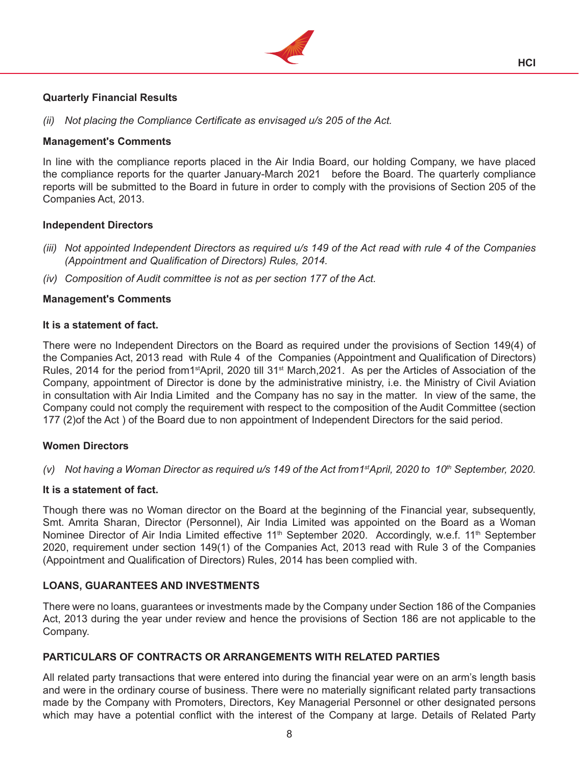**Quarterly Financial Results**

*(ii) Not placing the Compliance Certificate as envisaged u/s 205 of the Act.*

**Management's Comments**

In line with the compliance reports placed in the Air India Board, our holding Company, we have placed the compliance reports for the quarter January-March 2021 before the Board. The quarterly compliance reports will be submitted to the Board in future in order to comply with the provisions of Section 205 of the Companies Act, 2013.

**Independent Directors**

*(iii) Not appointed Independent Directors as required u/s 149 of the Act read with rule 4 of the Companies (Appointment and Qualification of Directors) Rules, 2014.*

*(iv) Composition of Audit committee is not as per section 177 of the Act.*

**Management's Comments**

**It is a statement of fact.**

There were no Independent Directors on the Board as required under the provisions of Section 149(4) of the Companies Act, 2013 read with Rule 4 of the Companies (Appointment and Qualification of Directors) Rules, 2014 for the period from1st April, 2020 till 31st March,2021. As per the Articles of Association of the Company, appointment of Director is done by the administrative ministry, i.e. the Ministry of Civil Aviation in consultation with Air India Limited and the Company has no say in the matter. In view of the same, the Company could not comply the requirement with respect to the composition of the Audit Committee (section 177 (2)of the Act ) of the Board due to non appointment of Independent Directors for the said period.

**Women Directors**

*(v) Not having a Woman Director as required u/s 149 of the Act from1st April, 2020 to 10th September, 2020.*

**It is a statement of fact.**

Though there was no Woman director on the Board at the beginning of the Financial year, subsequently, Smt. Amrita Sharan, Director (Personnel), Air India Limited was appointed on the Board as a Woman Nominee Director of Air India Limited effective 11th September 2020. Accordingly, w.e.f. 11th September 2020, requirement under section 149(1) of the Companies Act, 2013 read with Rule 3 of the Companies (Appointment and Qualification of Directors) Rules, 2014 has been complied with.

**LOANS, GUARANTEES AND INVESTMENTS**

There were no loans, guarantees or investments made by the Company under Section 186 of the Companies Act, 2013 during the year under review and hence the provisions of Section 186 are not applicable to the Company.

**PARTICULARS OF CONTRACTS OR ARRANGEMENTS WITH RELATED PARTIES**

All related party transactions that were entered into during the financial year were on an arm's length basis and were in the ordinary course of business. There were no materially significant related party transactions made by the Company with Promoters, Directors, Key Managerial Personnel or other designated persons which may have a potential conflict with the interest of the Company at large. Details of Related Party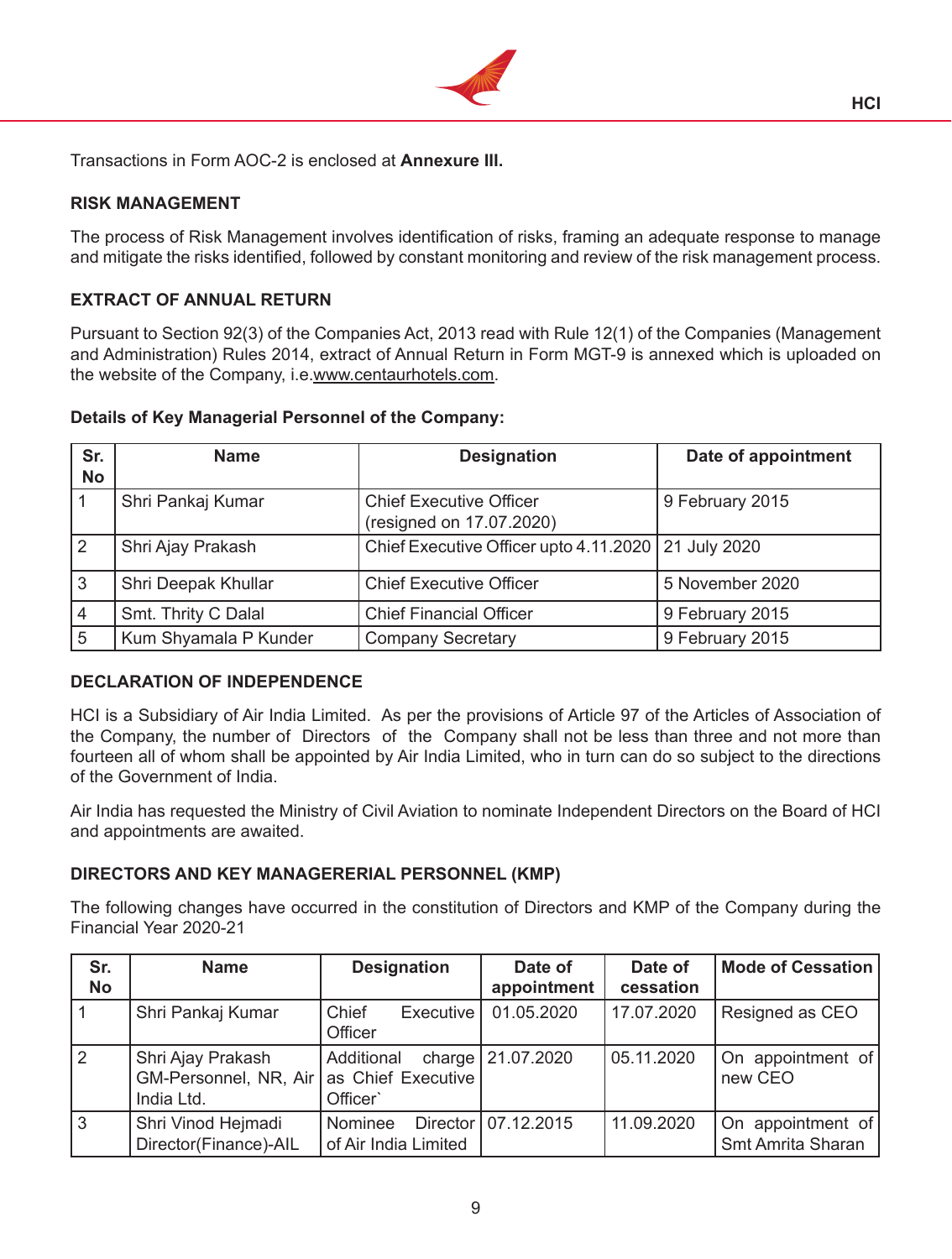Transactions in Form AOC-2 is enclosed at **Annexure III.**

## RISK MANAGEMENT

The process of Risk Management involves identification of risks, framing an adequate response to manage and mitigate the risks identified, followed by constant monitoring and review of the risk management process.

## EXTRACT OF ANNUAL RETURN

Pursuant to Section 92(3) of the Companies Act, 2013 read with Rule 12(1) of the Companies (Management and Administration) Rules 2014, extract of Annual Return in Form MGT-9 is annexed which is uploaded on the website of the Company, i.e.www.centaurhotels.com.

**Details of Key Managerial Personnel of the Company:**

| Sr. No | Name | Designation | Date of appointment |
|---|---|---|---|
| 1 | Shri Pankaj Kumar | Chief Executive Officer (resigned on 17.07.2020) | 9 February 2015 |
| 2 | Shri Ajay Prakash | Chief Executive Officer upto 4.11.2020 | 21 July 2020 |
| 3 | Shri Deepak Khullar | Chief Executive Officer | 5 November 2020 |
| 4 | Smt. Thrity C Dalal | Chief Financial Officer | 9 February 2015 |
| 5 | Kum Shyamala P Kunder | Company Secretary | 9 February 2015 |

## DECLARATION OF INDEPENDENCE

HCI is a Subsidiary of Air India Limited. As per the provisions of Article 97 of the Articles of Association of the Company, the number of Directors of the Company shall not be less than three and not more than fourteen all of whom shall be appointed by Air India Limited, who in turn can do so subject to the directions of the Government of India.

Air India has requested the Ministry of Civil Aviation to nominate Independent Directors on the Board of HCI and appointments are awaited.

## DIRECTORS AND KEY MANAGERERIAL PERSONNEL (KMP)

The following changes have occurred in the constitution of Directors and KMP of the Company during the Financial Year 2020-21

| Sr. No | Name | Designation | Date of appointment | Date of cessation | Mode of Cessation |
|---|---|---|---|---|---|
| 1 | Shri Pankaj Kumar | Chief Executive Officer | 01.05.2020 | 17.07.2020 | Resigned as CEO |
| 2 | Shri Ajay Prakash GM-Personnel, NR, Air India Ltd. | Additional charge as Chief Executive Officer` | 21.07.2020 | 05.11.2020 | On appointment of new CEO |
| 3 | Shri Vinod Hejmadi Director(Finance)-AIL | Nominee Director of Air India Limited | 07.12.2015 | 11.09.2020 | On appointment of Smt Amrita Sharan |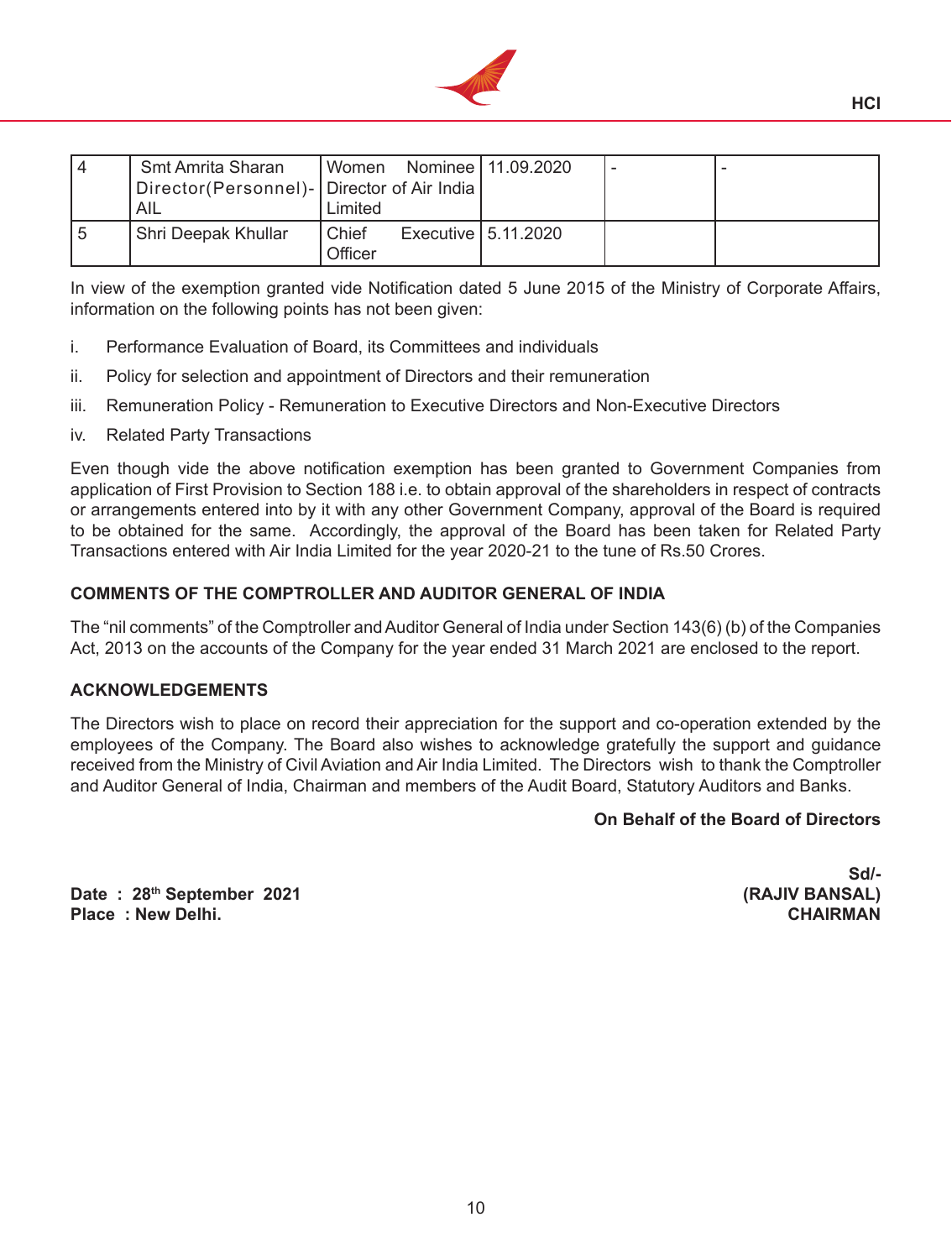| 4 | Smt Amrita Sharan Director(Personnel)-AIL | Women Nominee Director of Air India Limited | 11.09.2020 | - | - |
|---|---|---|---|---|---|
| 5 | Shri Deepak Khullar | Chief Executive Officer | 5.11.2020 | | |

In view of the exemption granted vide Notification dated 5 June 2015 of the Ministry of Corporate Affairs, information on the following points has not been given:

i. Performance Evaluation of Board, its Committees and individuals

ii. Policy for selection and appointment of Directors and their remuneration

iii. Remuneration Policy - Remuneration to Executive Directors and Non-Executive Directors

iv. Related Party Transactions

Even though vide the above notification exemption has been granted to Government Companies from application of First Provision to Section 188 i.e. to obtain approval of the shareholders in respect of contracts or arrangements entered into by it with any other Government Company, approval of the Board is required to be obtained for the same. Accordingly, the approval of the Board has been taken for Related Party Transactions entered with Air India Limited for the year 2020-21 to the tune of Rs.50 Crores.

**COMMENTS OF THE COMPTROLLER AND AUDITOR GENERAL OF INDIA**

The "nil comments" of the Comptroller and Auditor General of India under Section 143(6) (b) of the Companies Act, 2013 on the accounts of the Company for the year ended 31 March 2021 are enclosed to the report.

**ACKNOWLEDGEMENTS**

The Directors wish to place on record their appreciation for the support and co-operation extended by the employees of the Company. The Board also wishes to acknowledge gratefully the support and guidance received from the Ministry of Civil Aviation and Air India Limited. The Directors wish to thank the Comptroller and Auditor General of India, Chairman and members of the Audit Board, Statutory Auditors and Banks.

**On Behalf of the Board of Directors**

**Sd/-**
**(RAJIV BANSAL)**
**CHAIRMAN**

**Date : 28th September 2021**
**Place : New Delhi.**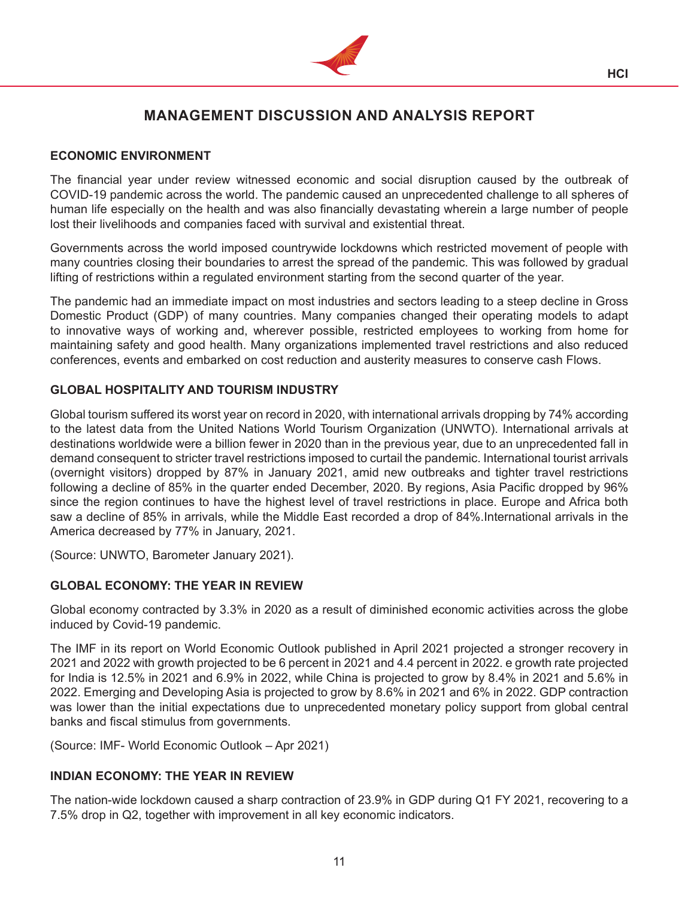# MANAGEMENT DISCUSSION AND ANALYSIS REPORT

## ECONOMIC ENVIRONMENT

The financial year under review witnessed economic and social disruption caused by the outbreak of COVID-19 pandemic across the world. The pandemic caused an unprecedented challenge to all spheres of human life especially on the health and was also financially devastating wherein a large number of people lost their livelihoods and companies faced with survival and existential threat.

Governments across the world imposed countrywide lockdowns which restricted movement of people with many countries closing their boundaries to arrest the spread of the pandemic. This was followed by gradual lifting of restrictions within a regulated environment starting from the second quarter of the year.

The pandemic had an immediate impact on most industries and sectors leading to a steep decline in Gross Domestic Product (GDP) of many countries. Many companies changed their operating models to adapt to innovative ways of working and, wherever possible, restricted employees to working from home for maintaining safety and good health. Many organizations implemented travel restrictions and also reduced conferences, events and embarked on cost reduction and austerity measures to conserve cash Flows.

## GLOBAL HOSPITALITY AND TOURISM INDUSTRY

Global tourism suffered its worst year on record in 2020, with international arrivals dropping by 74% according to the latest data from the United Nations World Tourism Organization (UNWTO). International arrivals at destinations worldwide were a billion fewer in 2020 than in the previous year, due to an unprecedented fall in demand consequent to stricter travel restrictions imposed to curtail the pandemic. International tourist arrivals (overnight visitors) dropped by 87% in January 2021, amid new outbreaks and tighter travel restrictions following a decline of 85% in the quarter ended December, 2020. By regions, Asia Pacific dropped by 96% since the region continues to have the highest level of travel restrictions in place. Europe and Africa both saw a decline of 85% in arrivals, while the Middle East recorded a drop of 84%.International arrivals in the America decreased by 77% in January, 2021.

(Source: UNWTO, Barometer January 2021).

## GLOBAL ECONOMY: THE YEAR IN REVIEW

Global economy contracted by 3.3% in 2020 as a result of diminished economic activities across the globe induced by Covid-19 pandemic.

The IMF in its report on World Economic Outlook published in April 2021 projected a stronger recovery in 2021 and 2022 with growth projected to be 6 percent in 2021 and 4.4 percent in 2022. e growth rate projected for India is 12.5% in 2021 and 6.9% in 2022, while China is projected to grow by 8.4% in 2021 and 5.6% in 2022. Emerging and Developing Asia is projected to grow by 8.6% in 2021 and 6% in 2022. GDP contraction was lower than the initial expectations due to unprecedented monetary policy support from global central banks and fiscal stimulus from governments.

(Source: IMF- World Economic Outlook – Apr 2021)

## INDIAN ECONOMY: THE YEAR IN REVIEW

The nation-wide lockdown caused a sharp contraction of 23.9% in GDP during Q1 FY 2021, recovering to a 7.5% drop in Q2, together with improvement in all key economic indicators.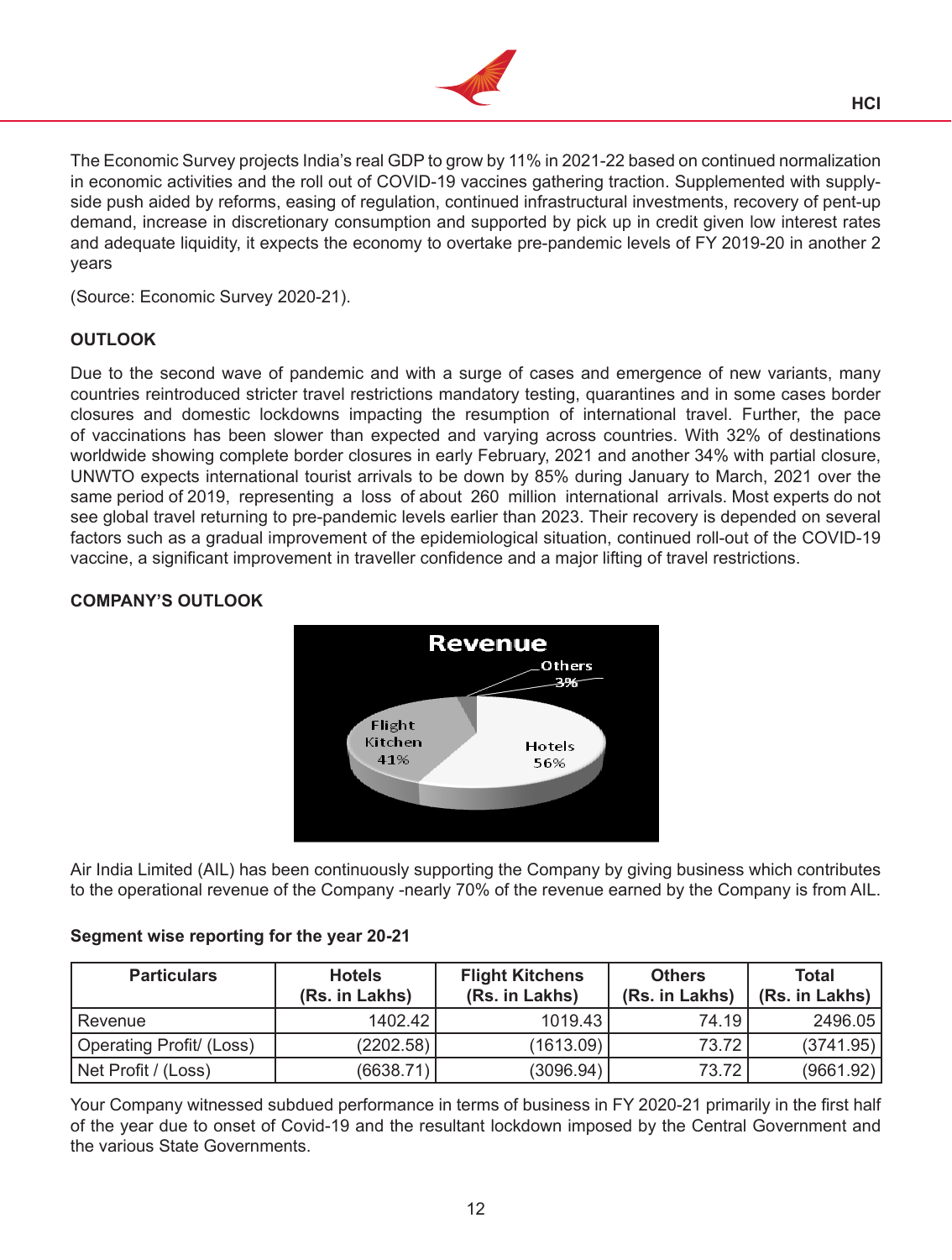The Economic Survey projects India's real GDP to grow by 11% in 2021-22 based on continued normalization in economic activities and the roll out of COVID-19 vaccines gathering traction. Supplemented with supply-side push aided by reforms, easing of regulation, continued infrastructural investments, recovery of pent-up demand, increase in discretionary consumption and supported by pick up in credit given low interest rates and adequate liquidity, it expects the economy to overtake pre-pandemic levels of FY 2019-20 in another 2 years

(Source: Economic Survey 2020-21).

**OUTLOOK**

Due to the second wave of pandemic and with a surge of cases and emergence of new variants, many countries reintroduced stricter travel restrictions mandatory testing, quarantines and in some cases border closures and domestic lockdowns impacting the resumption of international travel. Further, the pace of vaccinations has been slower than expected and varying across countries. With 32% of destinations worldwide showing complete border closures in early February, 2021 and another 34% with partial closure, UNWTO expects international tourist arrivals to be down by 85% during January to March, 2021 over the same period of 2019, representing a loss of about 260 million international arrivals. Most experts do not see global travel returning to pre-pandemic levels earlier than 2023. Their recovery is depended on several factors such as a gradual improvement of the epidemiological situation, continued roll-out of the COVID-19 vaccine, a significant improvement in traveller confidence and a major lifting of travel restrictions.

**COMPANY'S OUTLOOK**

Revenue

Others 3%
Flight Kitchen 41%
Hotels 56%

Air India Limited (AIL) has been continuously supporting the Company by giving business which contributes to the operational revenue of the Company -nearly 70% of the revenue earned by the Company is from AIL.

**Segment wise reporting for the year 20-21**

| Particulars | Hotels (Rs. in Lakhs) | Flight Kitchens (Rs. in Lakhs) | Others (Rs. in Lakhs) | Total (Rs. in Lakhs) |
|---|---|---|---|---|
| Revenue | 1402.42 | 1019.43 | 74.19 | 2496.05 |
| Operating Profit/ (Loss) | (2202.58) | (1613.09) | 73.72 | (3741.95) |
| Net Profit / (Loss) | (6638.71) | (3096.94) | 73.72 | (9661.92) |

Your Company witnessed subdued performance in terms of business in FY 2020-21 primarily in the first half of the year due to onset of Covid-19 and the resultant lockdown imposed by the Central Government and the various State Governments.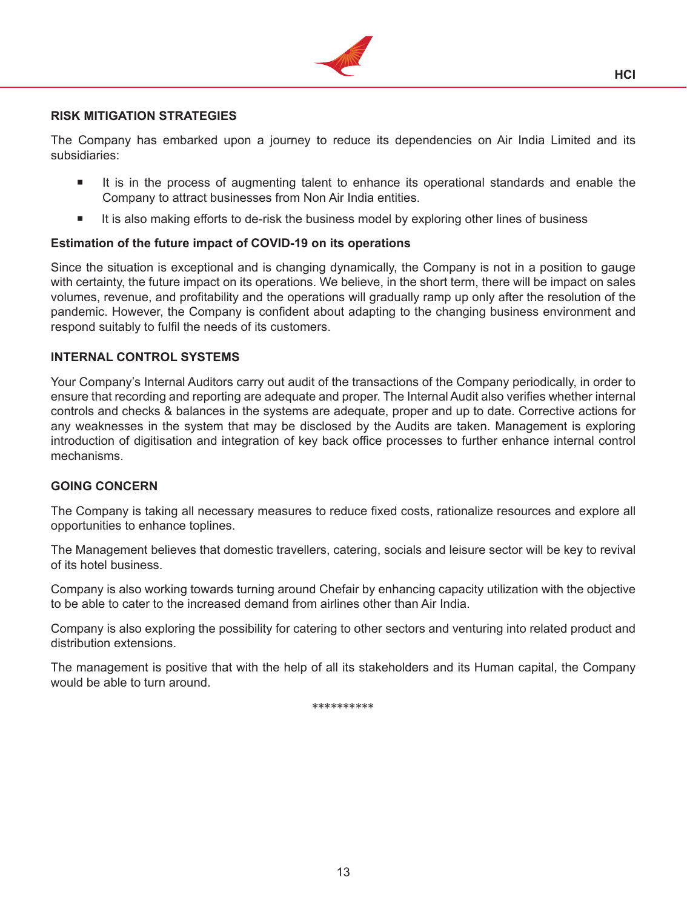## RISK MITIGATION STRATEGIES

The Company has embarked upon a journey to reduce its dependencies on Air India Limited and its subsidiaries:

- It is in the process of augmenting talent to enhance its operational standards and enable the Company to attract businesses from Non Air India entities.
- It is also making efforts to de-risk the business model by exploring other lines of business

**Estimation of the future impact of COVID-19 on its operations**

Since the situation is exceptional and is changing dynamically, the Company is not in a position to gauge with certainty, the future impact on its operations. We believe, in the short term, there will be impact on sales volumes, revenue, and profitability and the operations will gradually ramp up only after the resolution of the pandemic. However, the Company is confident about adapting to the changing business environment and respond suitably to fulfil the needs of its customers.

## INTERNAL CONTROL SYSTEMS

Your Company's Internal Auditors carry out audit of the transactions of the Company periodically, in order to ensure that recording and reporting are adequate and proper. The Internal Audit also verifies whether internal controls and checks & balances in the systems are adequate, proper and up to date. Corrective actions for any weaknesses in the system that may be disclosed by the Audits are taken. Management is exploring introduction of digitisation and integration of key back office processes to further enhance internal control mechanisms.

## GOING CONCERN

The Company is taking all necessary measures to reduce fixed costs, rationalize resources and explore all opportunities to enhance toplines.

The Management believes that domestic travellers, catering, socials and leisure sector will be key to revival of its hotel business.

Company is also working towards turning around Chefair by enhancing capacity utilization with the objective to be able to cater to the increased demand from airlines other than Air India.

Company is also exploring the possibility for catering to other sectors and venturing into related product and distribution extensions.

The management is positive that with the help of all its stakeholders and its Human capital, the Company would be able to turn around.

**********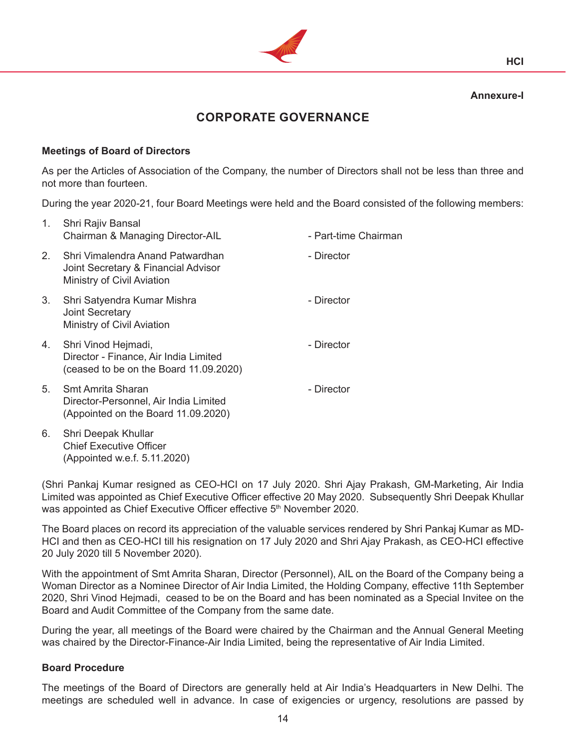**Annexure-I**

# CORPORATE GOVERNANCE

### Meetings of Board of Directors

As per the Articles of Association of the Company, the number of Directors shall not be less than three and not more than fourteen.

During the year 2020-21, four Board Meetings were held and the Board consisted of the following members:

1. Shri Rajiv Bansal
   Chairman & Managing Director-AIL - Part-time Chairman

2. Shri Vimalendra Anand Patwardhan - Director
   Joint Secretary & Financial Advisor
   Ministry of Civil Aviation

3. Shri Satyendra Kumar Mishra - Director
   Joint Secretary
   Ministry of Civil Aviation

4. Shri Vinod Hejmadi, - Director
   Director - Finance, Air India Limited
   (ceased to be on the Board 11.09.2020)

5. Smt Amrita Sharan - Director
   Director-Personnel, Air India Limited
   (Appointed on the Board 11.09.2020)

6. Shri Deepak Khullar
   Chief Executive Officer
   (Appointed w.e.f. 5.11.2020)

(Shri Pankaj Kumar resigned as CEO-HCI on 17 July 2020. Shri Ajay Prakash, GM-Marketing, Air India Limited was appointed as Chief Executive Officer effective 20 May 2020. Subsequently Shri Deepak Khullar was appointed as Chief Executive Officer effective 5th November 2020.

The Board places on record its appreciation of the valuable services rendered by Shri Pankaj Kumar as MD-HCI and then as CEO-HCI till his resignation on 17 July 2020 and Shri Ajay Prakash, as CEO-HCI effective 20 July 2020 till 5 November 2020).

With the appointment of Smt Amrita Sharan, Director (Personnel), AIL on the Board of the Company being a Woman Director as a Nominee Director of Air India Limited, the Holding Company, effective 11th September 2020, Shri Vinod Hejmadi, ceased to be on the Board and has been nominated as a Special Invitee on the Board and Audit Committee of the Company from the same date.

During the year, all meetings of the Board were chaired by the Chairman and the Annual General Meeting was chaired by the Director-Finance-Air India Limited, being the representative of Air India Limited.

### Board Procedure

The meetings of the Board of Directors are generally held at Air India's Headquarters in New Delhi. The meetings are scheduled well in advance. In case of exigencies or urgency, resolutions are passed by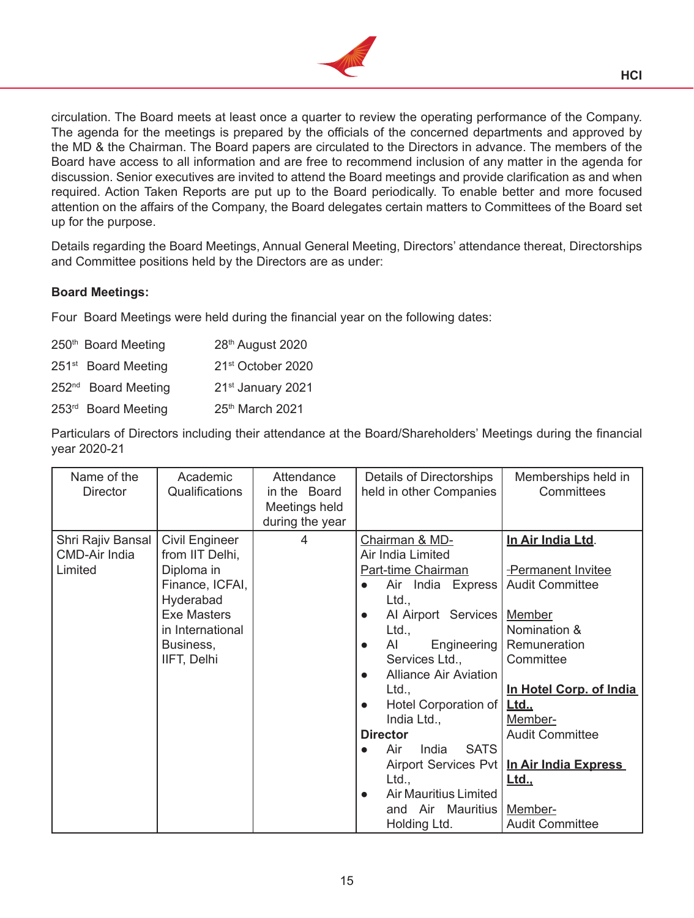circulation. The Board meets at least once a quarter to review the operating performance of the Company. The agenda for the meetings is prepared by the officials of the concerned departments and approved by the MD & the Chairman. The Board papers are circulated to the Directors in advance. The members of the Board have access to all information and are free to recommend inclusion of any matter in the agenda for discussion. Senior executives are invited to attend the Board meetings and provide clarification as and when required. Action Taken Reports are put up to the Board periodically. To enable better and more focused attention on the affairs of the Company, the Board delegates certain matters to Committees of the Board set up for the purpose.

Details regarding the Board Meetings, Annual General Meeting, Directors' attendance thereat, Directorships and Committee positions held by the Directors are as under:

**Board Meetings:**

Four Board Meetings were held during the financial year on the following dates:

| | |
|---|---|
| 250th Board Meeting | 28th August 2020 |
| 251st Board Meeting | 21st October 2020 |
| 252nd Board Meeting | 21st January 2021 |
| 253rd Board Meeting | 25th March 2021 |

Particulars of Directors including their attendance at the Board/Shareholders' Meetings during the financial year 2020-21

| Name of the Director | Academic Qualifications | Attendance in the Board Meetings held during the year | Details of Directorships held in other Companies | Memberships held in Committees |
|---|---|---|---|---|
| Shri Rajiv Bansal CMD-Air India Limited | Civil Engineer from IIT Delhi, Diploma in Finance, ICFAI, Hyderabad Exe Masters in International Business, IIFT, Delhi | 4 | Chairman & MD- Air India Limited<br>Part-time Chairman<br>● Air India Express Ltd.,<br>● AI Airport Services Ltd.,<br>● AI Engineering Services Ltd.,<br>● Alliance Air Aviation Ltd.,<br>● Hotel Corporation of India Ltd.,<br>**Director**<br>● Air India SATS Airport Services Pvt Ltd.,<br>● Air Mauritius Limited and Air Mauritius Holding Ltd. | **In Air India Ltd.**<br>-Permanent Invitee Audit Committee<br>Member Nomination & Remuneration Committee<br>**In Hotel Corp. of India Ltd.,**<br>Member- Audit Committee<br>**In Air India Express Ltd.,**<br>Member- Audit Committee |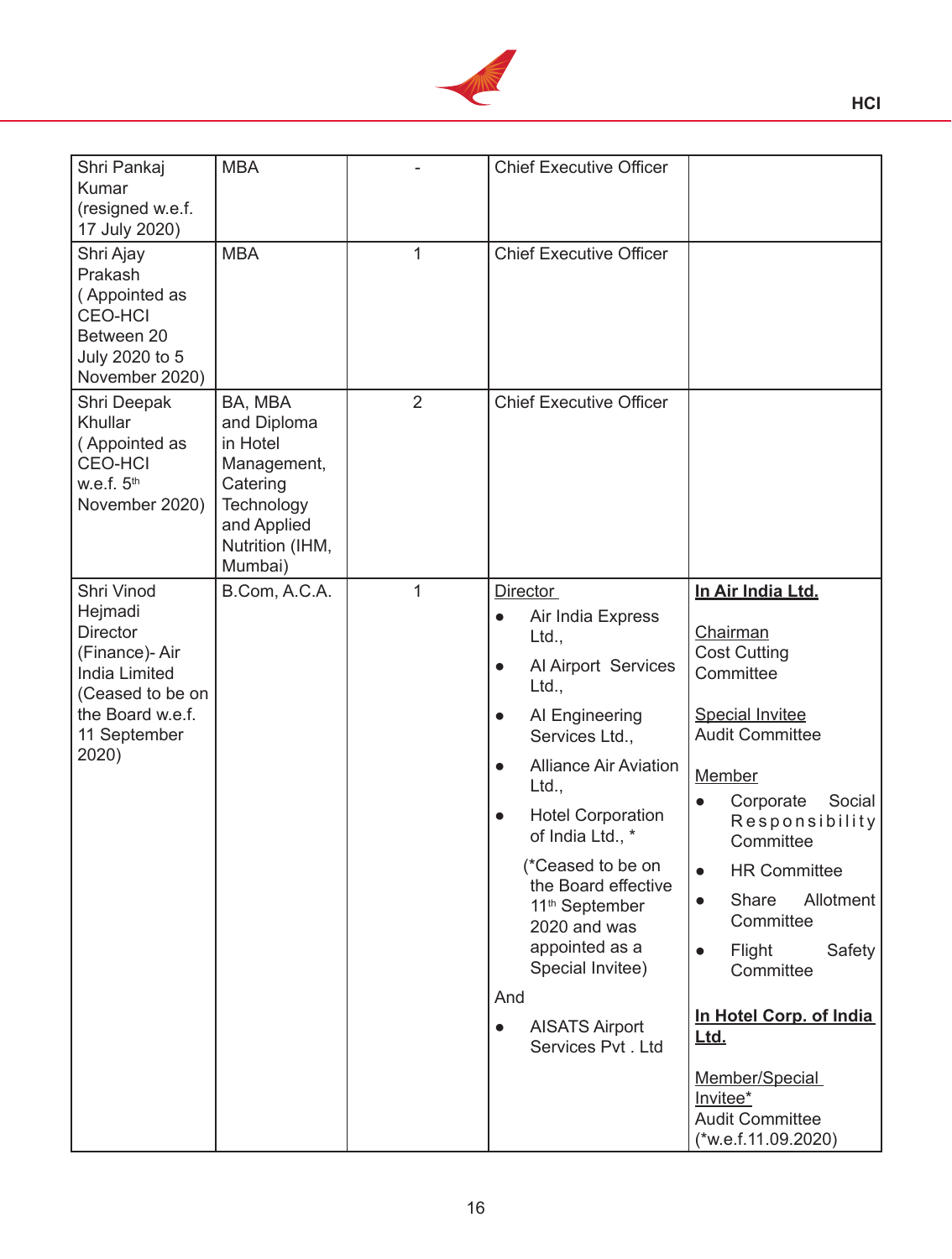| | | | | |
|---|---|---|---|---|
| Shri Pankaj Kumar (resigned w.e.f. 17 July 2020) | MBA | - | Chief Executive Officer | |
| Shri Ajay Prakash ( Appointed as CEO-HCI Between 20 July 2020 to 5 November 2020) | MBA | 1 | Chief Executive Officer | |
| Shri Deepak Khullar ( Appointed as CEO-HCI w.e.f. 5th November 2020) | BA, MBA and Diploma in Hotel Management, Catering Technology and Applied Nutrition (IHM, Mumbai) | 2 | Chief Executive Officer | |
| Shri Vinod Hejmadi Director (Finance)- Air India Limited (Ceased to be on the Board w.e.f. 11 September 2020) | B.Com, A.C.A. | 1 | Director<br>● Air India Express Ltd.,<br>● AI Airport Services Ltd.,<br>● AI Engineering Services Ltd.,<br>● Alliance Air Aviation Ltd.,<br>● Hotel Corporation of India Ltd., *<br>(*Ceased to be on the Board effective 11th September 2020 and was appointed as a Special Invitee)<br>And<br>● AISATS Airport Services Pvt . Ltd | **In Air India Ltd.**<br>Chairman<br>Cost Cutting Committee<br>Special Invitee<br>Audit Committee<br>Member<br>● Corporate Social Responsibility Committee<br>● HR Committee<br>● Share Allotment Committee<br>● Flight Safety Committee<br>**In Hotel Corp. of India Ltd.**<br>Member/Special Invitee*<br>Audit Committee<br>(*w.e.f.11.09.2020) |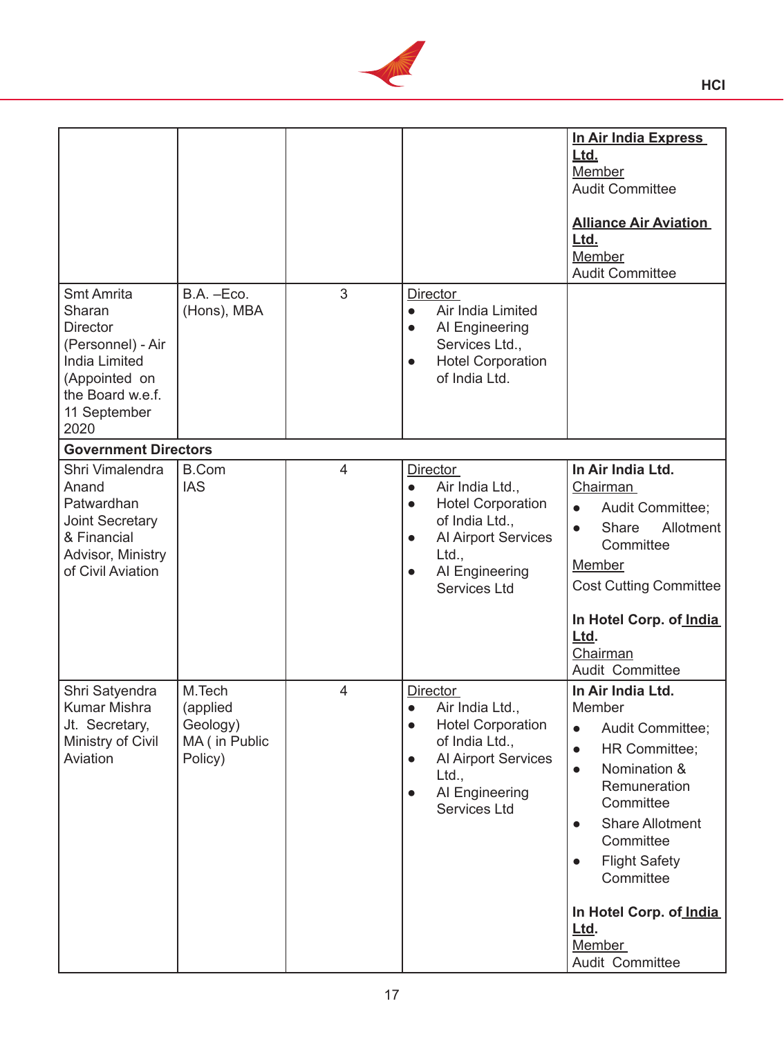| | | | | |
|---|---|---|---|---|
| | | | | **In Air India Express Ltd.**<br>Member<br>Audit Committee<br><br>**Alliance Air Aviation Ltd.**<br>Member<br>Audit Committee |
| Smt Amrita Sharan Director (Personnel) - Air India Limited (Appointed on the Board w.e.f. 11 September 2020 | B.A. –Eco. (Hons), MBA | 3 | Director<br>● Air India Limited<br>● AI Engineering Services Ltd.,<br>● Hotel Corporation of India Ltd. | |
| **Government Directors** | | | | |
| Shri Vimalendra Anand Patwardhan Joint Secretary & Financial Advisor, Ministry of Civil Aviation | B.Com IAS | 4 | Director<br>● Air India Ltd.,<br>● Hotel Corporation of India Ltd.,<br>● AI Airport Services Ltd.,<br>● AI Engineering Services Ltd | **In Air India Ltd.**<br>Chairman<br>● Audit Committee;<br>● Share Allotment Committee<br>Member<br>Cost Cutting Committee<br><br>**In Hotel Corp. of India Ltd.**<br>Chairman<br>Audit Committee |
| Shri Satyendra Kumar Mishra Jt. Secretary, Ministry of Civil Aviation | M.Tech (applied Geology) MA ( in Public Policy) | 4 | Director<br>● Air India Ltd.,<br>● Hotel Corporation of India Ltd.,<br>● AI Airport Services Ltd.,<br>● AI Engineering Services Ltd | **In Air India Ltd.**<br>Member<br>● Audit Committee;<br>● HR Committee;<br>● Nomination & Remuneration Committee<br>● Share Allotment Committee<br>● Flight Safety Committee<br><br>**In Hotel Corp. of India Ltd.**<br>Member<br>Audit Committee |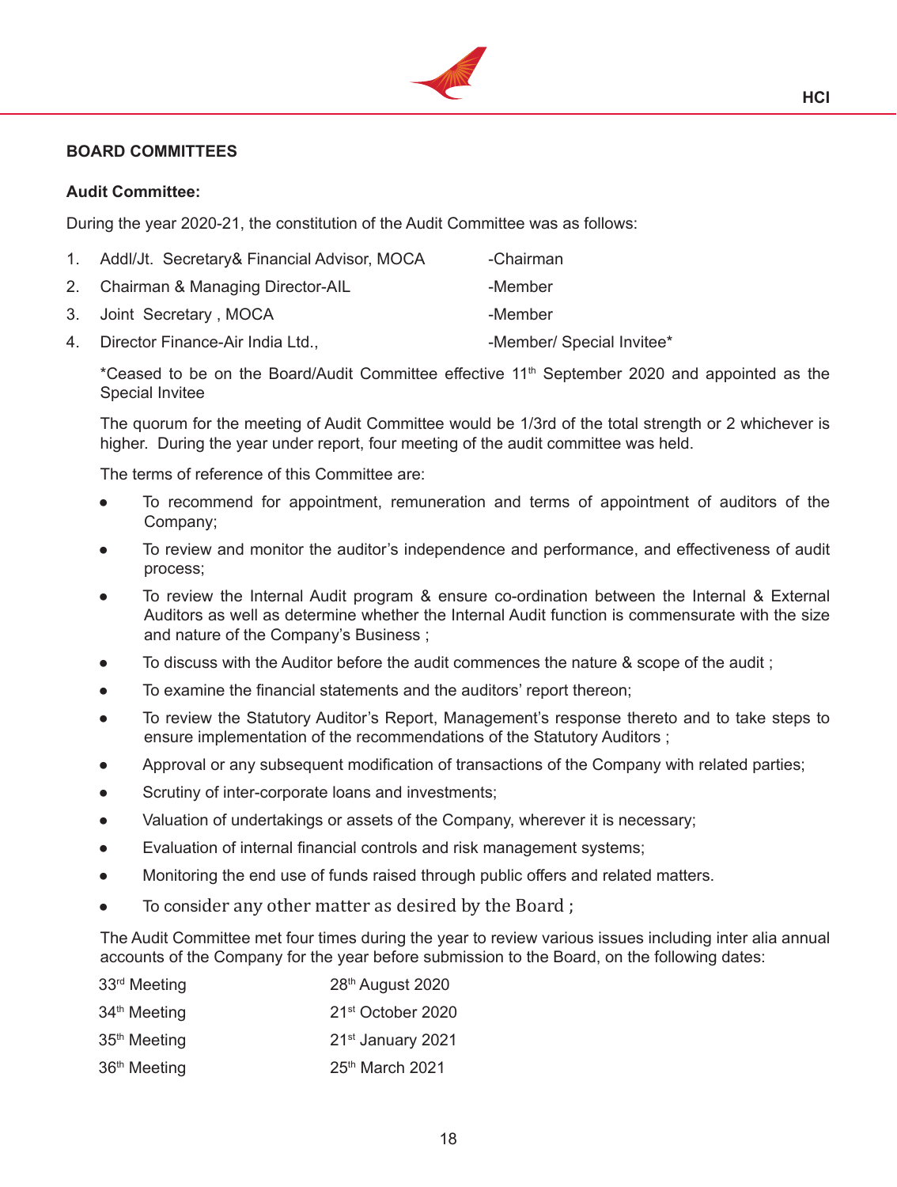## BOARD COMMITTEES

### Audit Committee:

During the year 2020-21, the constitution of the Audit Committee was as follows:

| | | |
|---|---|---|
| 1. | Addl/Jt. Secretary& Financial Advisor, MOCA | -Chairman |
| 2. | Chairman & Managing Director-AIL | -Member |
| 3. | Joint Secretary , MOCA | -Member |
| 4. | Director Finance-Air India Ltd., | -Member/ Special Invitee* |

*Ceased to be on the Board/Audit Committee effective 11th September 2020 and appointed as the Special Invitee

The quorum for the meeting of Audit Committee would be 1/3rd of the total strength or 2 whichever is higher. During the year under report, four meeting of the audit committee was held.

The terms of reference of this Committee are:

- To recommend for appointment, remuneration and terms of appointment of auditors of the Company;
- To review and monitor the auditor's independence and performance, and effectiveness of audit process;
- To review the Internal Audit program & ensure co-ordination between the Internal & External Auditors as well as determine whether the Internal Audit function is commensurate with the size and nature of the Company's Business ;
- To discuss with the Auditor before the audit commences the nature & scope of the audit ;
- To examine the financial statements and the auditors' report thereon;
- To review the Statutory Auditor's Report, Management's response thereto and to take steps to ensure implementation of the recommendations of the Statutory Auditors ;
- Approval or any subsequent modification of transactions of the Company with related parties;
- Scrutiny of inter-corporate loans and investments;
- Valuation of undertakings or assets of the Company, wherever it is necessary;
- Evaluation of internal financial controls and risk management systems;
- Monitoring the end use of funds raised through public offers and related matters.
- To consider any other matter as desired by the Board ;

The Audit Committee met four times during the year to review various issues including inter alia annual accounts of the Company for the year before submission to the Board, on the following dates:

| | |
|---|---|
| 33rd Meeting | 28th August 2020 |
| 34th Meeting | 21st October 2020 |
| 35th Meeting | 21st January 2021 |
| 36th Meeting | 25th March 2021 |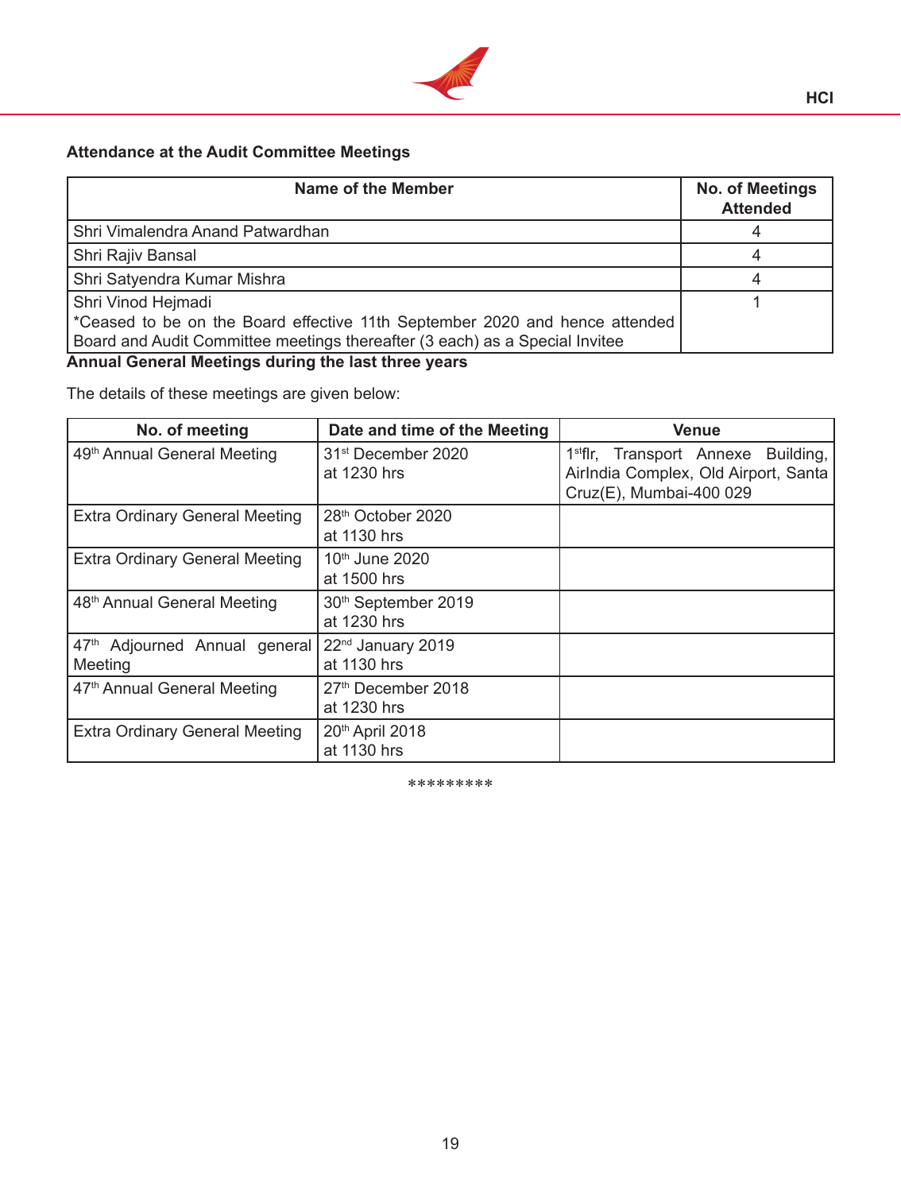**Attendance at the Audit Committee Meetings**

| Name of the Member | No. of Meetings Attended |
|---|---|
| Shri Vimalendra Anand Patwardhan | 4 |
| Shri Rajiv Bansal | 4 |
| Shri Satyendra Kumar Mishra | 4 |
| Shri Vinod Hejmadi<br>*Ceased to be on the Board effective 11th September 2020 and hence attended Board and Audit Committee meetings thereafter (3 each) as a Special Invitee | 1 |

**Annual General Meetings during the last three years**

The details of these meetings are given below:

| No. of meeting | Date and time of the Meeting | Venue |
|---|---|---|
| 49th Annual General Meeting | 31st December 2020 at 1230 hrs | 1st flr, Transport Annexe Building, AirIndia Complex, Old Airport, Santa Cruz(E), Mumbai-400 029 |
| Extra Ordinary General Meeting | 28th October 2020 at 1130 hrs | |
| Extra Ordinary General Meeting | 10th June 2020 at 1500 hrs | |
| 48th Annual General Meeting | 30th September 2019 at 1230 hrs | |
| 47th Adjourned Annual general Meeting | 22nd January 2019 at 1130 hrs | |
| 47th Annual General Meeting | 27th December 2018 at 1230 hrs | |
| Extra Ordinary General Meeting | 20th April 2018 at 1130 hrs | |

*********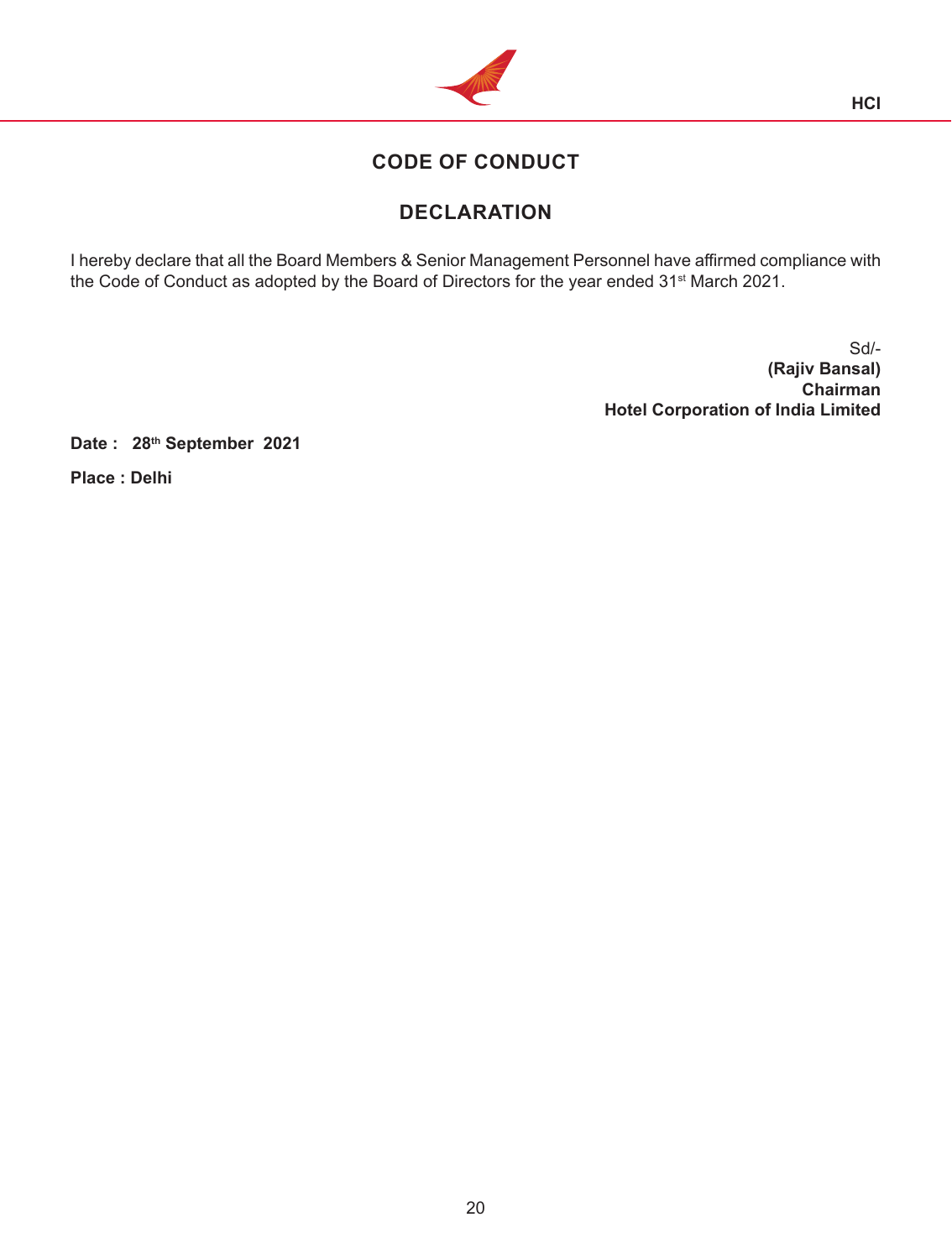# CODE OF CONDUCT

## DECLARATION

I hereby declare that all the Board Members & Senior Management Personnel have affirmed compliance with the Code of Conduct as adopted by the Board of Directors for the year ended 31st March 2021.

Sd/-
**(Rajiv Bansal)**
**Chairman**
**Hotel Corporation of India Limited**

**Date : 28th September 2021**

**Place : Delhi**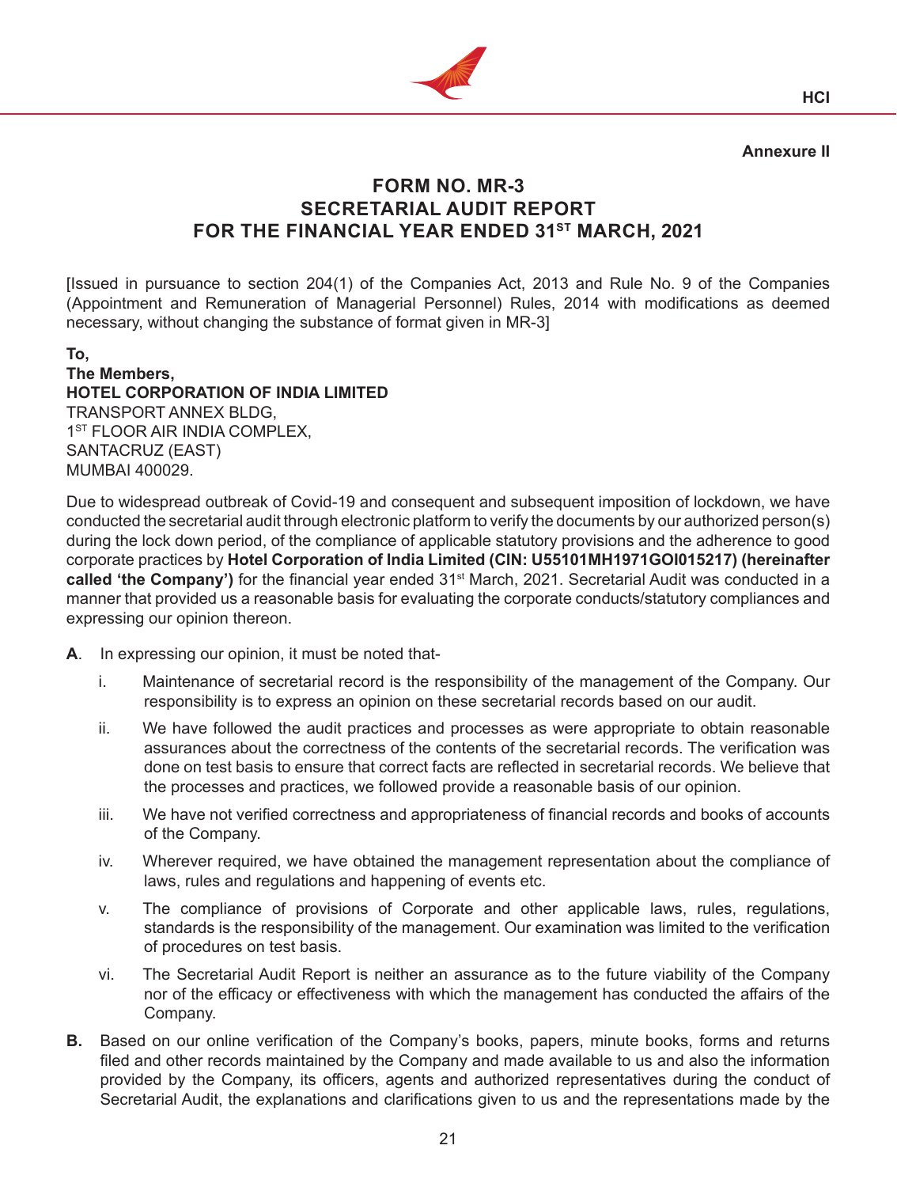**Annexure II**

# FORM NO. MR-3
# SECRETARIAL AUDIT REPORT
# FOR THE FINANCIAL YEAR ENDED 31ST MARCH, 2021

[Issued in pursuance to section 204(1) of the Companies Act, 2013 and Rule No. 9 of the Companies (Appointment and Remuneration of Managerial Personnel) Rules, 2014 with modifications as deemed necessary, without changing the substance of format given in MR-3]

**To,**
**The Members,**
**HOTEL CORPORATION OF INDIA LIMITED**
TRANSPORT ANNEX BLDG,
1ST FLOOR AIR INDIA COMPLEX,
SANTACRUZ (EAST)
MUMBAI 400029.

Due to widespread outbreak of Covid-19 and consequent and subsequent imposition of lockdown, we have conducted the secretarial audit through electronic platform to verify the documents by our authorized person(s) during the lock down period, of the compliance of applicable statutory provisions and the adherence to good corporate practices by **Hotel Corporation of India Limited (CIN: U55101MH1971GOI015217) (hereinafter called 'the Company')** for the financial year ended 31st March, 2021. Secretarial Audit was conducted in a manner that provided us a reasonable basis for evaluating the corporate conducts/statutory compliances and expressing our opinion thereon.

**A**. In expressing our opinion, it must be noted that-

i. Maintenance of secretarial record is the responsibility of the management of the Company. Our responsibility is to express an opinion on these secretarial records based on our audit.

ii. We have followed the audit practices and processes as were appropriate to obtain reasonable assurances about the correctness of the contents of the secretarial records. The verification was done on test basis to ensure that correct facts are reflected in secretarial records. We believe that the processes and practices, we followed provide a reasonable basis of our opinion.

iii. We have not verified correctness and appropriateness of financial records and books of accounts of the Company.

iv. Wherever required, we have obtained the management representation about the compliance of laws, rules and regulations and happening of events etc.

v. The compliance of provisions of Corporate and other applicable laws, rules, regulations, standards is the responsibility of the management. Our examination was limited to the verification of procedures on test basis.

vi. The Secretarial Audit Report is neither an assurance as to the future viability of the Company nor of the efficacy or effectiveness with which the management has conducted the affairs of the Company.

**B.** Based on our online verification of the Company's books, papers, minute books, forms and returns filed and other records maintained by the Company and made available to us and also the information provided by the Company, its officers, agents and authorized representatives during the conduct of Secretarial Audit, the explanations and clarifications given to us and the representations made by the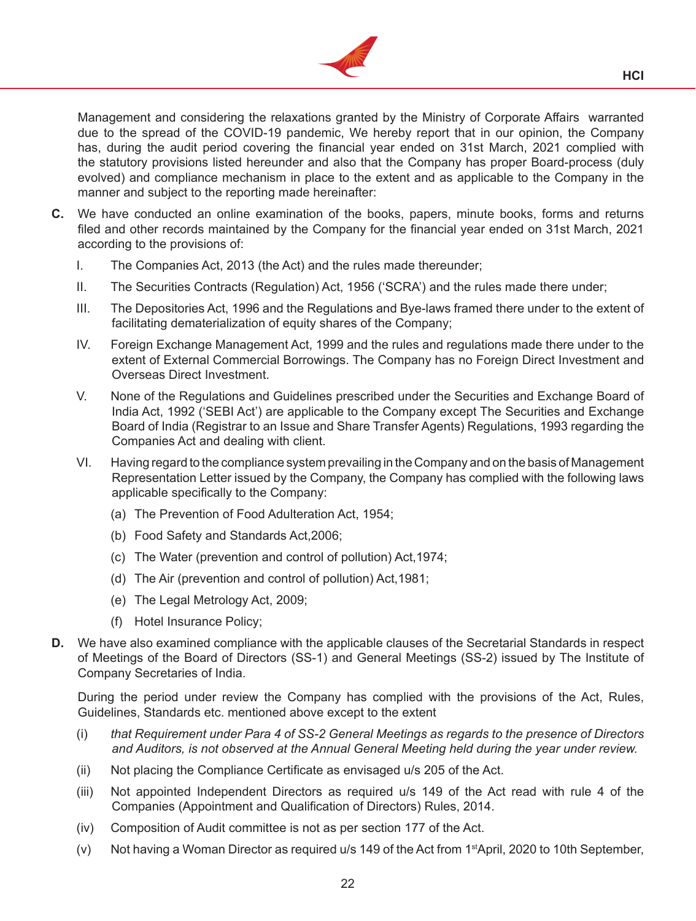Management and considering the relaxations granted by the Ministry of Corporate Affairs warranted due to the spread of the COVID-19 pandemic, We hereby report that in our opinion, the Company has, during the audit period covering the financial year ended on 31st March, 2021 complied with the statutory provisions listed hereunder and also that the Company has proper Board-process (duly evolved) and compliance mechanism in place to the extent and as applicable to the Company in the manner and subject to the reporting made hereinafter:

**C.** We have conducted an online examination of the books, papers, minute books, forms and returns filed and other records maintained by the Company for the financial year ended on 31st March, 2021 according to the provisions of:

I. The Companies Act, 2013 (the Act) and the rules made thereunder;

II. The Securities Contracts (Regulation) Act, 1956 ('SCRA') and the rules made there under;

III. The Depositories Act, 1996 and the Regulations and Bye-laws framed there under to the extent of facilitating dematerialization of equity shares of the Company;

IV. Foreign Exchange Management Act, 1999 and the rules and regulations made there under to the extent of External Commercial Borrowings. The Company has no Foreign Direct Investment and Overseas Direct Investment.

V. None of the Regulations and Guidelines prescribed under the Securities and Exchange Board of India Act, 1992 ('SEBI Act') are applicable to the Company except The Securities and Exchange Board of India (Registrar to an Issue and Share Transfer Agents) Regulations, 1993 regarding the Companies Act and dealing with client.

VI. Having regard to the compliance system prevailing in the Company and on the basis of Management Representation Letter issued by the Company, the Company has complied with the following laws applicable specifically to the Company:

(a) The Prevention of Food Adulteration Act, 1954;

(b) Food Safety and Standards Act,2006;

(c) The Water (prevention and control of pollution) Act,1974;

(d) The Air (prevention and control of pollution) Act,1981;

(e) The Legal Metrology Act, 2009;

(f) Hotel Insurance Policy;

**D.** We have also examined compliance with the applicable clauses of the Secretarial Standards in respect of Meetings of the Board of Directors (SS-1) and General Meetings (SS-2) issued by The Institute of Company Secretaries of India.

During the period under review the Company has complied with the provisions of the Act, Rules, Guidelines, Standards etc. mentioned above except to the extent

(i) *that Requirement under Para 4 of SS-2 General Meetings as regards to the presence of Directors and Auditors, is not observed at the Annual General Meeting held during the year under review.*

(ii) Not placing the Compliance Certificate as envisaged u/s 205 of the Act.

(iii) Not appointed Independent Directors as required u/s 149 of the Act read with rule 4 of the Companies (Appointment and Qualification of Directors) Rules, 2014.

(iv) Composition of Audit committee is not as per section 177 of the Act.

(v) Not having a Woman Director as required u/s 149 of the Act from 1st April, 2020 to 10th September,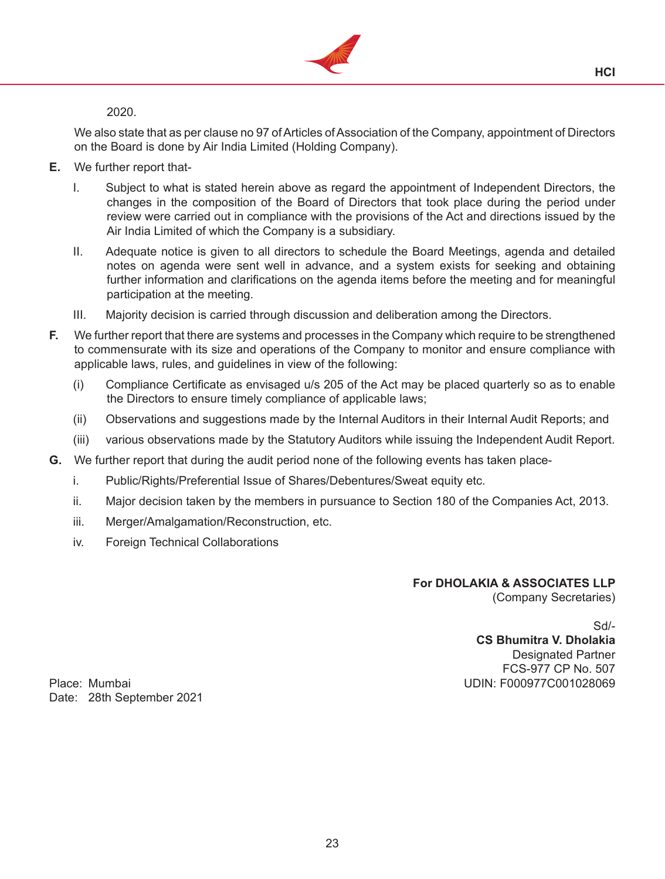2020.

We also state that as per clause no 97 of Articles of Association of the Company, appointment of Directors on the Board is done by Air India Limited (Holding Company).

**E.** We further report that-

I. Subject to what is stated herein above as regard the appointment of Independent Directors, the changes in the composition of the Board of Directors that took place during the period under review were carried out in compliance with the provisions of the Act and directions issued by the Air India Limited of which the Company is a subsidiary.

II. Adequate notice is given to all directors to schedule the Board Meetings, agenda and detailed notes on agenda were sent well in advance, and a system exists for seeking and obtaining further information and clarifications on the agenda items before the meeting and for meaningful participation at the meeting.

III. Majority decision is carried through discussion and deliberation among the Directors.

**F.** We further report that there are systems and processes in the Company which require to be strengthened to commensurate with its size and operations of the Company to monitor and ensure compliance with applicable laws, rules, and guidelines in view of the following:

(i) Compliance Certificate as envisaged u/s 205 of the Act may be placed quarterly so as to enable the Directors to ensure timely compliance of applicable laws;

(ii) Observations and suggestions made by the Internal Auditors in their Internal Audit Reports; and

(iii) various observations made by the Statutory Auditors while issuing the Independent Audit Report.

**G.** We further report that during the audit period none of the following events has taken place-

i. Public/Rights/Preferential Issue of Shares/Debentures/Sweat equity etc.

ii. Major decision taken by the members in pursuance to Section 180 of the Companies Act, 2013.

iii. Merger/Amalgamation/Reconstruction, etc.

iv. Foreign Technical Collaborations

**For DHOLAKIA & ASSOCIATES LLP**
(Company Secretaries)

Sd/-
**CS Bhumitra V. Dholakia**
Designated Partner
FCS-977 CP No. 507
UDIN: F000977C001028069

Place: Mumbai
Date: 28th September 2021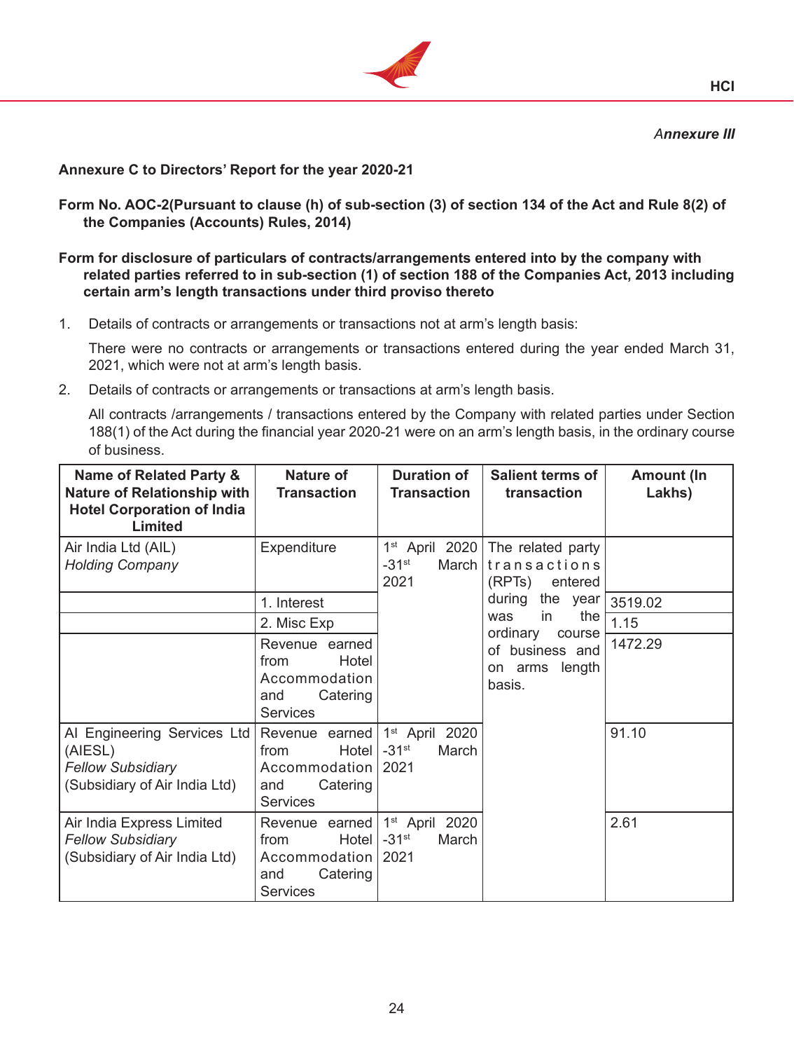*Annexure III*

**Annexure C to Directors' Report for the year 2020-21**

**Form No. AOC-2(Pursuant to clause (h) of sub-section (3) of section 134 of the Act and Rule 8(2) of the Companies (Accounts) Rules, 2014)**

**Form for disclosure of particulars of contracts/arrangements entered into by the company with related parties referred to in sub-section (1) of section 188 of the Companies Act, 2013 including certain arm's length transactions under third proviso thereto**

1. Details of contracts or arrangements or transactions not at arm's length basis:

   There were no contracts or arrangements or transactions entered during the year ended March 31, 2021, which were not at arm's length basis.

2. Details of contracts or arrangements or transactions at arm's length basis.

   All contracts /arrangements / transactions entered by the Company with related parties under Section 188(1) of the Act during the financial year 2020-21 were on an arm's length basis, in the ordinary course of business.

| Name of Related Party & Nature of Relationship with Hotel Corporation of India Limited | Nature of Transaction | Duration of Transaction | Salient terms of transaction | Amount (In Lakhs) |
|---|---|---|---|---|
| Air India Ltd (AIL) *Holding Company* | Expenditure | 1st April 2020 -31st March 2021 | The related party transactions (RPTs) entered during the year was in the ordinary course of business and on arms length basis. | |
| | 1. Interest | | | 3519.02 |
| | 2. Misc Exp | | | 1.15 |
| | Revenue earned from Hotel Accommodation and Catering Services | | | 1472.29 |
| AI Engineering Services Ltd (AIESL) *Fellow Subsidiary* (Subsidiary of Air India Ltd) | Revenue earned from Hotel Accommodation and Catering Services | 1st April 2020 -31st March 2021 | | 91.10 |
| Air India Express Limited *Fellow Subsidiary* (Subsidiary of Air India Ltd) | Revenue earned from Hotel Accommodation and Catering Services | 1st April 2020 -31st March 2021 | | 2.61 |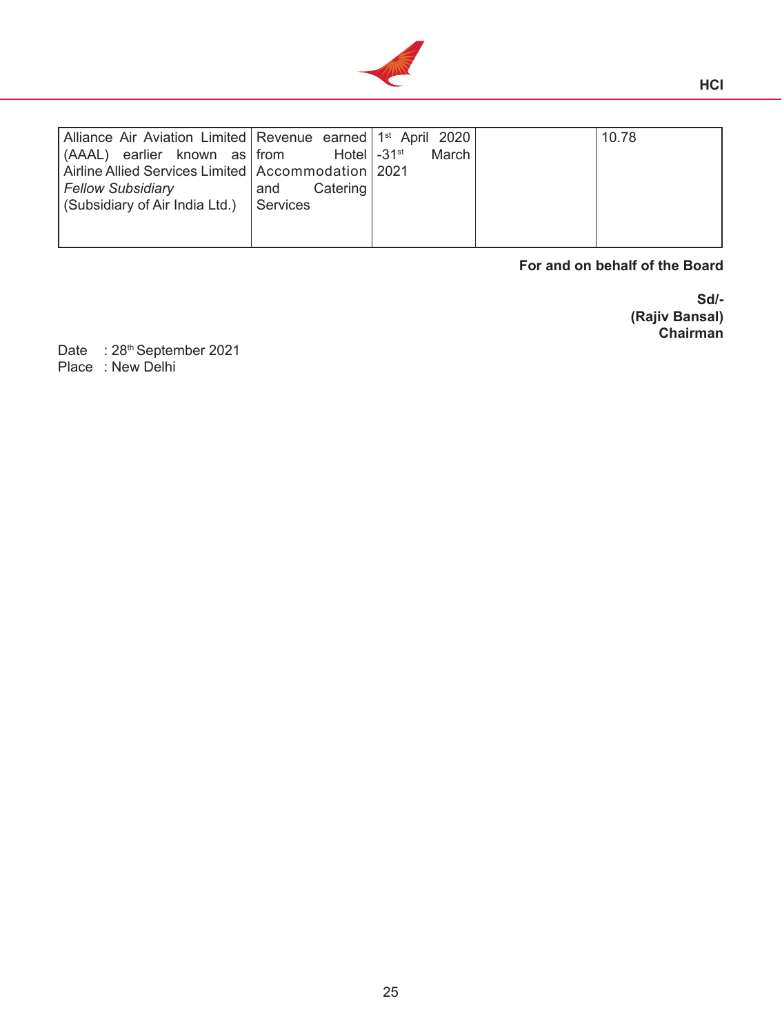| | | | | |
|---|---|---|---|---|
| Alliance Air Aviation Limited (AAAL) earlier known as Airline Allied Services Limited *Fellow Subsidiary* (Subsidiary of Air India Ltd.) | Revenue earned from Hotel Accommodation and Catering Services | 1st April 2020 -31st March 2021 | | 10.78 |

**For and on behalf of the Board**

**Sd/-**
**(Rajiv Bansal)**
**Chairman**

Date : 28th September 2021
Place : New Delhi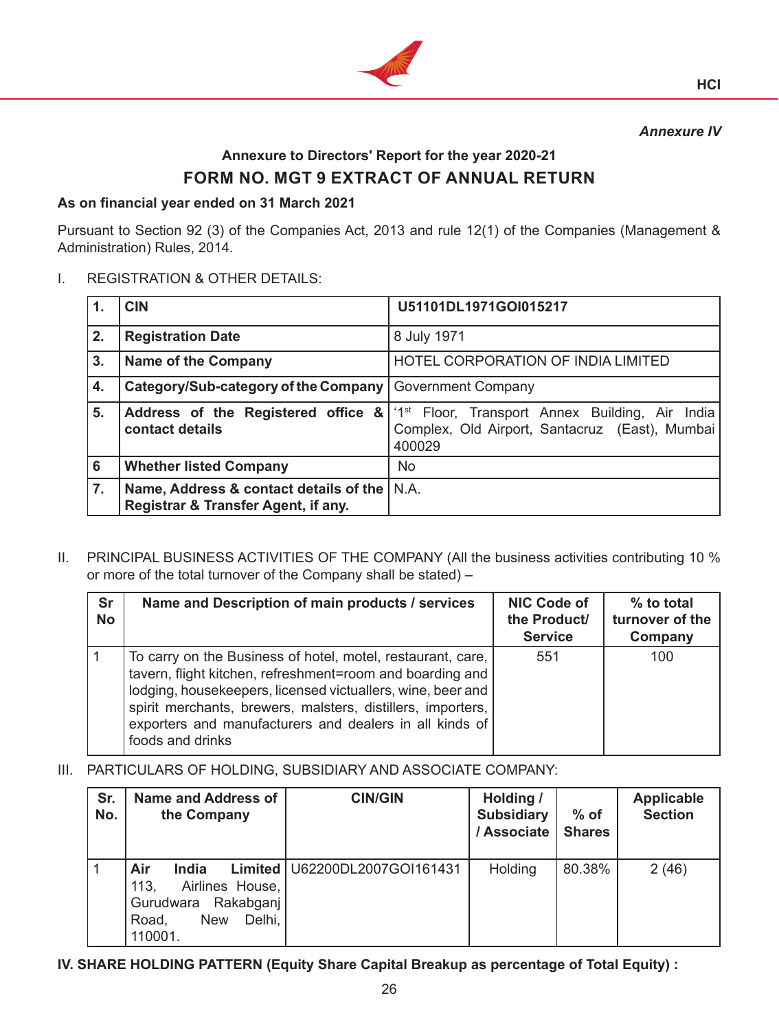*Annexure IV*

## Annexure to Directors' Report for the year 2020-21

## FORM NO. MGT 9 EXTRACT OF ANNUAL RETURN

**As on financial year ended on 31 March 2021**

Pursuant to Section 92 (3) of the Companies Act, 2013 and rule 12(1) of the Companies (Management & Administration) Rules, 2014.

I. REGISTRATION & OTHER DETAILS:

| | | |
|---|---|---|
| **1.** | **CIN** | **U51101DL1971GOI015217** |
| **2.** | **Registration Date** | 8 July 1971 |
| **3.** | **Name of the Company** | HOTEL CORPORATION OF INDIA LIMITED |
| **4.** | **Category/Sub-category of the Company** | Government Company |
| **5.** | **Address of the Registered office & contact details** | '1st Floor, Transport Annex Building, Air India Complex, Old Airport, Santacruz (East), Mumbai 400029 |
| **6** | **Whether listed Company** | No |
| **7.** | **Name, Address & contact details of the Registrar & Transfer Agent, if any.** | N.A. |

II. PRINCIPAL BUSINESS ACTIVITIES OF THE COMPANY (All the business activities contributing 10 % or more of the total turnover of the Company shall be stated) –

| Sr No | Name and Description of main products / services | NIC Code of the Product/ Service | % to total turnover of the Company |
|---|---|---|---|
| 1 | To carry on the Business of hotel, motel, restaurant, care, tavern, flight kitchen, refreshment=room and boarding and lodging, housekeepers, licensed victuallers, wine, beer and spirit merchants, brewers, malsters, distillers, importers, exporters and manufacturers and dealers in all kinds of foods and drinks | 551 | 100 |

III. PARTICULARS OF HOLDING, SUBSIDIARY AND ASSOCIATE COMPANY:

| Sr. No. | Name and Address of the Company | CIN/GIN | Holding / Subsidiary / Associate | % of Shares | Applicable Section |
|---|---|---|---|---|---|
| 1 | **Air India Limited** 113, Airlines House, Gurudwara Rakabganj Road, New Delhi, 110001. | U62200DL2007GOI161431 | Holding | 80.38% | 2 (46) |

**IV. SHARE HOLDING PATTERN (Equity Share Capital Breakup as percentage of Total Equity) :**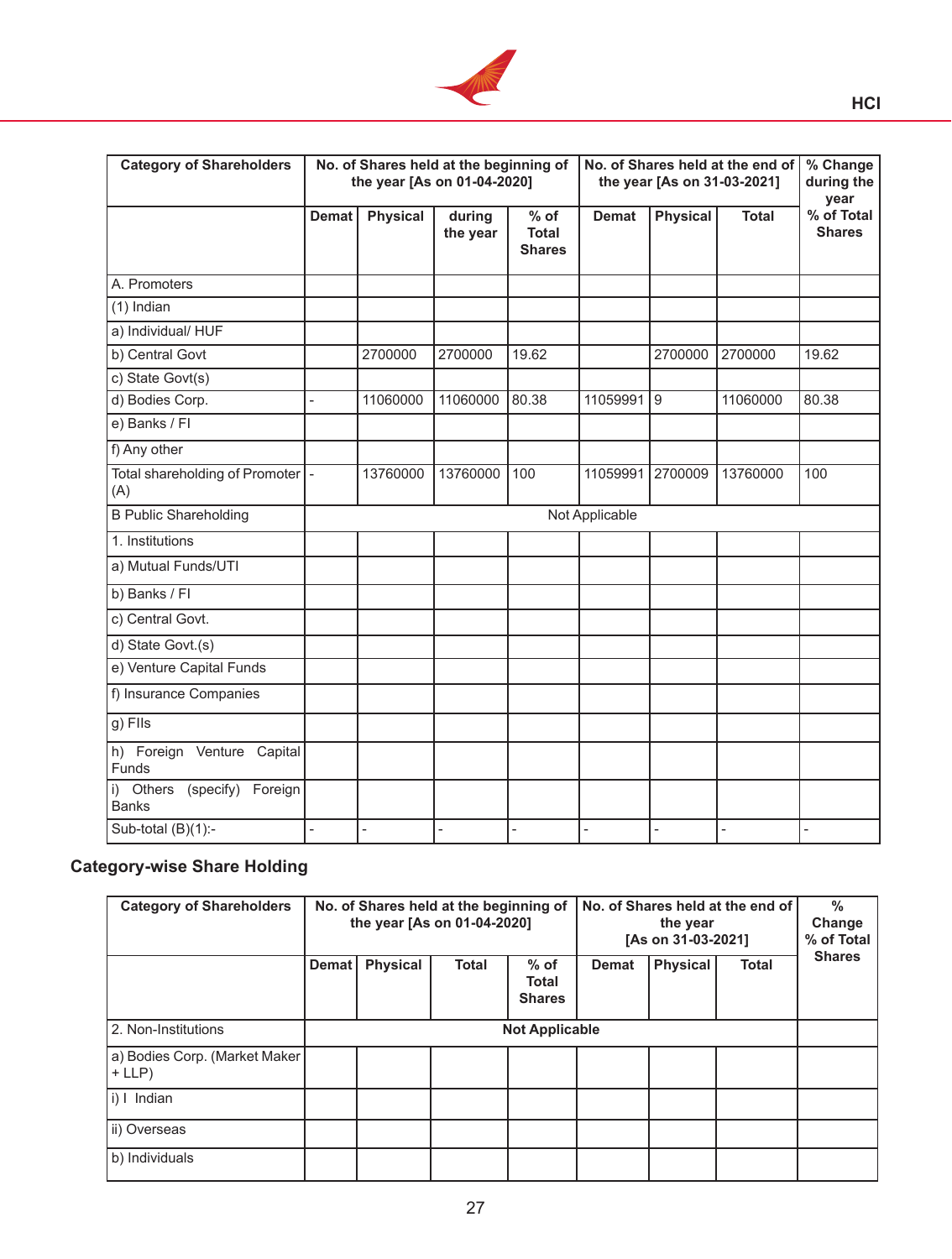| Category of Shareholders | No. of Shares held at the beginning of the year [As on 01-04-2020] | | | | No. of Shares held at the end of the year [As on 31-03-2021] | | | % Change during the year |
|---|---|---|---|---|---|---|---|---|
| | Demat | Physical | during the year | % of Total Shares | Demat | Physical | Total | % of Total Shares |
| A. Promoters | | | | | | | | |
| (1) Indian | | | | | | | | |
| a) Individual/ HUF | | | | | | | | |
| b) Central Govt | | 2700000 | 2700000 | 19.62 | | 2700000 | 2700000 | 19.62 |
| c) State Govt(s) | | | | | | | | |
| d) Bodies Corp. | - | 11060000 | 11060000 | 80.38 | 11059991 | 9 | 11060000 | 80.38 |
| e) Banks / FI | | | | | | | | |
| f) Any other | | | | | | | | |
| Total shareholding of Promoter (A) | - | 13760000 | 13760000 | 100 | 11059991 | 2700009 | 13760000 | 100 |
| B Public Shareholding | Not Applicable | | | | | | | |
| 1. Institutions | | | | | | | | |
| a) Mutual Funds/UTI | | | | | | | | |
| b) Banks / FI | | | | | | | | |
| c) Central Govt. | | | | | | | | |
| d) State Govt.(s) | | | | | | | | |
| e) Venture Capital Funds | | | | | | | | |
| f) Insurance Companies | | | | | | | | |
| g) FIIs | | | | | | | | |
| h) Foreign Venture Capital Funds | | | | | | | | |
| i) Others (specify) Foreign Banks | | | | | | | | |
| Sub-total (B)(1):- | - | - | - | - | - | - | - | - |

### Category-wise Share Holding

| Category of Shareholders | No. of Shares held at the beginning of the year [As on 01-04-2020] | | | | No. of Shares held at the end of the year [As on 31-03-2021] | | | % Change % of Total Shares |
|---|---|---|---|---|---|---|---|---|
| | Demat | Physical | Total | % of Total Shares | Demat | Physical | Total | |
| 2. Non-Institutions | **Not Applicable** | | | | | | | |
| a) Bodies Corp. (Market Maker + LLP) | | | | | | | | |
| i) I Indian | | | | | | | | |
| ii) Overseas | | | | | | | | |
| b) Individuals | | | | | | | | |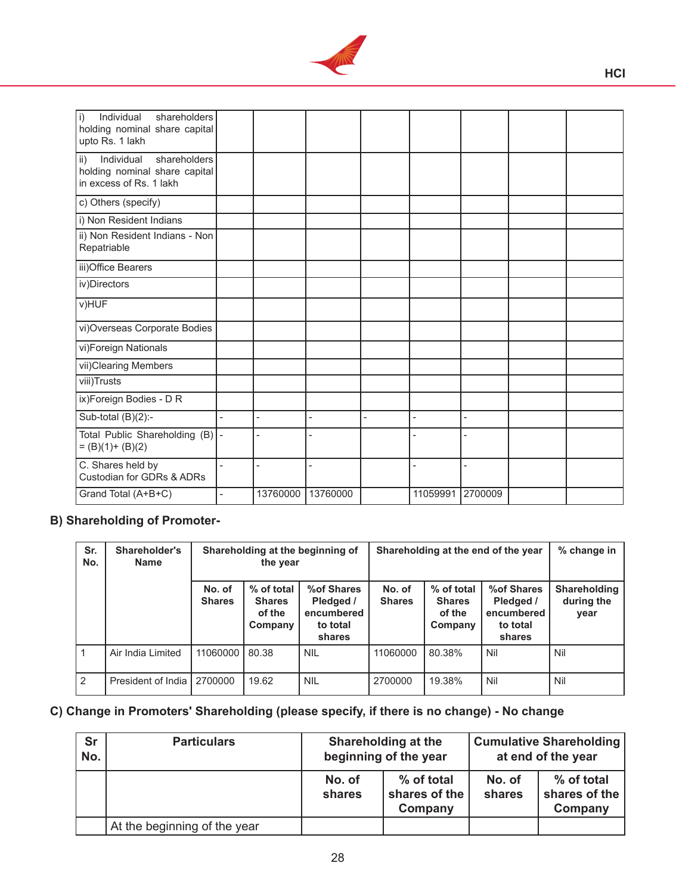| | | | | | | | | |
|---|---|---|---|---|---|---|---|---|
| i) Individual shareholders holding nominal share capital upto Rs. 1 lakh | | | | | | | | |
| ii) Individual shareholders holding nominal share capital in excess of Rs. 1 lakh | | | | | | | | |
| c) Others (specify) | | | | | | | | |
| i) Non Resident Indians | | | | | | | | |
| ii) Non Resident Indians - Non Repatriable | | | | | | | | |
| iii)Office Bearers | | | | | | | | |
| iv)Directors | | | | | | | | |
| v)HUF | | | | | | | | |
| vi)Overseas Corporate Bodies | | | | | | | | |
| vi)Foreign Nationals | | | | | | | | |
| vii)Clearing Members | | | | | | | | |
| viii)Trusts | | | | | | | | |
| ix)Foreign Bodies - D R | | | | | | | | |
| Sub-total (B)(2):- | - | - | - | - | - | - | | |
| Total Public Shareholding (B) = (B)(1)+ (B)(2) | - | - | - | | - | - | | |
| C. Shares held by Custodian for GDRs & ADRs | - | - | - | | - | - | | |
| Grand Total (A+B+C) | - | 13760000 | 13760000 | | 11059991 | 2700009 | | |

## B) Shareholding of Promoter-

| Sr. No. | Shareholder's Name | Shareholding at the beginning of the year | | | Shareholding at the end of the year | | | % change in |
|---|---|---|---|---|---|---|---|---|
| | | No. of Shares | % of total Shares of the Company | %of Shares Pledged / encumbered to total shares | No. of Shares | % of total Shares of the Company | %of Shares Pledged / encumbered to total shares | Shareholding during the year |
| 1 | Air India Limited | 11060000 | 80.38 | NIL | 11060000 | 80.38% | Nil | Nil |
| 2 | President of India | 2700000 | 19.62 | NIL | 2700000 | 19.38% | Nil | Nil |

## C) Change in Promoters' Shareholding (please specify, if there is no change) - No change

| Sr No. | Particulars | Shareholding at the beginning of the year | | Cumulative Shareholding at end of the year | |
|---|---|---|---|---|---|
| | | No. of shares | % of total shares of the Company | No. of shares | % of total shares of the Company |
| | At the beginning of the year | | | | |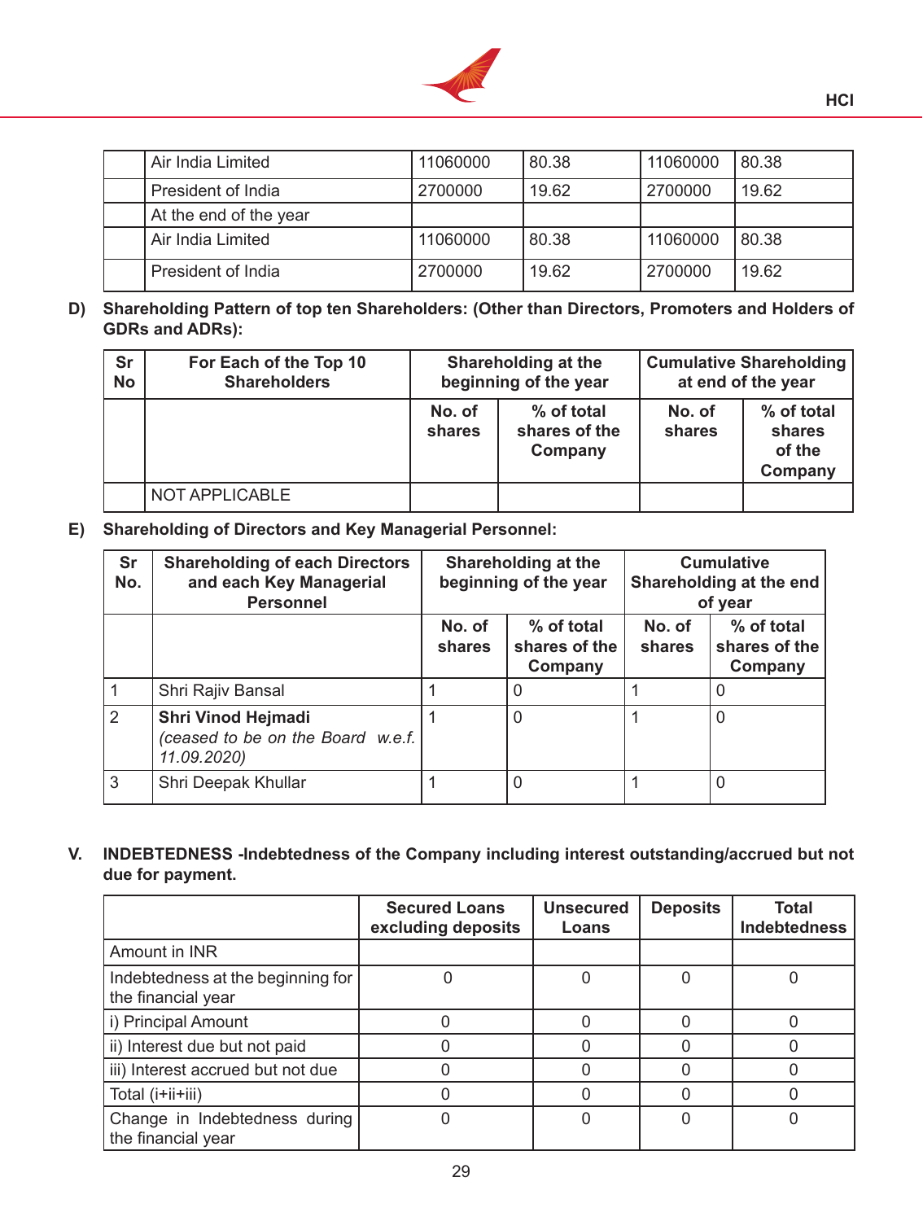| | Air India Limited | 11060000 | 80.38 | 11060000 | 80.38 |
|---|---|---|---|---|---|
| | President of India | 2700000 | 19.62 | 2700000 | 19.62 |
| | At the end of the year | | | | |
| | Air India Limited | 11060000 | 80.38 | 11060000 | 80.38 |
| | President of India | 2700000 | 19.62 | 2700000 | 19.62 |

**D) Shareholding Pattern of top ten Shareholders: (Other than Directors, Promoters and Holders of GDRs and ADRs):**

| Sr No | For Each of the Top 10 Shareholders | Shareholding at the beginning of the year | | Cumulative Shareholding at end of the year | |
|---|---|---|---|---|---|
| | | No. of shares | % of total shares of the Company | No. of shares | % of total shares of the Company |
| | NOT APPLICABLE | | | | |

**E) Shareholding of Directors and Key Managerial Personnel:**

| Sr No. | Shareholding of each Directors and each Key Managerial Personnel | Shareholding at the beginning of the year | | Cumulative Shareholding at the end of year | |
|---|---|---|---|---|---|
| | | No. of shares | % of total shares of the Company | No. of shares | % of total shares of the Company |
| 1 | Shri Rajiv Bansal | 1 | 0 | 1 | 0 |
| 2 | **Shri Vinod Hejmadi** *(ceased to be on the Board w.e.f. 11.09.2020)* | 1 | 0 | 1 | 0 |
| 3 | Shri Deepak Khullar | 1 | 0 | 1 | 0 |

**V. INDEBTEDNESS -Indebtedness of the Company including interest outstanding/accrued but not due for payment.**

| | Secured Loans excluding deposits | Unsecured Loans | Deposits | Total Indebtedness |
|---|---|---|---|---|
| Amount in INR | | | | |
| Indebtedness at the beginning for the financial year | 0 | 0 | 0 | 0 |
| i) Principal Amount | 0 | 0 | 0 | 0 |
| ii) Interest due but not paid | 0 | 0 | 0 | 0 |
| iii) Interest accrued but not due | 0 | 0 | 0 | 0 |
| Total (i+ii+iii) | 0 | 0 | 0 | 0 |
| Change in Indebtedness during the financial year | 0 | 0 | 0 | 0 |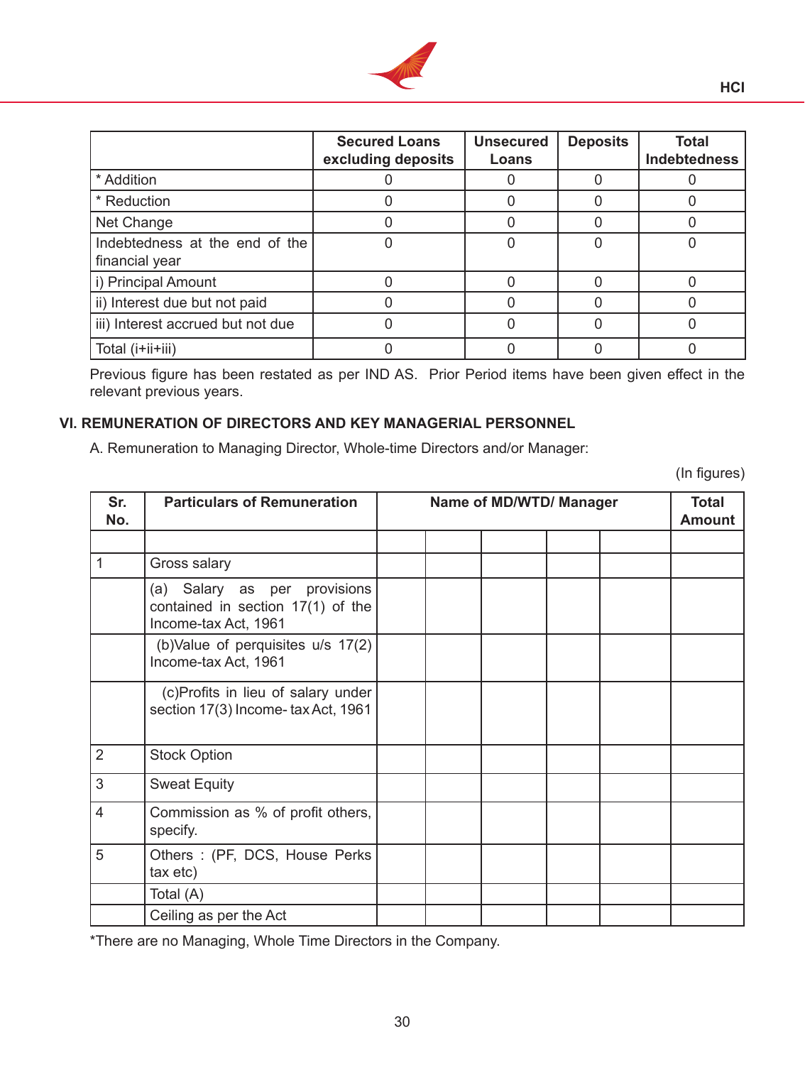| | Secured Loans excluding deposits | Unsecured Loans | Deposits | Total Indebtedness |
|---|---|---|---|---|
| * Addition | 0 | 0 | 0 | 0 |
| * Reduction | 0 | 0 | 0 | 0 |
| Net Change | 0 | 0 | 0 | 0 |
| Indebtedness at the end of the financial year | 0 | 0 | 0 | 0 |
| i) Principal Amount | 0 | 0 | 0 | 0 |
| ii) Interest due but not paid | 0 | 0 | 0 | 0 |
| iii) Interest accrued but not due | 0 | 0 | 0 | 0 |
| Total (i+ii+iii) | 0 | 0 | 0 | 0 |

Previous figure has been restated as per IND AS. Prior Period items have been given effect in the relevant previous years.

## VI. REMUNERATION OF DIRECTORS AND KEY MANAGERIAL PERSONNEL

A. Remuneration to Managing Director, Whole-time Directors and/or Manager:

(In figures)

| Sr. No. | Particulars of Remuneration | Name of MD/WTD/ Manager | | | | | Total Amount |
|---|---|---|---|---|---|---|---|
| | | | | | | | |
| 1 | Gross salary | | | | | | |
| | (a) Salary as per provisions contained in section 17(1) of the Income-tax Act, 1961 | | | | | | |
| | (b)Value of perquisites u/s 17(2) Income-tax Act, 1961 | | | | | | |
| | (c)Profits in lieu of salary under section 17(3) Income- tax Act, 1961 | | | | | | |
| 2 | Stock Option | | | | | | |
| 3 | Sweat Equity | | | | | | |
| 4 | Commission as % of profit others, specify. | | | | | | |
| 5 | Others : (PF, DCS, House Perks tax etc) | | | | | | |
| | Total (A) | | | | | | |
| | Ceiling as per the Act | | | | | | |

*There are no Managing, Whole Time Directors in the Company.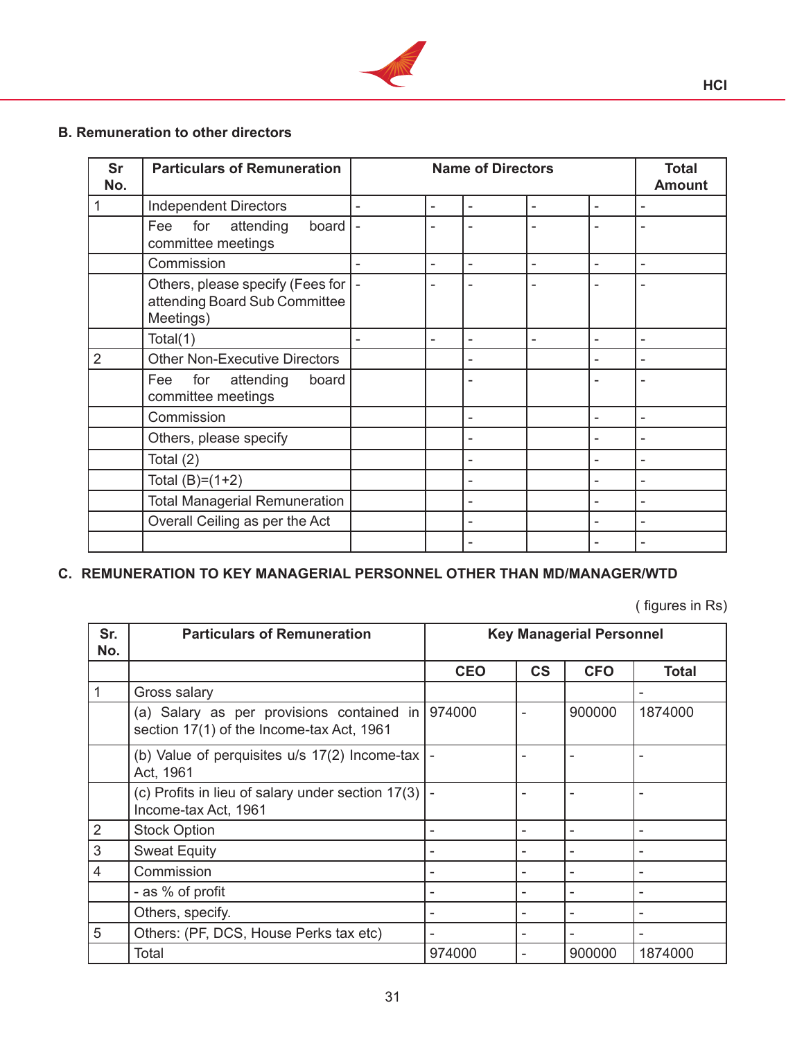### B. Remuneration to other directors

| Sr No. | Particulars of Remuneration | Name of Directors | | | | | Total Amount |
|---|---|---|---|---|---|---|---|
| 1 | Independent Directors | - | - | - | - | - | - |
| | Fee for attending board committee meetings | - | - | - | - | - | - |
| | Commission | - | - | - | - | - | - |
| | Others, please specify (Fees for attending Board Sub Committee Meetings) | - | - | - | - | - | - |
| | Total(1) | - | - | - | - | - | - |
| 2 | Other Non-Executive Directors | | | - | | - | - |
| | Fee for attending board committee meetings | | | - | | - | - |
| | Commission | | | - | | - | - |
| | Others, please specify | | | - | | - | - |
| | Total (2) | | | - | | - | - |
| | Total (B)=(1+2) | | | - | | - | - |
| | Total Managerial Remuneration | | | - | | - | - |
| | Overall Ceiling as per the Act | | | - | | - | - |
| | | | | - | | - | - |

### C. REMUNERATION TO KEY MANAGERIAL PERSONNEL OTHER THAN MD/MANAGER/WTD

( figures in Rs)

| Sr. No. | Particulars of Remuneration | Key Managerial Personnel | | | |
|---|---|---|---|---|---|
| | | CEO | CS | CFO | Total |
| 1 | Gross salary | | | | - |
| | (a) Salary as per provisions contained in section 17(1) of the Income-tax Act, 1961 | 974000 | - | 900000 | 1874000 |
| | (b) Value of perquisites u/s 17(2) Income-tax Act, 1961 | - | - | - | - |
| | (c) Profits in lieu of salary under section 17(3) Income-tax Act, 1961 | - | - | - | - |
| 2 | Stock Option | - | - | - | - |
| 3 | Sweat Equity | - | - | - | - |
| 4 | Commission | - | - | - | - |
| | - as % of profit | - | - | - | - |
| | Others, specify. | - | - | - | - |
| 5 | Others: (PF, DCS, House Perks tax etc) | - | - | - | - |
| | Total | 974000 | - | 900000 | 1874000 |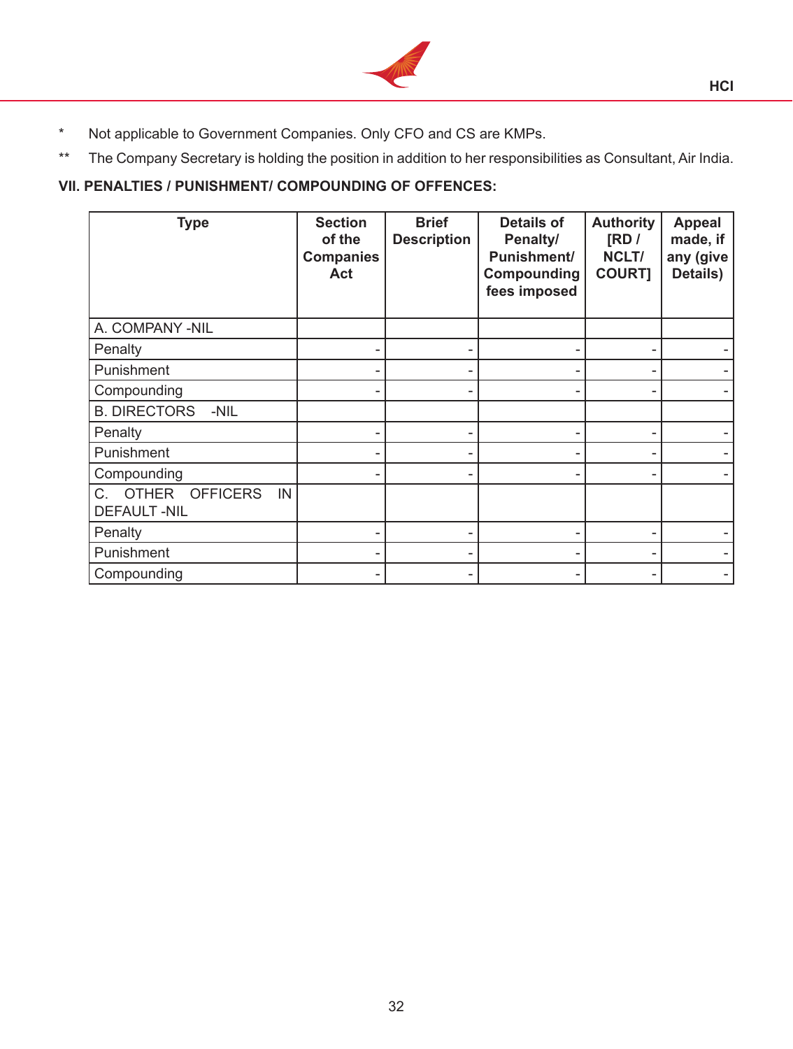\* Not applicable to Government Companies. Only CFO and CS are KMPs.

\*\* The Company Secretary is holding the position in addition to her responsibilities as Consultant, Air India.

**VII. PENALTIES / PUNISHMENT/ COMPOUNDING OF OFFENCES:**

| Type | Section of the Companies Act | Brief Description | Details of Penalty/ Punishment/ Compounding fees imposed | Authority [RD / NCLT/ COURT] | Appeal made, if any (give Details) |
|---|---|---|---|---|---|
| A. COMPANY -NIL | | | | | |
| Penalty | - | - | - | - | - |
| Punishment | - | - | - | - | - |
| Compounding | - | - | - | - | - |
| B. DIRECTORS -NIL | | | | | |
| Penalty | - | - | - | - | - |
| Punishment | - | - | - | - | - |
| Compounding | - | - | - | - | - |
| C. OTHER OFFICERS IN DEFAULT -NIL | | | | | |
| Penalty | - | - | - | - | - |
| Punishment | - | - | - | - | - |
| Compounding | - | - | - | - | - |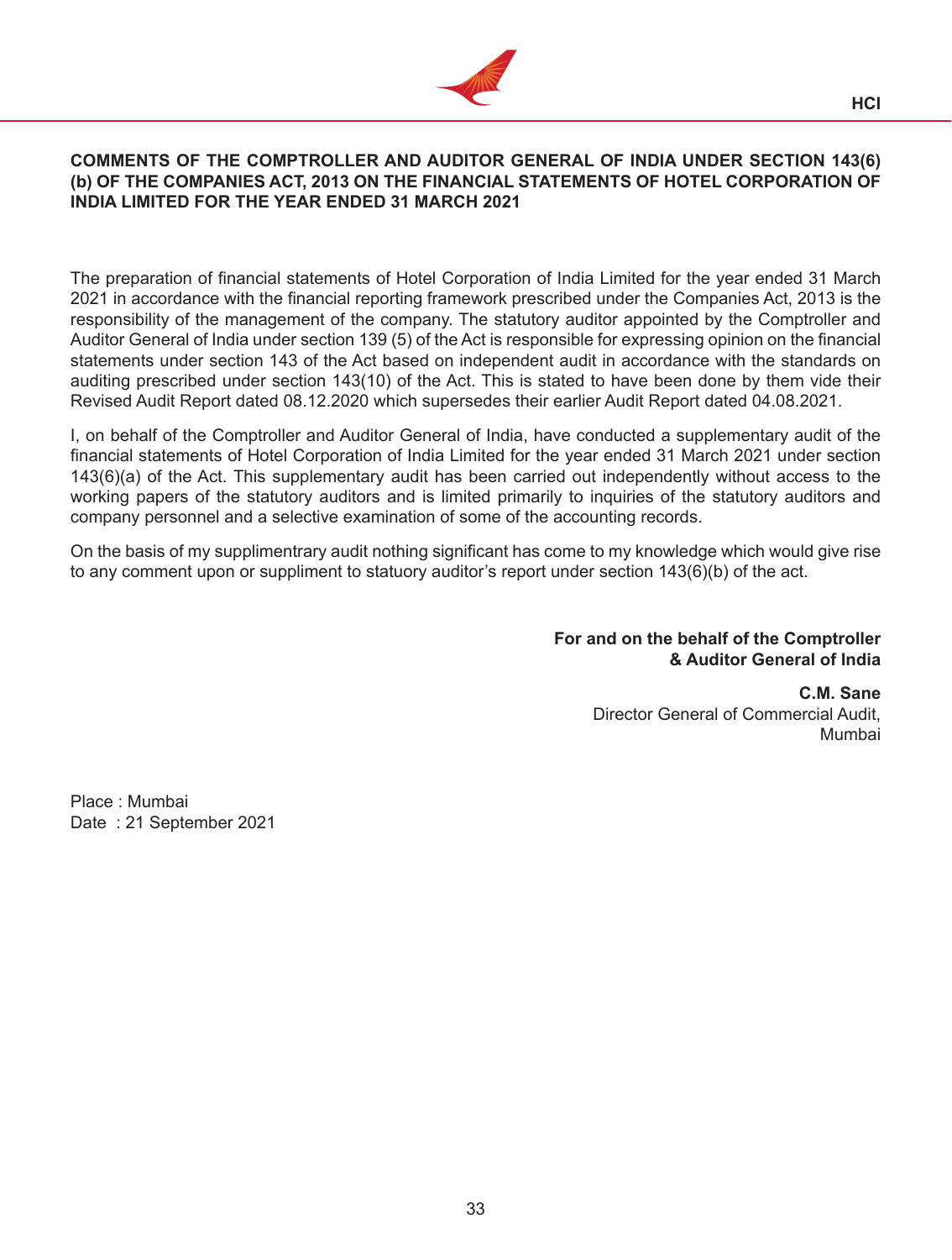## COMMENTS OF THE COMPTROLLER AND AUDITOR GENERAL OF INDIA UNDER SECTION 143(6)(b) OF THE COMPANIES ACT, 2013 ON THE FINANCIAL STATEMENTS OF HOTEL CORPORATION OF INDIA LIMITED FOR THE YEAR ENDED 31 MARCH 2021

The preparation of financial statements of Hotel Corporation of India Limited for the year ended 31 March 2021 in accordance with the financial reporting framework prescribed under the Companies Act, 2013 is the responsibility of the management of the company. The statutory auditor appointed by the Comptroller and Auditor General of India under section 139 (5) of the Act is responsible for expressing opinion on the financial statements under section 143 of the Act based on independent audit in accordance with the standards on auditing prescribed under section 143(10) of the Act. This is stated to have been done by them vide their Revised Audit Report dated 08.12.2020 which supersedes their earlier Audit Report dated 04.08.2021.

I, on behalf of the Comptroller and Auditor General of India, have conducted a supplementary audit of the financial statements of Hotel Corporation of India Limited for the year ended 31 March 2021 under section 143(6)(a) of the Act. This supplementary audit has been carried out independently without access to the working papers of the statutory auditors and is limited primarily to inquiries of the statutory auditors and company personnel and a selective examination of some of the accounting records.

On the basis of my supplimentrary audit nothing significant has come to my knowledge which would give rise to any comment upon or suppliment to statuory auditor's report under section 143(6)(b) of the act.

**For and on the behalf of the Comptroller & Auditor General of India**

**C.M. Sane**
Director General of Commercial Audit,
Mumbai

Place : Mumbai
Date : 21 September 2021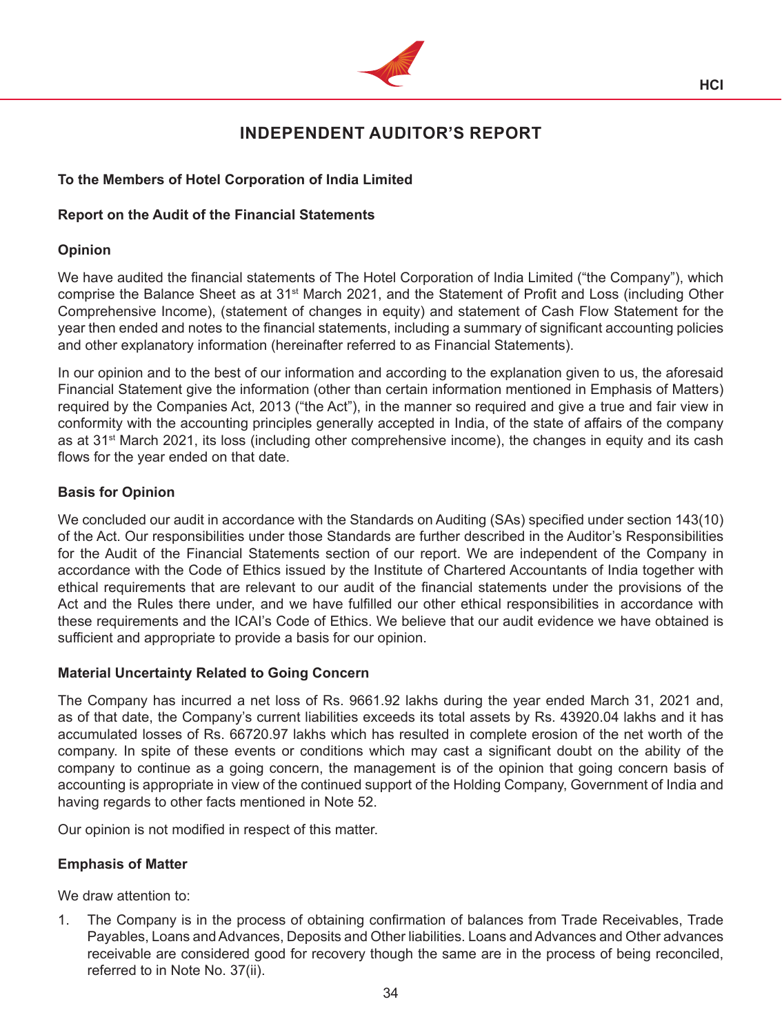# INDEPENDENT AUDITOR'S REPORT

**To the Members of Hotel Corporation of India Limited**

**Report on the Audit of the Financial Statements**

**Opinion**

We have audited the financial statements of The Hotel Corporation of India Limited ("the Company"), which comprise the Balance Sheet as at 31st March 2021, and the Statement of Profit and Loss (including Other Comprehensive Income), (statement of changes in equity) and statement of Cash Flow Statement for the year then ended and notes to the financial statements, including a summary of significant accounting policies and other explanatory information (hereinafter referred to as Financial Statements).

In our opinion and to the best of our information and according to the explanation given to us, the aforesaid Financial Statement give the information (other than certain information mentioned in Emphasis of Matters) required by the Companies Act, 2013 ("the Act"), in the manner so required and give a true and fair view in conformity with the accounting principles generally accepted in India, of the state of affairs of the company as at 31st March 2021, its loss (including other comprehensive income), the changes in equity and its cash flows for the year ended on that date.

**Basis for Opinion**

We concluded our audit in accordance with the Standards on Auditing (SAs) specified under section 143(10) of the Act. Our responsibilities under those Standards are further described in the Auditor's Responsibilities for the Audit of the Financial Statements section of our report. We are independent of the Company in accordance with the Code of Ethics issued by the Institute of Chartered Accountants of India together with ethical requirements that are relevant to our audit of the financial statements under the provisions of the Act and the Rules there under, and we have fulfilled our other ethical responsibilities in accordance with these requirements and the ICAI's Code of Ethics. We believe that our audit evidence we have obtained is sufficient and appropriate to provide a basis for our opinion.

**Material Uncertainty Related to Going Concern**

The Company has incurred a net loss of Rs. 9661.92 lakhs during the year ended March 31, 2021 and, as of that date, the Company's current liabilities exceeds its total assets by Rs. 43920.04 lakhs and it has accumulated losses of Rs. 66720.97 lakhs which has resulted in complete erosion of the net worth of the company. In spite of these events or conditions which may cast a significant doubt on the ability of the company to continue as a going concern, the management is of the opinion that going concern basis of accounting is appropriate in view of the continued support of the Holding Company, Government of India and having regards to other facts mentioned in Note 52.

Our opinion is not modified in respect of this matter.

**Emphasis of Matter**

We draw attention to:

1. The Company is in the process of obtaining confirmation of balances from Trade Receivables, Trade Payables, Loans and Advances, Deposits and Other liabilities. Loans and Advances and Other advances receivable are considered good for recovery though the same are in the process of being reconciled, referred to in Note No. 37(ii).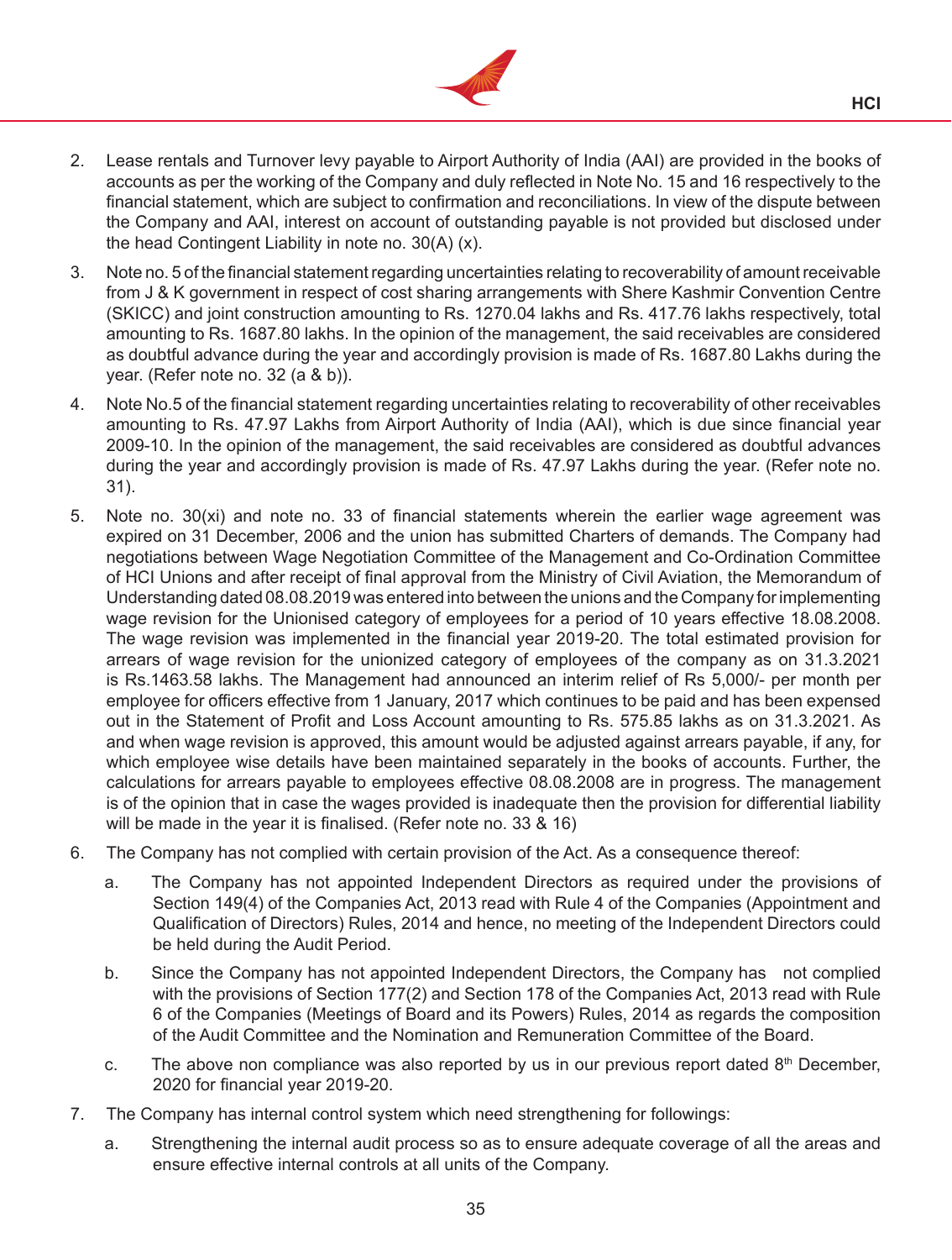2. Lease rentals and Turnover levy payable to Airport Authority of India (AAI) are provided in the books of accounts as per the working of the Company and duly reflected in Note No. 15 and 16 respectively to the financial statement, which are subject to confirmation and reconciliations. In view of the dispute between the Company and AAI, interest on account of outstanding payable is not provided but disclosed under the head Contingent Liability in note no. 30(A) (x).

3. Note no. 5 of the financial statement regarding uncertainties relating to recoverability of amount receivable from J & K government in respect of cost sharing arrangements with Shere Kashmir Convention Centre (SKICC) and joint construction amounting to Rs. 1270.04 lakhs and Rs. 417.76 lakhs respectively, total amounting to Rs. 1687.80 lakhs. In the opinion of the management, the said receivables are considered as doubtful advance during the year and accordingly provision is made of Rs. 1687.80 Lakhs during the year. (Refer note no. 32 (a & b)).

4. Note No.5 of the financial statement regarding uncertainties relating to recoverability of other receivables amounting to Rs. 47.97 Lakhs from Airport Authority of India (AAI), which is due since financial year 2009-10. In the opinion of the management, the said receivables are considered as doubtful advances during the year and accordingly provision is made of Rs. 47.97 Lakhs during the year. (Refer note no. 31).

5. Note no. 30(xi) and note no. 33 of financial statements wherein the earlier wage agreement was expired on 31 December, 2006 and the union has submitted Charters of demands. The Company had negotiations between Wage Negotiation Committee of the Management and Co-Ordination Committee of HCI Unions and after receipt of final approval from the Ministry of Civil Aviation, the Memorandum of Understanding dated 08.08.2019 was entered into between the unions and the Company for implementing wage revision for the Unionised category of employees for a period of 10 years effective 18.08.2008. The wage revision was implemented in the financial year 2019-20. The total estimated provision for arrears of wage revision for the unionized category of employees of the company as on 31.3.2021 is Rs.1463.58 lakhs. The Management had announced an interim relief of Rs 5,000/- per month per employee for officers effective from 1 January, 2017 which continues to be paid and has been expensed out in the Statement of Profit and Loss Account amounting to Rs. 575.85 lakhs as on 31.3.2021. As and when wage revision is approved, this amount would be adjusted against arrears payable, if any, for which employee wise details have been maintained separately in the books of accounts. Further, the calculations for arrears payable to employees effective 08.08.2008 are in progress. The management is of the opinion that in case the wages provided is inadequate then the provision for differential liability will be made in the year it is finalised. (Refer note no. 33 & 16)

6. The Company has not complied with certain provision of the Act. As a consequence thereof:

   a. The Company has not appointed Independent Directors as required under the provisions of Section 149(4) of the Companies Act, 2013 read with Rule 4 of the Companies (Appointment and Qualification of Directors) Rules, 2014 and hence, no meeting of the Independent Directors could be held during the Audit Period.

   b. Since the Company has not appointed Independent Directors, the Company has not complied with the provisions of Section 177(2) and Section 178 of the Companies Act, 2013 read with Rule 6 of the Companies (Meetings of Board and its Powers) Rules, 2014 as regards the composition of the Audit Committee and the Nomination and Remuneration Committee of the Board.

   c. The above non compliance was also reported by us in our previous report dated 8th December, 2020 for financial year 2019-20.

7. The Company has internal control system which need strengthening for followings:

   a. Strengthening the internal audit process so as to ensure adequate coverage of all the areas and ensure effective internal controls at all units of the Company.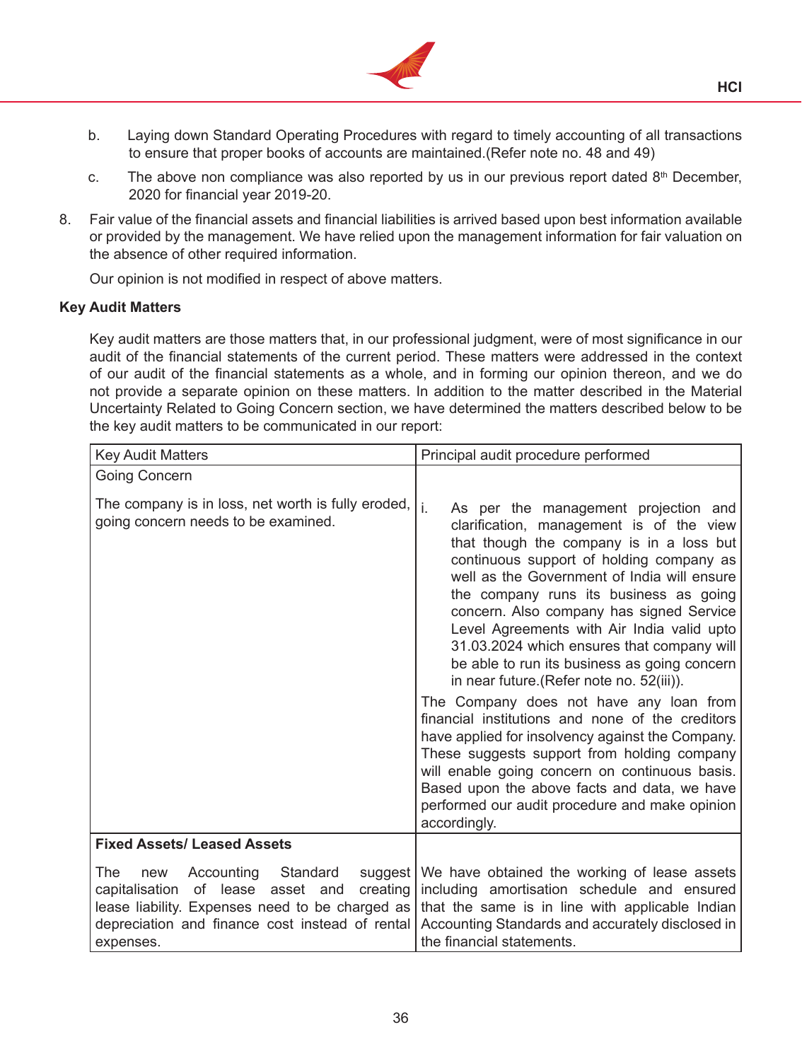b. Laying down Standard Operating Procedures with regard to timely accounting of all transactions to ensure that proper books of accounts are maintained.(Refer note no. 48 and 49)

c. The above non compliance was also reported by us in our previous report dated 8th December, 2020 for financial year 2019-20.

8. Fair value of the financial assets and financial liabilities is arrived based upon best information available or provided by the management. We have relied upon the management information for fair valuation on the absence of other required information.

Our opinion is not modified in respect of above matters.

**Key Audit Matters**

Key audit matters are those matters that, in our professional judgment, were of most significance in our audit of the financial statements of the current period. These matters were addressed in the context of our audit of the financial statements as a whole, and in forming our opinion thereon, and we do not provide a separate opinion on these matters. In addition to the matter described in the Material Uncertainty Related to Going Concern section, we have determined the matters described below to be the key audit matters to be communicated in our report:

| Key Audit Matters | Principal audit procedure performed |
|---|---|
| Going Concern<br><br>The company is in loss, net worth is fully eroded, going concern needs to be examined. | i. As per the management projection and clarification, management is of the view that though the company is in a loss but continuous support of holding company as well as the Government of India will ensure the company runs its business as going concern. Also company has signed Service Level Agreements with Air India valid upto 31.03.2024 which ensures that company will be able to run its business as going concern in near future.(Refer note no. 52(iii)).<br><br>The Company does not have any loan from financial institutions and none of the creditors have applied for insolvency against the Company. These suggests support from holding company will enable going concern on continuous basis. Based upon the above facts and data, we have performed our audit procedure and make opinion accordingly. |
| **Fixed Assets/ Leased Assets**<br><br>The new Accounting Standard suggest capitalisation of lease asset and creating lease liability. Expenses need to be charged as depreciation and finance cost instead of rental expenses. | We have obtained the working of lease assets including amortisation schedule and ensured that the same is in line with applicable Indian Accounting Standards and accurately disclosed in the financial statements. |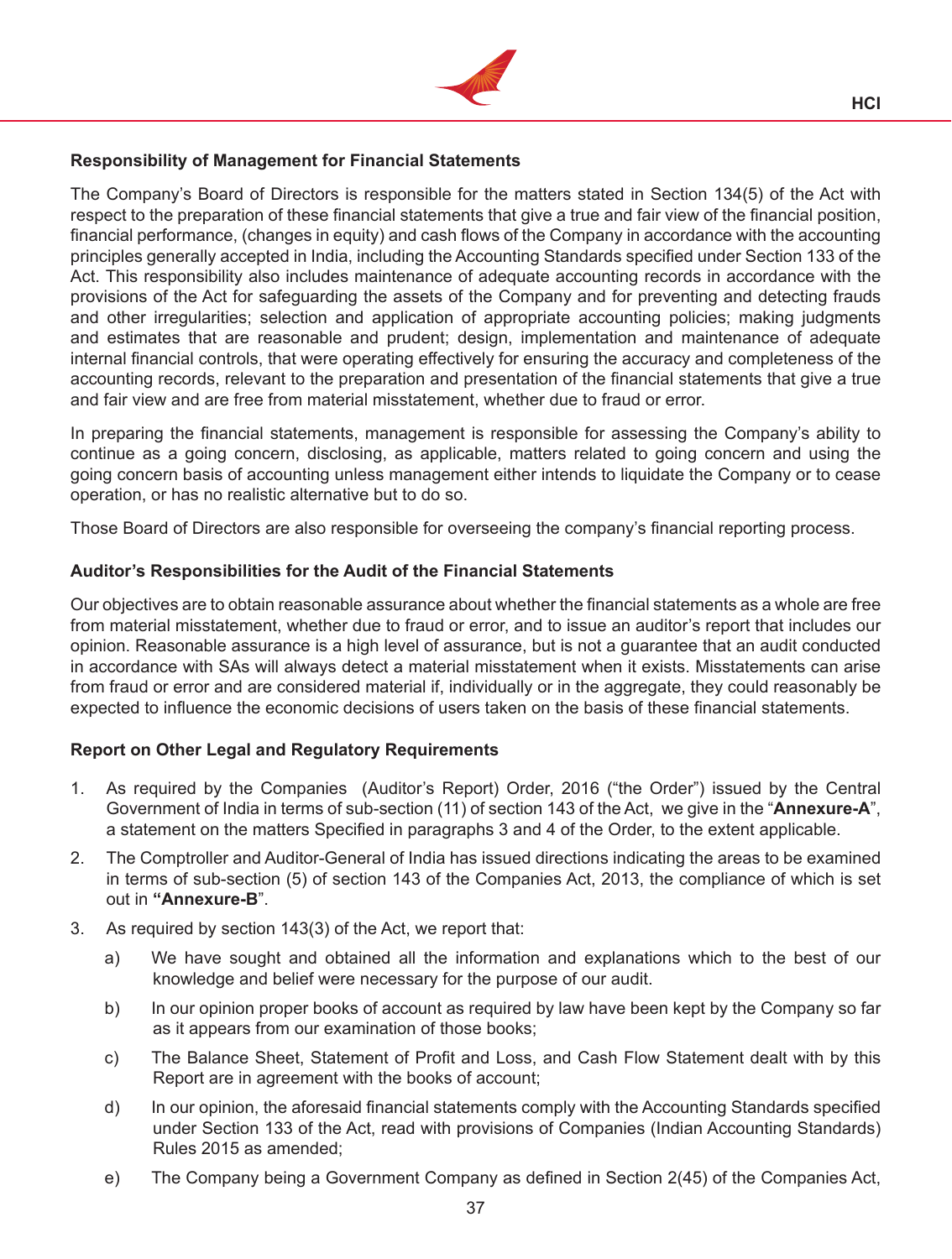**Responsibility of Management for Financial Statements**

The Company's Board of Directors is responsible for the matters stated in Section 134(5) of the Act with respect to the preparation of these financial statements that give a true and fair view of the financial position, financial performance, (changes in equity) and cash flows of the Company in accordance with the accounting principles generally accepted in India, including the Accounting Standards specified under Section 133 of the Act. This responsibility also includes maintenance of adequate accounting records in accordance with the provisions of the Act for safeguarding the assets of the Company and for preventing and detecting frauds and other irregularities; selection and application of appropriate accounting policies; making judgments and estimates that are reasonable and prudent; design, implementation and maintenance of adequate internal financial controls, that were operating effectively for ensuring the accuracy and completeness of the accounting records, relevant to the preparation and presentation of the financial statements that give a true and fair view and are free from material misstatement, whether due to fraud or error.

In preparing the financial statements, management is responsible for assessing the Company's ability to continue as a going concern, disclosing, as applicable, matters related to going concern and using the going concern basis of accounting unless management either intends to liquidate the Company or to cease operation, or has no realistic alternative but to do so.

Those Board of Directors are also responsible for overseeing the company's financial reporting process.

**Auditor's Responsibilities for the Audit of the Financial Statements**

Our objectives are to obtain reasonable assurance about whether the financial statements as a whole are free from material misstatement, whether due to fraud or error, and to issue an auditor's report that includes our opinion. Reasonable assurance is a high level of assurance, but is not a guarantee that an audit conducted in accordance with SAs will always detect a material misstatement when it exists. Misstatements can arise from fraud or error and are considered material if, individually or in the aggregate, they could reasonably be expected to influence the economic decisions of users taken on the basis of these financial statements.

**Report on Other Legal and Regulatory Requirements**

1. As required by the Companies (Auditor's Report) Order, 2016 ("the Order") issued by the Central Government of India in terms of sub-section (11) of section 143 of the Act, we give in the "**Annexure-A**", a statement on the matters Specified in paragraphs 3 and 4 of the Order, to the extent applicable.

2. The Comptroller and Auditor-General of India has issued directions indicating the areas to be examined in terms of sub-section (5) of section 143 of the Companies Act, 2013, the compliance of which is set out in **"Annexure-B**".

3. As required by section 143(3) of the Act, we report that:

   a) We have sought and obtained all the information and explanations which to the best of our knowledge and belief were necessary for the purpose of our audit.

   b) In our opinion proper books of account as required by law have been kept by the Company so far as it appears from our examination of those books;

   c) The Balance Sheet, Statement of Profit and Loss, and Cash Flow Statement dealt with by this Report are in agreement with the books of account;

   d) In our opinion, the aforesaid financial statements comply with the Accounting Standards specified under Section 133 of the Act, read with provisions of Companies (Indian Accounting Standards) Rules 2015 as amended;

   e) The Company being a Government Company as defined in Section 2(45) of the Companies Act,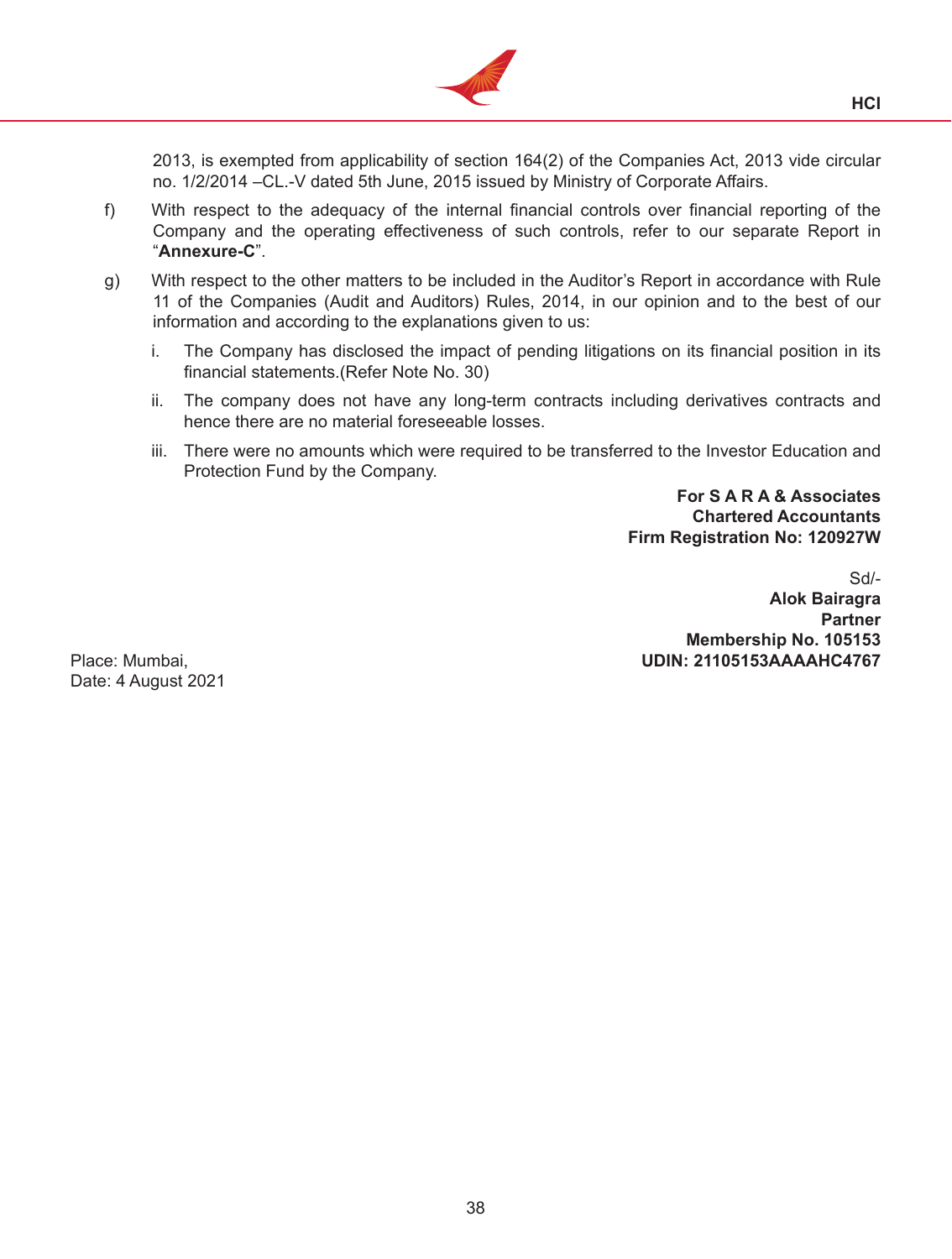2013, is exempted from applicability of section 164(2) of the Companies Act, 2013 vide circular no. 1/2/2014 –CL.-V dated 5th June, 2015 issued by Ministry of Corporate Affairs.

f) With respect to the adequacy of the internal financial controls over financial reporting of the Company and the operating effectiveness of such controls, refer to our separate Report in "**Annexure-C**".

g) With respect to the other matters to be included in the Auditor's Report in accordance with Rule 11 of the Companies (Audit and Auditors) Rules, 2014, in our opinion and to the best of our information and according to the explanations given to us:

   i. The Company has disclosed the impact of pending litigations on its financial position in its financial statements.(Refer Note No. 30)

   ii. The company does not have any long-term contracts including derivatives contracts and hence there are no material foreseeable losses.

   iii. There were no amounts which were required to be transferred to the Investor Education and Protection Fund by the Company.

**For S A R A & Associates**
**Chartered Accountants**
**Firm Registration No: 120927W**

Sd/-
**Alok Bairagra**
**Partner**
**Membership No. 105153**
**UDIN: 21105153AAAAHC4767**

Place: Mumbai,
Date: 4 August 2021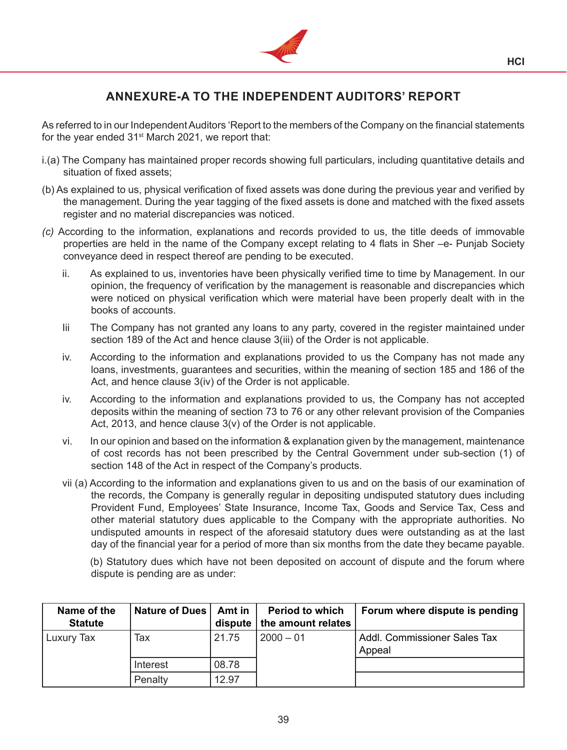## ANNEXURE-A TO THE INDEPENDENT AUDITORS' REPORT

As referred to in our Independent Auditors 'Report to the members of the Company on the financial statements for the year ended 31st March 2021, we report that:

i.(a) The Company has maintained proper records showing full particulars, including quantitative details and situation of fixed assets;

(b) As explained to us, physical verification of fixed assets was done during the previous year and verified by the management. During the year tagging of the fixed assets is done and matched with the fixed assets register and no material discrepancies was noticed.

*(c)* According to the information, explanations and records provided to us, the title deeds of immovable properties are held in the name of the Company except relating to 4 flats in Sher –e- Punjab Society conveyance deed in respect thereof are pending to be executed.

ii. As explained to us, inventories have been physically verified time to time by Management. In our opinion, the frequency of verification by the management is reasonable and discrepancies which were noticed on physical verification which were material have been properly dealt with in the books of accounts.

Iii The Company has not granted any loans to any party, covered in the register maintained under section 189 of the Act and hence clause 3(iii) of the Order is not applicable.

iv. According to the information and explanations provided to us the Company has not made any loans, investments, guarantees and securities, within the meaning of section 185 and 186 of the Act, and hence clause 3(iv) of the Order is not applicable.

iv. According to the information and explanations provided to us, the Company has not accepted deposits within the meaning of section 73 to 76 or any other relevant provision of the Companies Act, 2013, and hence clause 3(v) of the Order is not applicable.

vi. In our opinion and based on the information & explanation given by the management, maintenance of cost records has not been prescribed by the Central Government under sub-section (1) of section 148 of the Act in respect of the Company's products.

vii (a) According to the information and explanations given to us and on the basis of our examination of the records, the Company is generally regular in depositing undisputed statutory dues including Provident Fund, Employees' State Insurance, Income Tax, Goods and Service Tax, Cess and other material statutory dues applicable to the Company with the appropriate authorities. No undisputed amounts in respect of the aforesaid statutory dues were outstanding as at the last day of the financial year for a period of more than six months from the date they became payable.

(b) Statutory dues which have not been deposited on account of dispute and the forum where dispute is pending are as under:

| Name of the Statute | Nature of Dues | Amt in dispute | Period to which the amount relates | Forum where dispute is pending |
|---|---|---|---|---|
| Luxury Tax | Tax | 21.75 | 2000 – 01 | Addl. Commissioner Sales Tax Appeal |
| | Interest | 08.78 | | |
| | Penalty | 12.97 | | |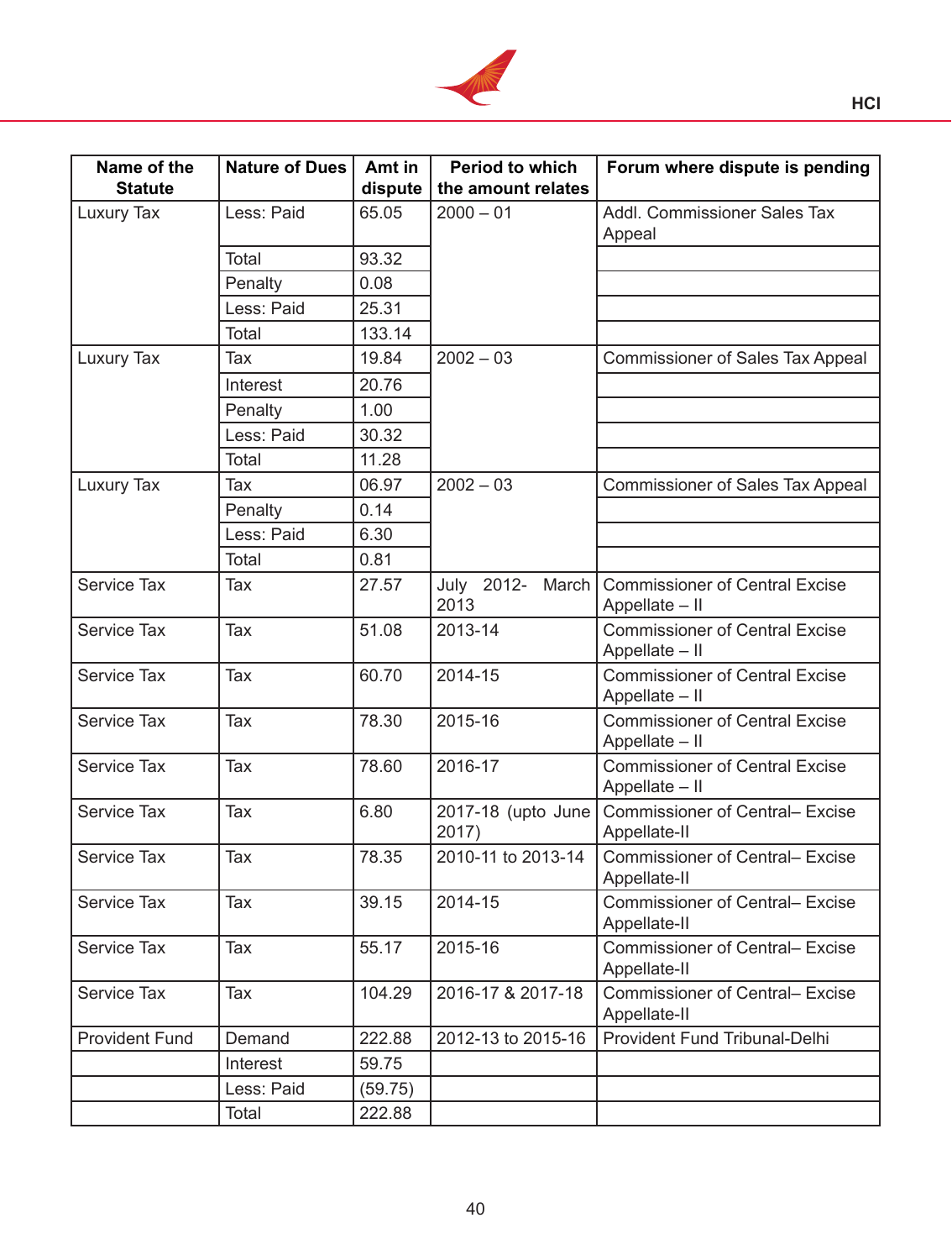| Name of the Statute | Nature of Dues | Amt in dispute | Period to which the amount relates | Forum where dispute is pending |
|---|---|---|---|---|
| Luxury Tax | Less: Paid | 65.05 | 2000 – 01 | Addl. Commissioner Sales Tax Appeal |
| | Total | 93.32 | | |
| | Penalty | 0.08 | | |
| | Less: Paid | 25.31 | | |
| | Total | 133.14 | | |
| Luxury Tax | Tax | 19.84 | 2002 – 03 | Commissioner of Sales Tax Appeal |
| | Interest | 20.76 | | |
| | Penalty | 1.00 | | |
| | Less: Paid | 30.32 | | |
| | Total | 11.28 | | |
| Luxury Tax | Tax | 06.97 | 2002 – 03 | Commissioner of Sales Tax Appeal |
| | Penalty | 0.14 | | |
| | Less: Paid | 6.30 | | |
| | Total | 0.81 | | |
| Service Tax | Tax | 27.57 | July 2012- March 2013 | Commissioner of Central Excise Appellate – II |
| Service Tax | Tax | 51.08 | 2013-14 | Commissioner of Central Excise Appellate – II |
| Service Tax | Tax | 60.70 | 2014-15 | Commissioner of Central Excise Appellate – II |
| Service Tax | Tax | 78.30 | 2015-16 | Commissioner of Central Excise Appellate – II |
| Service Tax | Tax | 78.60 | 2016-17 | Commissioner of Central Excise Appellate – II |
| Service Tax | Tax | 6.80 | 2017-18 (upto June 2017) | Commissioner of Central– Excise Appellate-II |
| Service Tax | Tax | 78.35 | 2010-11 to 2013-14 | Commissioner of Central– Excise Appellate-II |
| Service Tax | Tax | 39.15 | 2014-15 | Commissioner of Central– Excise Appellate-II |
| Service Tax | Tax | 55.17 | 2015-16 | Commissioner of Central– Excise Appellate-II |
| Service Tax | Tax | 104.29 | 2016-17 & 2017-18 | Commissioner of Central– Excise Appellate-II |
| Provident Fund | Demand | 222.88 | 2012-13 to 2015-16 | Provident Fund Tribunal-Delhi |
| | Interest | 59.75 | | |
| | Less: Paid | (59.75) | | |
| | Total | 222.88 | | |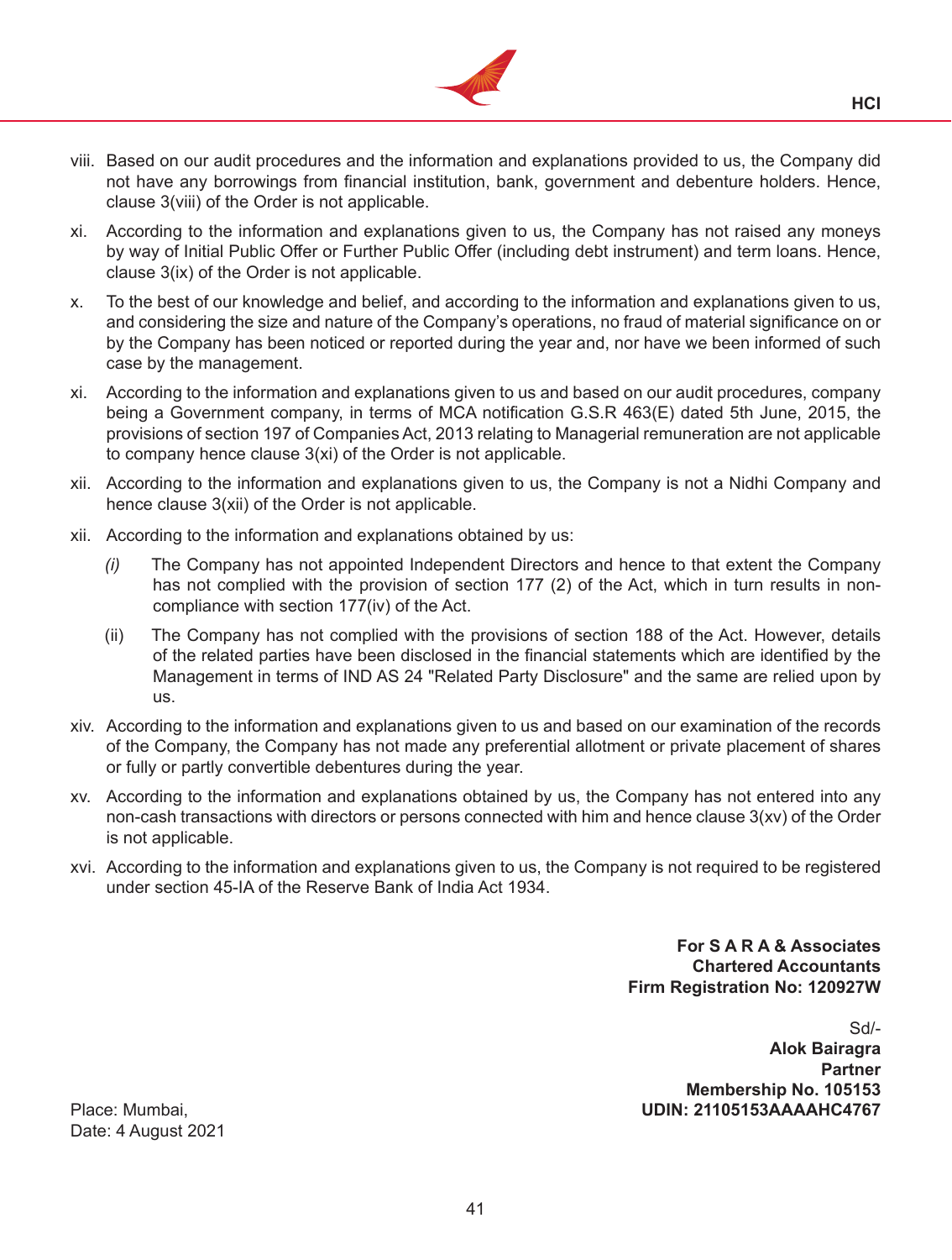viii. Based on our audit procedures and the information and explanations provided to us, the Company did not have any borrowings from financial institution, bank, government and debenture holders. Hence, clause 3(viii) of the Order is not applicable.

xi. According to the information and explanations given to us, the Company has not raised any moneys by way of Initial Public Offer or Further Public Offer (including debt instrument) and term loans. Hence, clause 3(ix) of the Order is not applicable.

x. To the best of our knowledge and belief, and according to the information and explanations given to us, and considering the size and nature of the Company's operations, no fraud of material significance on or by the Company has been noticed or reported during the year and, nor have we been informed of such case by the management.

xi. According to the information and explanations given to us and based on our audit procedures, company being a Government company, in terms of MCA notification G.S.R 463(E) dated 5th June, 2015, the provisions of section 197 of Companies Act, 2013 relating to Managerial remuneration are not applicable to company hence clause 3(xi) of the Order is not applicable.

xii. According to the information and explanations given to us, the Company is not a Nidhi Company and hence clause 3(xii) of the Order is not applicable.

xii. According to the information and explanations obtained by us:

   *(i)* The Company has not appointed Independent Directors and hence to that extent the Company has not complied with the provision of section 177 (2) of the Act, which in turn results in non-compliance with section 177(iv) of the Act.

   (ii) The Company has not complied with the provisions of section 188 of the Act. However, details of the related parties have been disclosed in the financial statements which are identified by the Management in terms of IND AS 24 "Related Party Disclosure" and the same are relied upon by us.

xiv. According to the information and explanations given to us and based on our examination of the records of the Company, the Company has not made any preferential allotment or private placement of shares or fully or partly convertible debentures during the year.

xv. According to the information and explanations obtained by us, the Company has not entered into any non-cash transactions with directors or persons connected with him and hence clause 3(xv) of the Order is not applicable.

xvi. According to the information and explanations given to us, the Company is not required to be registered under section 45-IA of the Reserve Bank of India Act 1934.

**For S A R A & Associates**
**Chartered Accountants**
**Firm Registration No: 120927W**

Sd/-
**Alok Bairagra**
**Partner**
**Membership No. 105153**
**UDIN: 21105153AAAAHC4767**

Place: Mumbai,
Date: 4 August 2021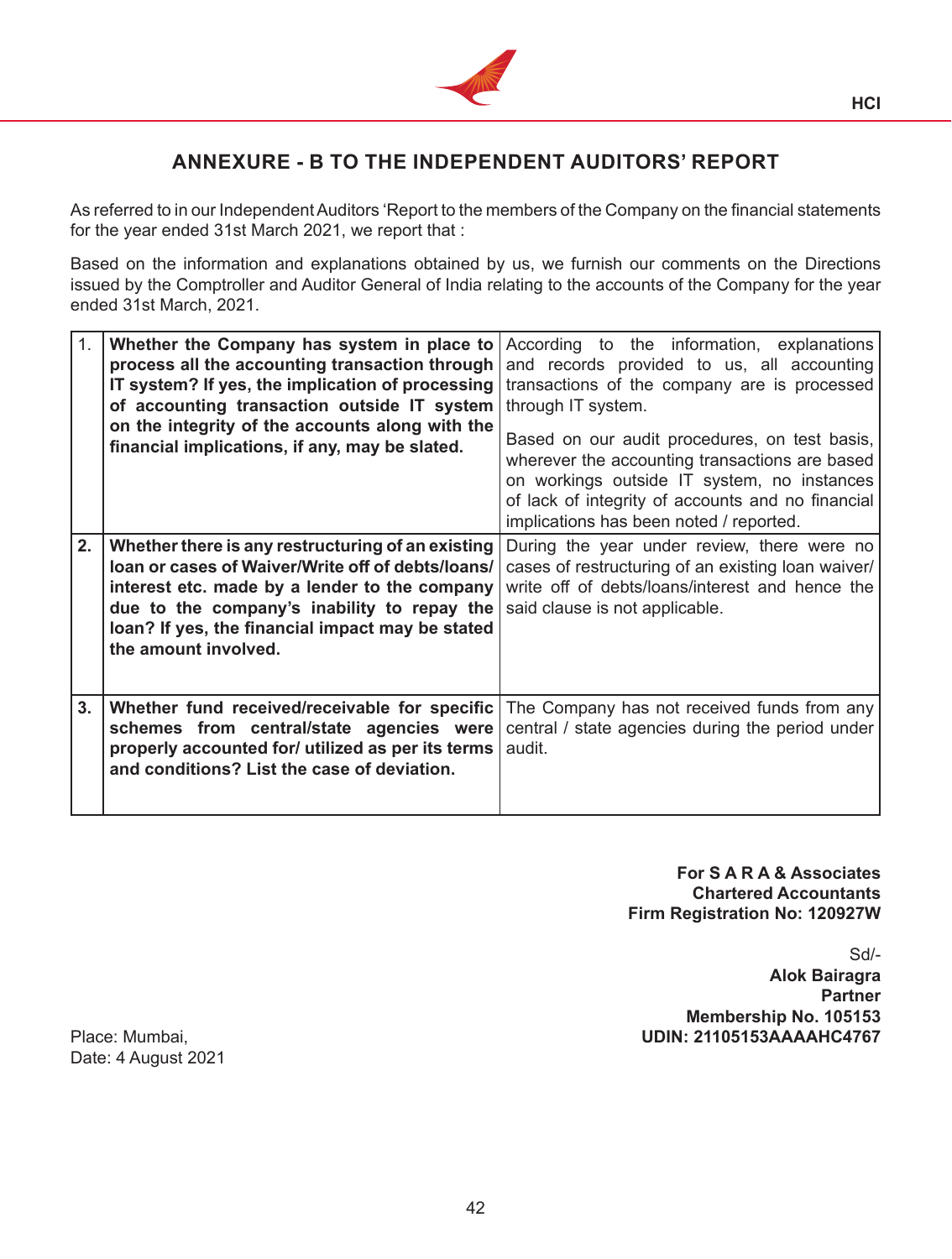# ANNEXURE - B TO THE INDEPENDENT AUDITORS' REPORT

As referred to in our Independent Auditors 'Report to the members of the Company on the financial statements for the year ended 31st March 2021, we report that :

Based on the information and explanations obtained by us, we furnish our comments on the Directions issued by the Comptroller and Auditor General of India relating to the accounts of the Company for the year ended 31st March, 2021.

| | | |
|---|---|---|
| 1. | **Whether the Company has system in place to process all the accounting transaction through IT system? If yes, the implication of processing of accounting transaction outside IT system on the integrity of the accounts along with the financial implications, if any, may be slated.** | According to the information, explanations and records provided to us, all accounting transactions of the company are is processed through IT system.<br><br>Based on our audit procedures, on test basis, wherever the accounting transactions are based on workings outside IT system, no instances of lack of integrity of accounts and no financial implications has been noted / reported. |
| **2.** | **Whether there is any restructuring of an existing loan or cases of Waiver/Write off of debts/loans/ interest etc. made by a lender to the company due to the company's inability to repay the loan? If yes, the financial impact may be stated the amount involved.** | During the year under review, there were no cases of restructuring of an existing loan waiver/ write off of debts/loans/interest and hence the said clause is not applicable. |
| **3.** | **Whether fund received/receivable for specific schemes from central/state agencies were properly accounted for/ utilized as per its terms and conditions? List the case of deviation.** | The Company has not received funds from any central / state agencies during the period under audit. |

**For S A R A & Associates**
**Chartered Accountants**
**Firm Registration No: 120927W**

Sd/-
**Alok Bairagra**
**Partner**
**Membership No. 105153**
**UDIN: 21105153AAAAHC4767**

Place: Mumbai,
Date: 4 August 2021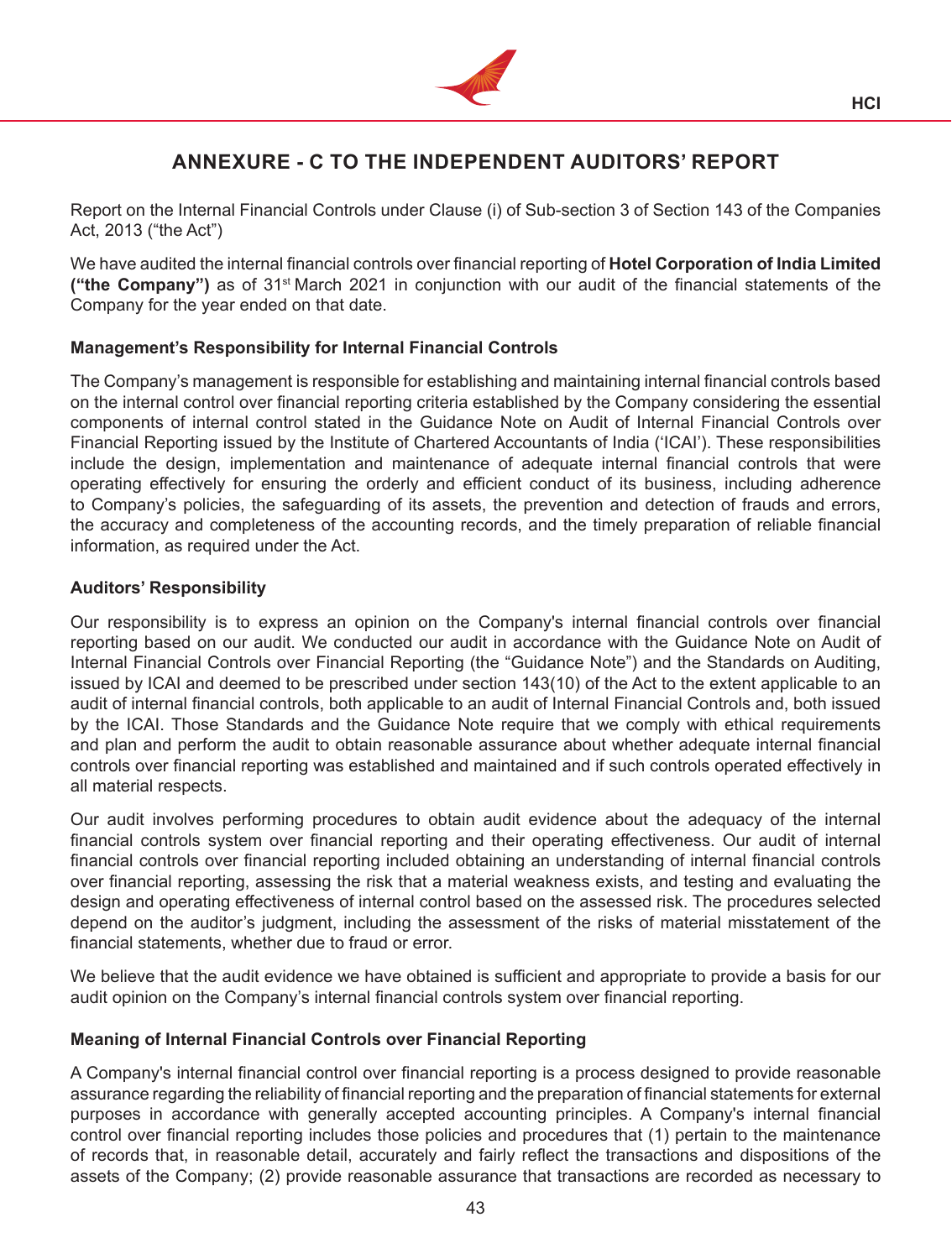# ANNEXURE - C TO THE INDEPENDENT AUDITORS' REPORT

Report on the Internal Financial Controls under Clause (i) of Sub-section 3 of Section 143 of the Companies Act, 2013 ("the Act")

We have audited the internal financial controls over financial reporting of **Hotel Corporation of India Limited ("the Company")** as of 31st March 2021 in conjunction with our audit of the financial statements of the Company for the year ended on that date.

### Management's Responsibility for Internal Financial Controls

The Company's management is responsible for establishing and maintaining internal financial controls based on the internal control over financial reporting criteria established by the Company considering the essential components of internal control stated in the Guidance Note on Audit of Internal Financial Controls over Financial Reporting issued by the Institute of Chartered Accountants of India ('ICAI'). These responsibilities include the design, implementation and maintenance of adequate internal financial controls that were operating effectively for ensuring the orderly and efficient conduct of its business, including adherence to Company's policies, the safeguarding of its assets, the prevention and detection of frauds and errors, the accuracy and completeness of the accounting records, and the timely preparation of reliable financial information, as required under the Act.

### Auditors' Responsibility

Our responsibility is to express an opinion on the Company's internal financial controls over financial reporting based on our audit. We conducted our audit in accordance with the Guidance Note on Audit of Internal Financial Controls over Financial Reporting (the "Guidance Note") and the Standards on Auditing, issued by ICAI and deemed to be prescribed under section 143(10) of the Act to the extent applicable to an audit of internal financial controls, both applicable to an audit of Internal Financial Controls and, both issued by the ICAI. Those Standards and the Guidance Note require that we comply with ethical requirements and plan and perform the audit to obtain reasonable assurance about whether adequate internal financial controls over financial reporting was established and maintained and if such controls operated effectively in all material respects.

Our audit involves performing procedures to obtain audit evidence about the adequacy of the internal financial controls system over financial reporting and their operating effectiveness. Our audit of internal financial controls over financial reporting included obtaining an understanding of internal financial controls over financial reporting, assessing the risk that a material weakness exists, and testing and evaluating the design and operating effectiveness of internal control based on the assessed risk. The procedures selected depend on the auditor's judgment, including the assessment of the risks of material misstatement of the financial statements, whether due to fraud or error.

We believe that the audit evidence we have obtained is sufficient and appropriate to provide a basis for our audit opinion on the Company's internal financial controls system over financial reporting.

### Meaning of Internal Financial Controls over Financial Reporting

A Company's internal financial control over financial reporting is a process designed to provide reasonable assurance regarding the reliability of financial reporting and the preparation of financial statements for external purposes in accordance with generally accepted accounting principles. A Company's internal financial control over financial reporting includes those policies and procedures that (1) pertain to the maintenance of records that, in reasonable detail, accurately and fairly reflect the transactions and dispositions of the assets of the Company; (2) provide reasonable assurance that transactions are recorded as necessary to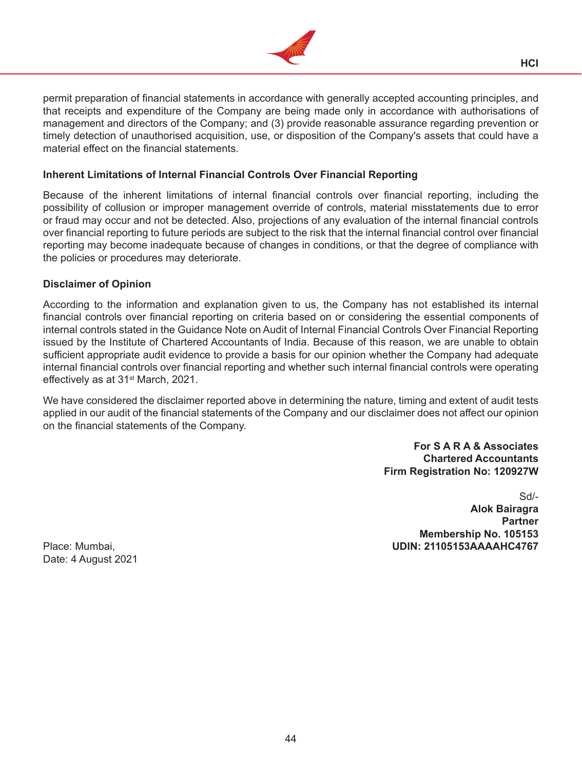permit preparation of financial statements in accordance with generally accepted accounting principles, and that receipts and expenditure of the Company are being made only in accordance with authorisations of management and directors of the Company; and (3) provide reasonable assurance regarding prevention or timely detection of unauthorised acquisition, use, or disposition of the Company's assets that could have a material effect on the financial statements.

**Inherent Limitations of Internal Financial Controls Over Financial Reporting**

Because of the inherent limitations of internal financial controls over financial reporting, including the possibility of collusion or improper management override of controls, material misstatements due to error or fraud may occur and not be detected. Also, projections of any evaluation of the internal financial controls over financial reporting to future periods are subject to the risk that the internal financial control over financial reporting may become inadequate because of changes in conditions, or that the degree of compliance with the policies or procedures may deteriorate.

**Disclaimer of Opinion**

According to the information and explanation given to us, the Company has not established its internal financial controls over financial reporting on criteria based on or considering the essential components of internal controls stated in the Guidance Note on Audit of Internal Financial Controls Over Financial Reporting issued by the Institute of Chartered Accountants of India. Because of this reason, we are unable to obtain sufficient appropriate audit evidence to provide a basis for our opinion whether the Company had adequate internal financial controls over financial reporting and whether such internal financial controls were operating effectively as at 31st March, 2021.

We have considered the disclaimer reported above in determining the nature, timing and extent of audit tests applied in our audit of the financial statements of the Company and our disclaimer does not affect our opinion on the financial statements of the Company.

**For S A R A & Associates**
**Chartered Accountants**
**Firm Registration No: 120927W**

Sd/-
**Alok Bairagra**
**Partner**
**Membership No. 105153**
**UDIN: 21105153AAAAHC4767**

Place: Mumbai,
Date: 4 August 2021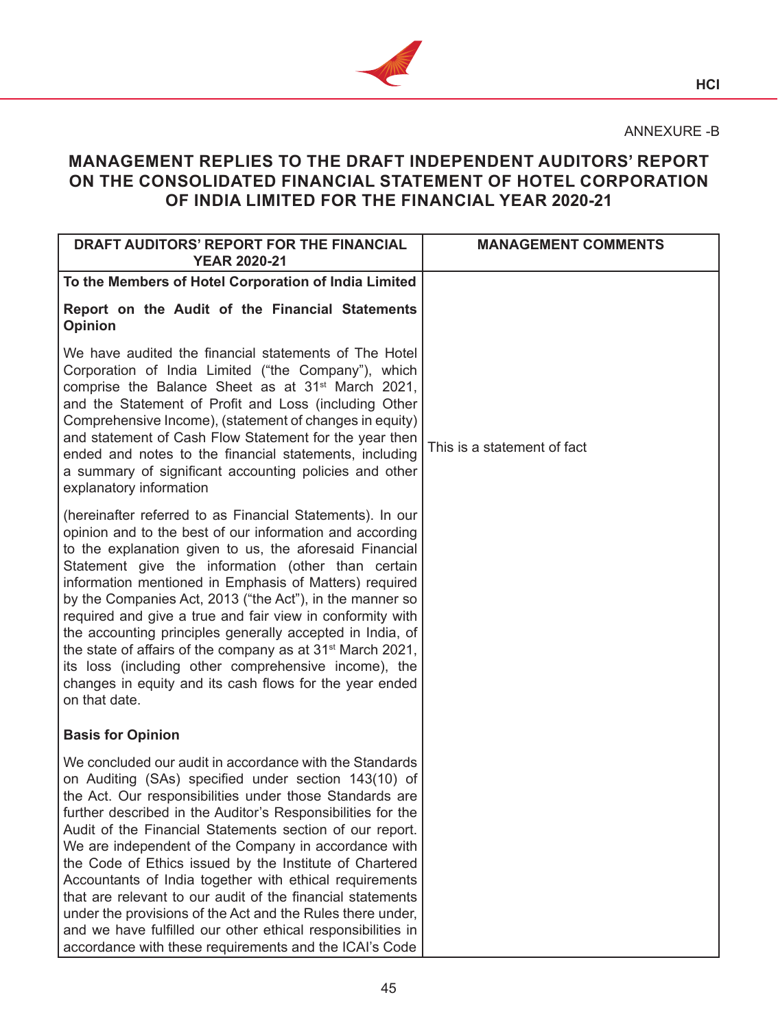ANNEXURE -B

## MANAGEMENT REPLIES TO THE DRAFT INDEPENDENT AUDITORS' REPORT ON THE CONSOLIDATED FINANCIAL STATEMENT OF HOTEL CORPORATION OF INDIA LIMITED FOR THE FINANCIAL YEAR 2020-21

| DRAFT AUDITORS' REPORT FOR THE FINANCIAL YEAR 2020-21 | MANAGEMENT COMMENTS |
|---|---|
| **To the Members of Hotel Corporation of India Limited**<br><br>**Report on the Audit of the Financial Statements Opinion**<br><br>We have audited the financial statements of The Hotel Corporation of India Limited ("the Company"), which comprise the Balance Sheet as at 31st March 2021, and the Statement of Profit and Loss (including Other Comprehensive Income), (statement of changes in equity) and statement of Cash Flow Statement for the year then ended and notes to the financial statements, including a summary of significant accounting policies and other explanatory information<br><br>(hereinafter referred to as Financial Statements). In our opinion and to the best of our information and according to the explanation given to us, the aforesaid Financial Statement give the information (other than certain information mentioned in Emphasis of Matters) required by the Companies Act, 2013 ("the Act"), in the manner so required and give a true and fair view in conformity with the accounting principles generally accepted in India, of the state of affairs of the company as at 31st March 2021, its loss (including other comprehensive income), the changes in equity and its cash flows for the year ended on that date.<br><br>**Basis for Opinion**<br><br>We concluded our audit in accordance with the Standards on Auditing (SAs) specified under section 143(10) of the Act. Our responsibilities under those Standards are further described in the Auditor's Responsibilities for the Audit of the Financial Statements section of our report. We are independent of the Company in accordance with the Code of Ethics issued by the Institute of Chartered Accountants of India together with ethical requirements that are relevant to our audit of the financial statements under the provisions of the Act and the Rules there under, and we have fulfilled our other ethical responsibilities in accordance with these requirements and the ICAI's Code | This is a statement of fact |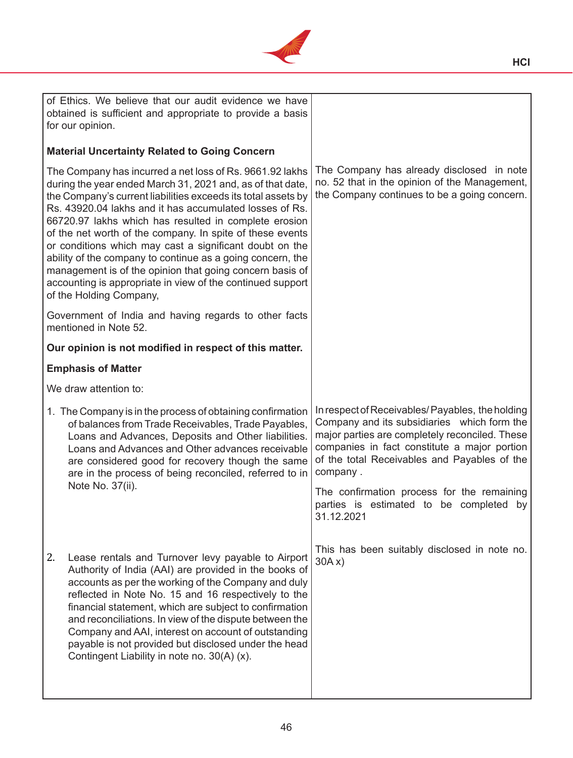| | |
|---|---|
| of Ethics. We believe that our audit evidence we have obtained is sufficient and appropriate to provide a basis for our opinion. | |
| **Material Uncertainty Related to Going Concern** | |
| The Company has incurred a net loss of Rs. 9661.92 lakhs during the year ended March 31, 2021 and, as of that date, the Company's current liabilities exceeds its total assets by Rs. 43920.04 lakhs and it has accumulated losses of Rs. 66720.97 lakhs which has resulted in complete erosion of the net worth of the company. In spite of these events or conditions which may cast a significant doubt on the ability of the company to continue as a going concern, the management is of the opinion that going concern basis of accounting is appropriate in view of the continued support of the Holding Company,<br><br>Government of India and having regards to other facts mentioned in Note 52. | The Company has already disclosed in note no. 52 that in the opinion of the Management, the Company continues to be a going concern. |
| **Our opinion is not modified in respect of this matter.** | |
| **Emphasis of Matter** | |
| We draw attention to: | |
| 1. The Company is in the process of obtaining confirmation of balances from Trade Receivables, Trade Payables, Loans and Advances, Deposits and Other liabilities. Loans and Advances and Other advances receivable are considered good for recovery though the same are in the process of being reconciled, referred to in Note No. 37(ii). | In respect of Receivables/ Payables, the holding Company and its subsidiaries which form the major parties are completely reconciled. These companies in fact constitute a major portion of the total Receivables and Payables of the company .<br><br>The confirmation process for the remaining parties is estimated to be completed by 31.12.2021 |
| 2. Lease rentals and Turnover levy payable to Airport Authority of India (AAI) are provided in the books of accounts as per the working of the Company and duly reflected in Note No. 15 and 16 respectively to the financial statement, which are subject to confirmation and reconciliations. In view of the dispute between the Company and AAI, interest on account of outstanding payable is not provided but disclosed under the head Contingent Liability in note no. 30(A) (x). | This has been suitably disclosed in note no. 30A x) |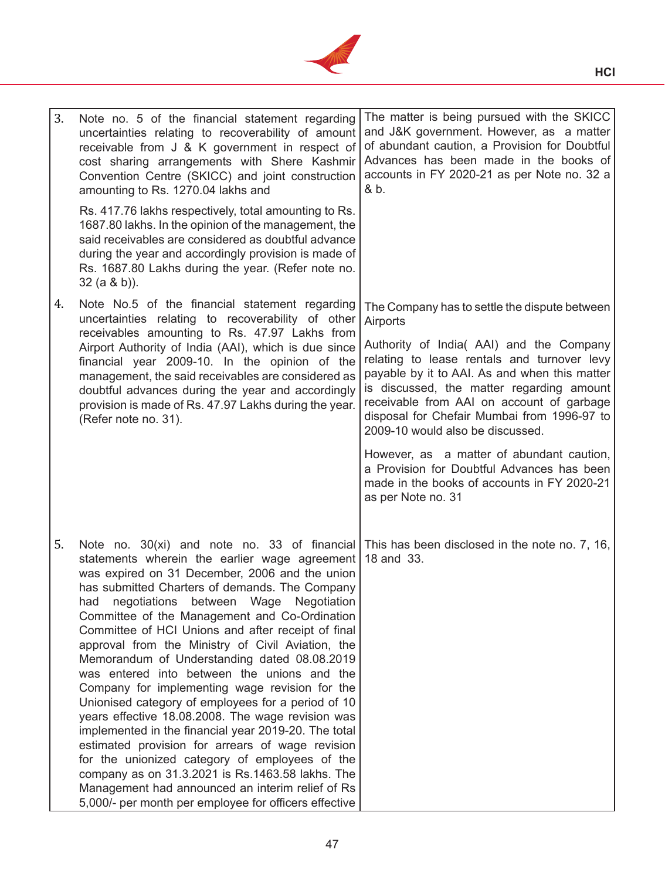| | | |
|---|---|---|
| 3. | Note no. 5 of the financial statement regarding uncertainties relating to recoverability of amount receivable from J & K government in respect of cost sharing arrangements with Shere Kashmir Convention Centre (SKICC) and joint construction amounting to Rs. 1270.04 lakhs and<br><br>Rs. 417.76 lakhs respectively, total amounting to Rs. 1687.80 lakhs. In the opinion of the management, the said receivables are considered as doubtful advance during the year and accordingly provision is made of Rs. 1687.80 Lakhs during the year. (Refer note no. 32 (a & b)). | The matter is being pursued with the SKICC and J&K government. However, as a matter of abundant caution, a Provision for Doubtful Advances has been made in the books of accounts in FY 2020-21 as per Note no. 32 a & b. |
| 4. | Note No.5 of the financial statement regarding uncertainties relating to recoverability of other receivables amounting to Rs. 47.97 Lakhs from Airport Authority of India (AAI), which is due since financial year 2009-10. In the opinion of the management, the said receivables are considered as doubtful advances during the year and accordingly provision is made of Rs. 47.97 Lakhs during the year. (Refer note no. 31). | The Company has to settle the dispute between Airports<br><br>Authority of India( AAI) and the Company relating to lease rentals and turnover levy payable by it to AAI. As and when this matter is discussed, the matter regarding amount receivable from AAI on account of garbage disposal for Chefair Mumbai from 1996-97 to 2009-10 would also be discussed.<br><br>However, as a matter of abundant caution, a Provision for Doubtful Advances has been made in the books of accounts in FY 2020-21 as per Note no. 31 |
| 5. | Note no. 30(xi) and note no. 33 of financial statements wherein the earlier wage agreement was expired on 31 December, 2006 and the union has submitted Charters of demands. The Company had negotiations between Wage Negotiation Committee of the Management and Co-Ordination Committee of HCI Unions and after receipt of final approval from the Ministry of Civil Aviation, the Memorandum of Understanding dated 08.08.2019 was entered into between the unions and the Company for implementing wage revision for the Unionised category of employees for a period of 10 years effective 18.08.2008. The wage revision was implemented in the financial year 2019-20. The total estimated provision for arrears of wage revision for the unionized category of employees of the company as on 31.3.2021 is Rs.1463.58 lakhs. The Management had announced an interim relief of Rs 5,000/- per month per employee for officers effective | This has been disclosed in the note no. 7, 16, 18 and 33. |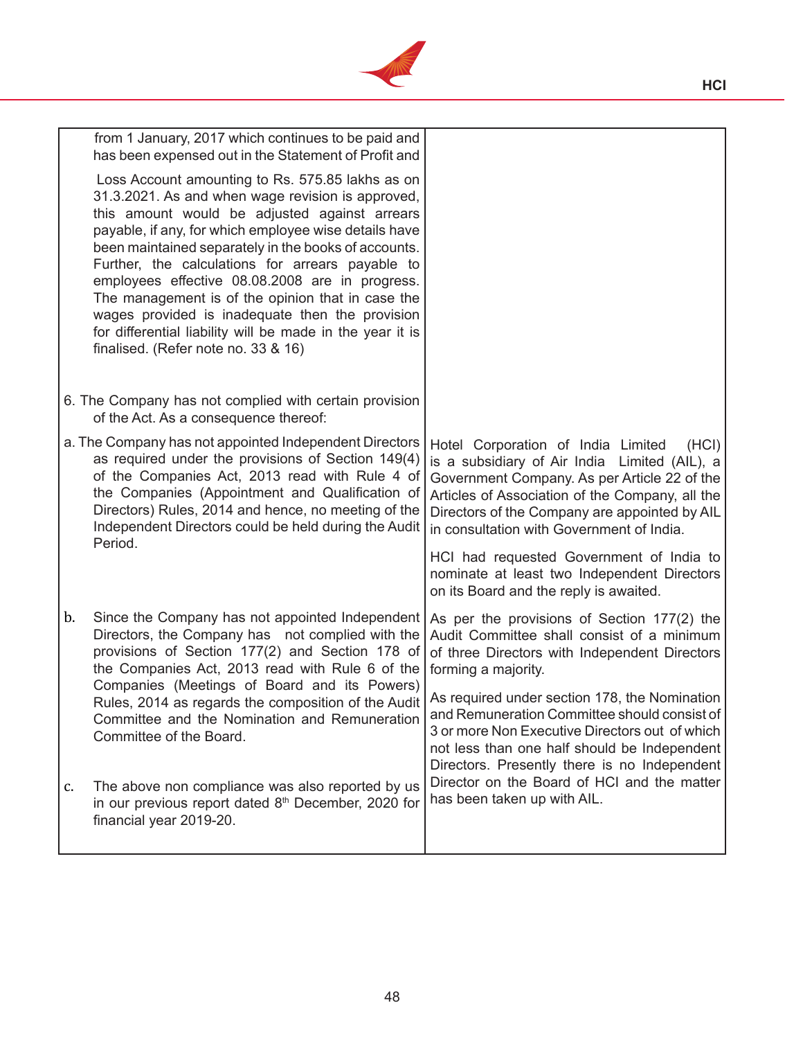| | |
|---|---|
| from 1 January, 2017 which continues to be paid and has been expensed out in the Statement of Profit and Loss Account amounting to Rs. 575.85 lakhs as on 31.3.2021. As and when wage revision is approved, this amount would be adjusted against arrears payable, if any, for which employee wise details have been maintained separately in the books of accounts. Further, the calculations for arrears payable to employees effective 08.08.2008 are in progress. The management is of the opinion that in case the wages provided is inadequate then the provision for differential liability will be made in the year it is finalised. (Refer note no. 33 & 16) | |
| 6. The Company has not complied with certain provision of the Act. As a consequence thereof: | |
| a. The Company has not appointed Independent Directors as required under the provisions of Section 149(4) of the Companies Act, 2013 read with Rule 4 of the Companies (Appointment and Qualification of Directors) Rules, 2014 and hence, no meeting of the Independent Directors could be held during the Audit Period. | Hotel Corporation of India Limited (HCI) is a subsidiary of Air India Limited (AIL), a Government Company. As per Article 22 of the Articles of Association of the Company, all the Directors of the Company are appointed by AIL in consultation with Government of India.<br><br>HCI had requested Government of India to nominate at least two Independent Directors on its Board and the reply is awaited. |
| b. Since the Company has not appointed Independent Directors, the Company has not complied with the provisions of Section 177(2) and Section 178 of the Companies Act, 2013 read with Rule 6 of the Companies (Meetings of Board and its Powers) Rules, 2014 as regards the composition of the Audit Committee and the Nomination and Remuneration Committee of the Board.<br><br>c. The above non compliance was also reported by us in our previous report dated 8th December, 2020 for financial year 2019-20. | As per the provisions of Section 177(2) the Audit Committee shall consist of a minimum of three Directors with Independent Directors forming a majority.<br><br>As required under section 178, the Nomination and Remuneration Committee should consist of 3 or more Non Executive Directors out of which not less than one half should be Independent Directors. Presently there is no Independent Director on the Board of HCI and the matter has been taken up with AIL. |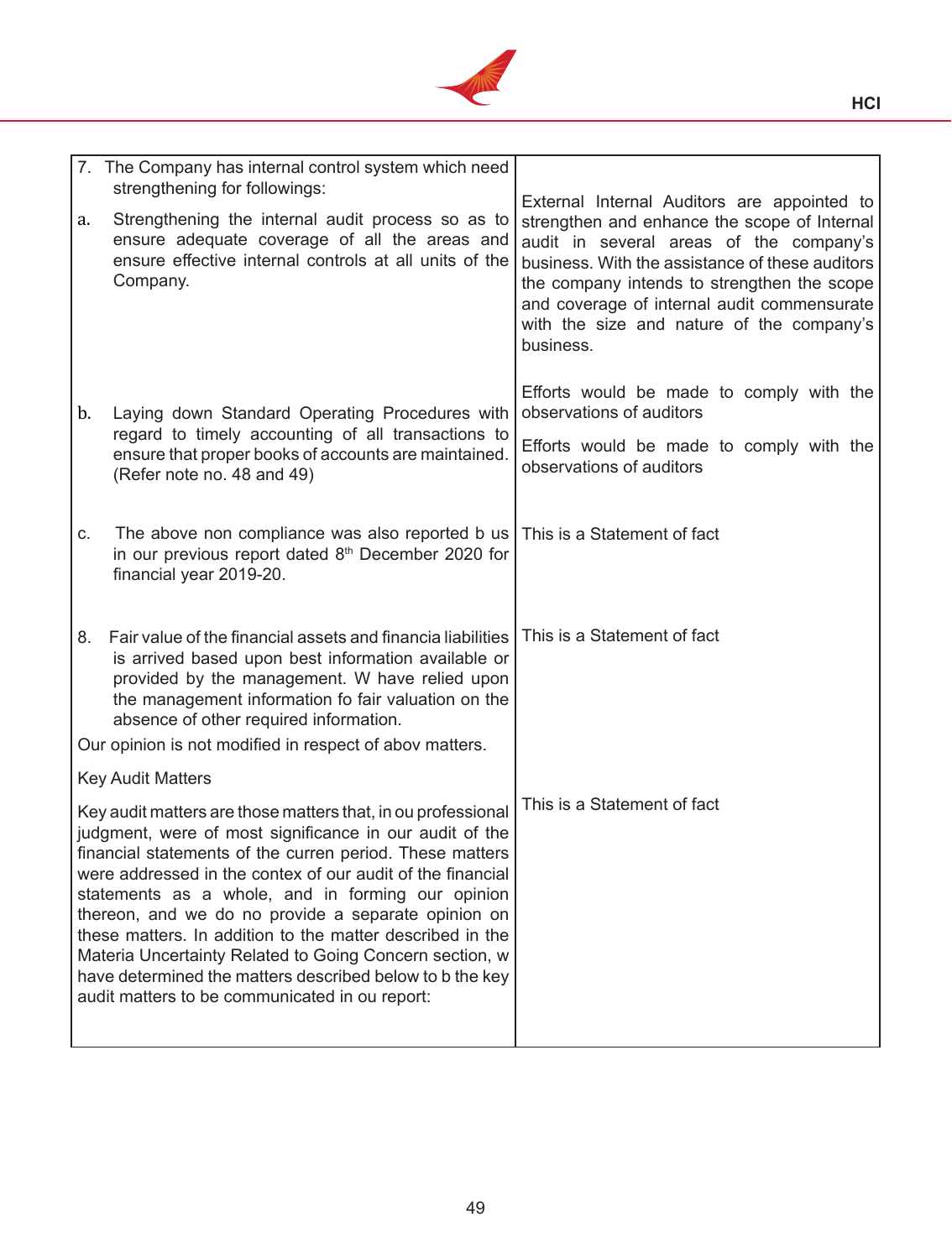| | |
|---|---|
| 7. The Company has internal control system which need strengthening for followings:<br><br>a. Strengthening the internal audit process so as to ensure adequate coverage of all the areas and ensure effective internal controls at all units of the Company. | External Internal Auditors are appointed to strengthen and enhance the scope of Internal audit in several areas of the company's business. With the assistance of these auditors the company intends to strengthen the scope and coverage of internal audit commensurate with the size and nature of the company's business.<br><br>Efforts would be made to comply with the observations of auditors |
| b. Laying down Standard Operating Procedures with regard to timely accounting of all transactions to ensure that proper books of accounts are maintained. (Refer note no. 48 and 49) | Efforts would be made to comply with the observations of auditors |
| c. The above non compliance was also reported b us in our previous report dated 8th December 2020 for financial year 2019-20. | This is a Statement of fact |
| 8. Fair value of the financial assets and financia liabilities is arrived based upon best information available or provided by the management. W have relied upon the management information fo fair valuation on the absence of other required information.<br><br>Our opinion is not modified in respect of abov matters. | This is a Statement of fact |
| Key Audit Matters<br><br>Key audit matters are those matters that, in ou professional judgment, were of most significance in our audit of the financial statements of the curren period. These matters were addressed in the contex of our audit of the financial statements as a whole, and in forming our opinion thereon, and we do no provide a separate opinion on these matters. In addition to the matter described in the Materia Uncertainty Related to Going Concern section, w have determined the matters described below to b the key audit matters to be communicated in ou report: | This is a Statement of fact |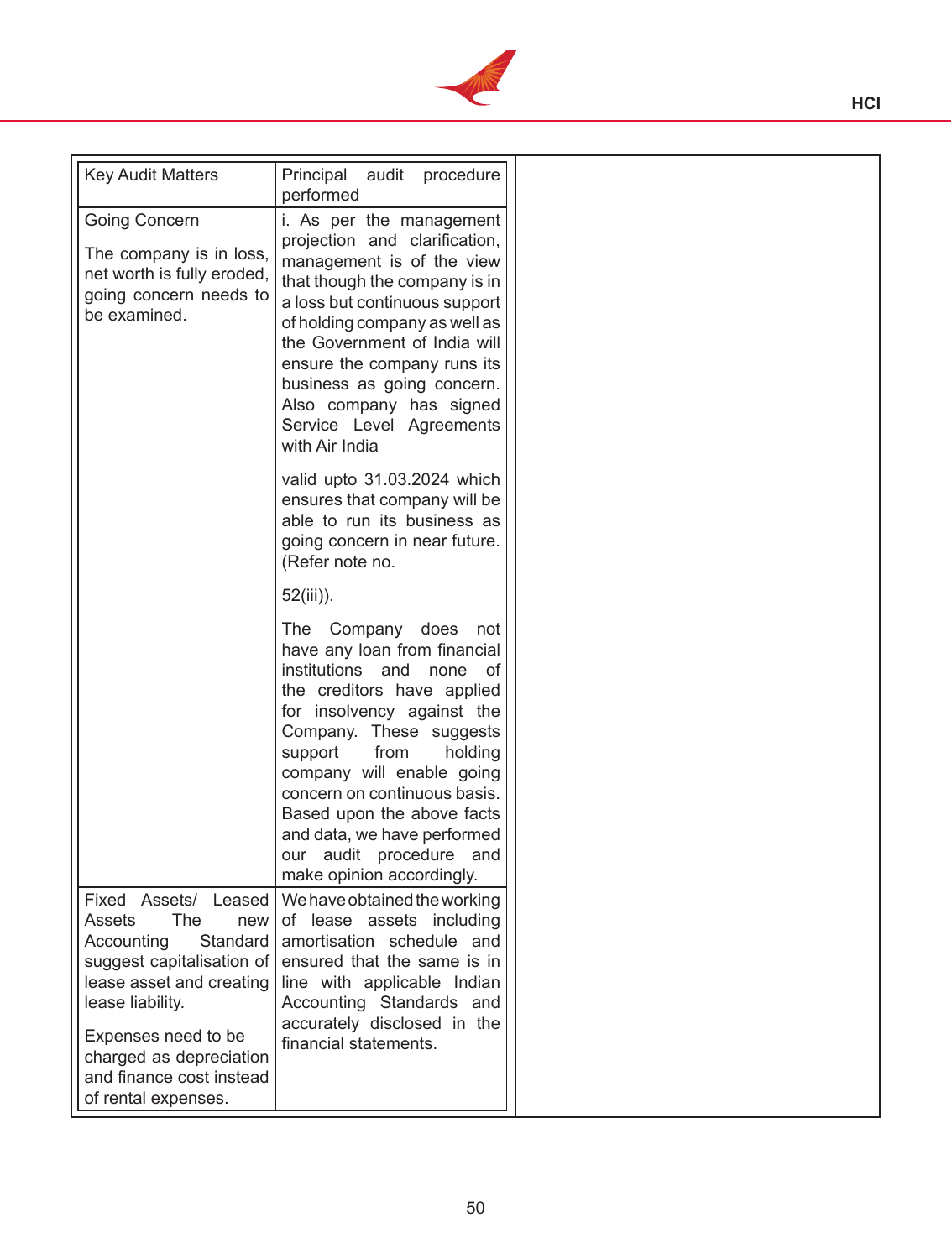| Key Audit Matters | Principal audit procedure performed |
|---|---|
| Going Concern<br><br>The company is in loss, net worth is fully eroded, going concern needs to be examined. | i. As per the management projection and clarification, management is of the view that though the company is in a loss but continuous support of holding company as well as the Government of India will ensure the company runs its business as going concern. Also company has signed Service Level Agreements with Air India<br><br>valid upto 31.03.2024 which ensures that company will be able to run its business as going concern in near future. (Refer note no.<br><br>52(iii)).<br><br>The Company does not have any loan from financial institutions and none of the creditors have applied for insolvency against the Company. These suggests support from holding company will enable going concern on continuous basis. Based upon the above facts and data, we have performed our audit procedure and make opinion accordingly. |
| Fixed Assets/ Leased Assets The new Accounting Standard suggest capitalisation of lease asset and creating lease liability.<br><br>Expenses need to be charged as depreciation and finance cost instead of rental expenses. | We have obtained the working of lease assets including amortisation schedule and ensured that the same is in line with applicable Indian Accounting Standards and accurately disclosed in the financial statements. |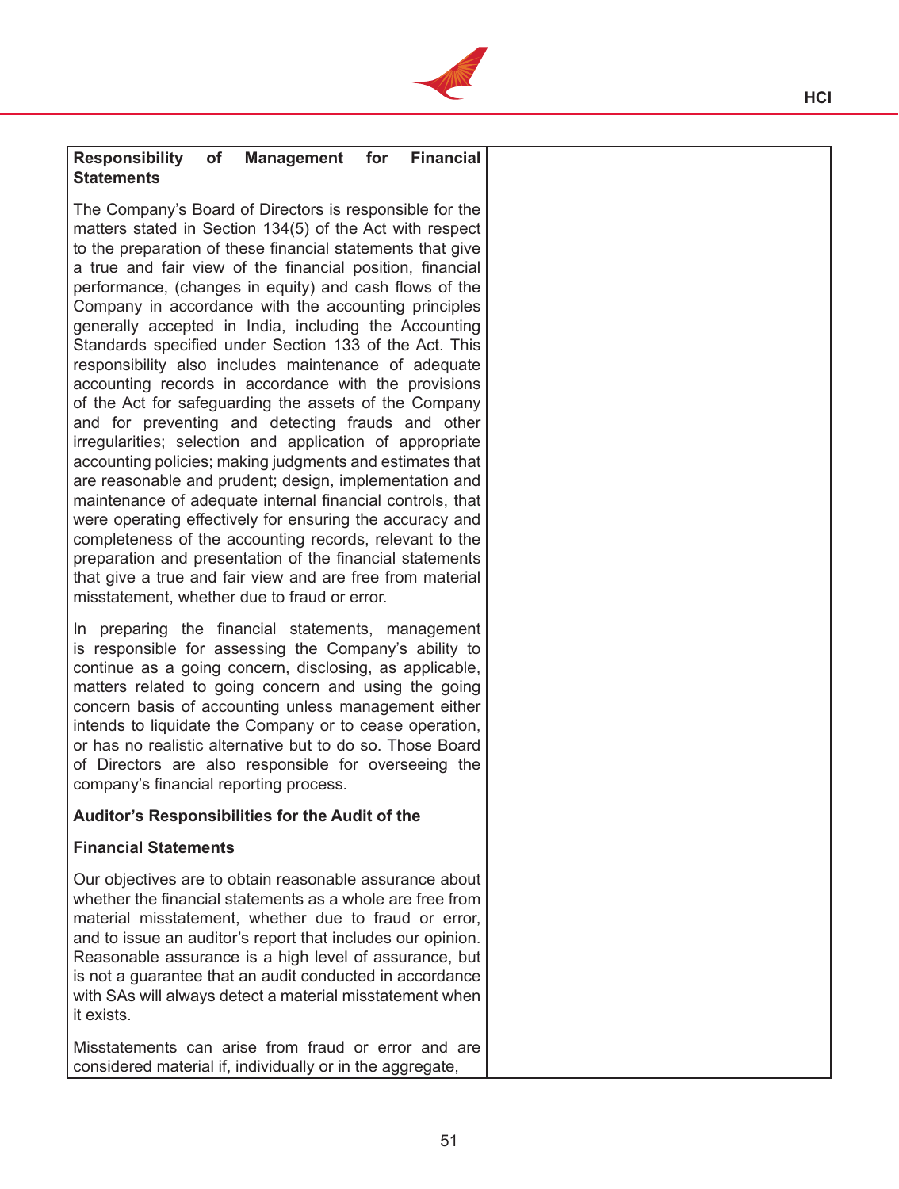**Responsibility of Management for Financial Statements**

The Company's Board of Directors is responsible for the matters stated in Section 134(5) of the Act with respect to the preparation of these financial statements that give a true and fair view of the financial position, financial performance, (changes in equity) and cash flows of the Company in accordance with the accounting principles generally accepted in India, including the Accounting Standards specified under Section 133 of the Act. This responsibility also includes maintenance of adequate accounting records in accordance with the provisions of the Act for safeguarding the assets of the Company and for preventing and detecting frauds and other irregularities; selection and application of appropriate accounting policies; making judgments and estimates that are reasonable and prudent; design, implementation and maintenance of adequate internal financial controls, that were operating effectively for ensuring the accuracy and completeness of the accounting records, relevant to the preparation and presentation of the financial statements that give a true and fair view and are free from material misstatement, whether due to fraud or error.

In preparing the financial statements, management is responsible for assessing the Company's ability to continue as a going concern, disclosing, as applicable, matters related to going concern and using the going concern basis of accounting unless management either intends to liquidate the Company or to cease operation, or has no realistic alternative but to do so. Those Board of Directors are also responsible for overseeing the company's financial reporting process.

**Auditor's Responsibilities for the Audit of the**

**Financial Statements**

Our objectives are to obtain reasonable assurance about whether the financial statements as a whole are free from material misstatement, whether due to fraud or error, and to issue an auditor's report that includes our opinion. Reasonable assurance is a high level of assurance, but is not a guarantee that an audit conducted in accordance with SAs will always detect a material misstatement when it exists.

Misstatements can arise from fraud or error and are considered material if, individually or in the aggregate,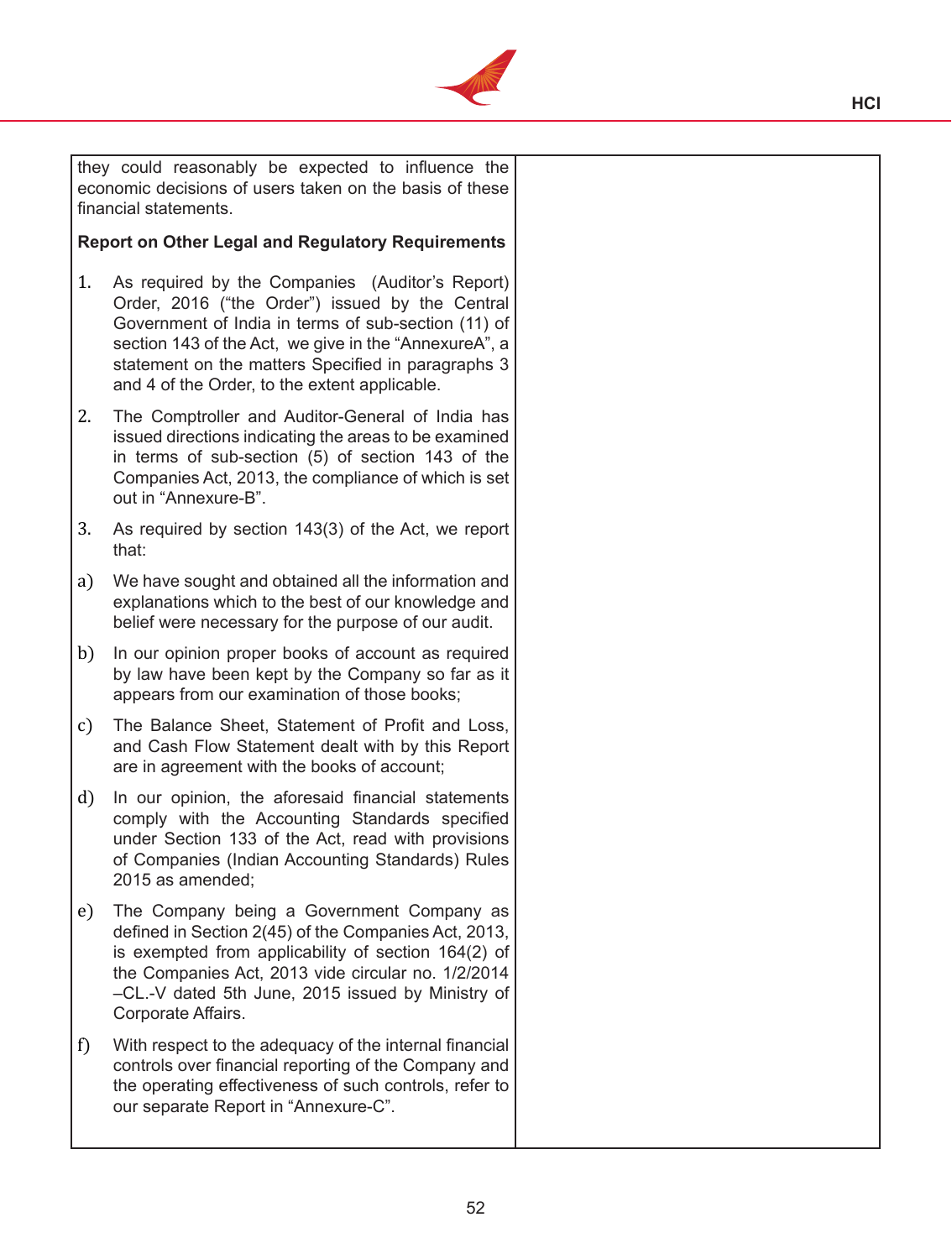they could reasonably be expected to influence the economic decisions of users taken on the basis of these financial statements.

**Report on Other Legal and Regulatory Requirements**

1. As required by the Companies (Auditor's Report) Order, 2016 ("the Order") issued by the Central Government of India in terms of sub-section (11) of section 143 of the Act, we give in the "AnnexureA", a statement on the matters Specified in paragraphs 3 and 4 of the Order, to the extent applicable.

2. The Comptroller and Auditor-General of India has issued directions indicating the areas to be examined in terms of sub-section (5) of section 143 of the Companies Act, 2013, the compliance of which is set out in "Annexure-B".

3. As required by section 143(3) of the Act, we report that:

a) We have sought and obtained all the information and explanations which to the best of our knowledge and belief were necessary for the purpose of our audit.

b) In our opinion proper books of account as required by law have been kept by the Company so far as it appears from our examination of those books;

c) The Balance Sheet, Statement of Profit and Loss, and Cash Flow Statement dealt with by this Report are in agreement with the books of account;

d) In our opinion, the aforesaid financial statements comply with the Accounting Standards specified under Section 133 of the Act, read with provisions of Companies (Indian Accounting Standards) Rules 2015 as amended;

e) The Company being a Government Company as defined in Section 2(45) of the Companies Act, 2013, is exempted from applicability of section 164(2) of the Companies Act, 2013 vide circular no. 1/2/2014 –CL.-V dated 5th June, 2015 issued by Ministry of Corporate Affairs.

f) With respect to the adequacy of the internal financial controls over financial reporting of the Company and the operating effectiveness of such controls, refer to our separate Report in "Annexure-C".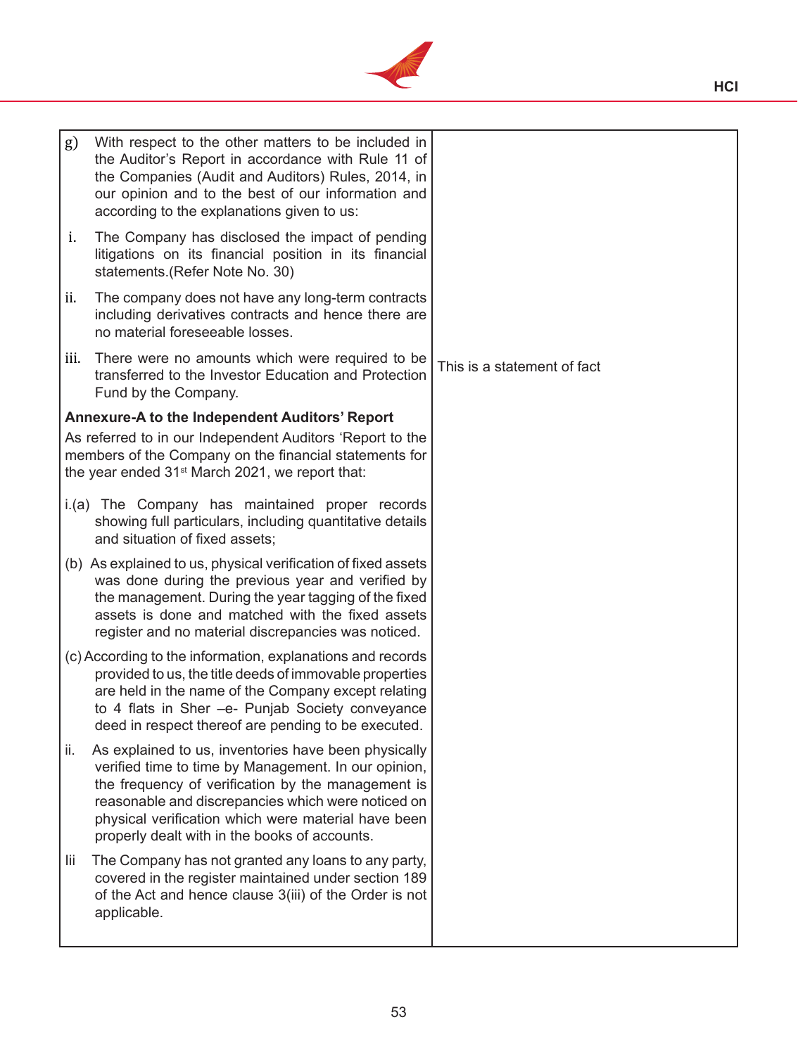| | |
|---|---|
| g) With respect to the other matters to be included in the Auditor's Report in accordance with Rule 11 of the Companies (Audit and Auditors) Rules, 2014, in our opinion and to the best of our information and according to the explanations given to us: | |
| i. The Company has disclosed the impact of pending litigations on its financial position in its financial statements.(Refer Note No. 30) | |
| ii. The company does not have any long-term contracts including derivatives contracts and hence there are no material foreseeable losses. | |
| iii. There were no amounts which were required to be transferred to the Investor Education and Protection Fund by the Company. | This is a statement of fact |
| **Annexure-A to the Independent Auditors' Report**<br>As referred to in our Independent Auditors 'Report to the members of the Company on the financial statements for the year ended 31st March 2021, we report that: | |
| i.(a) The Company has maintained proper records showing full particulars, including quantitative details and situation of fixed assets; | |
| (b) As explained to us, physical verification of fixed assets was done during the previous year and verified by the management. During the year tagging of the fixed assets is done and matched with the fixed assets register and no material discrepancies was noticed. | |
| (c) According to the information, explanations and records provided to us, the title deeds of immovable properties are held in the name of the Company except relating to 4 flats in Sher –e- Punjab Society conveyance deed in respect thereof are pending to be executed. | |
| ii. As explained to us, inventories have been physically verified time to time by Management. In our opinion, the frequency of verification by the management is reasonable and discrepancies which were noticed on physical verification which were material have been properly dealt with in the books of accounts. | |
| Iii The Company has not granted any loans to any party, covered in the register maintained under section 189 of the Act and hence clause 3(iii) of the Order is not applicable. | |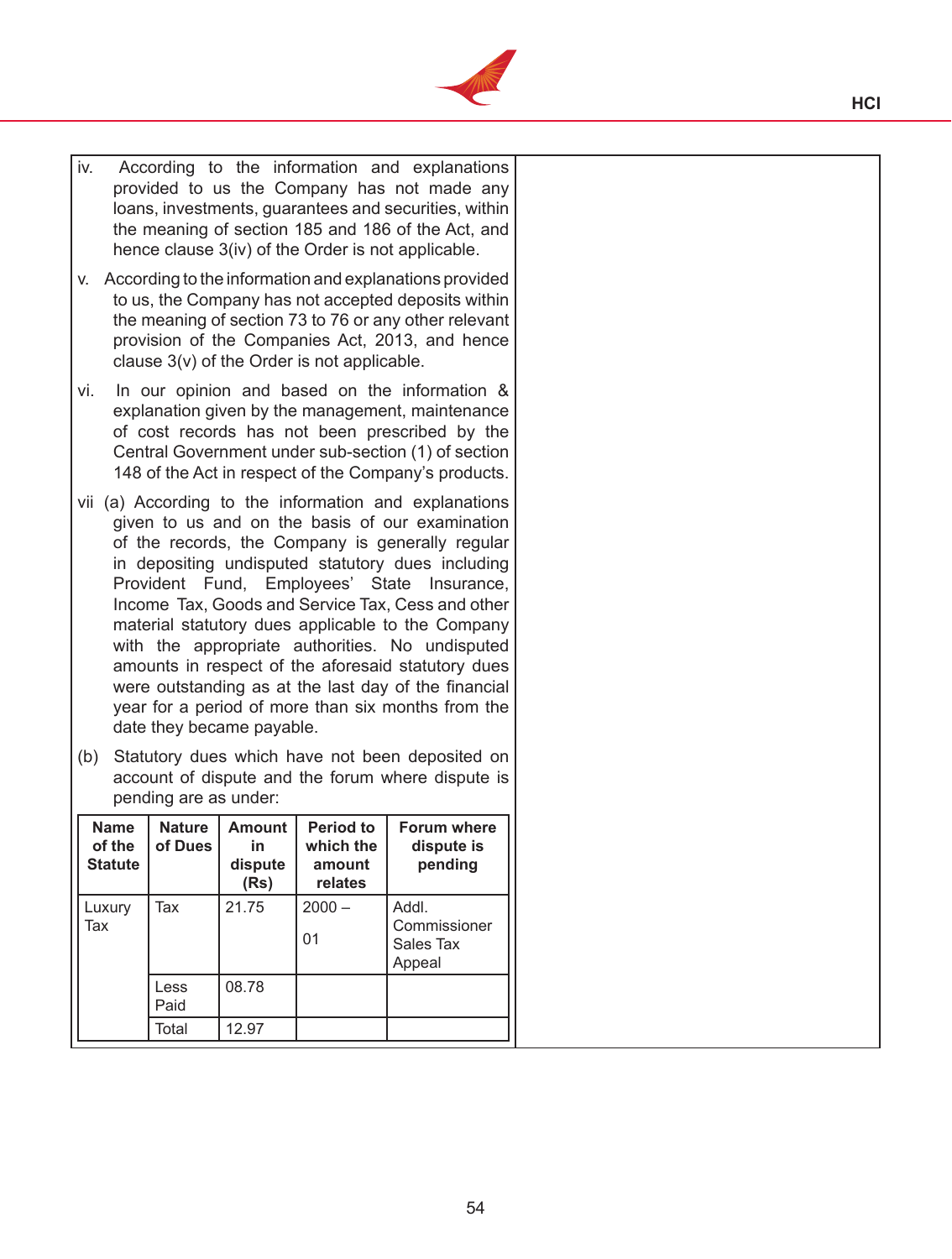iv. According to the information and explanations provided to us the Company has not made any loans, investments, guarantees and securities, within the meaning of section 185 and 186 of the Act, and hence clause 3(iv) of the Order is not applicable.

v. According to the information and explanations provided to us, the Company has not accepted deposits within the meaning of section 73 to 76 or any other relevant provision of the Companies Act, 2013, and hence clause 3(v) of the Order is not applicable.

vi. In our opinion and based on the information & explanation given by the management, maintenance of cost records has not been prescribed by the Central Government under sub-section (1) of section 148 of the Act in respect of the Company's products.

vii (a) According to the information and explanations given to us and on the basis of our examination of the records, the Company is generally regular in depositing undisputed statutory dues including Provident Fund, Employees' State Insurance, Income Tax, Goods and Service Tax, Cess and other material statutory dues applicable to the Company with the appropriate authorities. No undisputed amounts in respect of the aforesaid statutory dues were outstanding as at the last day of the financial year for a period of more than six months from the date they became payable.

(b) Statutory dues which have not been deposited on account of dispute and the forum where dispute is pending are as under:

| Name of the Statute | Nature of Dues | Amount in dispute (Rs) | Period to which the amount relates | Forum where dispute is pending |
|---|---|---|---|---|
| Luxury Tax | Tax | 21.75 | 2000 – 01 | Addl. Commissioner Sales Tax Appeal |
| | Less Paid | 08.78 | | |
| | Total | 12.97 | | |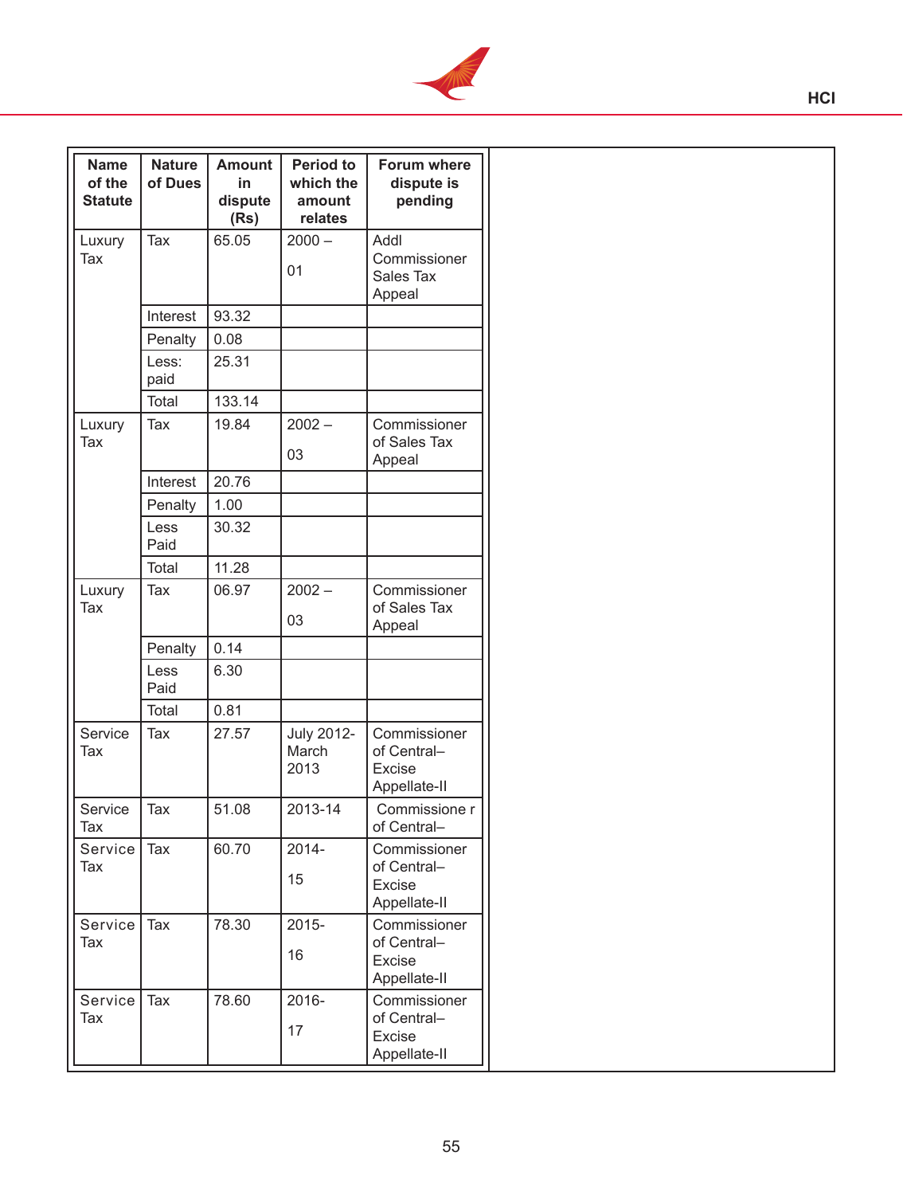| Name of the Statute | Nature of Dues | Amount in dispute (Rs) | Period to which the amount relates | Forum where dispute is pending |
|---|---|---|---|---|
| Luxury Tax | Tax | 65.05 | 2000 – 01 | Addl Commissioner Sales Tax Appeal |
| | Interest | 93.32 | | |
| | Penalty | 0.08 | | |
| | Less: paid | 25.31 | | |
| | Total | 133.14 | | |
| Luxury Tax | Tax | 19.84 | 2002 – 03 | Commissioner of Sales Tax Appeal |
| | Interest | 20.76 | | |
| | Penalty | 1.00 | | |
| | Less Paid | 30.32 | | |
| | Total | 11.28 | | |
| Luxury Tax | Tax | 06.97 | 2002 – 03 | Commissioner of Sales Tax Appeal |
| | Penalty | 0.14 | | |
| | Less Paid | 6.30 | | |
| | Total | 0.81 | | |
| Service Tax | Tax | 27.57 | July 2012- March 2013 | Commissioner of Central– Excise Appellate-II |
| Service Tax | Tax | 51.08 | 2013-14 | Commissione r of Central– |
| Service Tax | Tax | 60.70 | 2014- 15 | Commissioner of Central– Excise Appellate-II |
| Service Tax | Tax | 78.30 | 2015- 16 | Commissioner of Central– Excise Appellate-II |
| Service Tax | Tax | 78.60 | 2016- 17 | Commissioner of Central– Excise Appellate-II |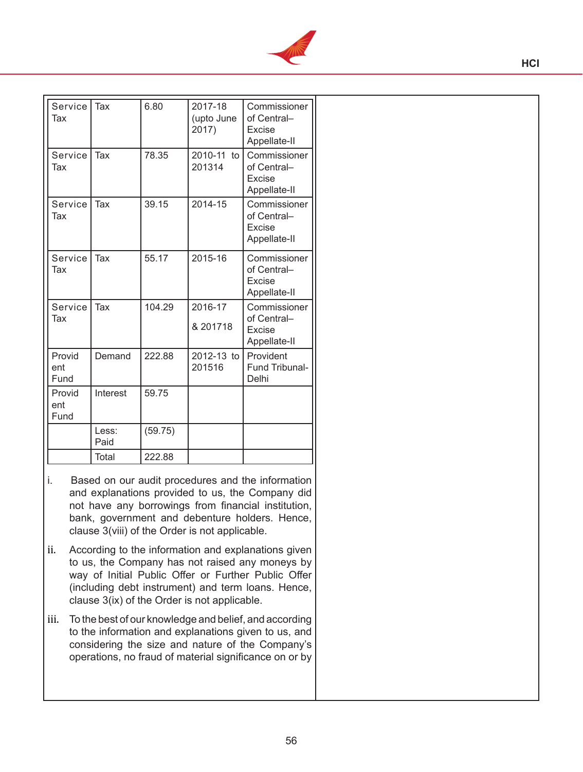| Service Tax | Tax | 6.80 | 2017-18 (upto June 2017) | Commissioner of Central–Excise Appellate-II |
|---|---|---|---|---|
| Service Tax | Tax | 78.35 | 2010-11 to 201314 | Commissioner of Central–Excise Appellate-II |
| Service Tax | Tax | 39.15 | 2014-15 | Commissioner of Central–Excise Appellate-II |
| Service Tax | Tax | 55.17 | 2015-16 | Commissioner of Central–Excise Appellate-II |
| Service Tax | Tax | 104.29 | 2016-17 & 201718 | Commissioner of Central–Excise Appellate-II |
| Provident Fund | Demand | 222.88 | 2012-13 to 201516 | Provident Fund Tribunal-Delhi |
| Provident Fund | Interest | 59.75 | | |
| | Less: Paid | (59.75) | | |
| | Total | 222.88 | | |

i. Based on our audit procedures and the information and explanations provided to us, the Company did not have any borrowings from financial institution, bank, government and debenture holders. Hence, clause 3(viii) of the Order is not applicable.

ii. According to the information and explanations given to us, the Company has not raised any moneys by way of Initial Public Offer or Further Public Offer (including debt instrument) and term loans. Hence, clause 3(ix) of the Order is not applicable.

iii. To the best of our knowledge and belief, and according to the information and explanations given to us, and considering the size and nature of the Company's operations, no fraud of material significance on or by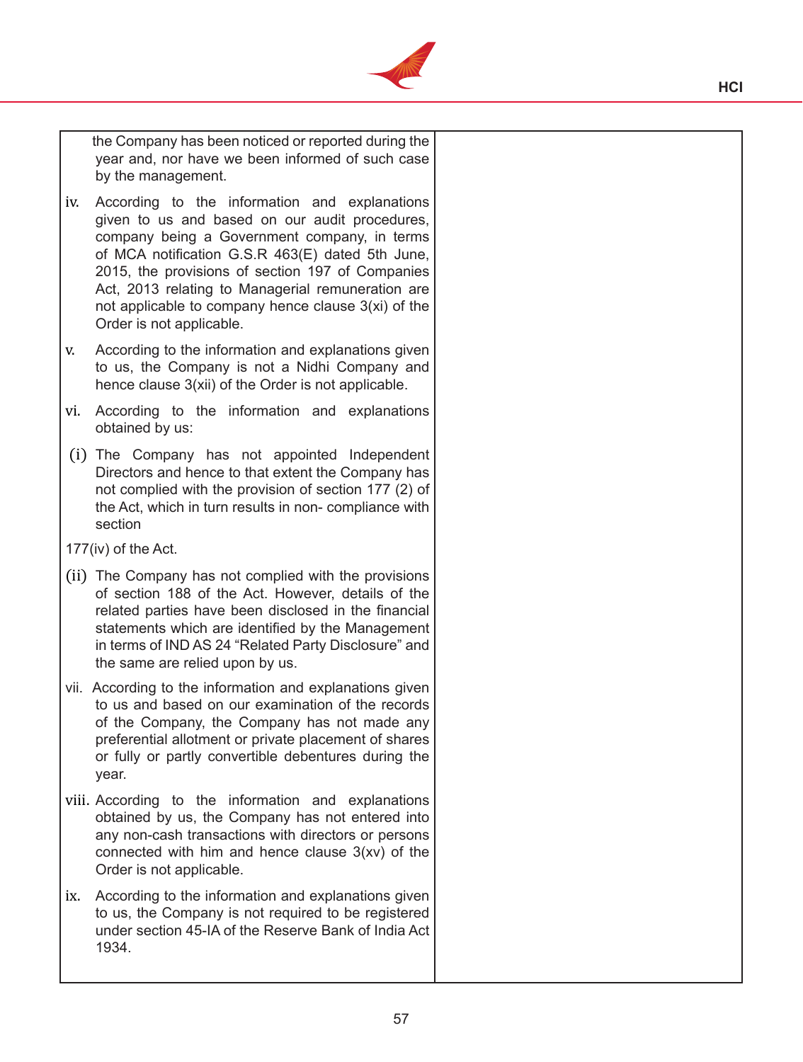the Company has been noticed or reported during the year and, nor have we been informed of such case by the management.

iv. According to the information and explanations given to us and based on our audit procedures, company being a Government company, in terms of MCA notification G.S.R 463(E) dated 5th June, 2015, the provisions of section 197 of Companies Act, 2013 relating to Managerial remuneration are not applicable to company hence clause 3(xi) of the Order is not applicable.

v. According to the information and explanations given to us, the Company is not a Nidhi Company and hence clause 3(xii) of the Order is not applicable.

vi. According to the information and explanations obtained by us:

(i) The Company has not appointed Independent Directors and hence to that extent the Company has not complied with the provision of section 177 (2) of the Act, which in turn results in non- compliance with section

177(iv) of the Act.

(ii) The Company has not complied with the provisions of section 188 of the Act. However, details of the related parties have been disclosed in the financial statements which are identified by the Management in terms of IND AS 24 "Related Party Disclosure" and the same are relied upon by us.

vii. According to the information and explanations given to us and based on our examination of the records of the Company, the Company has not made any preferential allotment or private placement of shares or fully or partly convertible debentures during the year.

viii. According to the information and explanations obtained by us, the Company has not entered into any non-cash transactions with directors or persons connected with him and hence clause 3(xv) of the Order is not applicable.

ix. According to the information and explanations given to us, the Company is not required to be registered under section 45-IA of the Reserve Bank of India Act 1934.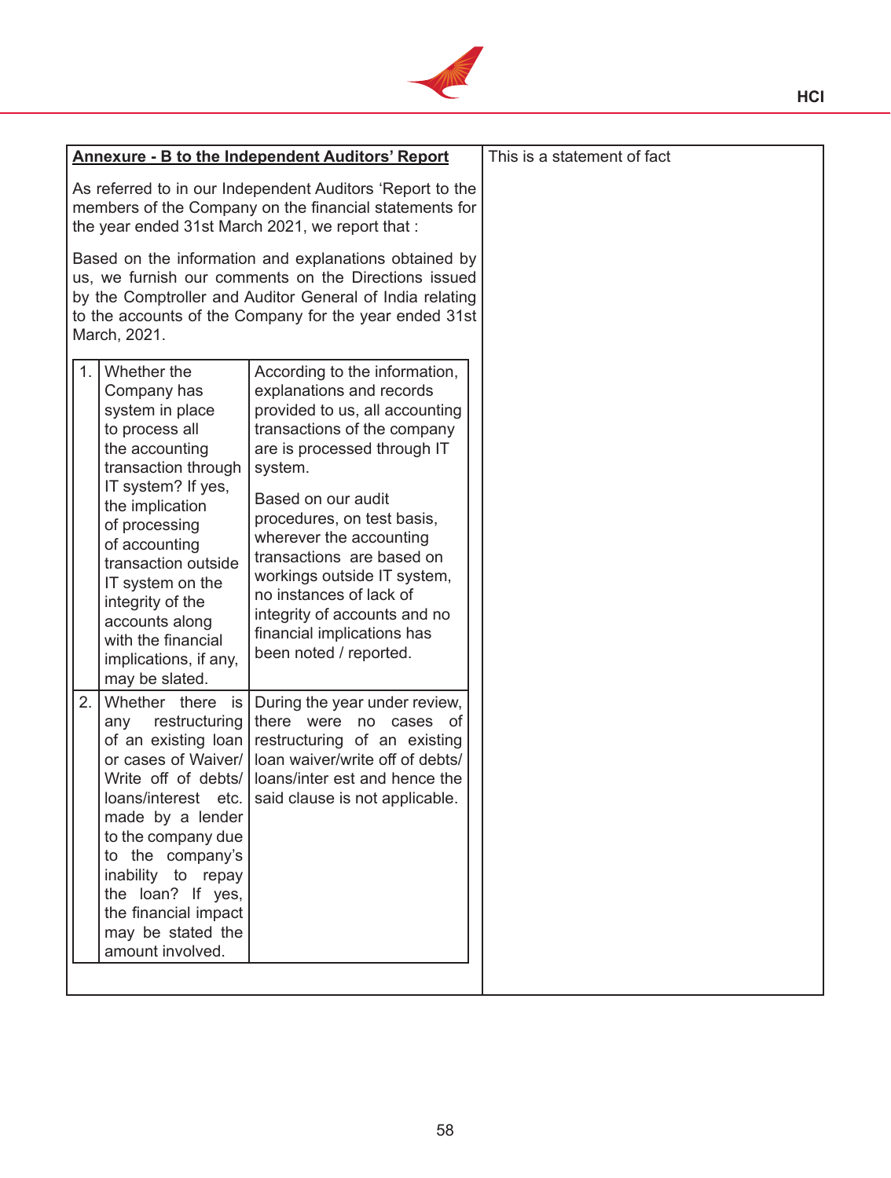| **Annexure - B to the Independent Auditors' Report** | This is a statement of fact |
|---|---|
| As referred to in our Independent Auditors 'Report to the members of the Company on the financial statements for the year ended 31st March 2021, we report that :<br><br>Based on the information and explanations obtained by us, we furnish our comments on the Directions issued by the Comptroller and Auditor General of India relating to the accounts of the Company for the year ended 31st March, 2021. | |

| | | |
|---|---|---|
| 1. | Whether the Company has system in place to process all the accounting transaction through IT system? If yes, the implication of processing of accounting transaction outside IT system on the integrity of the accounts along with the financial implications, if any, may be slated. | According to the information, explanations and records provided to us, all accounting transactions of the company are is processed through IT system.<br><br>Based on our audit procedures, on test basis, wherever the accounting transactions are based on workings outside IT system, no instances of lack of integrity of accounts and no financial implications has been noted / reported. |
| 2. | Whether there is any restructuring of an existing loan or cases of Waiver/ Write off of debts/ loans/interest etc. made by a lender to the company due to the company's inability to repay the loan? If yes, the financial impact may be stated the amount involved. | During the year under review, there were no cases of restructuring of an existing loan waiver/write off of debts/ loans/inter est and hence the said clause is not applicable. |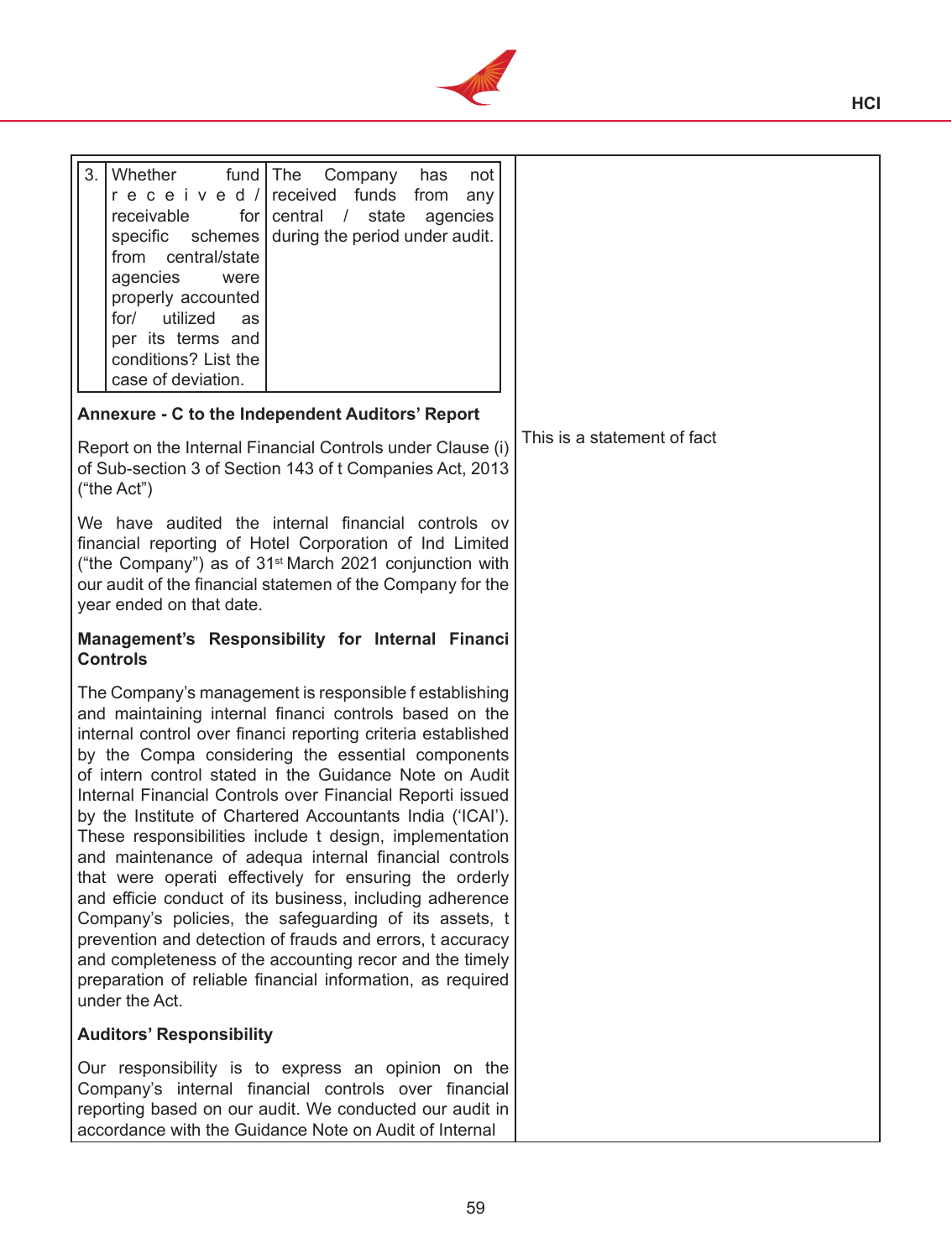| | |
|---|---|
| 3. Whether fund received / receivable for specific schemes from central/state agencies were properly accounted for/ utilized as per its terms and conditions? List the case of deviation. — The Company has not received funds from any central / state agencies during the period under audit. | |
| **Annexure - C to the Independent Auditors' Report**<br><br>Report on the Internal Financial Controls under Clause (i) of Sub-section 3 of Section 143 of t Companies Act, 2013 ("the Act")<br><br>We have audited the internal financial controls ov financial reporting of Hotel Corporation of Ind Limited ("the Company") as of 31st March 2021 conjunction with our audit of the financial statemen of the Company for the year ended on that date.<br><br>**Management's Responsibility for Internal Financi Controls**<br><br>The Company's management is responsible f establishing and maintaining internal financi controls based on the internal control over financi reporting criteria established by the Compa considering the essential components of intern control stated in the Guidance Note on Audit Internal Financial Controls over Financial Reporti issued by the Institute of Chartered Accountants India ('ICAI'). These responsibilities include t design, implementation and maintenance of adequa internal financial controls that were operati effectively for ensuring the orderly and efficie conduct of its business, including adherence Company's policies, the safeguarding of its assets, t prevention and detection of frauds and errors, t accuracy and completeness of the accounting recor and the timely preparation of reliable financial information, as required under the Act.<br><br>**Auditors' Responsibility**<br><br>Our responsibility is to express an opinion on the Company's internal financial controls over financial reporting based on our audit. We conducted our audit in accordance with the Guidance Note on Audit of Internal | This is a statement of fact |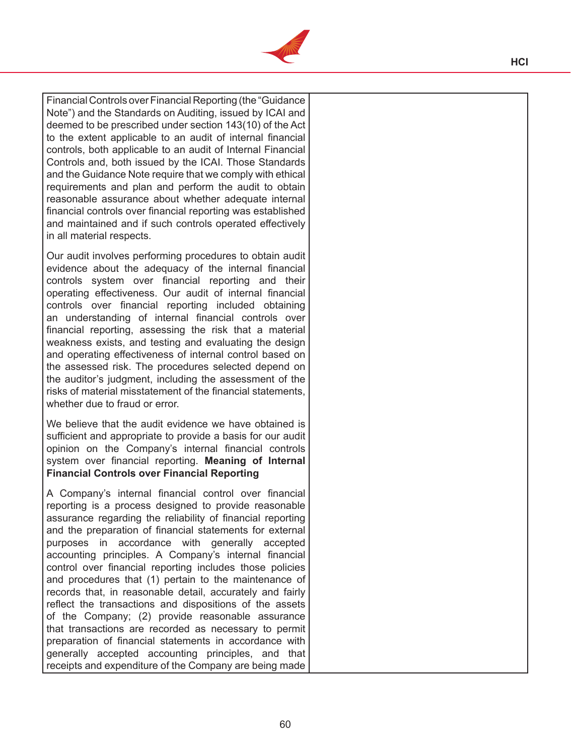| | |
|---|---|
| Financial Controls over Financial Reporting (the "Guidance Note") and the Standards on Auditing, issued by ICAI and deemed to be prescribed under section 143(10) of the Act to the extent applicable to an audit of internal financial controls, both applicable to an audit of Internal Financial Controls and, both issued by the ICAI. Those Standards and the Guidance Note require that we comply with ethical requirements and plan and perform the audit to obtain reasonable assurance about whether adequate internal financial controls over financial reporting was established and maintained and if such controls operated effectively in all material respects.<br><br>Our audit involves performing procedures to obtain audit evidence about the adequacy of the internal financial controls system over financial reporting and their operating effectiveness. Our audit of internal financial controls over financial reporting included obtaining an understanding of internal financial controls over financial reporting, assessing the risk that a material weakness exists, and testing and evaluating the design and operating effectiveness of internal control based on the assessed risk. The procedures selected depend on the auditor's judgment, including the assessment of the risks of material misstatement of the financial statements, whether due to fraud or error.<br><br>We believe that the audit evidence we have obtained is sufficient and appropriate to provide a basis for our audit opinion on the Company's internal financial controls system over financial reporting. **Meaning of Internal Financial Controls over Financial Reporting**<br><br>A Company's internal financial control over financial reporting is a process designed to provide reasonable assurance regarding the reliability of financial reporting and the preparation of financial statements for external purposes in accordance with generally accepted accounting principles. A Company's internal financial control over financial reporting includes those policies and procedures that (1) pertain to the maintenance of records that, in reasonable detail, accurately and fairly reflect the transactions and dispositions of the assets of the Company; (2) provide reasonable assurance that transactions are recorded as necessary to permit preparation of financial statements in accordance with generally accepted accounting principles, and that receipts and expenditure of the Company are being made | |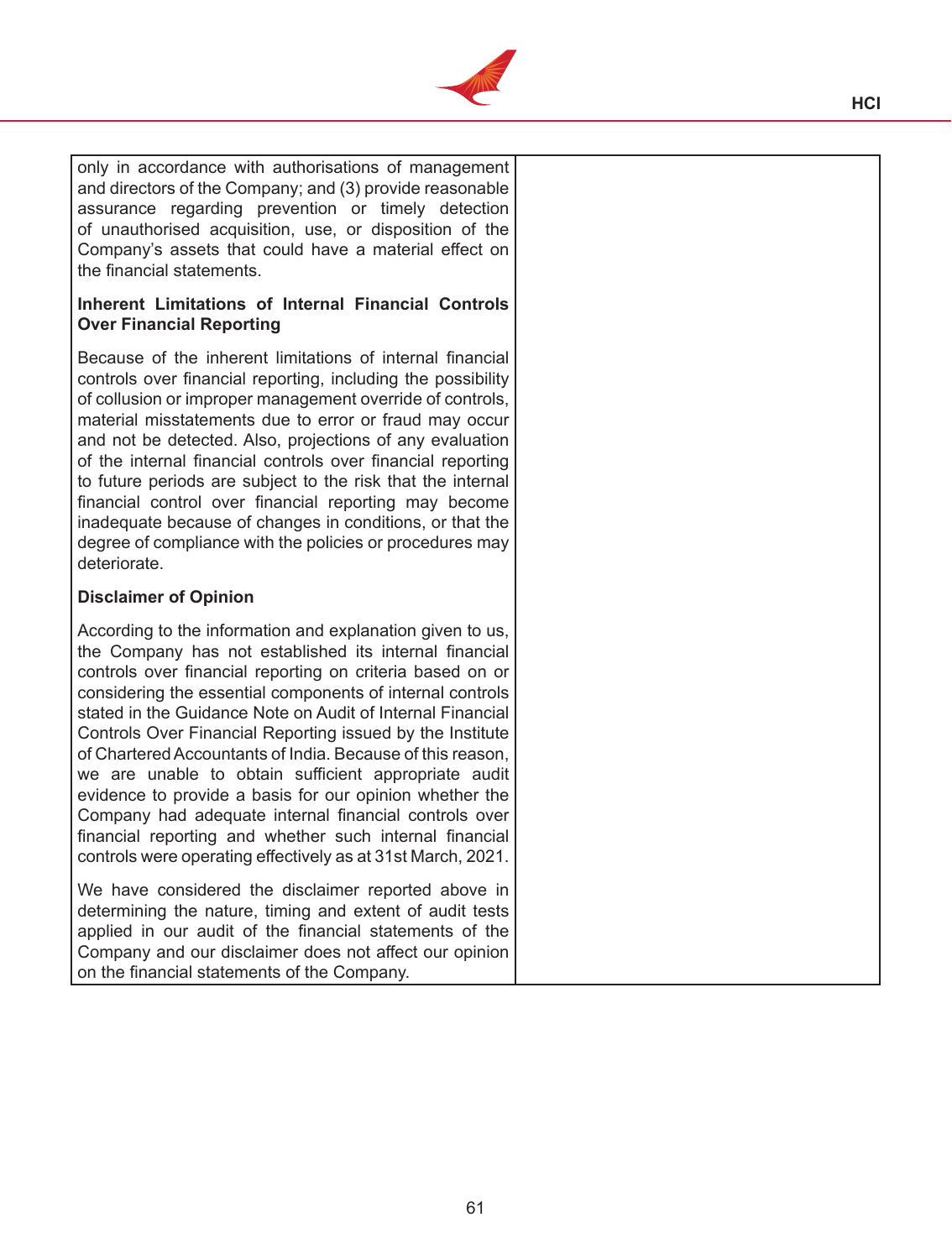only in accordance with authorisations of management and directors of the Company; and (3) provide reasonable assurance regarding prevention or timely detection of unauthorised acquisition, use, or disposition of the Company's assets that could have a material effect on the financial statements.

**Inherent Limitations of Internal Financial Controls Over Financial Reporting**

Because of the inherent limitations of internal financial controls over financial reporting, including the possibility of collusion or improper management override of controls, material misstatements due to error or fraud may occur and not be detected. Also, projections of any evaluation of the internal financial controls over financial reporting to future periods are subject to the risk that the internal financial control over financial reporting may become inadequate because of changes in conditions, or that the degree of compliance with the policies or procedures may deteriorate.

**Disclaimer of Opinion**

According to the information and explanation given to us, the Company has not established its internal financial controls over financial reporting on criteria based on or considering the essential components of internal controls stated in the Guidance Note on Audit of Internal Financial Controls Over Financial Reporting issued by the Institute of Chartered Accountants of India. Because of this reason, we are unable to obtain sufficient appropriate audit evidence to provide a basis for our opinion whether the Company had adequate internal financial controls over financial reporting and whether such internal financial controls were operating effectively as at 31st March, 2021.

We have considered the disclaimer reported above in determining the nature, timing and extent of audit tests applied in our audit of the financial statements of the Company and our disclaimer does not affect our opinion on the financial statements of the Company.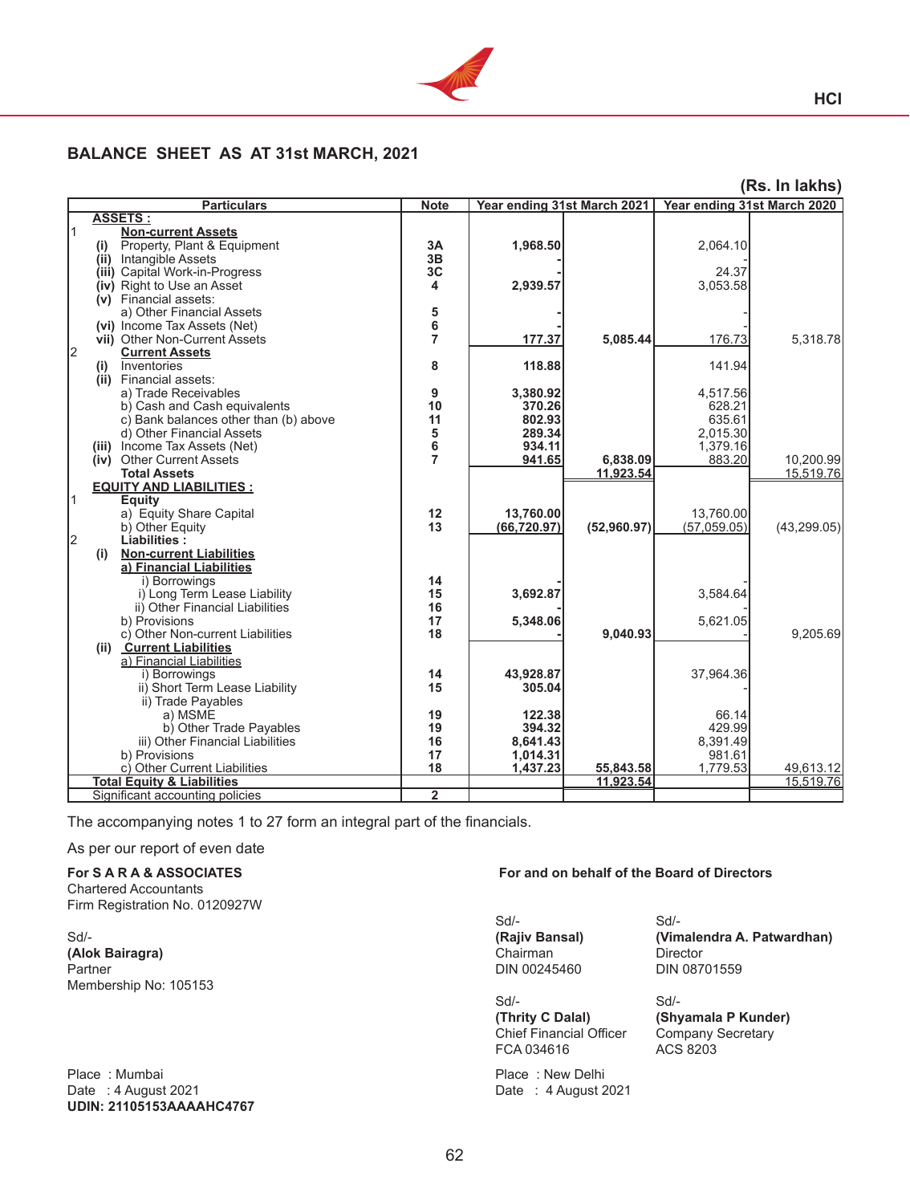## BALANCE SHEET AS AT 31st MARCH, 2021

**(Rs. In lakhs)**

| | Particulars | Note | Year ending 31st March 2021 | | Year ending 31st March 2020 | |
|---|---|---|---|---|---|---|
| | **ASSETS :** | | | | | |
| 1 | **Non-current Assets** | | | | | |
| | (i) Property, Plant & Equipment | 3A | 1,968.50 | | 2,064.10 | |
| | (ii) Intangible Assets | 3B | - | | - | |
| | (iii) Capital Work-in-Progress | 3C | - | | 24.37 | |
| | (iv) Right to Use an Asset | 4 | 2,939.57 | | 3,053.58 | |
| | (v) Financial assets: | | | | | |
| | a) Other Financial Assets | 5 | - | | - | |
| | (vi) Income Tax Assets (Net) | 6 | - | | - | |
| | vii) Other Non-Current Assets | 7 | 177.37 | 5,085.44 | 176.73 | 5,318.78 |
| 2 | **Current Assets** | | | | | |
| | (i) Inventories | 8 | 118.88 | | 141.94 | |
| | (ii) Financial assets: | | | | | |
| | a) Trade Receivables | 9 | 3,380.92 | | 4,517.56 | |
| | b) Cash and Cash equivalents | 10 | 370.26 | | 628.21 | |
| | c) Bank balances other than (b) above | 11 | 802.93 | | 635.61 | |
| | d) Other Financial Assets | 5 | 289.34 | | 2,015.30 | |
| | (iii) Income Tax Assets (Net) | 6 | 934.11 | | 1,379.16 | |
| | (iv) Other Current Assets | 7 | 941.65 | 6,838.09 | 883.20 | 10,200.99 |
| | **Total Assets** | | | 11,923.54 | | 15,519.76 |
| | **EQUITY AND LIABILITIES :** | | | | | |
| 1 | **Equity** | | | | | |
| | a) Equity Share Capital | 12 | 13,760.00 | | 13,760.00 | |
| | b) Other Equity | 13 | (66,720.97) | (52,960.97) | (57,059.05) | (43,299.05) |
| 2 | **Liabilities :** | | | | | |
| | (i) **Non-current Liabilities** | | | | | |
| | **a) Financial Liabilities** | | | | | |
| | i) Borrowings | 14 | - | | - | |
| | i) Long Term Lease Liability | 15 | 3,692.87 | | 3,584.64 | |
| | ii) Other Financial Liabilities | 16 | - | | - | |
| | b) Provisions | 17 | 5,348.06 | | 5,621.05 | |
| | c) Other Non-current Liabilities | 18 | - | 9,040.93 | - | 9,205.69 |
| | (ii) **Current Liabilities** | | | | | |
| | a) Financial Liabilities | | | | | |
| | i) Borrowings | 14 | 43,928.87 | | 37,964.36 | |
| | ii) Short Term Lease Liability | 15 | 305.04 | | - | |
| | ii) Trade Payables | | | | | |
| | a) MSME | 19 | 122.38 | | 66.14 | |
| | b) Other Trade Payables | 19 | 394.32 | | 429.99 | |
| | iii) Other Financial Liabilities | 16 | 8,641.43 | | 8,391.49 | |
| | b) Provisions | 17 | 1,014.31 | | 981.61 | |
| | c) Other Current Liabilities | 18 | 1,437.23 | 55,843.58 | 1,779.53 | 49,613.12 |
| | **Total Equity & Liabilities** | | | 11,923.54 | | 15,519.76 |
| | Significant accounting policies | 2 | | | | |

The accompanying notes 1 to 27 form an integral part of the financials.

As per our report of even date

**For S A R A & ASSOCIATES**
Chartered Accountants
Firm Registration No. 0120927W

Sd/-
**(Alok Bairagra)**
Partner
Membership No: 105153

Place : Mumbai
Date : 4 August 2021
**UDIN: 21105153AAAAHC4767**

**For and on behalf of the Board of Directors**

Sd/-
**(Rajiv Bansal)**
Chairman
DIN 00245460

Sd/-
**(Vimalendra A. Patwardhan)**
Director
DIN 08701559

Sd/-
**(Thrity C Dalal)**
Chief Financial Officer
FCA 034616

Sd/-
**(Shyamala P Kunder)**
Company Secretary
ACS 8203

Place : New Delhi
Date : 4 August 2021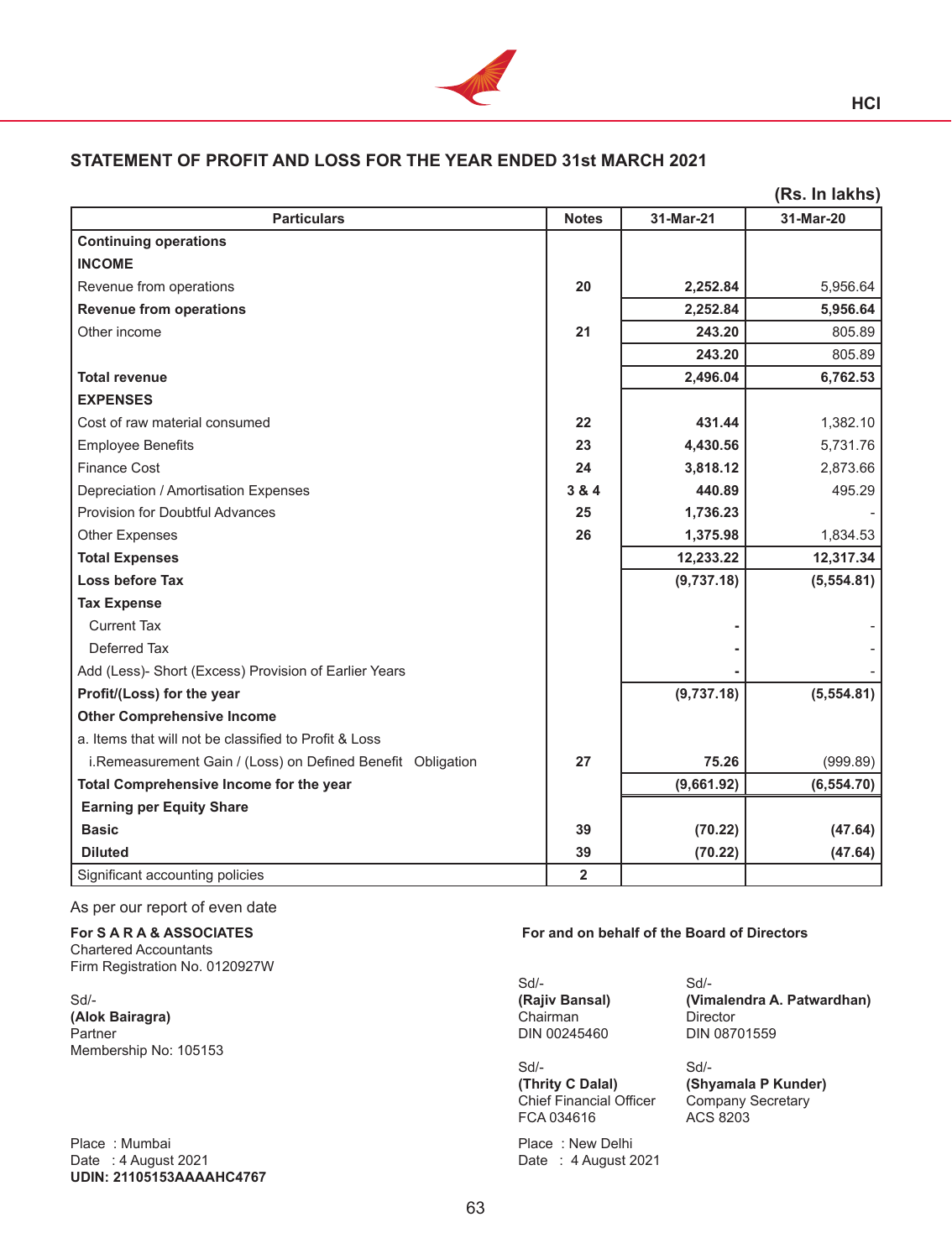## STATEMENT OF PROFIT AND LOSS FOR THE YEAR ENDED 31st MARCH 2021

(Rs. In lakhs)

| Particulars | Notes | 31-Mar-21 | 31-Mar-20 |
|---|---|---|---|
| **Continuing operations** | | | |
| **INCOME** | | | |
| Revenue from operations | 20 | 2,252.84 | 5,956.64 |
| **Revenue from operations** | | 2,252.84 | 5,956.64 |
| Other income | 21 | 243.20 | 805.89 |
| | | 243.20 | 805.89 |
| **Total revenue** | | 2,496.04 | 6,762.53 |
| **EXPENSES** | | | |
| Cost of raw material consumed | 22 | 431.44 | 1,382.10 |
| Employee Benefits | 23 | 4,430.56 | 5,731.76 |
| Finance Cost | 24 | 3,818.12 | 2,873.66 |
| Depreciation / Amortisation Expenses | 3 & 4 | 440.89 | 495.29 |
| Provision for Doubtful Advances | 25 | 1,736.23 | - |
| Other Expenses | 26 | 1,375.98 | 1,834.53 |
| **Total Expenses** | | 12,233.22 | 12,317.34 |
| **Loss before Tax** | | (9,737.18) | (5,554.81) |
| **Tax Expense** | | | |
| Current Tax | | - | - |
| Deferred Tax | | - | - |
| Add (Less)- Short (Excess) Provision of Earlier Years | | - | - |
| **Profit/(Loss) for the year** | | (9,737.18) | (5,554.81) |
| **Other Comprehensive Income** | | | |
| a. Items that will not be classified to Profit & Loss | | | |
| i.Remeasurement Gain / (Loss) on Defined Benefit Obligation | 27 | 75.26 | (999.89) |
| **Total Comprehensive Income for the year** | | (9,661.92) | (6,554.70) |
| **Earning per Equity Share** | | | |
| **Basic** | 39 | (70.22) | (47.64) |
| **Diluted** | 39 | (70.22) | (47.64) |
| Significant accounting policies | 2 | | |

As per our report of even date

**For S A R A & ASSOCIATES**
Chartered Accountants
Firm Registration No. 0120927W

Sd/-
**(Alok Bairagra)**
Partner
Membership No: 105153

Place : Mumbai
Date : 4 August 2021
**UDIN: 21105153AAAAHC4767**

**For and on behalf of the Board of Directors**

Sd/-
**(Rajiv Bansal)**
Chairman
DIN 00245460

Sd/-
**(Vimalendra A. Patwardhan)**
Director
DIN 08701559

Sd/-
**(Thrity C Dalal)**
Chief Financial Officer
FCA 034616

Sd/-
**(Shyamala P Kunder)**
Company Secretary
ACS 8203

Place : New Delhi
Date : 4 August 2021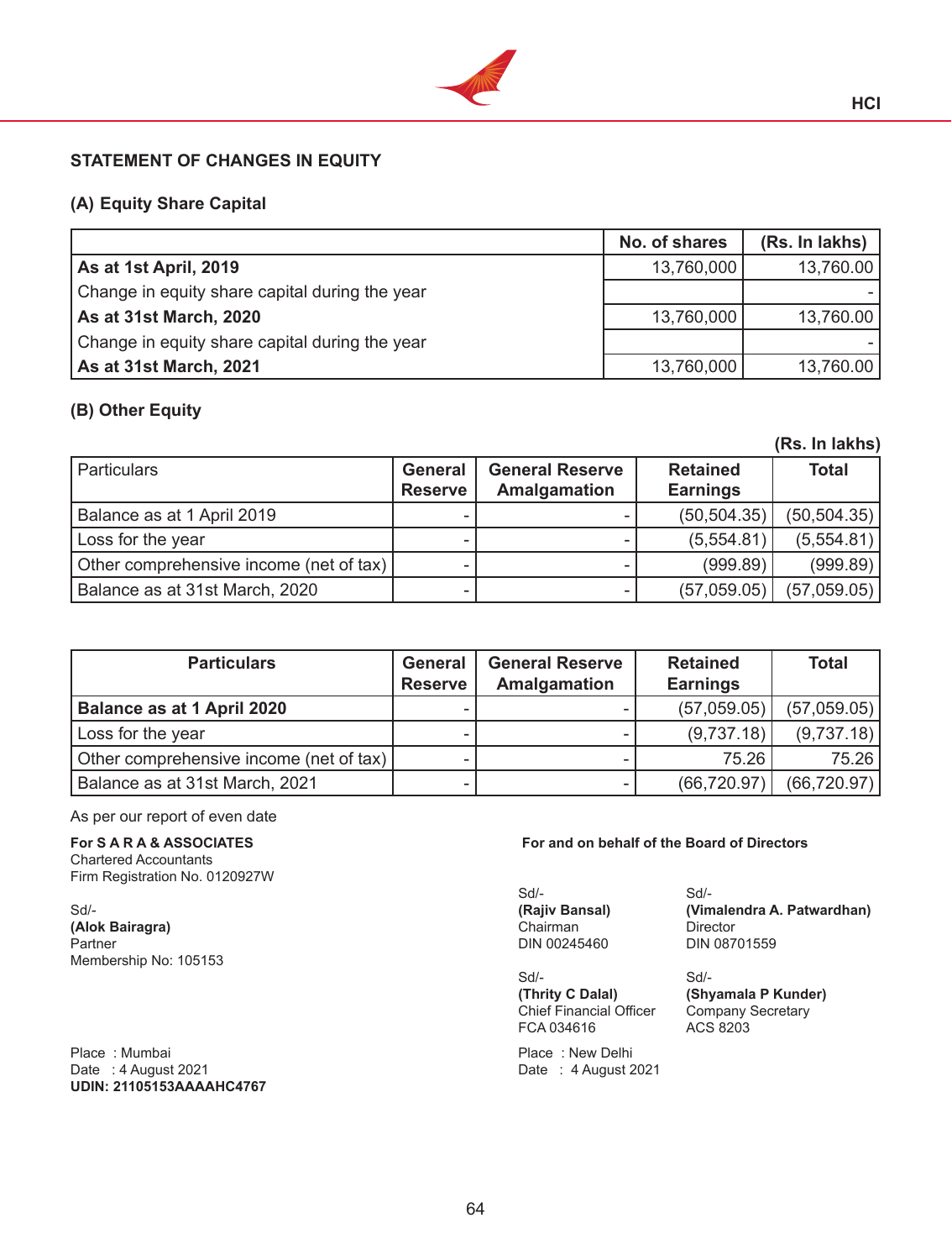## STATEMENT OF CHANGES IN EQUITY

### (A) Equity Share Capital

| | No. of shares | (Rs. In lakhs) |
|---|---|---|
| **As at 1st April, 2019** | 13,760,000 | 13,760.00 |
| Change in equity share capital during the year | | - |
| **As at 31st March, 2020** | 13,760,000 | 13,760.00 |
| Change in equity share capital during the year | | - |
| **As at 31st March, 2021** | 13,760,000 | 13,760.00 |

### (B) Other Equity

**(Rs. In lakhs)**

| Particulars | General Reserve | General Reserve Amalgamation | Retained Earnings | Total |
|---|---|---|---|---|
| Balance as at 1 April 2019 | - | - | (50,504.35) | (50,504.35) |
| Loss for the year | - | - | (5,554.81) | (5,554.81) |
| Other comprehensive income (net of tax) | - | - | (999.89) | (999.89) |
| Balance as at 31st March, 2020 | - | - | (57,059.05) | (57,059.05) |

| Particulars | General Reserve | General Reserve Amalgamation | Retained Earnings | Total |
|---|---|---|---|---|
| **Balance as at 1 April 2020** | - | - | (57,059.05) | (57,059.05) |
| Loss for the year | - | - | (9,737.18) | (9,737.18) |
| Other comprehensive income (net of tax) | - | - | 75.26 | 75.26 |
| Balance as at 31st March, 2021 | - | - | (66,720.97) | (66,720.97) |

As per our report of even date

**For S A R A & ASSOCIATES**
Chartered Accountants
Firm Registration No. 0120927W

Sd/-
**(Alok Bairagra)**
Partner
Membership No: 105153

Place : Mumbai
Date : 4 August 2021
**UDIN: 21105153AAAAHC4767**

**For and on behalf of the Board of Directors**

Sd/-
**(Rajiv Bansal)**
Chairman
DIN 00245460

Sd/-
**(Vimalendra A. Patwardhan)**
Director
DIN 08701559

Sd/-
**(Thrity C Dalal)**
Chief Financial Officer
FCA 034616

Sd/-
**(Shyamala P Kunder)**
Company Secretary
ACS 8203

Place : New Delhi
Date : 4 August 2021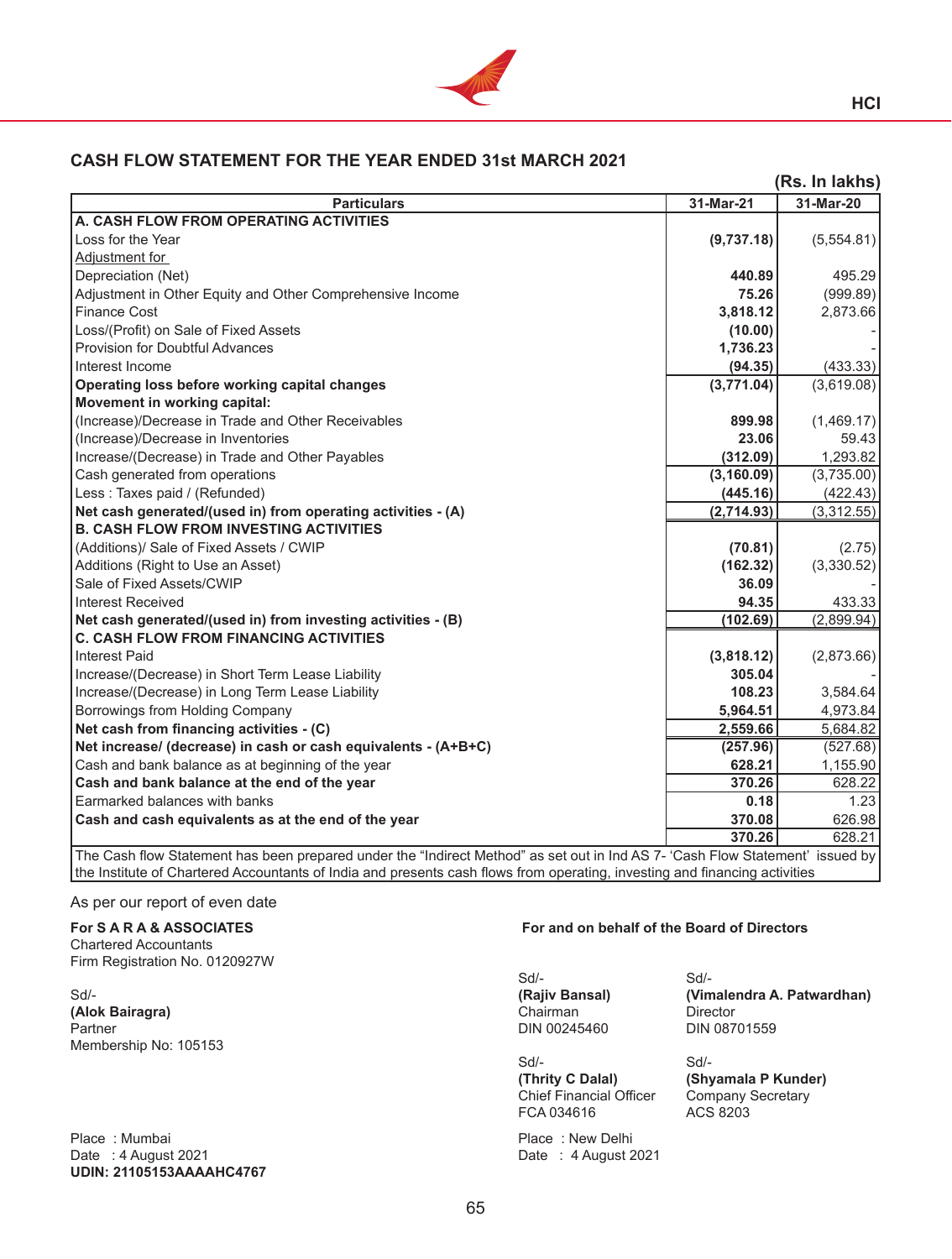## CASH FLOW STATEMENT FOR THE YEAR ENDED 31st MARCH 2021

(Rs. In lakhs)

| Particulars | 31-Mar-21 | 31-Mar-20 |
|---|---|---|
| **A. CASH FLOW FROM OPERATING ACTIVITIES** | | |
| Loss for the Year | **(9,737.18)** | (5,554.81) |
| Adjustment for | | |
| Depreciation (Net) | **440.89** | 495.29 |
| Adjustment in Other Equity and Other Comprehensive Income | **75.26** | (999.89) |
| Finance Cost | **3,818.12** | 2,873.66 |
| Loss/(Profit) on Sale of Fixed Assets | **(10.00)** | - |
| Provision for Doubtful Advances | **1,736.23** | - |
| Interest Income | **(94.35)** | (433.33) |
| **Operating loss before working capital changes** | **(3,771.04)** | (3,619.08) |
| **Movement in working capital:** | | |
| (Increase)/Decrease in Trade and Other Receivables | **899.98** | (1,469.17) |
| (Increase)/Decrease in Inventories | **23.06** | 59.43 |
| Increase/(Decrease) in Trade and Other Payables | **(312.09)** | 1,293.82 |
| Cash generated from operations | **(3,160.09)** | (3,735.00) |
| Less : Taxes paid / (Refunded) | **(445.16)** | (422.43) |
| **Net cash generated/(used in) from operating activities - (A)** | **(2,714.93)** | (3,312.55) |
| **B. CASH FLOW FROM INVESTING ACTIVITIES** | | |
| (Additions)/ Sale of Fixed Assets / CWIP | **(70.81)** | (2.75) |
| Additions (Right to Use an Asset) | **(162.32)** | (3,330.52) |
| Sale of Fixed Assets/CWIP | **36.09** | - |
| Interest Received | **94.35** | 433.33 |
| **Net cash generated/(used in) from investing activities - (B)** | **(102.69)** | (2,899.94) |
| **C. CASH FLOW FROM FINANCING ACTIVITIES** | | |
| Interest Paid | **(3,818.12)** | (2,873.66) |
| Increase/(Decrease) in Short Term Lease Liability | **305.04** | - |
| Increase/(Decrease) in Long Term Lease Liability | **108.23** | 3,584.64 |
| Borrowings from Holding Company | **5,964.51** | 4,973.84 |
| **Net cash from financing activities - (C)** | **2,559.66** | 5,684.82 |
| **Net increase/ (decrease) in cash or cash equivalents - (A+B+C)** | **(257.96)** | (527.68) |
| Cash and bank balance as at beginning of the year | **628.21** | 1,155.90 |
| **Cash and bank balance at the end of the year** | **370.26** | 628.22 |
| Earmarked balances with banks | **0.18** | 1.23 |
| **Cash and cash equivalents as at the end of the year** | **370.08** | 626.98 |
| | **370.26** | 628.21 |

The Cash flow Statement has been prepared under the "Indirect Method" as set out in Ind AS 7- 'Cash Flow Statement' issued by the Institute of Chartered Accountants of India and presents cash flows from operating, investing and financing activities

As per our report of even date

**For S A R A & ASSOCIATES**
Chartered Accountants
Firm Registration No. 0120927W

Sd/-
**(Alok Bairagra)**
Partner
Membership No: 105153

Place : Mumbai
Date : 4 August 2021
**UDIN: 21105153AAAAHC4767**

**For and on behalf of the Board of Directors**

Sd/-
**(Rajiv Bansal)**
Chairman
DIN 00245460

Sd/-
**(Vimalendra A. Patwardhan)**
Director
DIN 08701559

Sd/-
**(Thrity C Dalal)**
Chief Financial Officer
FCA 034616

Sd/-
**(Shyamala P Kunder)**
Company Secretary
ACS 8203

Place : New Delhi
Date : 4 August 2021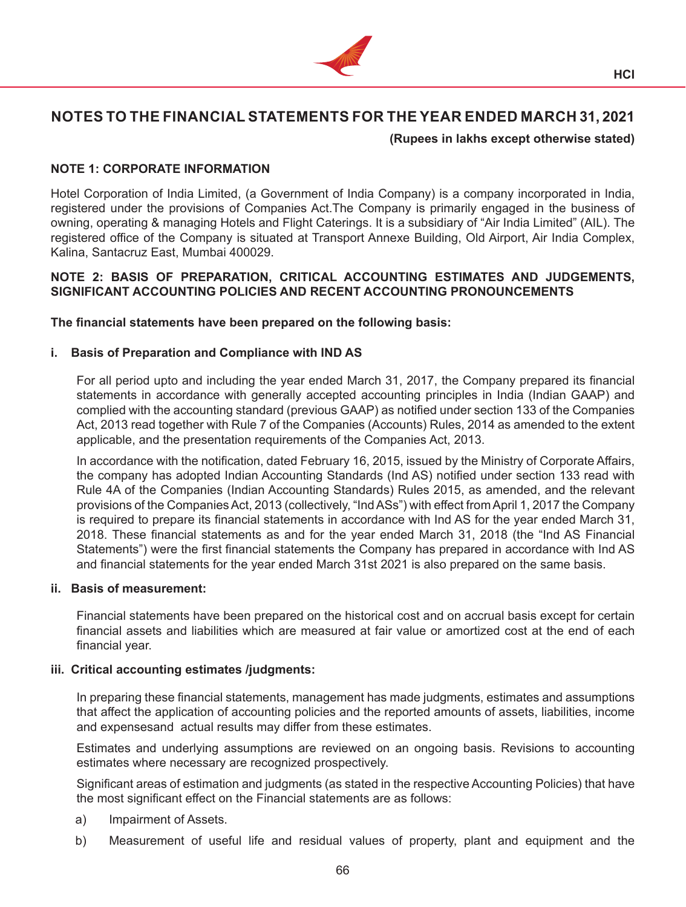# NOTES TO THE FINANCIAL STATEMENTS FOR THE YEAR ENDED MARCH 31, 2021

**(Rupees in lakhs except otherwise stated)**

## NOTE 1: CORPORATE INFORMATION

Hotel Corporation of India Limited, (a Government of India Company) is a company incorporated in India, registered under the provisions of Companies Act.The Company is primarily engaged in the business of owning, operating & managing Hotels and Flight Caterings. It is a subsidiary of "Air India Limited" (AIL). The registered office of the Company is situated at Transport Annexe Building, Old Airport, Air India Complex, Kalina, Santacruz East, Mumbai 400029.

## NOTE 2: BASIS OF PREPARATION, CRITICAL ACCOUNTING ESTIMATES AND JUDGEMENTS, SIGNIFICANT ACCOUNTING POLICIES AND RECENT ACCOUNTING PRONOUNCEMENTS

**The financial statements have been prepared on the following basis:**

### i. Basis of Preparation and Compliance with IND AS

For all period upto and including the year ended March 31, 2017, the Company prepared its financial statements in accordance with generally accepted accounting principles in India (Indian GAAP) and complied with the accounting standard (previous GAAP) as notified under section 133 of the Companies Act, 2013 read together with Rule 7 of the Companies (Accounts) Rules, 2014 as amended to the extent applicable, and the presentation requirements of the Companies Act, 2013.

In accordance with the notification, dated February 16, 2015, issued by the Ministry of Corporate Affairs, the company has adopted Indian Accounting Standards (Ind AS) notified under section 133 read with Rule 4A of the Companies (Indian Accounting Standards) Rules 2015, as amended, and the relevant provisions of the Companies Act, 2013 (collectively, "Ind ASs") with effect from April 1, 2017 the Company is required to prepare its financial statements in accordance with Ind AS for the year ended March 31, 2018. These financial statements as and for the year ended March 31, 2018 (the "Ind AS Financial Statements") were the first financial statements the Company has prepared in accordance with Ind AS and financial statements for the year ended March 31st 2021 is also prepared on the same basis.

### ii. Basis of measurement:

Financial statements have been prepared on the historical cost and on accrual basis except for certain financial assets and liabilities which are measured at fair value or amortized cost at the end of each financial year.

### iii. Critical accounting estimates /judgments:

In preparing these financial statements, management has made judgments, estimates and assumptions that affect the application of accounting policies and the reported amounts of assets, liabilities, income and expensesand actual results may differ from these estimates.

Estimates and underlying assumptions are reviewed on an ongoing basis. Revisions to accounting estimates where necessary are recognized prospectively.

Significant areas of estimation and judgments (as stated in the respective Accounting Policies) that have the most significant effect on the Financial statements are as follows:

a) Impairment of Assets.

b) Measurement of useful life and residual values of property, plant and equipment and the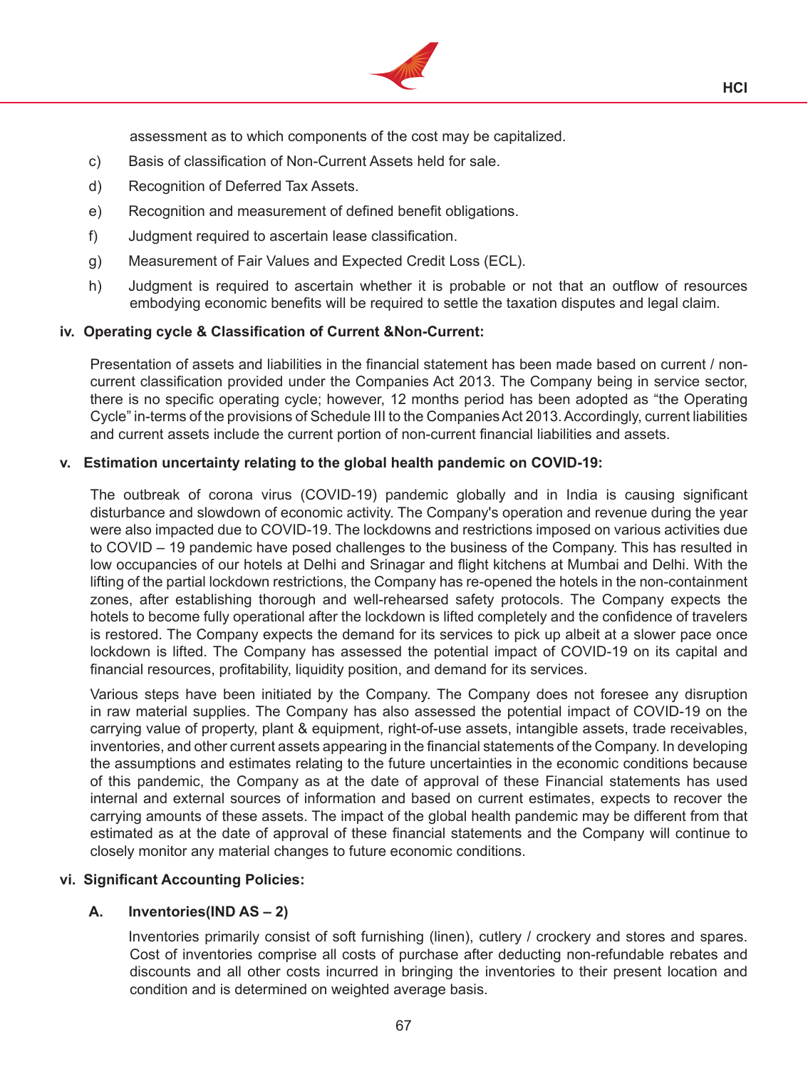assessment as to which components of the cost may be capitalized.

c) Basis of classification of Non-Current Assets held for sale.

d) Recognition of Deferred Tax Assets.

e) Recognition and measurement of defined benefit obligations.

f) Judgment required to ascertain lease classification.

g) Measurement of Fair Values and Expected Credit Loss (ECL).

h) Judgment is required to ascertain whether it is probable or not that an outflow of resources embodying economic benefits will be required to settle the taxation disputes and legal claim.

**iv. Operating cycle & Classification of Current &Non-Current:**

Presentation of assets and liabilities in the financial statement has been made based on current / non-current classification provided under the Companies Act 2013. The Company being in service sector, there is no specific operating cycle; however, 12 months period has been adopted as "the Operating Cycle" in-terms of the provisions of Schedule III to the Companies Act 2013. Accordingly, current liabilities and current assets include the current portion of non-current financial liabilities and assets.

**v. Estimation uncertainty relating to the global health pandemic on COVID-19:**

The outbreak of corona virus (COVID-19) pandemic globally and in India is causing significant disturbance and slowdown of economic activity. The Company's operation and revenue during the year were also impacted due to COVID-19. The lockdowns and restrictions imposed on various activities due to COVID – 19 pandemic have posed challenges to the business of the Company. This has resulted in low occupancies of our hotels at Delhi and Srinagar and flight kitchens at Mumbai and Delhi. With the lifting of the partial lockdown restrictions, the Company has re-opened the hotels in the non-containment zones, after establishing thorough and well-rehearsed safety protocols. The Company expects the hotels to become fully operational after the lockdown is lifted completely and the confidence of travelers is restored. The Company expects the demand for its services to pick up albeit at a slower pace once lockdown is lifted. The Company has assessed the potential impact of COVID-19 on its capital and financial resources, profitability, liquidity position, and demand for its services.

Various steps have been initiated by the Company. The Company does not foresee any disruption in raw material supplies. The Company has also assessed the potential impact of COVID-19 on the carrying value of property, plant & equipment, right-of-use assets, intangible assets, trade receivables, inventories, and other current assets appearing in the financial statements of the Company. In developing the assumptions and estimates relating to the future uncertainties in the economic conditions because of this pandemic, the Company as at the date of approval of these Financial statements has used internal and external sources of information and based on current estimates, expects to recover the carrying amounts of these assets. The impact of the global health pandemic may be different from that estimated as at the date of approval of these financial statements and the Company will continue to closely monitor any material changes to future economic conditions.

**vi. Significant Accounting Policies:**

**A. Inventories(IND AS – 2)**

Inventories primarily consist of soft furnishing (linen), cutlery / crockery and stores and spares. Cost of inventories comprise all costs of purchase after deducting non-refundable rebates and discounts and all other costs incurred in bringing the inventories to their present location and condition and is determined on weighted average basis.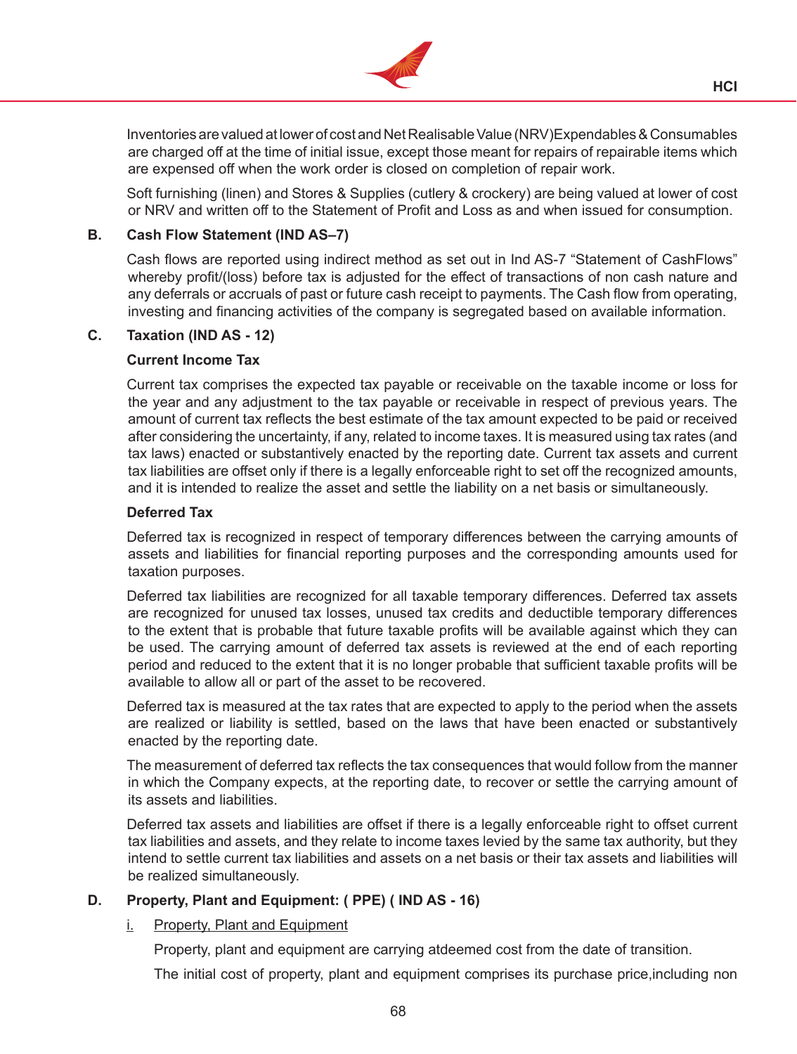Inventories are valued at lower of cost and Net Realisable Value (NRV)Expendables & Consumables are charged off at the time of initial issue, except those meant for repairs of repairable items which are expensed off when the work order is closed on completion of repair work.

Soft furnishing (linen) and Stores & Supplies (cutlery & crockery) are being valued at lower of cost or NRV and written off to the Statement of Profit and Loss as and when issued for consumption.

### B. Cash Flow Statement (IND AS–7)

Cash flows are reported using indirect method as set out in Ind AS-7 "Statement of CashFlows" whereby profit/(loss) before tax is adjusted for the effect of transactions of non cash nature and any deferrals or accruals of past or future cash receipt to payments. The Cash flow from operating, investing and financing activities of the company is segregated based on available information.

### C. Taxation (IND AS - 12)

**Current Income Tax**

Current tax comprises the expected tax payable or receivable on the taxable income or loss for the year and any adjustment to the tax payable or receivable in respect of previous years. The amount of current tax reflects the best estimate of the tax amount expected to be paid or received after considering the uncertainty, if any, related to income taxes. It is measured using tax rates (and tax laws) enacted or substantively enacted by the reporting date. Current tax assets and current tax liabilities are offset only if there is a legally enforceable right to set off the recognized amounts, and it is intended to realize the asset and settle the liability on a net basis or simultaneously.

**Deferred Tax**

Deferred tax is recognized in respect of temporary differences between the carrying amounts of assets and liabilities for financial reporting purposes and the corresponding amounts used for taxation purposes.

Deferred tax liabilities are recognized for all taxable temporary differences. Deferred tax assets are recognized for unused tax losses, unused tax credits and deductible temporary differences to the extent that is probable that future taxable profits will be available against which they can be used. The carrying amount of deferred tax assets is reviewed at the end of each reporting period and reduced to the extent that it is no longer probable that sufficient taxable profits will be available to allow all or part of the asset to be recovered.

Deferred tax is measured at the tax rates that are expected to apply to the period when the assets are realized or liability is settled, based on the laws that have been enacted or substantively enacted by the reporting date.

The measurement of deferred tax reflects the tax consequences that would follow from the manner in which the Company expects, at the reporting date, to recover or settle the carrying amount of its assets and liabilities.

Deferred tax assets and liabilities are offset if there is a legally enforceable right to offset current tax liabilities and assets, and they relate to income taxes levied by the same tax authority, but they intend to settle current tax liabilities and assets on a net basis or their tax assets and liabilities will be realized simultaneously.

### D. Property, Plant and Equipment: ( PPE) ( IND AS - 16)

i. Property, Plant and Equipment

Property, plant and equipment are carrying atdeemed cost from the date of transition.

The initial cost of property, plant and equipment comprises its purchase price,including non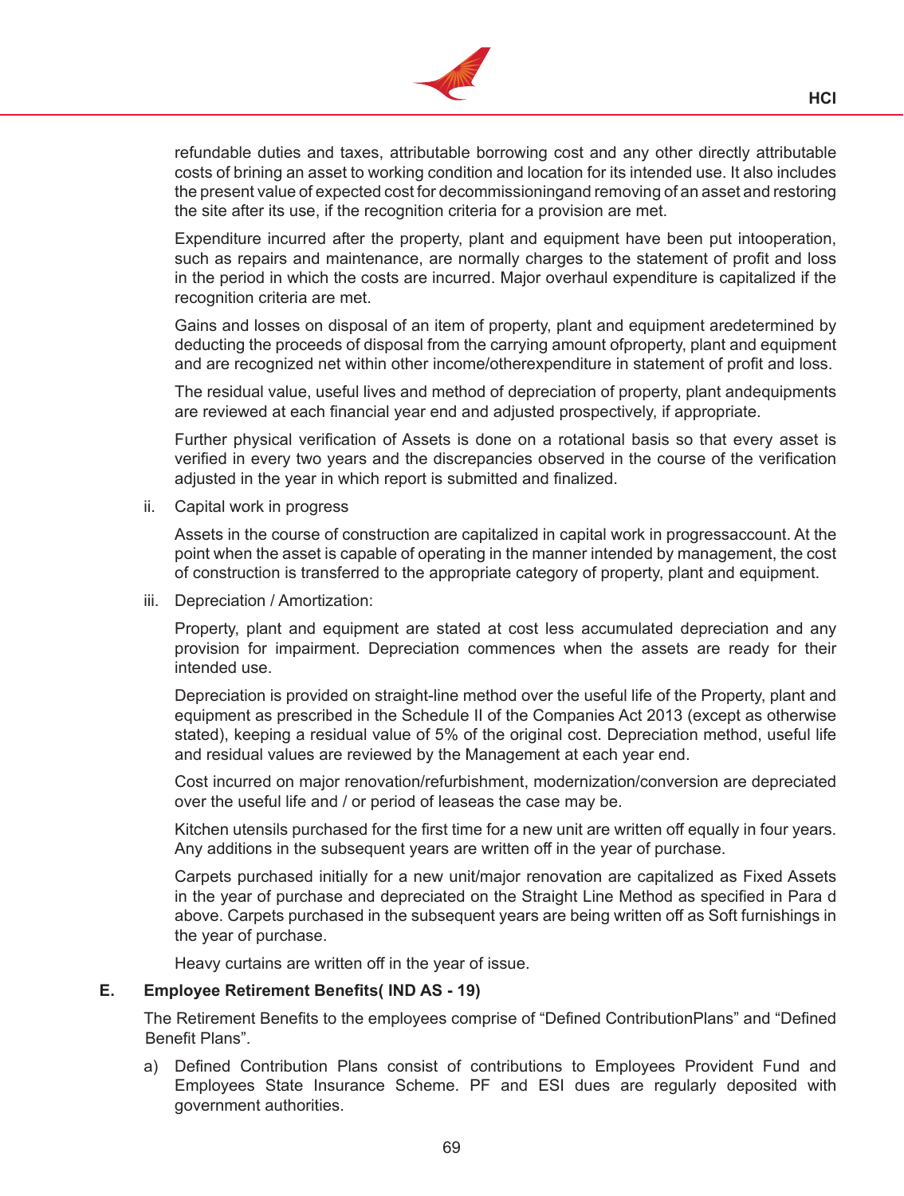refundable duties and taxes, attributable borrowing cost and any other directly attributable costs of brining an asset to working condition and location for its intended use. It also includes the present value of expected cost for decommissioningand removing of an asset and restoring the site after its use, if the recognition criteria for a provision are met.

Expenditure incurred after the property, plant and equipment have been put intooperation, such as repairs and maintenance, are normally charges to the statement of profit and loss in the period in which the costs are incurred. Major overhaul expenditure is capitalized if the recognition criteria are met.

Gains and losses on disposal of an item of property, plant and equipment aredetermined by deducting the proceeds of disposal from the carrying amount ofproperty, plant and equipment and are recognized net within other income/otherexpenditure in statement of profit and loss.

The residual value, useful lives and method of depreciation of property, plant andequipments are reviewed at each financial year end and adjusted prospectively, if appropriate.

Further physical verification of Assets is done on a rotational basis so that every asset is verified in every two years and the discrepancies observed in the course of the verification adjusted in the year in which report is submitted and finalized.

ii. Capital work in progress

Assets in the course of construction are capitalized in capital work in progressaccount. At the point when the asset is capable of operating in the manner intended by management, the cost of construction is transferred to the appropriate category of property, plant and equipment.

iii. Depreciation / Amortization:

Property, plant and equipment are stated at cost less accumulated depreciation and any provision for impairment. Depreciation commences when the assets are ready for their intended use.

Depreciation is provided on straight-line method over the useful life of the Property, plant and equipment as prescribed in the Schedule II of the Companies Act 2013 (except as otherwise stated), keeping a residual value of 5% of the original cost. Depreciation method, useful life and residual values are reviewed by the Management at each year end.

Cost incurred on major renovation/refurbishment, modernization/conversion are depreciated over the useful life and / or period of leaseas the case may be.

Kitchen utensils purchased for the first time for a new unit are written off equally in four years. Any additions in the subsequent years are written off in the year of purchase.

Carpets purchased initially for a new unit/major renovation are capitalized as Fixed Assets in the year of purchase and depreciated on the Straight Line Method as specified in Para d above. Carpets purchased in the subsequent years are being written off as Soft furnishings in the year of purchase.

Heavy curtains are written off in the year of issue.

**E. Employee Retirement Benefits( IND AS - 19)**

The Retirement Benefits to the employees comprise of "Defined ContributionPlans" and "Defined Benefit Plans".

a) Defined Contribution Plans consist of contributions to Employees Provident Fund and Employees State Insurance Scheme. PF and ESI dues are regularly deposited with government authorities.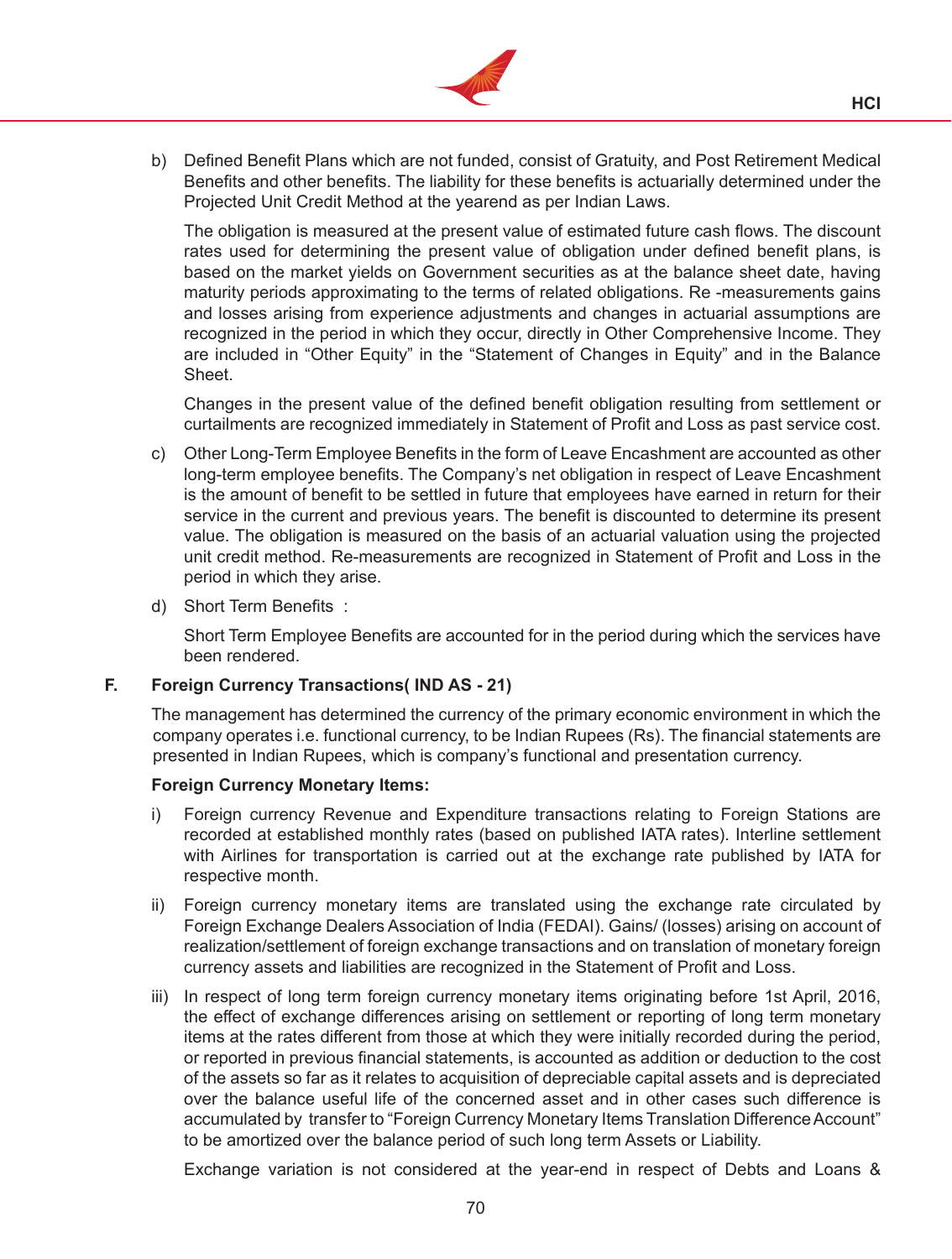b) Defined Benefit Plans which are not funded, consist of Gratuity, and Post Retirement Medical Benefits and other benefits. The liability for these benefits is actuarially determined under the Projected Unit Credit Method at the yearend as per Indian Laws.

   The obligation is measured at the present value of estimated future cash flows. The discount rates used for determining the present value of obligation under defined benefit plans, is based on the market yields on Government securities as at the balance sheet date, having maturity periods approximating to the terms of related obligations. Re -measurements gains and losses arising from experience adjustments and changes in actuarial assumptions are recognized in the period in which they occur, directly in Other Comprehensive Income. They are included in "Other Equity" in the "Statement of Changes in Equity" and in the Balance Sheet.

   Changes in the present value of the defined benefit obligation resulting from settlement or curtailments are recognized immediately in Statement of Profit and Loss as past service cost.

c) Other Long-Term Employee Benefits in the form of Leave Encashment are accounted as other long-term employee benefits. The Company's net obligation in respect of Leave Encashment is the amount of benefit to be settled in future that employees have earned in return for their service in the current and previous years. The benefit is discounted to determine its present value. The obligation is measured on the basis of an actuarial valuation using the projected unit credit method. Re-measurements are recognized in Statement of Profit and Loss in the period in which they arise.

d) Short Term Benefits :

   Short Term Employee Benefits are accounted for in the period during which the services have been rendered.

**F. Foreign Currency Transactions( IND AS - 21)**

The management has determined the currency of the primary economic environment in which the company operates i.e. functional currency, to be Indian Rupees (Rs). The financial statements are presented in Indian Rupees, which is company's functional and presentation currency.

**Foreign Currency Monetary Items:**

i) Foreign currency Revenue and Expenditure transactions relating to Foreign Stations are recorded at established monthly rates (based on published IATA rates). Interline settlement with Airlines for transportation is carried out at the exchange rate published by IATA for respective month.

ii) Foreign currency monetary items are translated using the exchange rate circulated by Foreign Exchange Dealers Association of India (FEDAI). Gains/ (losses) arising on account of realization/settlement of foreign exchange transactions and on translation of monetary foreign currency assets and liabilities are recognized in the Statement of Profit and Loss.

iii) In respect of long term foreign currency monetary items originating before 1st April, 2016, the effect of exchange differences arising on settlement or reporting of long term monetary items at the rates different from those at which they were initially recorded during the period, or reported in previous financial statements, is accounted as addition or deduction to the cost of the assets so far as it relates to acquisition of depreciable capital assets and is depreciated over the balance useful life of the concerned asset and in other cases such difference is accumulated by transfer to "Foreign Currency Monetary Items Translation Difference Account" to be amortized over the balance period of such long term Assets or Liability.

   Exchange variation is not considered at the year-end in respect of Debts and Loans &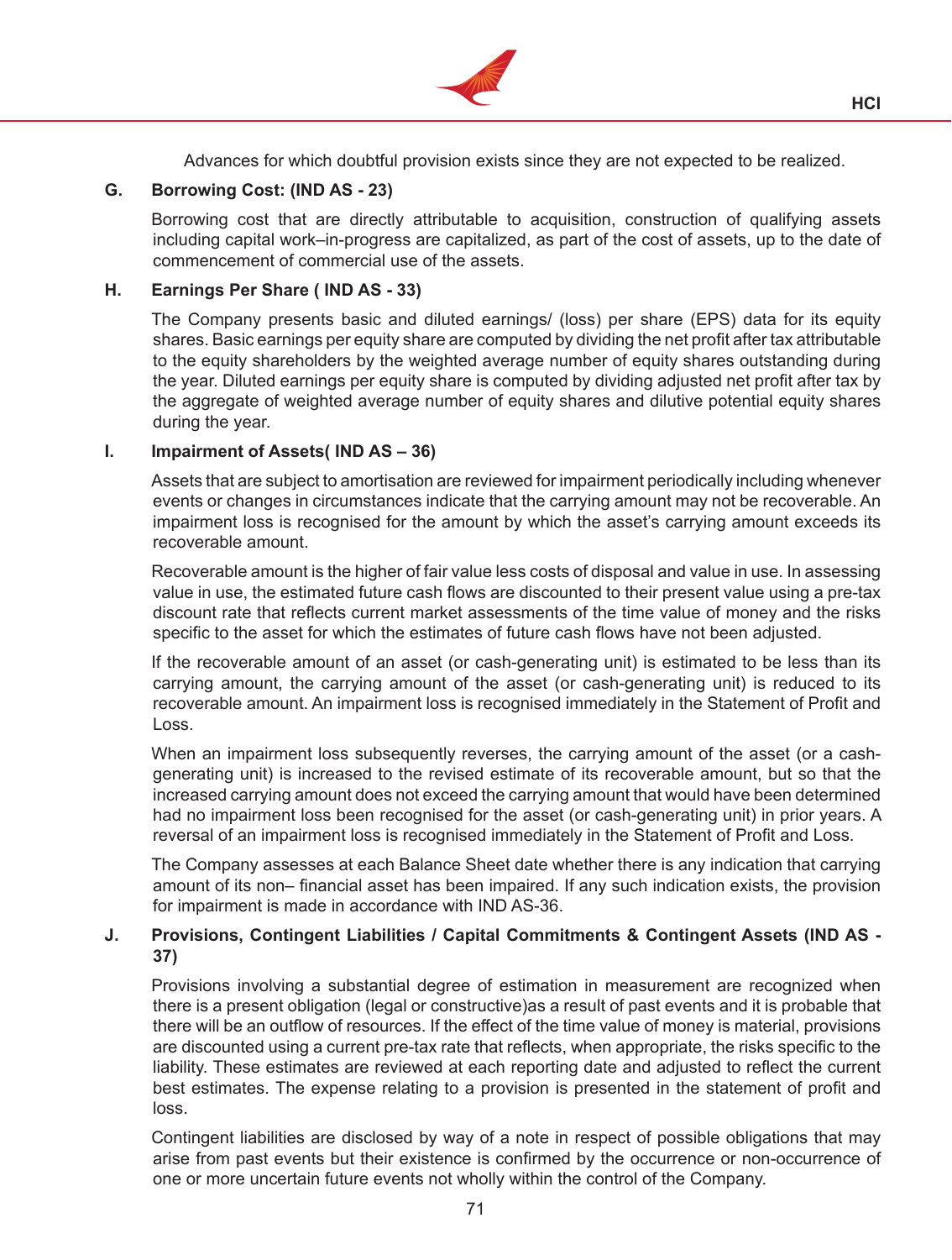Advances for which doubtful provision exists since they are not expected to be realized.

### G. Borrowing Cost: (IND AS - 23)

Borrowing cost that are directly attributable to acquisition, construction of qualifying assets including capital work–in-progress are capitalized, as part of the cost of assets, up to the date of commencement of commercial use of the assets.

### H. Earnings Per Share ( IND AS - 33)

The Company presents basic and diluted earnings/ (loss) per share (EPS) data for its equity shares. Basic earnings per equity share are computed by dividing the net profit after tax attributable to the equity shareholders by the weighted average number of equity shares outstanding during the year. Diluted earnings per equity share is computed by dividing adjusted net profit after tax by the aggregate of weighted average number of equity shares and dilutive potential equity shares during the year.

### I. Impairment of Assets( IND AS – 36)

Assets that are subject to amortisation are reviewed for impairment periodically including whenever events or changes in circumstances indicate that the carrying amount may not be recoverable. An impairment loss is recognised for the amount by which the asset's carrying amount exceeds its recoverable amount.

Recoverable amount is the higher of fair value less costs of disposal and value in use. In assessing value in use, the estimated future cash flows are discounted to their present value using a pre-tax discount rate that reflects current market assessments of the time value of money and the risks specific to the asset for which the estimates of future cash flows have not been adjusted.

If the recoverable amount of an asset (or cash-generating unit) is estimated to be less than its carrying amount, the carrying amount of the asset (or cash-generating unit) is reduced to its recoverable amount. An impairment loss is recognised immediately in the Statement of Profit and Loss.

When an impairment loss subsequently reverses, the carrying amount of the asset (or a cash-generating unit) is increased to the revised estimate of its recoverable amount, but so that the increased carrying amount does not exceed the carrying amount that would have been determined had no impairment loss been recognised for the asset (or cash-generating unit) in prior years. A reversal of an impairment loss is recognised immediately in the Statement of Profit and Loss.

The Company assesses at each Balance Sheet date whether there is any indication that carrying amount of its non– financial asset has been impaired. If any such indication exists, the provision for impairment is made in accordance with IND AS-36.

### J. Provisions, Contingent Liabilities / Capital Commitments & Contingent Assets (IND AS - 37)

Provisions involving a substantial degree of estimation in measurement are recognized when there is a present obligation (legal or constructive)as a result of past events and it is probable that there will be an outflow of resources. If the effect of the time value of money is material, provisions are discounted using a current pre-tax rate that reflects, when appropriate, the risks specific to the liability. These estimates are reviewed at each reporting date and adjusted to reflect the current best estimates. The expense relating to a provision is presented in the statement of profit and loss.

Contingent liabilities are disclosed by way of a note in respect of possible obligations that may arise from past events but their existence is confirmed by the occurrence or non-occurrence of one or more uncertain future events not wholly within the control of the Company.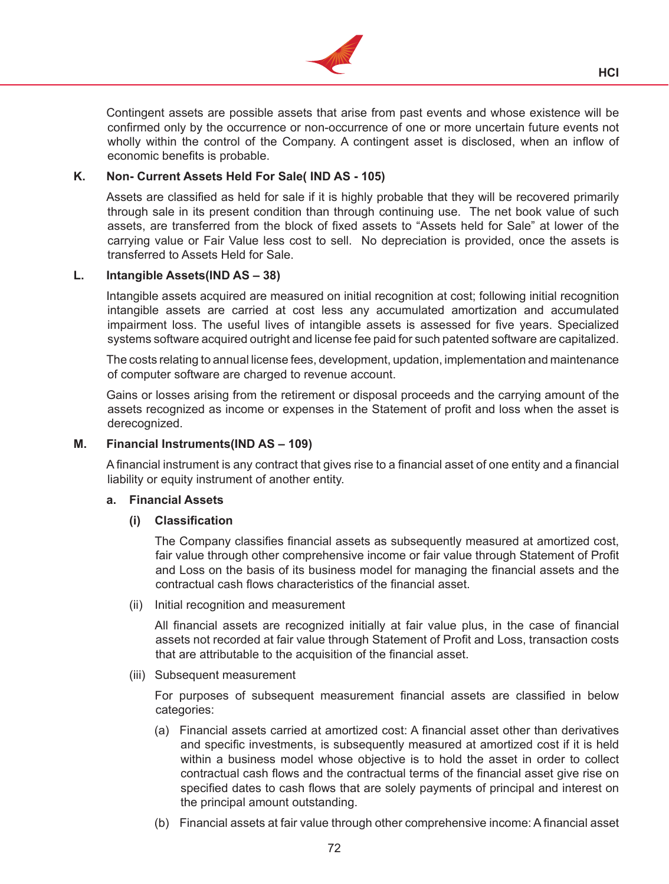Contingent assets are possible assets that arise from past events and whose existence will be confirmed only by the occurrence or non-occurrence of one or more uncertain future events not wholly within the control of the Company. A contingent asset is disclosed, when an inflow of economic benefits is probable.

**K. Non- Current Assets Held For Sale( IND AS - 105)**

Assets are classified as held for sale if it is highly probable that they will be recovered primarily through sale in its present condition than through continuing use. The net book value of such assets, are transferred from the block of fixed assets to "Assets held for Sale" at lower of the carrying value or Fair Value less cost to sell. No depreciation is provided, once the assets is transferred to Assets Held for Sale.

**L. Intangible Assets(IND AS – 38)**

Intangible assets acquired are measured on initial recognition at cost; following initial recognition intangible assets are carried at cost less any accumulated amortization and accumulated impairment loss. The useful lives of intangible assets is assessed for five years. Specialized systems software acquired outright and license fee paid for such patented software are capitalized.

The costs relating to annual license fees, development, updation, implementation and maintenance of computer software are charged to revenue account.

Gains or losses arising from the retirement or disposal proceeds and the carrying amount of the assets recognized as income or expenses in the Statement of profit and loss when the asset is derecognized.

**M. Financial Instruments(IND AS – 109)**

A financial instrument is any contract that gives rise to a financial asset of one entity and a financial liability or equity instrument of another entity.

**a. Financial Assets**

**(i) Classification**

The Company classifies financial assets as subsequently measured at amortized cost, fair value through other comprehensive income or fair value through Statement of Profit and Loss on the basis of its business model for managing the financial assets and the contractual cash flows characteristics of the financial asset.

(ii) Initial recognition and measurement

All financial assets are recognized initially at fair value plus, in the case of financial assets not recorded at fair value through Statement of Profit and Loss, transaction costs that are attributable to the acquisition of the financial asset.

(iii) Subsequent measurement

For purposes of subsequent measurement financial assets are classified in below categories:

(a) Financial assets carried at amortized cost: A financial asset other than derivatives and specific investments, is subsequently measured at amortized cost if it is held within a business model whose objective is to hold the asset in order to collect contractual cash flows and the contractual terms of the financial asset give rise on specified dates to cash flows that are solely payments of principal and interest on the principal amount outstanding.

(b) Financial assets at fair value through other comprehensive income: A financial asset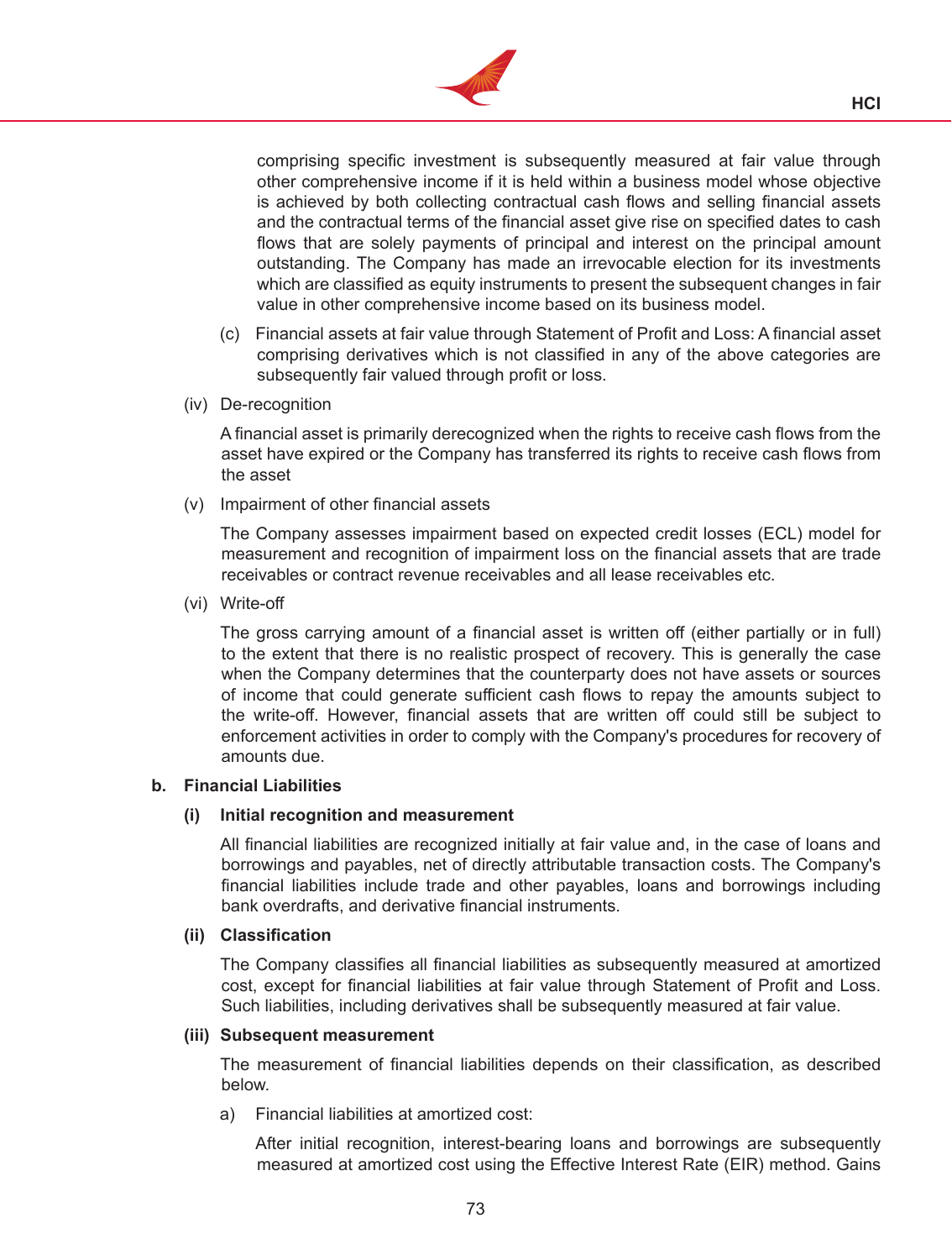comprising specific investment is subsequently measured at fair value through other comprehensive income if it is held within a business model whose objective is achieved by both collecting contractual cash flows and selling financial assets and the contractual terms of the financial asset give rise on specified dates to cash flows that are solely payments of principal and interest on the principal amount outstanding. The Company has made an irrevocable election for its investments which are classified as equity instruments to present the subsequent changes in fair value in other comprehensive income based on its business model.

(c) Financial assets at fair value through Statement of Profit and Loss: A financial asset comprising derivatives which is not classified in any of the above categories are subsequently fair valued through profit or loss.

(iv) De-recognition

A financial asset is primarily derecognized when the rights to receive cash flows from the asset have expired or the Company has transferred its rights to receive cash flows from the asset

(v) Impairment of other financial assets

The Company assesses impairment based on expected credit losses (ECL) model for measurement and recognition of impairment loss on the financial assets that are trade receivables or contract revenue receivables and all lease receivables etc.

(vi) Write-off

The gross carrying amount of a financial asset is written off (either partially or in full) to the extent that there is no realistic prospect of recovery. This is generally the case when the Company determines that the counterparty does not have assets or sources of income that could generate sufficient cash flows to repay the amounts subject to the write-off. However, financial assets that are written off could still be subject to enforcement activities in order to comply with the Company's procedures for recovery of amounts due.

**b. Financial Liabilities**

**(i) Initial recognition and measurement**

All financial liabilities are recognized initially at fair value and, in the case of loans and borrowings and payables, net of directly attributable transaction costs. The Company's financial liabilities include trade and other payables, loans and borrowings including bank overdrafts, and derivative financial instruments.

**(ii) Classification**

The Company classifies all financial liabilities as subsequently measured at amortized cost, except for financial liabilities at fair value through Statement of Profit and Loss. Such liabilities, including derivatives shall be subsequently measured at fair value.

**(iii) Subsequent measurement**

The measurement of financial liabilities depends on their classification, as described below.

a) Financial liabilities at amortized cost:

After initial recognition, interest-bearing loans and borrowings are subsequently measured at amortized cost using the Effective Interest Rate (EIR) method. Gains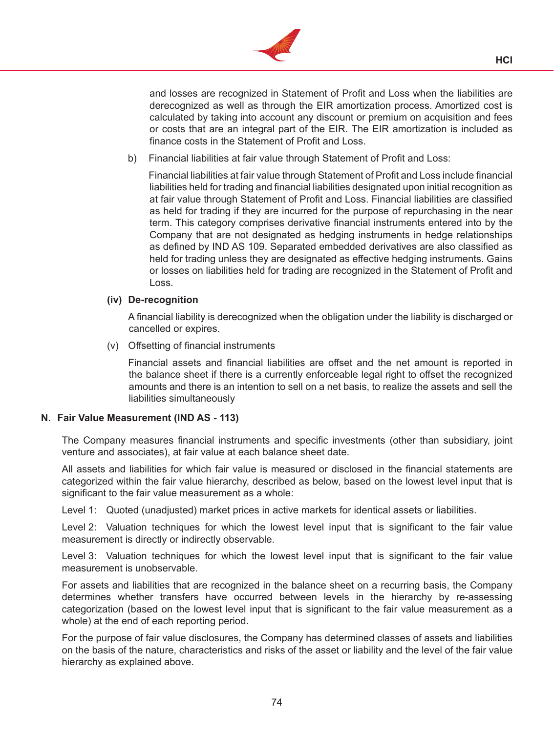and losses are recognized in Statement of Profit and Loss when the liabilities are derecognized as well as through the EIR amortization process. Amortized cost is calculated by taking into account any discount or premium on acquisition and fees or costs that are an integral part of the EIR. The EIR amortization is included as finance costs in the Statement of Profit and Loss.

b) Financial liabilities at fair value through Statement of Profit and Loss:

Financial liabilities at fair value through Statement of Profit and Loss include financial liabilities held for trading and financial liabilities designated upon initial recognition as at fair value through Statement of Profit and Loss. Financial liabilities are classified as held for trading if they are incurred for the purpose of repurchasing in the near term. This category comprises derivative financial instruments entered into by the Company that are not designated as hedging instruments in hedge relationships as defined by IND AS 109. Separated embedded derivatives are also classified as held for trading unless they are designated as effective hedging instruments. Gains or losses on liabilities held for trading are recognized in the Statement of Profit and Loss.

**(iv) De-recognition**

A financial liability is derecognized when the obligation under the liability is discharged or cancelled or expires.

(v) Offsetting of financial instruments

Financial assets and financial liabilities are offset and the net amount is reported in the balance sheet if there is a currently enforceable legal right to offset the recognized amounts and there is an intention to sell on a net basis, to realize the assets and sell the liabilities simultaneously

## N. Fair Value Measurement (IND AS - 113)

The Company measures financial instruments and specific investments (other than subsidiary, joint venture and associates), at fair value at each balance sheet date.

All assets and liabilities for which fair value is measured or disclosed in the financial statements are categorized within the fair value hierarchy, described as below, based on the lowest level input that is significant to the fair value measurement as a whole:

Level 1: Quoted (unadjusted) market prices in active markets for identical assets or liabilities.

Level 2: Valuation techniques for which the lowest level input that is significant to the fair value measurement is directly or indirectly observable.

Level 3: Valuation techniques for which the lowest level input that is significant to the fair value measurement is unobservable.

For assets and liabilities that are recognized in the balance sheet on a recurring basis, the Company determines whether transfers have occurred between levels in the hierarchy by re-assessing categorization (based on the lowest level input that is significant to the fair value measurement as a whole) at the end of each reporting period.

For the purpose of fair value disclosures, the Company has determined classes of assets and liabilities on the basis of the nature, characteristics and risks of the asset or liability and the level of the fair value hierarchy as explained above.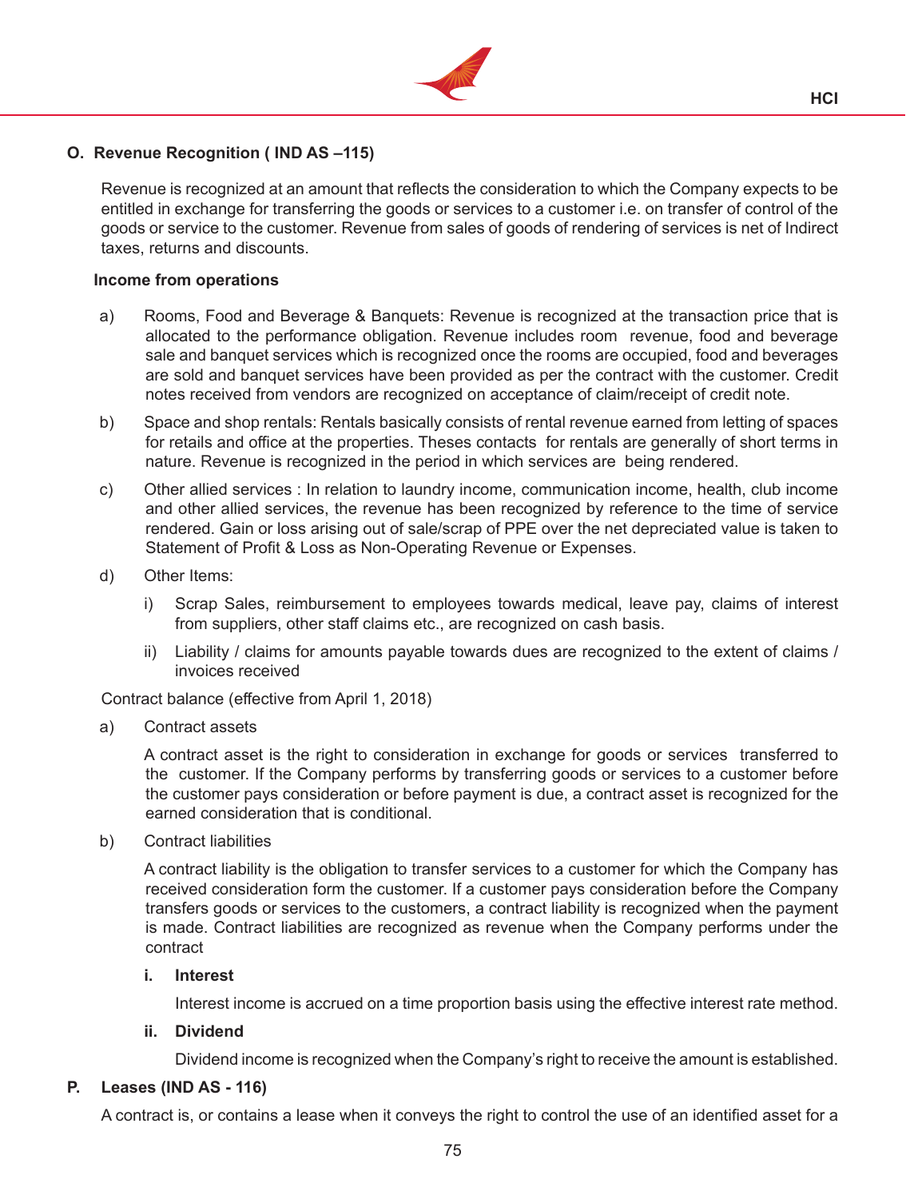## O. Revenue Recognition ( IND AS –115)

Revenue is recognized at an amount that reflects the consideration to which the Company expects to be entitled in exchange for transferring the goods or services to a customer i.e. on transfer of control of the goods or service to the customer. Revenue from sales of goods of rendering of services is net of Indirect taxes, returns and discounts.

**Income from operations**

a) Rooms, Food and Beverage & Banquets: Revenue is recognized at the transaction price that is allocated to the performance obligation. Revenue includes room revenue, food and beverage sale and banquet services which is recognized once the rooms are occupied, food and beverages are sold and banquet services have been provided as per the contract with the customer. Credit notes received from vendors are recognized on acceptance of claim/receipt of credit note.

b) Space and shop rentals: Rentals basically consists of rental revenue earned from letting of spaces for retails and office at the properties. Theses contacts for rentals are generally of short terms in nature. Revenue is recognized in the period in which services are being rendered.

c) Other allied services : In relation to laundry income, communication income, health, club income and other allied services, the revenue has been recognized by reference to the time of service rendered. Gain or loss arising out of sale/scrap of PPE over the net depreciated value is taken to Statement of Profit & Loss as Non-Operating Revenue or Expenses.

d) Other Items:

   i) Scrap Sales, reimbursement to employees towards medical, leave pay, claims of interest from suppliers, other staff claims etc., are recognized on cash basis.

   ii) Liability / claims for amounts payable towards dues are recognized to the extent of claims / invoices received

Contract balance (effective from April 1, 2018)

a) Contract assets

   A contract asset is the right to consideration in exchange for goods or services transferred to the customer. If the Company performs by transferring goods or services to a customer before the customer pays consideration or before payment is due, a contract asset is recognized for the earned consideration that is conditional.

b) Contract liabilities

   A contract liability is the obligation to transfer services to a customer for which the Company has received consideration form the customer. If a customer pays consideration before the Company transfers goods or services to the customers, a contract liability is recognized when the payment is made. Contract liabilities are recognized as revenue when the Company performs under the contract

   **i. Interest**

   Interest income is accrued on a time proportion basis using the effective interest rate method.

   **ii. Dividend**

   Dividend income is recognized when the Company's right to receive the amount is established.

## P. Leases (IND AS - 116)

A contract is, or contains a lease when it conveys the right to control the use of an identified asset for a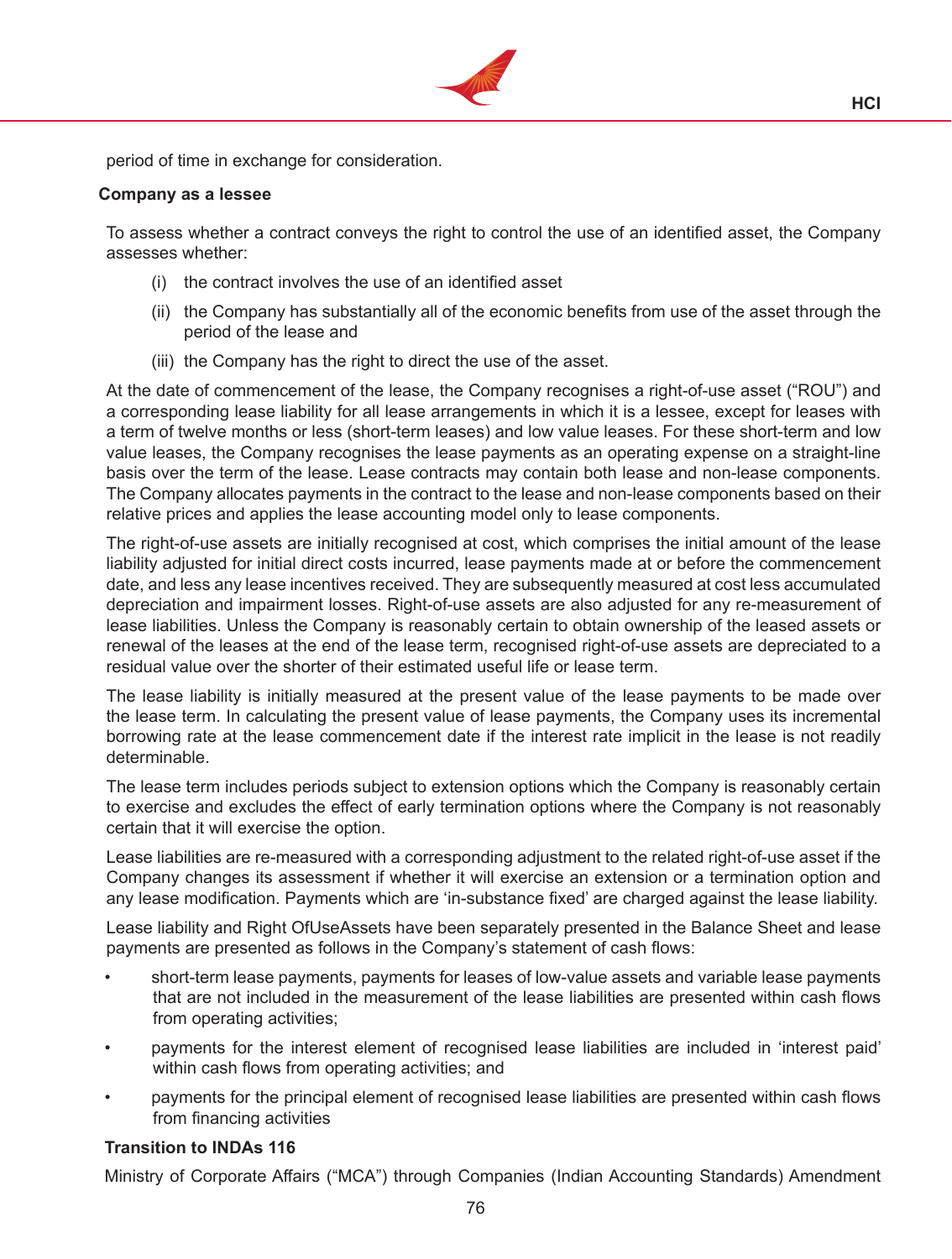period of time in exchange for consideration.

**Company as a lessee**

To assess whether a contract conveys the right to control the use of an identified asset, the Company assesses whether:

(i) the contract involves the use of an identified asset

(ii) the Company has substantially all of the economic benefits from use of the asset through the period of the lease and

(iii) the Company has the right to direct the use of the asset.

At the date of commencement of the lease, the Company recognises a right-of-use asset ("ROU") and a corresponding lease liability for all lease arrangements in which it is a lessee, except for leases with a term of twelve months or less (short-term leases) and low value leases. For these short-term and low value leases, the Company recognises the lease payments as an operating expense on a straight-line basis over the term of the lease. Lease contracts may contain both lease and non-lease components. The Company allocates payments in the contract to the lease and non-lease components based on their relative prices and applies the lease accounting model only to lease components.

The right-of-use assets are initially recognised at cost, which comprises the initial amount of the lease liability adjusted for initial direct costs incurred, lease payments made at or before the commencement date, and less any lease incentives received. They are subsequently measured at cost less accumulated depreciation and impairment losses. Right-of-use assets are also adjusted for any re-measurement of lease liabilities. Unless the Company is reasonably certain to obtain ownership of the leased assets or renewal of the leases at the end of the lease term, recognised right-of-use assets are depreciated to a residual value over the shorter of their estimated useful life or lease term.

The lease liability is initially measured at the present value of the lease payments to be made over the lease term. In calculating the present value of lease payments, the Company uses its incremental borrowing rate at the lease commencement date if the interest rate implicit in the lease is not readily determinable.

The lease term includes periods subject to extension options which the Company is reasonably certain to exercise and excludes the effect of early termination options where the Company is not reasonably certain that it will exercise the option.

Lease liabilities are re-measured with a corresponding adjustment to the related right-of-use asset if the Company changes its assessment if whether it will exercise an extension or a termination option and any lease modification. Payments which are 'in-substance fixed' are charged against the lease liability.

Lease liability and Right OfUseAssets have been separately presented in the Balance Sheet and lease payments are presented as follows in the Company's statement of cash flows:

- short-term lease payments, payments for leases of low-value assets and variable lease payments that are not included in the measurement of the lease liabilities are presented within cash flows from operating activities;
- payments for the interest element of recognised lease liabilities are included in 'interest paid' within cash flows from operating activities; and
- payments for the principal element of recognised lease liabilities are presented within cash flows from financing activities

**Transition to INDAs 116**

Ministry of Corporate Affairs ("MCA") through Companies (Indian Accounting Standards) Amendment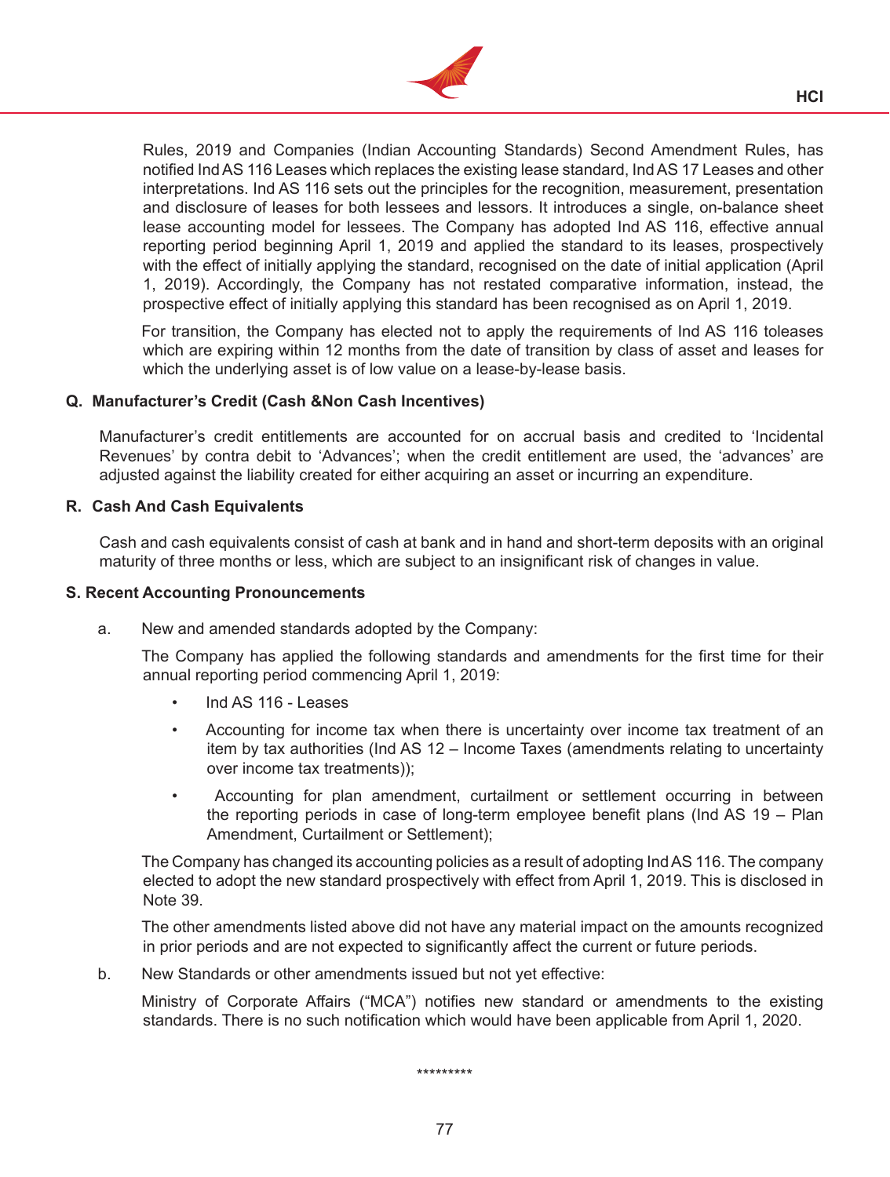Rules, 2019 and Companies (Indian Accounting Standards) Second Amendment Rules, has notified Ind AS 116 Leases which replaces the existing lease standard, Ind AS 17 Leases and other interpretations. Ind AS 116 sets out the principles for the recognition, measurement, presentation and disclosure of leases for both lessees and lessors. It introduces a single, on-balance sheet lease accounting model for lessees. The Company has adopted Ind AS 116, effective annual reporting period beginning April 1, 2019 and applied the standard to its leases, prospectively with the effect of initially applying the standard, recognised on the date of initial application (April 1, 2019). Accordingly, the Company has not restated comparative information, instead, the prospective effect of initially applying this standard has been recognised as on April 1, 2019.

For transition, the Company has elected not to apply the requirements of Ind AS 116 toleases which are expiring within 12 months from the date of transition by class of asset and leases for which the underlying asset is of low value on a lease-by-lease basis.

### Q. Manufacturer's Credit (Cash &Non Cash Incentives)

Manufacturer's credit entitlements are accounted for on accrual basis and credited to 'Incidental Revenues' by contra debit to 'Advances'; when the credit entitlement are used, the 'advances' are adjusted against the liability created for either acquiring an asset or incurring an expenditure.

### R. Cash And Cash Equivalents

Cash and cash equivalents consist of cash at bank and in hand and short-term deposits with an original maturity of three months or less, which are subject to an insignificant risk of changes in value.

### S. Recent Accounting Pronouncements

a. New and amended standards adopted by the Company:

The Company has applied the following standards and amendments for the first time for their annual reporting period commencing April 1, 2019:

- Ind AS 116 - Leases
- Accounting for income tax when there is uncertainty over income tax treatment of an item by tax authorities (Ind AS 12 – Income Taxes (amendments relating to uncertainty over income tax treatments));
- Accounting for plan amendment, curtailment or settlement occurring in between the reporting periods in case of long-term employee benefit plans (Ind AS 19 – Plan Amendment, Curtailment or Settlement);

The Company has changed its accounting policies as a result of adopting Ind AS 116. The company elected to adopt the new standard prospectively with effect from April 1, 2019. This is disclosed in Note 39.

The other amendments listed above did not have any material impact on the amounts recognized in prior periods and are not expected to significantly affect the current or future periods.

b. New Standards or other amendments issued but not yet effective:

Ministry of Corporate Affairs ("MCA") notifies new standard or amendments to the existing standards. There is no such notification which would have been applicable from April 1, 2020.

*********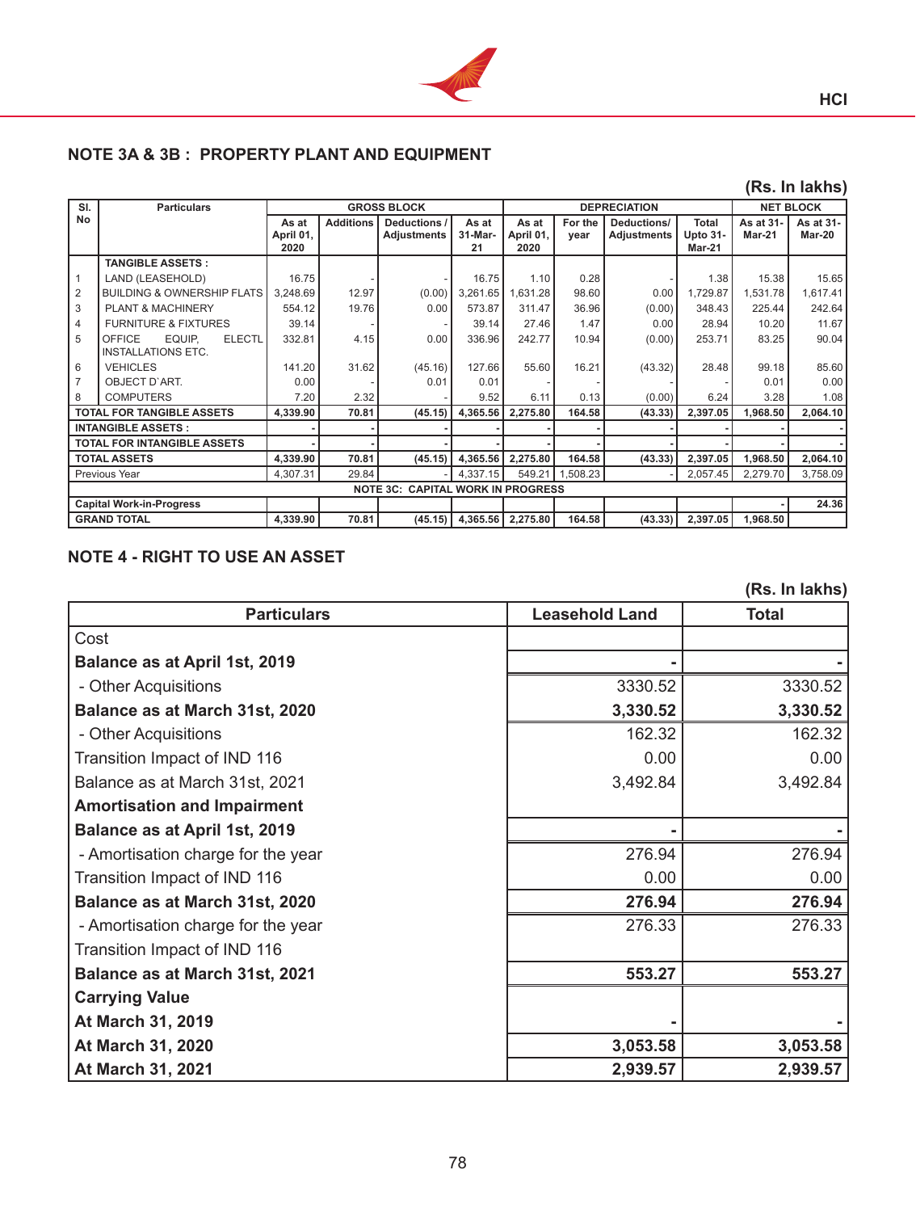## NOTE 3A & 3B : PROPERTY PLANT AND EQUIPMENT

(Rs. In lakhs)

| Sl. No | Particulars | GROSS BLOCK | | | | DEPRECIATION | | | | NET BLOCK | |
|---|---|---|---|---|---|---|---|---|---|---|---|
| | | As at April 01, 2020 | Additions | Deductions / Adjustments | As at 31-Mar-21 | As at April 01, 2020 | For the year | Deductions/ Adjustments | Total Upto 31-Mar-21 | As at 31-Mar-21 | As at 31-Mar-20 |
| | **TANGIBLE ASSETS :** | | | | | | | | | | |
| 1 | LAND (LEASEHOLD) | 16.75 | - | - | 16.75 | 1.10 | 0.28 | - | 1.38 | 15.38 | 15.65 |
| 2 | BUILDING & OWNERSHIP FLATS | 3,248.69 | 12.97 | (0.00) | 3,261.65 | 1,631.28 | 98.60 | 0.00 | 1,729.87 | 1,531.78 | 1,617.41 |
| 3 | PLANT & MACHINERY | 554.12 | 19.76 | 0.00 | 573.87 | 311.47 | 36.96 | (0.00) | 348.43 | 225.44 | 242.64 |
| 4 | FURNITURE & FIXTURES | 39.14 | - | - | 39.14 | 27.46 | 1.47 | 0.00 | 28.94 | 10.20 | 11.67 |
| 5 | OFFICE EQUIP, ELECTL INSTALLATIONS ETC. | 332.81 | 4.15 | 0.00 | 336.96 | 242.77 | 10.94 | (0.00) | 253.71 | 83.25 | 90.04 |
| 6 | VEHICLES | 141.20 | 31.62 | (45.16) | 127.66 | 55.60 | 16.21 | (43.32) | 28.48 | 99.18 | 85.60 |
| 7 | OBJECT D`ART. | 0.00 | - | 0.01 | 0.01 | - | - | - | - | 0.01 | 0.00 |
| 8 | COMPUTERS | 7.20 | 2.32 | - | 9.52 | 6.11 | 0.13 | (0.00) | 6.24 | 3.28 | 1.08 |
| | **TOTAL FOR TANGIBLE ASSETS** | **4,339.90** | **70.81** | **(45.15)** | **4,365.56** | **2,275.80** | **164.58** | **(43.33)** | **2,397.05** | **1,968.50** | **2,064.10** |
| | **INTANGIBLE ASSETS :** | - | - | - | - | - | - | - | - | - | - |
| | **TOTAL FOR INTANGIBLE ASSETS** | - | - | - | - | - | - | - | - | - | - |
| | **TOTAL ASSETS** | **4,339.90** | **70.81** | **(45.15)** | **4,365.56** | **2,275.80** | **164.58** | **(43.33)** | **2,397.05** | **1,968.50** | **2,064.10** |
| | Previous Year | 4,307.31 | 29.84 | - | 4,337.15 | 549.21 | 1,508.23 | - | 2,057.45 | 2,279.70 | 3,758.09 |
| | **NOTE 3C: CAPITAL WORK IN PROGRESS** | | | | | | | | | | |
| | **Capital Work-in-Progress** | | | | | | | | | - | 24.36 |
| | **GRAND TOTAL** | **4,339.90** | **70.81** | **(45.15)** | **4,365.56** | **2,275.80** | **164.58** | **(43.33)** | **2,397.05** | **1,968.50** | |

## NOTE 4 - RIGHT TO USE AN ASSET

(Rs. In lakhs)

| Particulars | Leasehold Land | Total |
|---|---|---|
| Cost | | |
| **Balance as at April 1st, 2019** | **-** | **-** |
| - Other Acquisitions | 3330.52 | 3330.52 |
| **Balance as at March 31st, 2020** | **3,330.52** | **3,330.52** |
| - Other Acquisitions | 162.32 | 162.32 |
| Transition Impact of IND 116 | 0.00 | 0.00 |
| Balance as at March 31st, 2021 | 3,492.84 | 3,492.84 |
| **Amortisation and Impairment** | | |
| **Balance as at April 1st, 2019** | **-** | **-** |
| - Amortisation charge for the year | 276.94 | 276.94 |
| Transition Impact of IND 116 | 0.00 | 0.00 |
| **Balance as at March 31st, 2020** | **276.94** | **276.94** |
| - Amortisation charge for the year | 276.33 | 276.33 |
| Transition Impact of IND 116 | | |
| **Balance as at March 31st, 2021** | **553.27** | **553.27** |
| **Carrying Value** | | |
| **At March 31, 2019** | **-** | **-** |
| **At March 31, 2020** | **3,053.58** | **3,053.58** |
| **At March 31, 2021** | **2,939.57** | **2,939.57** |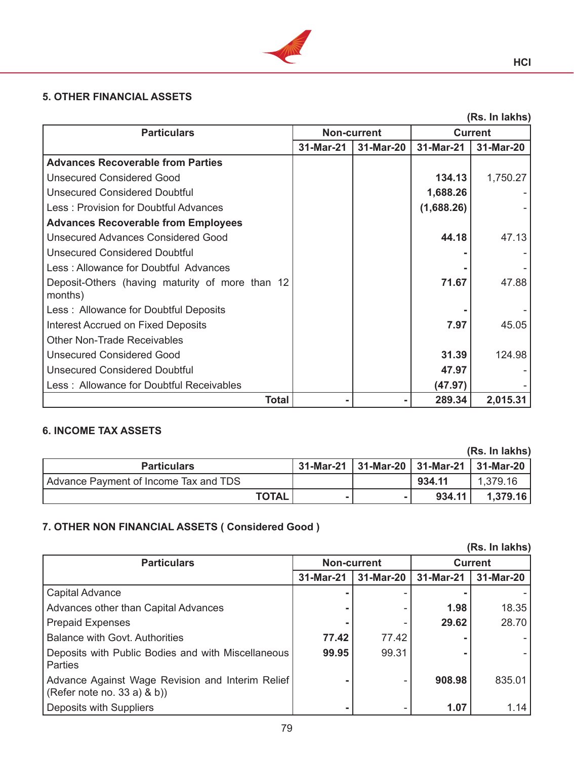## 5. OTHER FINANCIAL ASSETS

(Rs. In lakhs)

| Particulars | Non-current | | Current | |
|---|---|---|---|---|
| | 31-Mar-21 | 31-Mar-20 | 31-Mar-21 | 31-Mar-20 |
| **Advances Recoverable from Parties** | | | | |
| Unsecured Considered Good | | | **134.13** | 1,750.27 |
| Unsecured Considered Doubtful | | | **1,688.26** | - |
| Less : Provision for Doubtful Advances | | | **(1,688.26)** | - |
| **Advances Recoverable from Employees** | | | | |
| Unsecured Advances Considered Good | | | **44.18** | 47.13 |
| Unsecured Considered Doubtful | | | **-** | - |
| Less : Allowance for Doubtful Advances | | | **-** | - |
| Deposit-Others (having maturity of more than 12 months) | | | **71.67** | 47.88 |
| Less : Allowance for Doubtful Deposits | | | **-** | - |
| Interest Accrued on Fixed Deposits | | | **7.97** | 45.05 |
| Other Non-Trade Receivables | | | | |
| Unsecured Considered Good | | | **31.39** | 124.98 |
| Unsecured Considered Doubtful | | | **47.97** | - |
| Less : Allowance for Doubtful Receivables | | | **(47.97)** | - |
| **Total** | **-** | **-** | **289.34** | **2,015.31** |

## 6. INCOME TAX ASSETS

(Rs. In lakhs)

| Particulars | 31-Mar-21 | 31-Mar-20 | 31-Mar-21 | 31-Mar-20 |
|---|---|---|---|---|
| Advance Payment of Income Tax and TDS | | | **934.11** | 1,379.16 |
| **TOTAL** | **-** | **-** | **934.11** | **1,379.16** |

## 7. OTHER NON FINANCIAL ASSETS ( Considered Good )

(Rs. In lakhs)

| Particulars | Non-current | | Current | |
|---|---|---|---|---|
| | 31-Mar-21 | 31-Mar-20 | 31-Mar-21 | 31-Mar-20 |
| Capital Advance | **-** | - | **-** | - |
| Advances other than Capital Advances | **-** | - | **1.98** | 18.35 |
| Prepaid Expenses | **-** | - | **29.62** | 28.70 |
| Balance with Govt. Authorities | **77.42** | 77.42 | **-** | - |
| Deposits with Public Bodies and with Miscellaneous Parties | **99.95** | 99.31 | **-** | - |
| Advance Against Wage Revision and Interim Relief (Refer note no. 33 a) & b)) | **-** | - | **908.98** | 835.01 |
| Deposits with Suppliers | **-** | - | **1.07** | 1.14 |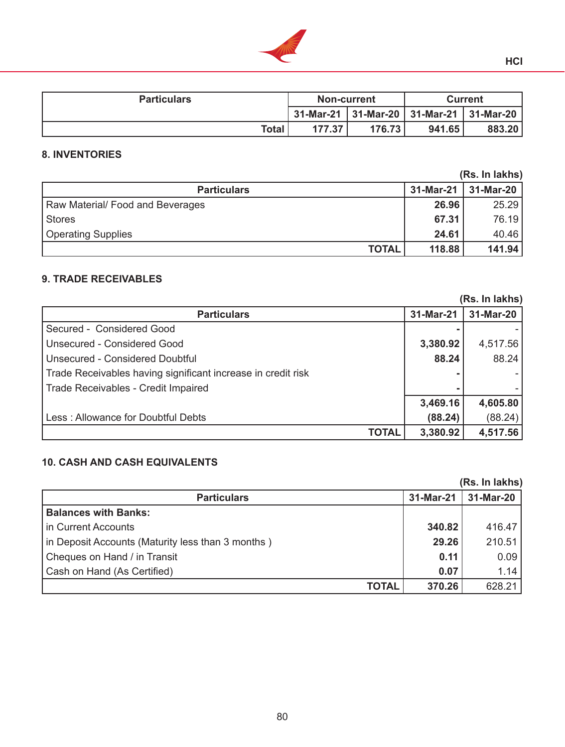| Particulars | Non-current | | Current | |
|---|---|---|---|---|
| | 31-Mar-21 | 31-Mar-20 | 31-Mar-21 | 31-Mar-20 |
| **Total** | **177.37** | **176.73** | **941.65** | **883.20** |

## 8. INVENTORIES

(Rs. In lakhs)

| Particulars | 31-Mar-21 | 31-Mar-20 |
|---|---|---|
| Raw Material/ Food and Beverages | **26.96** | 25.29 |
| Stores | **67.31** | 76.19 |
| Operating Supplies | **24.61** | 40.46 |
| **TOTAL** | **118.88** | **141.94** |

## 9. TRADE RECEIVABLES

(Rs. In lakhs)

| Particulars | 31-Mar-21 | 31-Mar-20 |
|---|---|---|
| Secured - Considered Good | **-** | - |
| Unsecured - Considered Good | **3,380.92** | 4,517.56 |
| Unsecured - Considered Doubtful | **88.24** | 88.24 |
| Trade Receivables having significant increase in credit risk | **-** | - |
| Trade Receivables - Credit Impaired | **-** | - |
| | **3,469.16** | **4,605.80** |
| Less : Allowance for Doubtful Debts | **(88.24)** | (88.24) |
| **TOTAL** | **3,380.92** | **4,517.56** |

## 10. CASH AND CASH EQUIVALENTS

(Rs. In lakhs)

| Particulars | 31-Mar-21 | 31-Mar-20 |
|---|---|---|
| **Balances with Banks:** | | |
| in Current Accounts | **340.82** | 416.47 |
| in Deposit Accounts (Maturity less than 3 months ) | **29.26** | 210.51 |
| Cheques on Hand / in Transit | **0.11** | 0.09 |
| Cash on Hand (As Certified) | **0.07** | 1.14 |
| **TOTAL** | **370.26** | 628.21 |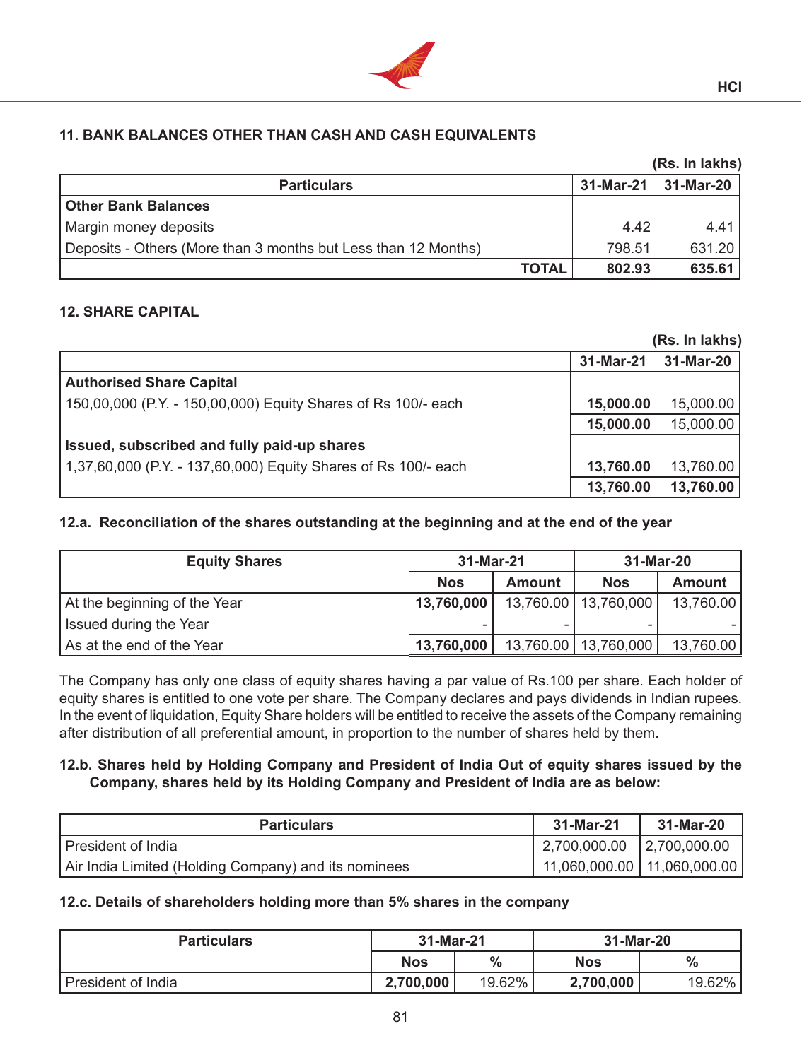## 11. BANK BALANCES OTHER THAN CASH AND CASH EQUIVALENTS

(Rs. In lakhs)

| Particulars | 31-Mar-21 | 31-Mar-20 |
|---|---|---|
| **Other Bank Balances** | | |
| Margin money deposits | 4.42 | 4.41 |
| Deposits - Others (More than 3 months but Less than 12 Months) | 798.51 | 631.20 |
| **TOTAL** | **802.93** | **635.61** |

## 12. SHARE CAPITAL

(Rs. In lakhs)

| | 31-Mar-21 | 31-Mar-20 |
|---|---|---|
| **Authorised Share Capital** | | |
| 150,00,000 (P.Y. - 150,00,000) Equity Shares of Rs 100/- each | **15,000.00** | 15,000.00 |
| | **15,000.00** | 15,000.00 |
| **Issued, subscribed and fully paid-up shares** | | |
| 1,37,60,000 (P.Y. - 137,60,000) Equity Shares of Rs 100/- each | **13,760.00** | 13,760.00 |
| | **13,760.00** | **13,760.00** |

### 12.a. Reconciliation of the shares outstanding at the beginning and at the end of the year

| Equity Shares | 31-Mar-21 | | 31-Mar-20 | |
|---|---|---|---|---|
| | Nos | Amount | Nos | Amount |
| At the beginning of the Year | **13,760,000** | 13,760.00 | 13,760,000 | 13,760.00 |
| Issued during the Year | - | - | - | - |
| As at the end of the Year | **13,760,000** | 13,760.00 | 13,760,000 | 13,760.00 |

The Company has only one class of equity shares having a par value of Rs.100 per share. Each holder of equity shares is entitled to one vote per share. The Company declares and pays dividends in Indian rupees. In the event of liquidation, Equity Share holders will be entitled to receive the assets of the Company remaining after distribution of all preferential amount, in proportion to the number of shares held by them.

### 12.b. Shares held by Holding Company and President of India Out of equity shares issued by the Company, shares held by its Holding Company and President of India are as below:

| Particulars | 31-Mar-21 | 31-Mar-20 |
|---|---|---|
| President of India | 2,700,000.00 | 2,700,000.00 |
| Air India Limited (Holding Company) and its nominees | 11,060,000.00 | 11,060,000.00 |

### 12.c. Details of shareholders holding more than 5% shares in the company

| Particulars | 31-Mar-21 | | 31-Mar-20 | |
|---|---|---|---|---|
| | Nos | % | Nos | % |
| President of India | **2,700,000** | 19.62% | **2,700,000** | 19.62% |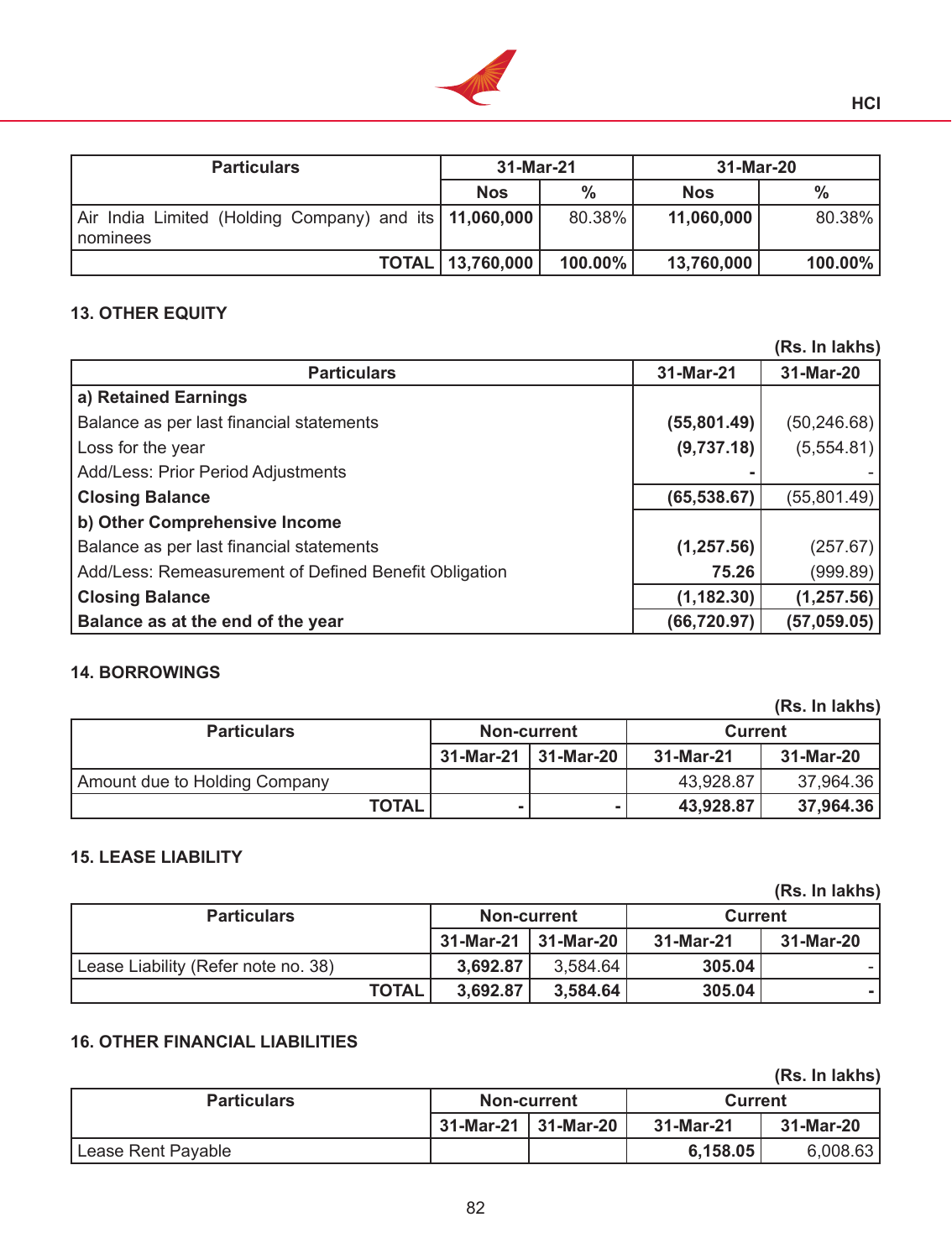| Particulars | 31-Mar-21 | | 31-Mar-20 | |
|---|---|---|---|---|
| | **Nos** | **%** | **Nos** | **%** |
| Air India Limited (Holding Company) and its nominees | **11,060,000** | 80.38% | **11,060,000** | 80.38% |
| **TOTAL** | **13,760,000** | **100.00%** | **13,760,000** | **100.00%** |

### 13. OTHER EQUITY

**(Rs. In lakhs)**

| Particulars | 31-Mar-21 | 31-Mar-20 |
|---|---|---|
| **a) Retained Earnings** | | |
| Balance as per last financial statements | **(55,801.49)** | (50,246.68) |
| Loss for the year | **(9,737.18)** | (5,554.81) |
| Add/Less: Prior Period Adjustments | **-** | - |
| **Closing Balance** | **(65,538.67)** | (55,801.49) |
| **b) Other Comprehensive Income** | | |
| Balance as per last financial statements | **(1,257.56)** | (257.67) |
| Add/Less: Remeasurement of Defined Benefit Obligation | **75.26** | (999.89) |
| **Closing Balance** | **(1,182.30)** | **(1,257.56)** |
| **Balance as at the end of the year** | **(66,720.97)** | **(57,059.05)** |

### 14. BORROWINGS

**(Rs. In lakhs)**

| Particulars | Non-current | | Current | |
|---|---|---|---|---|
| | **31-Mar-21** | **31-Mar-20** | **31-Mar-21** | **31-Mar-20** |
| Amount due to Holding Company | | | 43,928.87 | 37,964.36 |
| **TOTAL** | **-** | **-** | **43,928.87** | **37,964.36** |

### 15. LEASE LIABILITY

**(Rs. In lakhs)**

| Particulars | Non-current | | Current | |
|---|---|---|---|---|
| | **31-Mar-21** | **31-Mar-20** | **31-Mar-21** | **31-Mar-20** |
| Lease Liability (Refer note no. 38) | **3,692.87** | 3,584.64 | **305.04** | - |
| **TOTAL** | **3,692.87** | **3,584.64** | **305.04** | **-** |

### 16. OTHER FINANCIAL LIABILITIES

**(Rs. In lakhs)**

| Particulars | Non-current | | Current | |
|---|---|---|---|---|
| | **31-Mar-21** | **31-Mar-20** | **31-Mar-21** | **31-Mar-20** |
| Lease Rent Payable | | | **6,158.05** | 6,008.63 |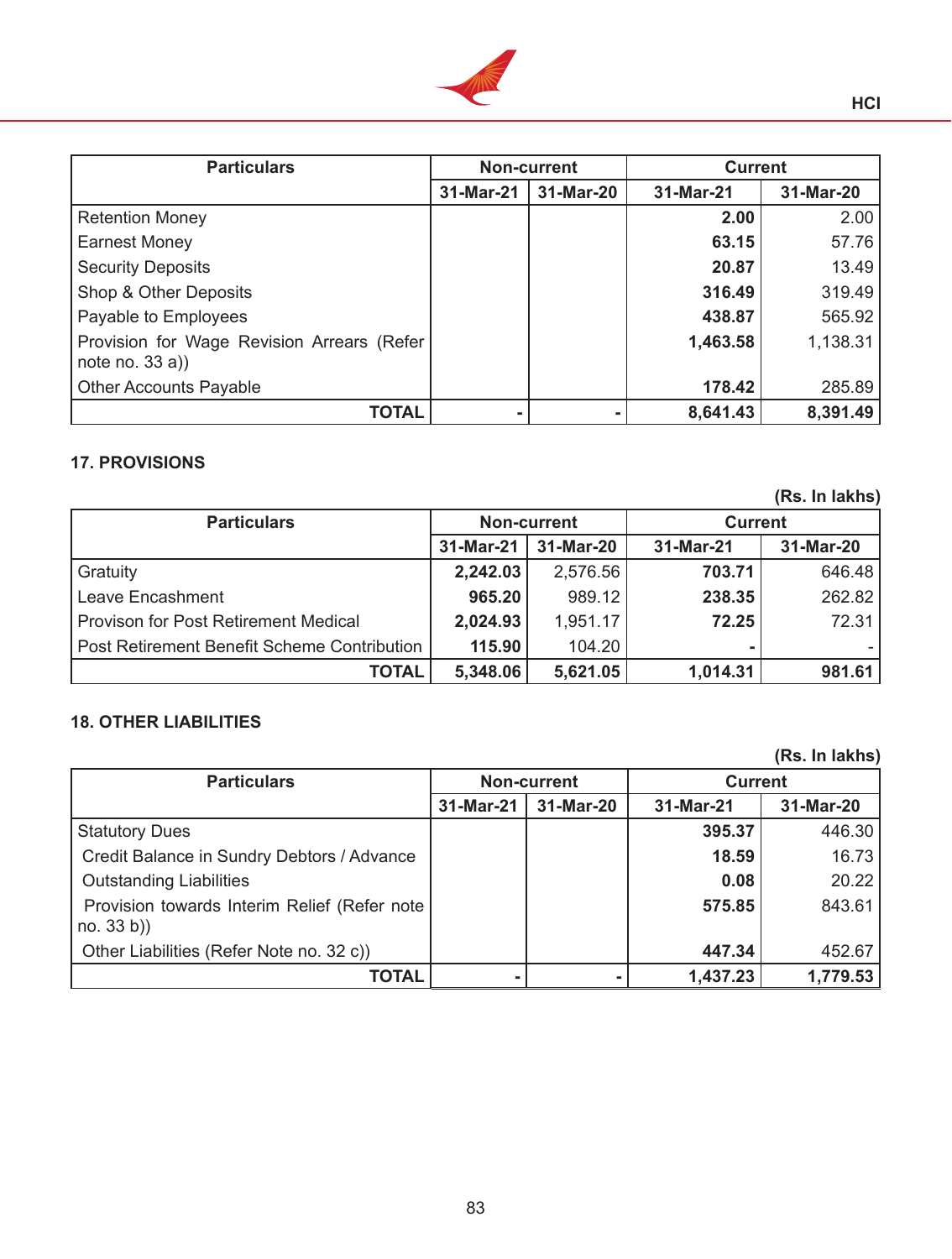| Particulars | Non-current | | Current | |
|---|---|---|---|---|
| | 31-Mar-21 | 31-Mar-20 | 31-Mar-21 | 31-Mar-20 |
| Retention Money | | | **2.00** | 2.00 |
| Earnest Money | | | **63.15** | 57.76 |
| Security Deposits | | | **20.87** | 13.49 |
| Shop & Other Deposits | | | **316.49** | 319.49 |
| Payable to Employees | | | **438.87** | 565.92 |
| Provision for Wage Revision Arrears (Refer note no. 33 a)) | | | **1,463.58** | 1,138.31 |
| Other Accounts Payable | | | **178.42** | 285.89 |
| **TOTAL** | **-** | **-** | **8,641.43** | **8,391.49** |

### 17. PROVISIONS

**(Rs. In lakhs)**

| Particulars | Non-current | | Current | |
|---|---|---|---|---|
| | 31-Mar-21 | 31-Mar-20 | 31-Mar-21 | 31-Mar-20 |
| Gratuity | **2,242.03** | 2,576.56 | **703.71** | 646.48 |
| Leave Encashment | **965.20** | 989.12 | **238.35** | 262.82 |
| Provison for Post Retirement Medical | **2,024.93** | 1,951.17 | **72.25** | 72.31 |
| Post Retirement Benefit Scheme Contribution | **115.90** | 104.20 | **-** | - |
| **TOTAL** | **5,348.06** | **5,621.05** | **1,014.31** | **981.61** |

### 18. OTHER LIABILITIES

**(Rs. In lakhs)**

| Particulars | Non-current | | Current | |
|---|---|---|---|---|
| | 31-Mar-21 | 31-Mar-20 | 31-Mar-21 | 31-Mar-20 |
| Statutory Dues | | | **395.37** | 446.30 |
| Credit Balance in Sundry Debtors / Advance | | | **18.59** | 16.73 |
| Outstanding Liabilities | | | **0.08** | 20.22 |
| Provision towards Interim Relief (Refer note no. 33 b)) | | | **575.85** | 843.61 |
| Other Liabilities (Refer Note no. 32 c)) | | | **447.34** | 452.67 |
| **TOTAL** | **-** | **-** | **1,437.23** | **1,779.53** |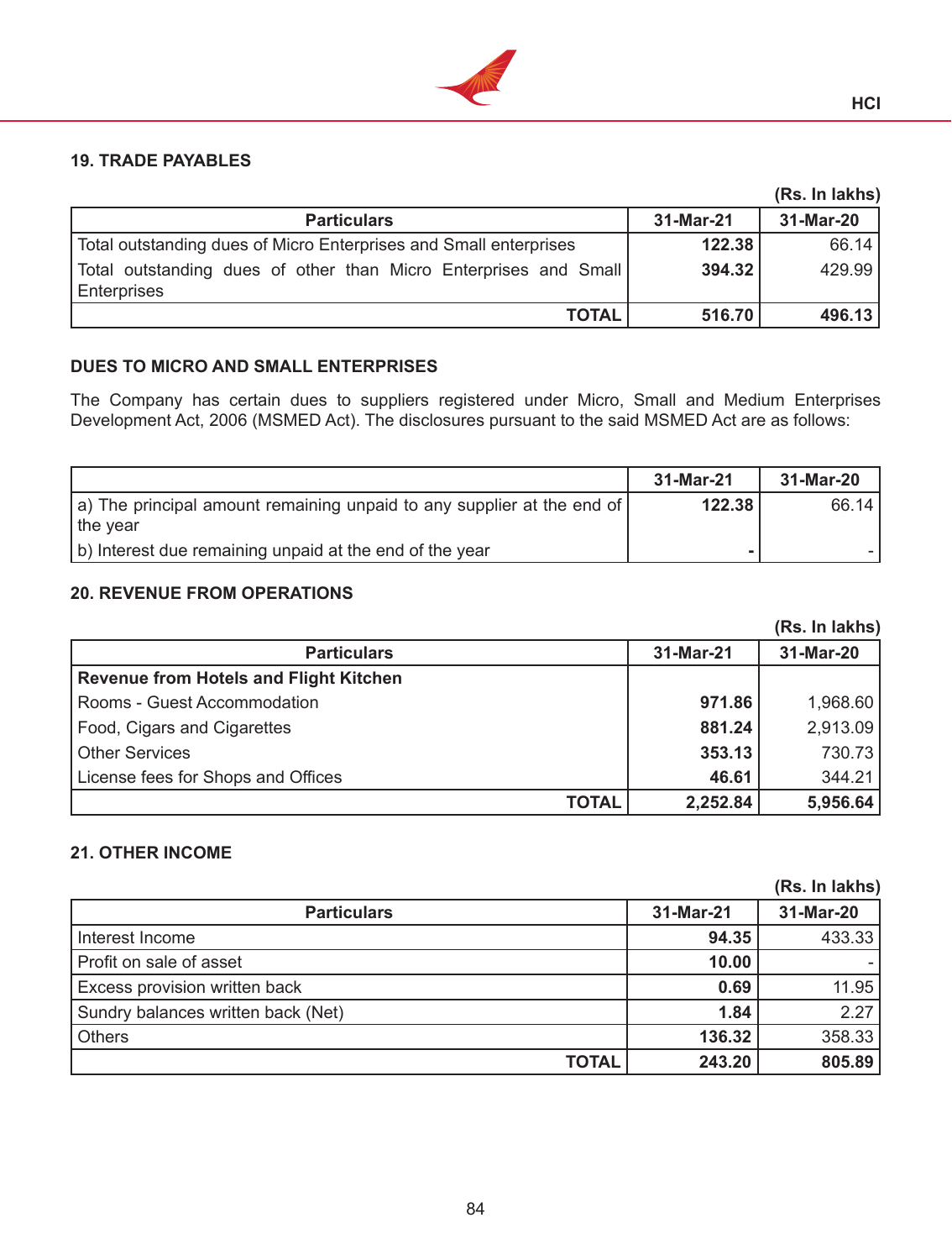## 19. TRADE PAYABLES

(Rs. In lakhs)

| Particulars | 31-Mar-21 | 31-Mar-20 |
|---|---|---|
| Total outstanding dues of Micro Enterprises and Small enterprises | **122.38** | 66.14 |
| Total outstanding dues of other than Micro Enterprises and Small Enterprises | **394.32** | 429.99 |
| **TOTAL** | **516.70** | **496.13** |

### DUES TO MICRO AND SMALL ENTERPRISES

The Company has certain dues to suppliers registered under Micro, Small and Medium Enterprises Development Act, 2006 (MSMED Act). The disclosures pursuant to the said MSMED Act are as follows:

| | 31-Mar-21 | 31-Mar-20 |
|---|---|---|
| a) The principal amount remaining unpaid to any supplier at the end of the year | **122.38** | 66.14 |
| b) Interest due remaining unpaid at the end of the year | **-** | - |

## 20. REVENUE FROM OPERATIONS

(Rs. In lakhs)

| Particulars | 31-Mar-21 | 31-Mar-20 |
|---|---|---|
| **Revenue from Hotels and Flight Kitchen** | | |
| Rooms - Guest Accommodation | **971.86** | 1,968.60 |
| Food, Cigars and Cigarettes | **881.24** | 2,913.09 |
| Other Services | **353.13** | 730.73 |
| License fees for Shops and Offices | **46.61** | 344.21 |
| **TOTAL** | **2,252.84** | **5,956.64** |

## 21. OTHER INCOME

(Rs. In lakhs)

| Particulars | 31-Mar-21 | 31-Mar-20 |
|---|---|---|
| Interest Income | **94.35** | 433.33 |
| Profit on sale of asset | **10.00** | - |
| Excess provision written back | **0.69** | 11.95 |
| Sundry balances written back (Net) | **1.84** | 2.27 |
| Others | **136.32** | 358.33 |
| **TOTAL** | **243.20** | **805.89** |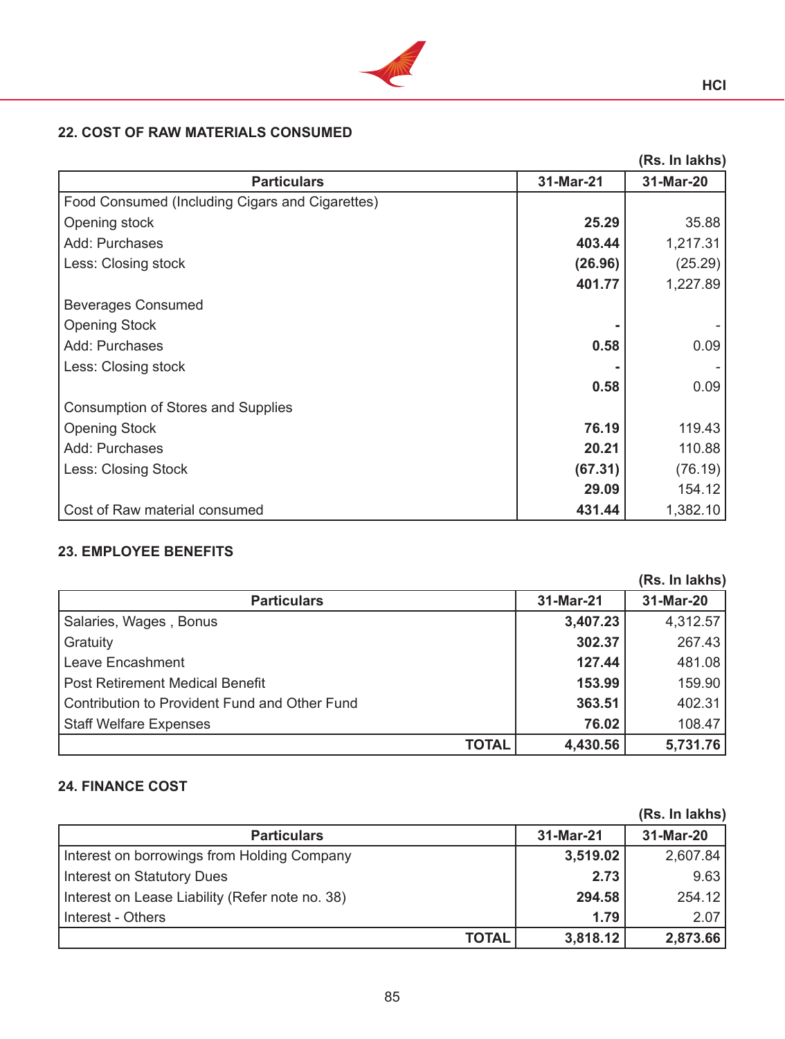## 22. COST OF RAW MATERIALS CONSUMED

(Rs. In lakhs)

| Particulars | 31-Mar-21 | 31-Mar-20 |
|---|---|---|
| Food Consumed (Including Cigars and Cigarettes) | | |
| Opening stock | **25.29** | 35.88 |
| Add: Purchases | **403.44** | 1,217.31 |
| Less: Closing stock | **(26.96)** | (25.29) |
| | **401.77** | 1,227.89 |
| Beverages Consumed | | |
| Opening Stock | **-** | - |
| Add: Purchases | **0.58** | 0.09 |
| Less: Closing stock | **-** | - |
| | **0.58** | 0.09 |
| Consumption of Stores and Supplies | | |
| Opening Stock | **76.19** | 119.43 |
| Add: Purchases | **20.21** | 110.88 |
| Less: Closing Stock | **(67.31)** | (76.19) |
| | **29.09** | 154.12 |
| Cost of Raw material consumed | **431.44** | 1,382.10 |

## 23. EMPLOYEE BENEFITS

(Rs. In lakhs)

| Particulars | 31-Mar-21 | 31-Mar-20 |
|---|---|---|
| Salaries, Wages , Bonus | **3,407.23** | 4,312.57 |
| Gratuity | **302.37** | 267.43 |
| Leave Encashment | **127.44** | 481.08 |
| Post Retirement Medical Benefit | **153.99** | 159.90 |
| Contribution to Provident Fund and Other Fund | **363.51** | 402.31 |
| Staff Welfare Expenses | **76.02** | 108.47 |
| **TOTAL** | **4,430.56** | **5,731.76** |

## 24. FINANCE COST

(Rs. In lakhs)

| Particulars | 31-Mar-21 | 31-Mar-20 |
|---|---|---|
| Interest on borrowings from Holding Company | **3,519.02** | 2,607.84 |
| Interest on Statutory Dues | **2.73** | 9.63 |
| Interest on Lease Liability (Refer note no. 38) | **294.58** | 254.12 |
| Interest - Others | **1.79** | 2.07 |
| **TOTAL** | **3,818.12** | **2,873.66** |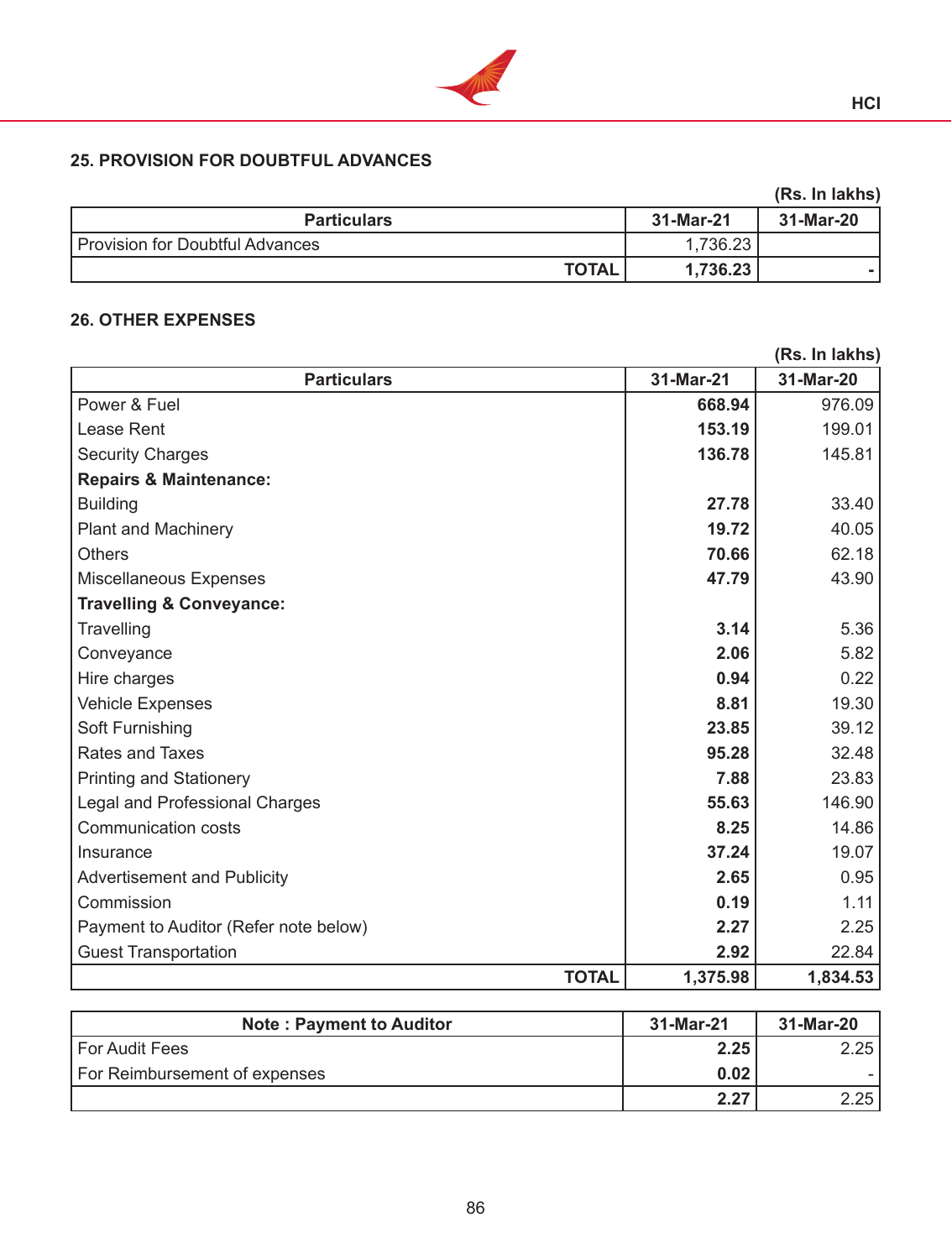## 25. PROVISION FOR DOUBTFUL ADVANCES

(Rs. In lakhs)

| Particulars | 31-Mar-21 | 31-Mar-20 |
|---|---|---|
| Provision for Doubtful Advances | 1,736.23 | |
| **TOTAL** | **1,736.23** | **-** |

## 26. OTHER EXPENSES

(Rs. In lakhs)

| Particulars | 31-Mar-21 | 31-Mar-20 |
|---|---|---|
| Power & Fuel | **668.94** | 976.09 |
| Lease Rent | **153.19** | 199.01 |
| Security Charges | **136.78** | 145.81 |
| **Repairs & Maintenance:** | | |
| Building | **27.78** | 33.40 |
| Plant and Machinery | **19.72** | 40.05 |
| Others | **70.66** | 62.18 |
| Miscellaneous Expenses | **47.79** | 43.90 |
| **Travelling & Conveyance:** | | |
| Travelling | **3.14** | 5.36 |
| Conveyance | **2.06** | 5.82 |
| Hire charges | **0.94** | 0.22 |
| Vehicle Expenses | **8.81** | 19.30 |
| Soft Furnishing | **23.85** | 39.12 |
| Rates and Taxes | **95.28** | 32.48 |
| Printing and Stationery | **7.88** | 23.83 |
| Legal and Professional Charges | **55.63** | 146.90 |
| Communication costs | **8.25** | 14.86 |
| Insurance | **37.24** | 19.07 |
| Advertisement and Publicity | **2.65** | 0.95 |
| Commission | **0.19** | 1.11 |
| Payment to Auditor (Refer note below) | **2.27** | 2.25 |
| Guest Transportation | **2.92** | 22.84 |
| **TOTAL** | **1,375.98** | **1,834.53** |

| Note : Payment to Auditor | 31-Mar-21 | 31-Mar-20 |
|---|---|---|
| For Audit Fees | **2.25** | 2.25 |
| For Reimbursement of expenses | **0.02** | - |
| | **2.27** | 2.25 |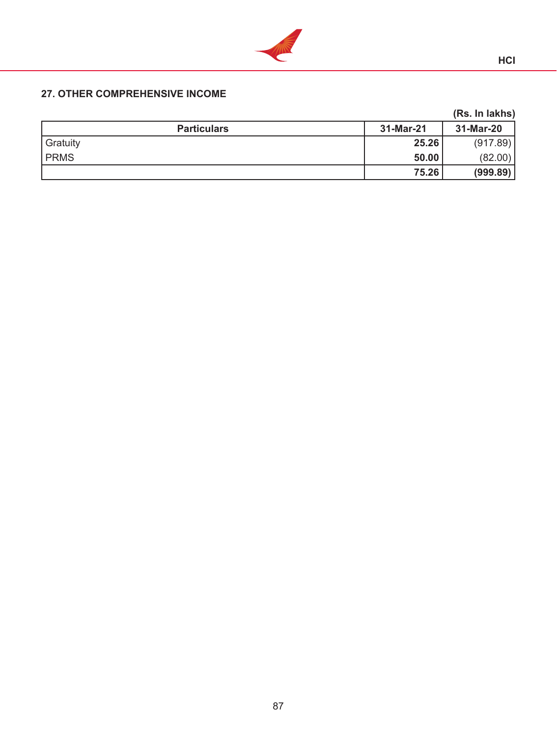## 27. OTHER COMPREHENSIVE INCOME

(Rs. In lakhs)

| Particulars | 31-Mar-21 | 31-Mar-20 |
|---|---|---|
| Gratuity | **25.26** | (917.89) |
| PRMS | **50.00** | (82.00) |
| | **75.26** | **(999.89)** |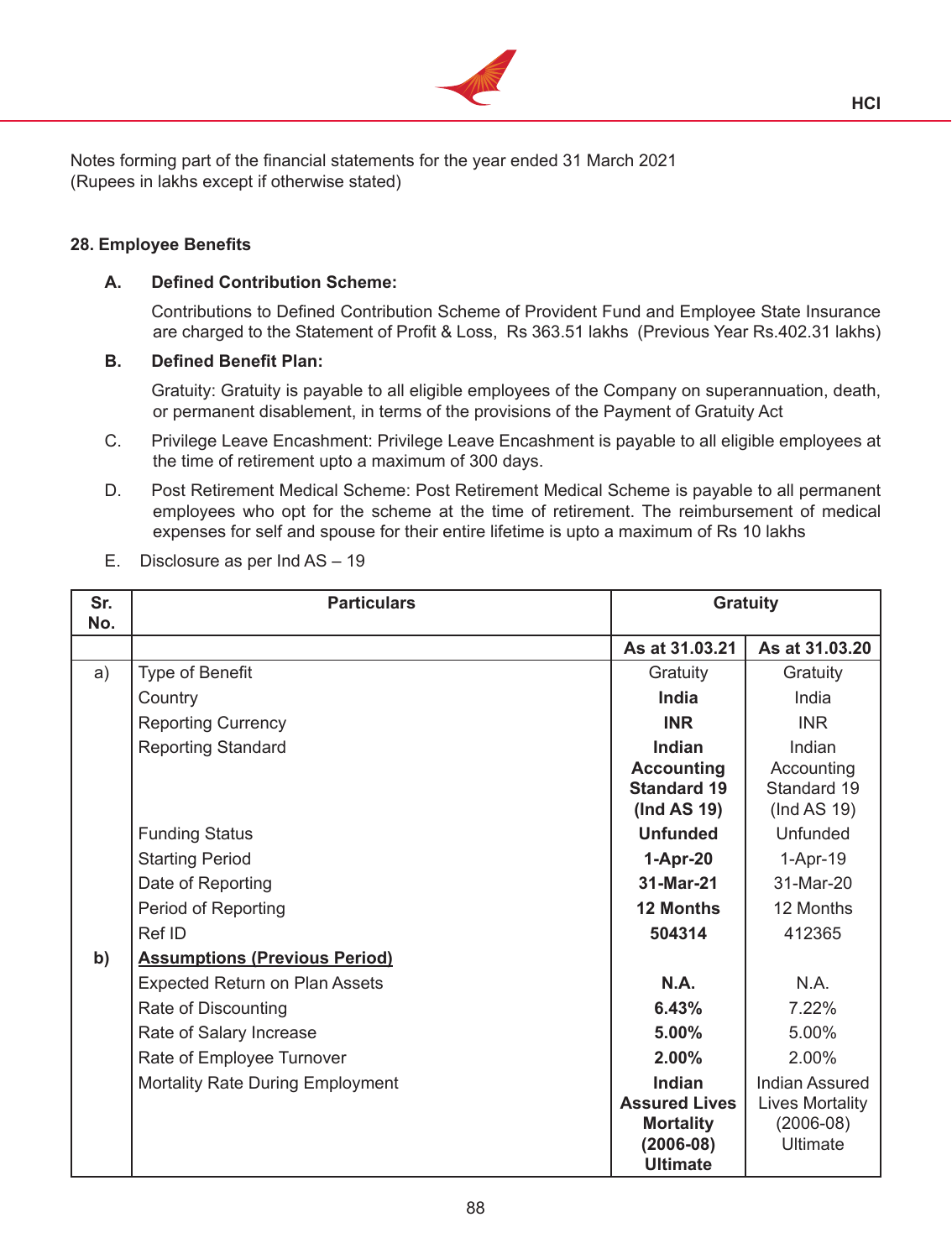Notes forming part of the financial statements for the year ended 31 March 2021
(Rupees in lakhs except if otherwise stated)

## 28. Employee Benefits

**A. Defined Contribution Scheme:**

Contributions to Defined Contribution Scheme of Provident Fund and Employee State Insurance are charged to the Statement of Profit & Loss, Rs 363.51 lakhs (Previous Year Rs.402.31 lakhs)

**B. Defined Benefit Plan:**

Gratuity: Gratuity is payable to all eligible employees of the Company on superannuation, death, or permanent disablement, in terms of the provisions of the Payment of Gratuity Act

C. Privilege Leave Encashment: Privilege Leave Encashment is payable to all eligible employees at the time of retirement upto a maximum of 300 days.

D. Post Retirement Medical Scheme: Post Retirement Medical Scheme is payable to all permanent employees who opt for the scheme at the time of retirement. The reimbursement of medical expenses for self and spouse for their entire lifetime is upto a maximum of Rs 10 lakhs

E. Disclosure as per Ind AS – 19

| Sr. No. | Particulars | Gratuity | |
|---|---|---|---|
| | | **As at 31.03.21** | **As at 31.03.20** |
| a) | Type of Benefit | Gratuity | Gratuity |
| | Country | **India** | India |
| | Reporting Currency | **INR** | INR |
| | Reporting Standard | **Indian Accounting Standard 19 (Ind AS 19)** | Indian Accounting Standard 19 (Ind AS 19) |
| | Funding Status | **Unfunded** | Unfunded |
| | Starting Period | **1-Apr-20** | 1-Apr-19 |
| | Date of Reporting | **31-Mar-21** | 31-Mar-20 |
| | Period of Reporting | **12 Months** | 12 Months |
| | Ref ID | **504314** | 412365 |
| **b)** | **Assumptions (Previous Period)** | | |
| | Expected Return on Plan Assets | **N.A.** | N.A. |
| | Rate of Discounting | **6.43%** | 7.22% |
| | Rate of Salary Increase | **5.00%** | 5.00% |
| | Rate of Employee Turnover | **2.00%** | 2.00% |
| | Mortality Rate During Employment | **Indian Assured Lives Mortality (2006-08) Ultimate** | Indian Assured Lives Mortality (2006-08) Ultimate |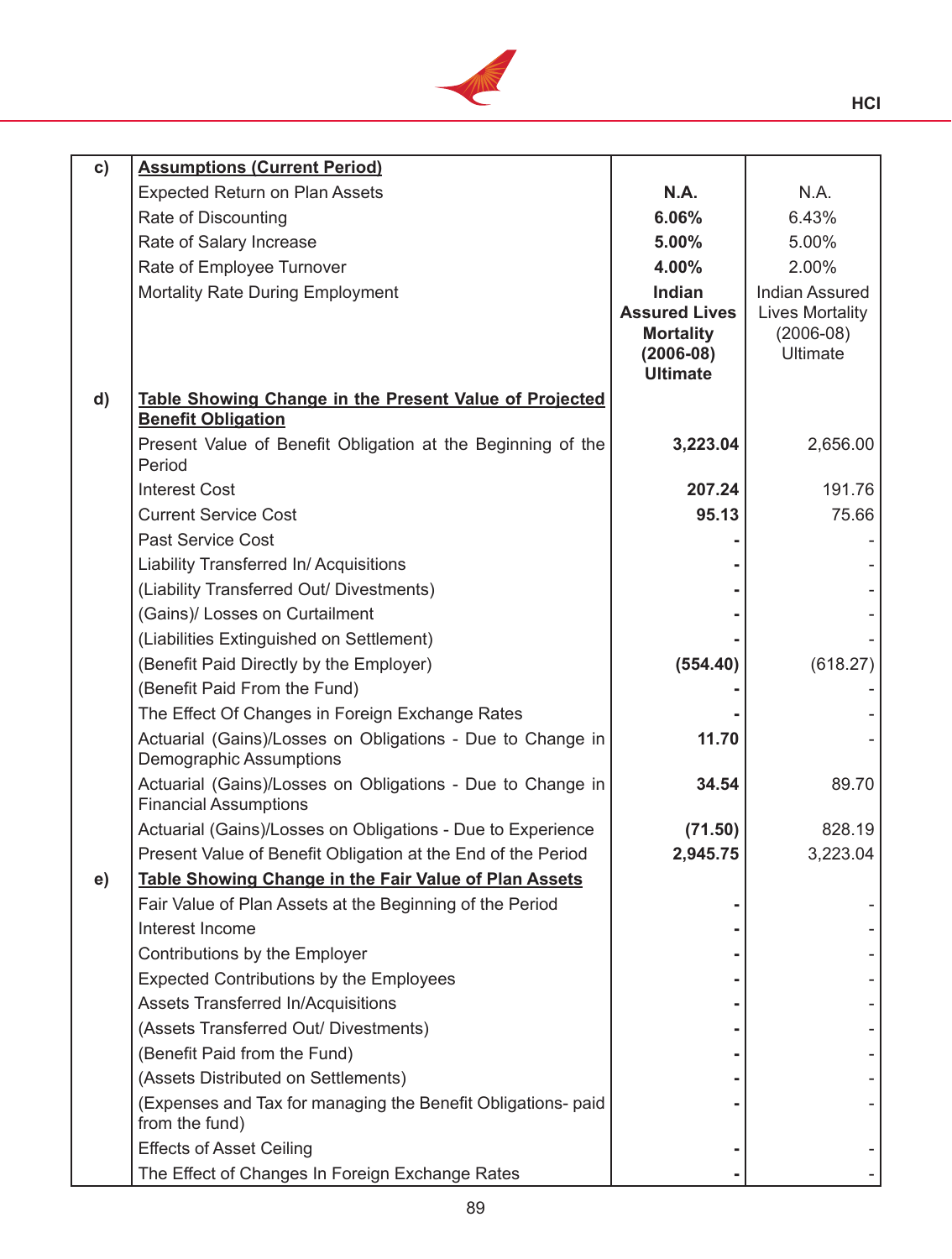| c) | **Assumptions (Current Period)** | | |
|---|---|---|---|
| | Expected Return on Plan Assets | **N.A.** | N.A. |
| | Rate of Discounting | **6.06%** | 6.43% |
| | Rate of Salary Increase | **5.00%** | 5.00% |
| | Rate of Employee Turnover | **4.00%** | 2.00% |
| | Mortality Rate During Employment | **Indian Assured Lives Mortality (2006-08) Ultimate** | Indian Assured Lives Mortality (2006-08) Ultimate |
| d) | **Table Showing Change in the Present Value of Projected Benefit Obligation** | | |
| | Present Value of Benefit Obligation at the Beginning of the Period | **3,223.04** | 2,656.00 |
| | Interest Cost | **207.24** | 191.76 |
| | Current Service Cost | **95.13** | 75.66 |
| | Past Service Cost | **-** | - |
| | Liability Transferred In/ Acquisitions | **-** | - |
| | (Liability Transferred Out/ Divestments) | **-** | - |
| | (Gains)/ Losses on Curtailment | **-** | - |
| | (Liabilities Extinguished on Settlement) | **-** | - |
| | (Benefit Paid Directly by the Employer) | **(554.40)** | (618.27) |
| | (Benefit Paid From the Fund) | **-** | - |
| | The Effect Of Changes in Foreign Exchange Rates | **-** | - |
| | Actuarial (Gains)/Losses on Obligations - Due to Change in Demographic Assumptions | **11.70** | - |
| | Actuarial (Gains)/Losses on Obligations - Due to Change in Financial Assumptions | **34.54** | 89.70 |
| | Actuarial (Gains)/Losses on Obligations - Due to Experience | **(71.50)** | 828.19 |
| | Present Value of Benefit Obligation at the End of the Period | **2,945.75** | 3,223.04 |
| e) | **Table Showing Change in the Fair Value of Plan Assets** | | |
| | Fair Value of Plan Assets at the Beginning of the Period | **-** | - |
| | Interest Income | **-** | - |
| | Contributions by the Employer | **-** | - |
| | Expected Contributions by the Employees | **-** | - |
| | Assets Transferred In/Acquisitions | **-** | - |
| | (Assets Transferred Out/ Divestments) | **-** | - |
| | (Benefit Paid from the Fund) | **-** | - |
| | (Assets Distributed on Settlements) | **-** | - |
| | (Expenses and Tax for managing the Benefit Obligations- paid from the fund) | **-** | - |
| | Effects of Asset Ceiling | **-** | - |
| | The Effect of Changes In Foreign Exchange Rates | **-** | - |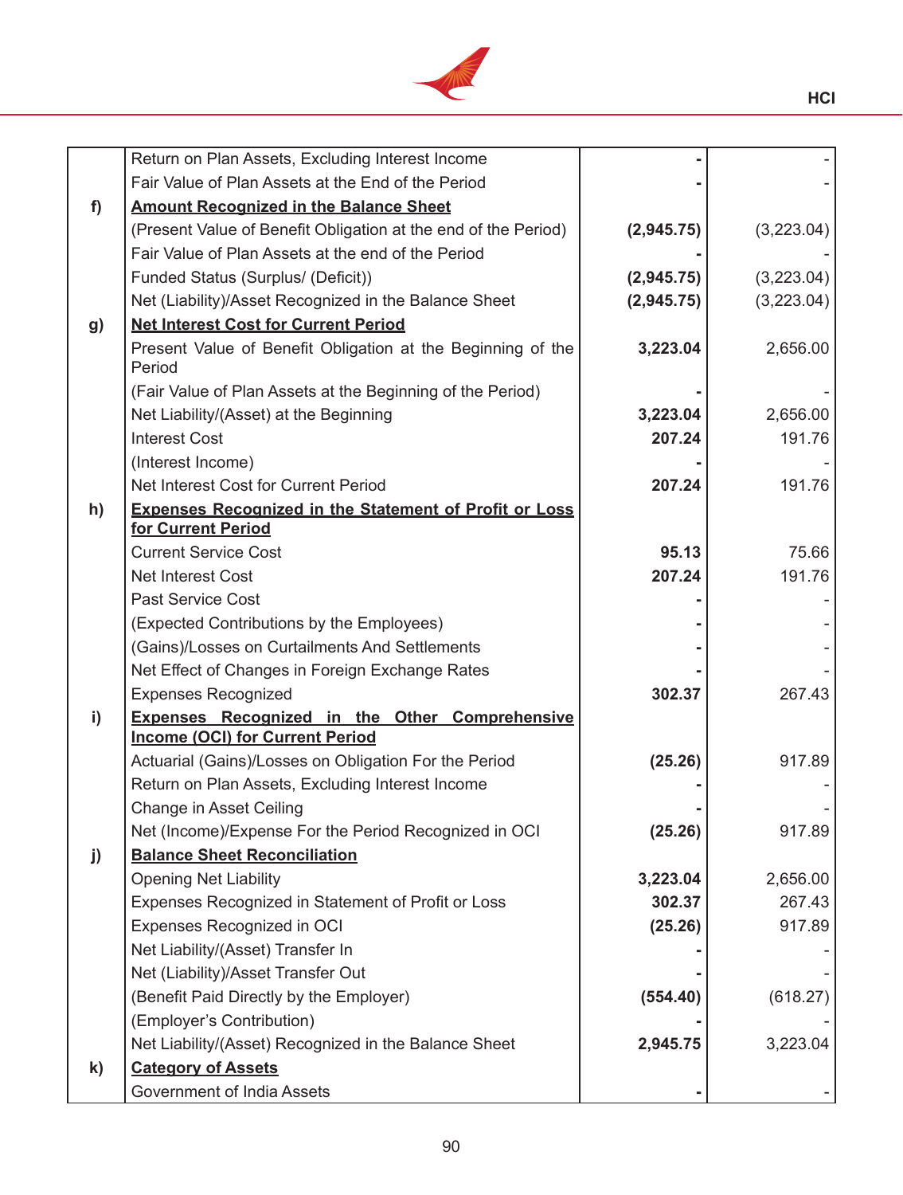| | | | |
|---|---|---|---|
| | Return on Plan Assets, Excluding Interest Income | **-** | - |
| | Fair Value of Plan Assets at the End of the Period | **-** | - |
| **f)** | **Amount Recognized in the Balance Sheet** | | |
| | (Present Value of Benefit Obligation at the end of the Period) | **(2,945.75)** | (3,223.04) |
| | Fair Value of Plan Assets at the end of the Period | **-** | - |
| | Funded Status (Surplus/ (Deficit)) | **(2,945.75)** | (3,223.04) |
| | Net (Liability)/Asset Recognized in the Balance Sheet | **(2,945.75)** | (3,223.04) |
| **g)** | **Net Interest Cost for Current Period** | | |
| | Present Value of Benefit Obligation at the Beginning of the Period | **3,223.04** | 2,656.00 |
| | (Fair Value of Plan Assets at the Beginning of the Period) | **-** | - |
| | Net Liability/(Asset) at the Beginning | **3,223.04** | 2,656.00 |
| | Interest Cost | **207.24** | 191.76 |
| | (Interest Income) | **-** | - |
| | Net Interest Cost for Current Period | **207.24** | 191.76 |
| **h)** | **Expenses Recognized in the Statement of Profit or Loss for Current Period** | | |
| | Current Service Cost | **95.13** | 75.66 |
| | Net Interest Cost | **207.24** | 191.76 |
| | Past Service Cost | **-** | - |
| | (Expected Contributions by the Employees) | **-** | - |
| | (Gains)/Losses on Curtailments And Settlements | **-** | - |
| | Net Effect of Changes in Foreign Exchange Rates | **-** | - |
| | Expenses Recognized | **302.37** | 267.43 |
| **i)** | **Expenses Recognized in the Other Comprehensive Income (OCI) for Current Period** | | |
| | Actuarial (Gains)/Losses on Obligation For the Period | **(25.26)** | 917.89 |
| | Return on Plan Assets, Excluding Interest Income | **-** | - |
| | Change in Asset Ceiling | **-** | - |
| | Net (Income)/Expense For the Period Recognized in OCI | **(25.26)** | 917.89 |
| **j)** | **Balance Sheet Reconciliation** | | |
| | Opening Net Liability | **3,223.04** | 2,656.00 |
| | Expenses Recognized in Statement of Profit or Loss | **302.37** | 267.43 |
| | Expenses Recognized in OCI | **(25.26)** | 917.89 |
| | Net Liability/(Asset) Transfer In | **-** | - |
| | Net (Liability)/Asset Transfer Out | **-** | - |
| | (Benefit Paid Directly by the Employer) | **(554.40)** | (618.27) |
| | (Employer's Contribution) | **-** | - |
| | Net Liability/(Asset) Recognized in the Balance Sheet | **2,945.75** | 3,223.04 |
| **k)** | **Category of Assets** | | |
| | Government of India Assets | **-** | - |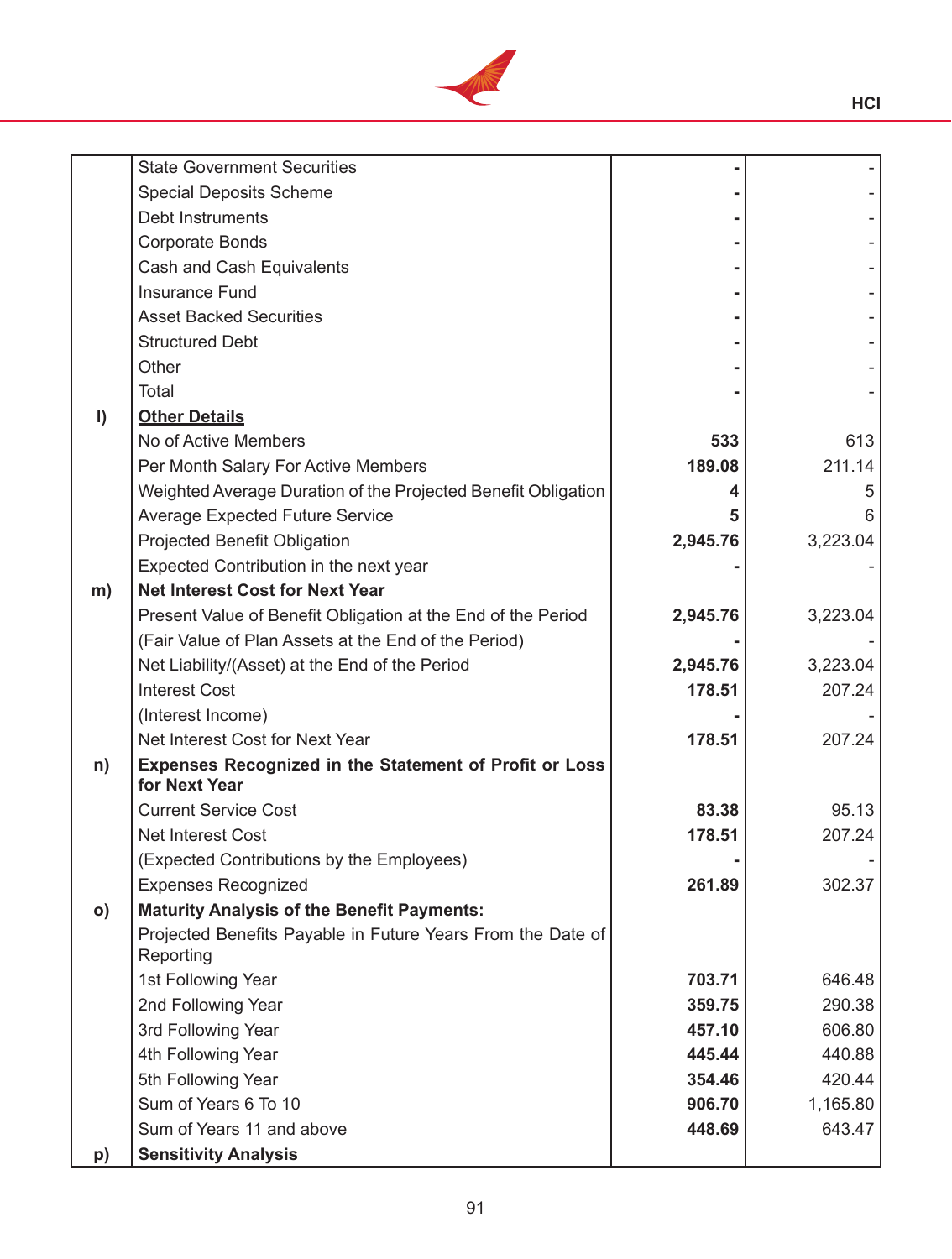| | | | |
|---|---|---|---|
| | State Government Securities | **-** | - |
| | Special Deposits Scheme | **-** | - |
| | Debt Instruments | **-** | - |
| | Corporate Bonds | **-** | - |
| | Cash and Cash Equivalents | **-** | - |
| | Insurance Fund | **-** | - |
| | Asset Backed Securities | **-** | - |
| | Structured Debt | **-** | - |
| | Other | **-** | - |
| | Total | **-** | - |
| **l)** | **<u>Other Details</u>** | | |
| | No of Active Members | **533** | 613 |
| | Per Month Salary For Active Members | **189.08** | 211.14 |
| | Weighted Average Duration of the Projected Benefit Obligation | **4** | 5 |
| | Average Expected Future Service | **5** | 6 |
| | Projected Benefit Obligation | **2,945.76** | 3,223.04 |
| | Expected Contribution in the next year | **-** | - |
| **m)** | **Net Interest Cost for Next Year** | | |
| | Present Value of Benefit Obligation at the End of the Period | **2,945.76** | 3,223.04 |
| | (Fair Value of Plan Assets at the End of the Period) | **-** | - |
| | Net Liability/(Asset) at the End of the Period | **2,945.76** | 3,223.04 |
| | Interest Cost | **178.51** | 207.24 |
| | (Interest Income) | **-** | - |
| | Net Interest Cost for Next Year | **178.51** | 207.24 |
| **n)** | **Expenses Recognized in the Statement of Profit or Loss for Next Year** | | |
| | Current Service Cost | **83.38** | 95.13 |
| | Net Interest Cost | **178.51** | 207.24 |
| | (Expected Contributions by the Employees) | **-** | - |
| | Expenses Recognized | **261.89** | 302.37 |
| **o)** | **Maturity Analysis of the Benefit Payments:** | | |
| | Projected Benefits Payable in Future Years From the Date of Reporting | | |
| | 1st Following Year | **703.71** | 646.48 |
| | 2nd Following Year | **359.75** | 290.38 |
| | 3rd Following Year | **457.10** | 606.80 |
| | 4th Following Year | **445.44** | 440.88 |
| | 5th Following Year | **354.46** | 420.44 |
| | Sum of Years 6 To 10 | **906.70** | 1,165.80 |
| | Sum of Years 11 and above | **448.69** | 643.47 |
| **p)** | **Sensitivity Analysis** | | |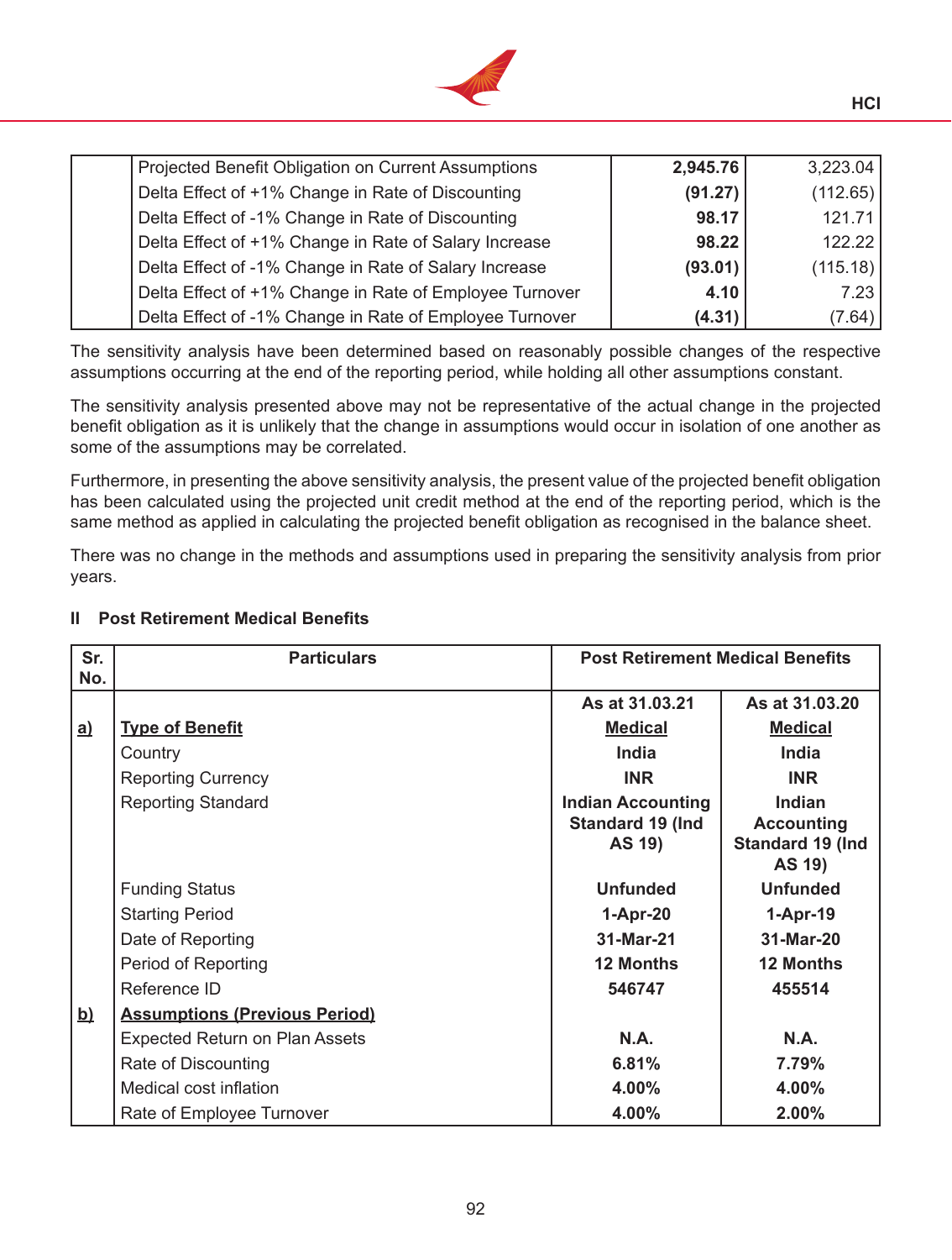| | | | |
|---|---|---|---|
| | Projected Benefit Obligation on Current Assumptions | **2,945.76** | 3,223.04 |
| | Delta Effect of +1% Change in Rate of Discounting | **(91.27)** | (112.65) |
| | Delta Effect of -1% Change in Rate of Discounting | **98.17** | 121.71 |
| | Delta Effect of +1% Change in Rate of Salary Increase | **98.22** | 122.22 |
| | Delta Effect of -1% Change in Rate of Salary Increase | **(93.01)** | (115.18) |
| | Delta Effect of +1% Change in Rate of Employee Turnover | **4.10** | 7.23 |
| | Delta Effect of -1% Change in Rate of Employee Turnover | **(4.31)** | (7.64) |

The sensitivity analysis have been determined based on reasonably possible changes of the respective assumptions occurring at the end of the reporting period, while holding all other assumptions constant.

The sensitivity analysis presented above may not be representative of the actual change in the projected benefit obligation as it is unlikely that the change in assumptions would occur in isolation of one another as some of the assumptions may be correlated.

Furthermore, in presenting the above sensitivity analysis, the present value of the projected benefit obligation has been calculated using the projected unit credit method at the end of the reporting period, which is the same method as applied in calculating the projected benefit obligation as recognised in the balance sheet.

There was no change in the methods and assumptions used in preparing the sensitivity analysis from prior years.

## II Post Retirement Medical Benefits

| Sr. No. | Particulars | Post Retirement Medical Benefits | |
|---|---|---|---|
| | | **As at 31.03.21** | **As at 31.03.20** |
| **a)** | **Type of Benefit** | **Medical** | **Medical** |
| | Country | **India** | **India** |
| | Reporting Currency | **INR** | **INR** |
| | Reporting Standard | **Indian Accounting Standard 19 (Ind AS 19)** | **Indian Accounting Standard 19 (Ind AS 19)** |
| | Funding Status | **Unfunded** | **Unfunded** |
| | Starting Period | **1-Apr-20** | **1-Apr-19** |
| | Date of Reporting | **31-Mar-21** | **31-Mar-20** |
| | Period of Reporting | **12 Months** | **12 Months** |
| | Reference ID | **546747** | **455514** |
| **b)** | **Assumptions (Previous Period)** | | |
| | Expected Return on Plan Assets | **N.A.** | **N.A.** |
| | Rate of Discounting | **6.81%** | **7.79%** |
| | Medical cost inflation | **4.00%** | **4.00%** |
| | Rate of Employee Turnover | **4.00%** | **2.00%** |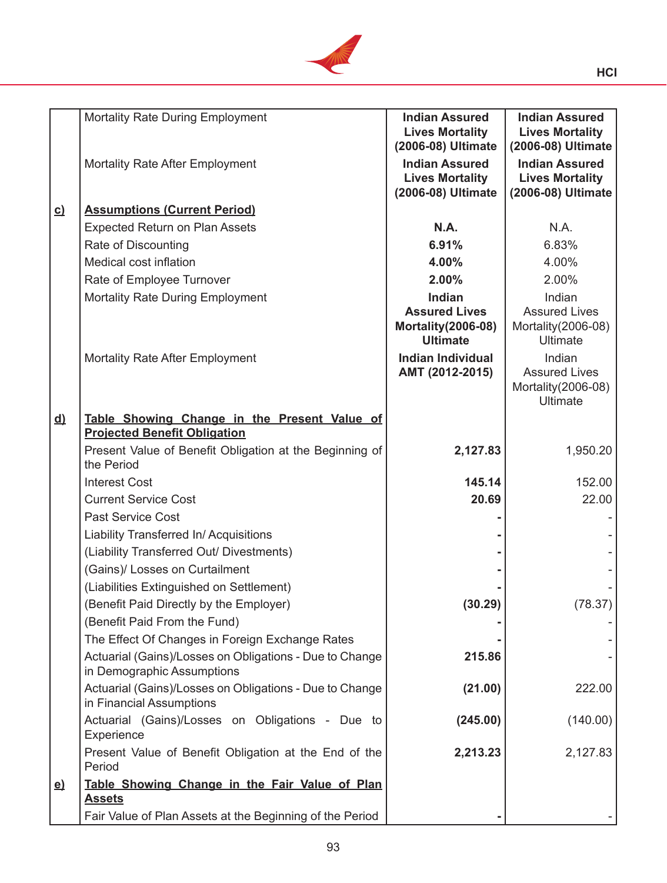|  |  |  |  |
|---|---|---|---|
|  | Mortality Rate During Employment | **Indian Assured Lives Mortality (2006-08) Ultimate** | **Indian Assured Lives Mortality (2006-08) Ultimate** |
|  | Mortality Rate After Employment | **Indian Assured Lives Mortality (2006-08) Ultimate** | **Indian Assured Lives Mortality (2006-08) Ultimate** |
| **c)** | **Assumptions (Current Period)** |  |  |
|  | Expected Return on Plan Assets | **N.A.** | N.A. |
|  | Rate of Discounting | **6.91%** | 6.83% |
|  | Medical cost inflation | **4.00%** | 4.00% |
|  | Rate of Employee Turnover | **2.00%** | 2.00% |
|  | Mortality Rate During Employment | **Indian Assured Lives Mortality(2006-08) Ultimate** | Indian Assured Lives Mortality(2006-08) Ultimate |
|  | Mortality Rate After Employment | **Indian Individual AMT (2012-2015)** | Indian Assured Lives Mortality(2006-08) Ultimate |
| **d)** | **Table Showing Change in the Present Value of Projected Benefit Obligation** |  |  |
|  | Present Value of Benefit Obligation at the Beginning of the Period | **2,127.83** | 1,950.20 |
|  | Interest Cost | **145.14** | 152.00 |
|  | Current Service Cost | **20.69** | 22.00 |
|  | Past Service Cost | **-** | - |
|  | Liability Transferred In/ Acquisitions | **-** | - |
|  | (Liability Transferred Out/ Divestments) | **-** | - |
|  | (Gains)/ Losses on Curtailment | **-** | - |
|  | (Liabilities Extinguished on Settlement) | **-** | - |
|  | (Benefit Paid Directly by the Employer) | **(30.29)** | (78.37) |
|  | (Benefit Paid From the Fund) | **-** | - |
|  | The Effect Of Changes in Foreign Exchange Rates | **-** | - |
|  | Actuarial (Gains)/Losses on Obligations - Due to Change in Demographic Assumptions | **215.86** | - |
|  | Actuarial (Gains)/Losses on Obligations - Due to Change in Financial Assumptions | **(21.00)** | 222.00 |
|  | Actuarial (Gains)/Losses on Obligations - Due to Experience | **(245.00)** | (140.00) |
|  | Present Value of Benefit Obligation at the End of the Period | **2,213.23** | 2,127.83 |
| **e)** | **Table Showing Change in the Fair Value of Plan Assets** |  |  |
|  | Fair Value of Plan Assets at the Beginning of the Period | **-** | - |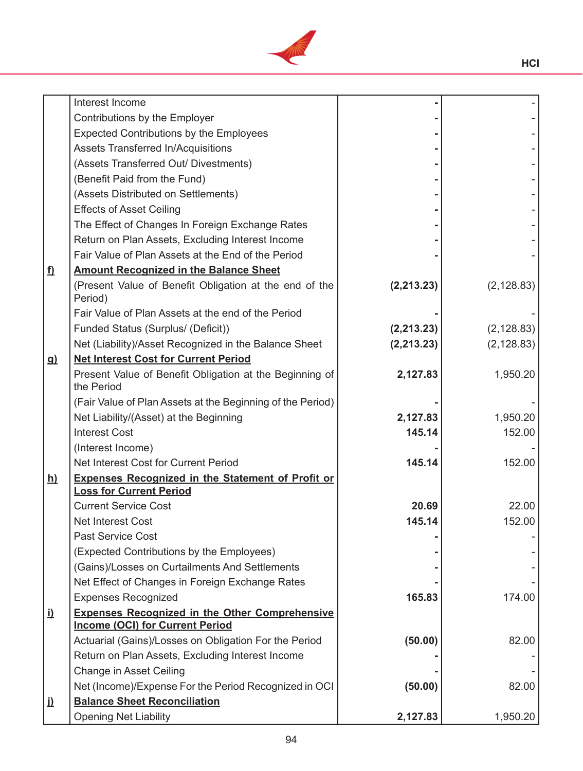| | | | |
|---|---|---|---|
| | Interest Income | **-** | - |
| | Contributions by the Employer | **-** | - |
| | Expected Contributions by the Employees | **-** | - |
| | Assets Transferred In/Acquisitions | **-** | - |
| | (Assets Transferred Out/ Divestments) | **-** | - |
| | (Benefit Paid from the Fund) | **-** | - |
| | (Assets Distributed on Settlements) | **-** | - |
| | Effects of Asset Ceiling | **-** | - |
| | The Effect of Changes In Foreign Exchange Rates | **-** | - |
| | Return on Plan Assets, Excluding Interest Income | **-** | - |
| | Fair Value of Plan Assets at the End of the Period | **-** | - |
| **f)** | **Amount Recognized in the Balance Sheet** | | |
| | (Present Value of Benefit Obligation at the end of the Period) | **(2,213.23)** | (2,128.83) |
| | Fair Value of Plan Assets at the end of the Period | **-** | - |
| | Funded Status (Surplus/ (Deficit)) | **(2,213.23)** | (2,128.83) |
| | Net (Liability)/Asset Recognized in the Balance Sheet | **(2,213.23)** | (2,128.83) |
| **g)** | **Net Interest Cost for Current Period** | | |
| | Present Value of Benefit Obligation at the Beginning of the Period | **2,127.83** | 1,950.20 |
| | (Fair Value of Plan Assets at the Beginning of the Period) | **-** | - |
| | Net Liability/(Asset) at the Beginning | **2,127.83** | 1,950.20 |
| | Interest Cost | **145.14** | 152.00 |
| | (Interest Income) | **-** | - |
| | Net Interest Cost for Current Period | **145.14** | 152.00 |
| **h)** | **Expenses Recognized in the Statement of Profit or Loss for Current Period** | | |
| | Current Service Cost | **20.69** | 22.00 |
| | Net Interest Cost | **145.14** | 152.00 |
| | Past Service Cost | **-** | - |
| | (Expected Contributions by the Employees) | **-** | - |
| | (Gains)/Losses on Curtailments And Settlements | **-** | - |
| | Net Effect of Changes in Foreign Exchange Rates | **-** | - |
| | Expenses Recognized | **165.83** | 174.00 |
| **i)** | **Expenses Recognized in the Other Comprehensive Income (OCI) for Current Period** | | |
| | Actuarial (Gains)/Losses on Obligation For the Period | **(50.00)** | 82.00 |
| | Return on Plan Assets, Excluding Interest Income | **-** | - |
| | Change in Asset Ceiling | **-** | - |
| | Net (Income)/Expense For the Period Recognized in OCI | **(50.00)** | 82.00 |
| **j)** | **Balance Sheet Reconciliation** | | |
| | Opening Net Liability | **2,127.83** | 1,950.20 |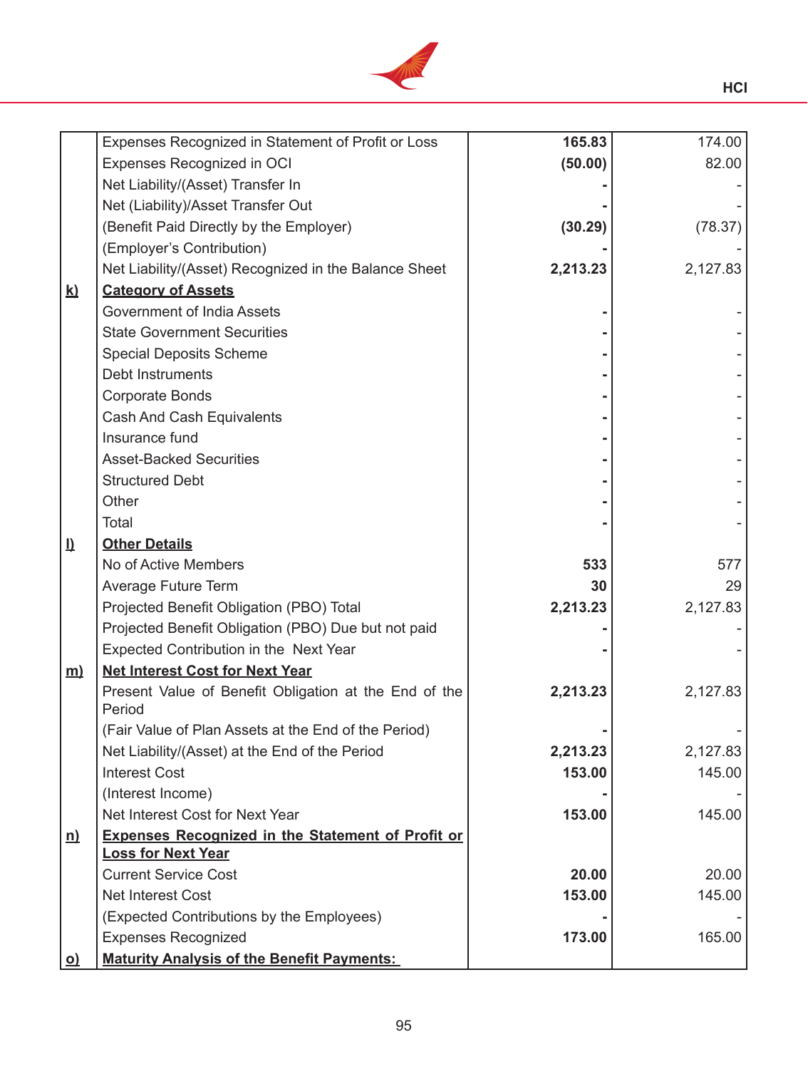| | | | |
|---|---|---|---|
| | Expenses Recognized in Statement of Profit or Loss | **165.83** | 174.00 |
| | Expenses Recognized in OCI | **(50.00)** | 82.00 |
| | Net Liability/(Asset) Transfer In | **-** | - |
| | Net (Liability)/Asset Transfer Out | **-** | - |
| | (Benefit Paid Directly by the Employer) | **(30.29)** | (78.37) |
| | (Employer's Contribution) | **-** | - |
| | Net Liability/(Asset) Recognized in the Balance Sheet | **2,213.23** | 2,127.83 |
| **k)** | **Category of Assets** | | |
| | Government of India Assets | **-** | - |
| | State Government Securities | **-** | - |
| | Special Deposits Scheme | **-** | - |
| | Debt Instruments | **-** | - |
| | Corporate Bonds | **-** | - |
| | Cash And Cash Equivalents | **-** | - |
| | Insurance fund | **-** | - |
| | Asset-Backed Securities | **-** | - |
| | Structured Debt | **-** | - |
| | Other | **-** | - |
| | Total | **-** | - |
| **l)** | **Other Details** | | |
| | No of Active Members | **533** | 577 |
| | Average Future Term | **30** | 29 |
| | Projected Benefit Obligation (PBO) Total | **2,213.23** | 2,127.83 |
| | Projected Benefit Obligation (PBO) Due but not paid | **-** | - |
| | Expected Contribution in the Next Year | **-** | - |
| **m)** | **Net Interest Cost for Next Year** | | |
| | Present Value of Benefit Obligation at the End of the Period | **2,213.23** | 2,127.83 |
| | (Fair Value of Plan Assets at the End of the Period) | **-** | - |
| | Net Liability/(Asset) at the End of the Period | **2,213.23** | 2,127.83 |
| | Interest Cost | **153.00** | 145.00 |
| | (Interest Income) | **-** | - |
| | Net Interest Cost for Next Year | **153.00** | 145.00 |
| **n)** | **Expenses Recognized in the Statement of Profit or Loss for Next Year** | | |
| | Current Service Cost | **20.00** | 20.00 |
| | Net Interest Cost | **153.00** | 145.00 |
| | (Expected Contributions by the Employees) | **-** | - |
| | Expenses Recognized | **173.00** | 165.00 |
| **o)** | **Maturity Analysis of the Benefit Payments:** | | |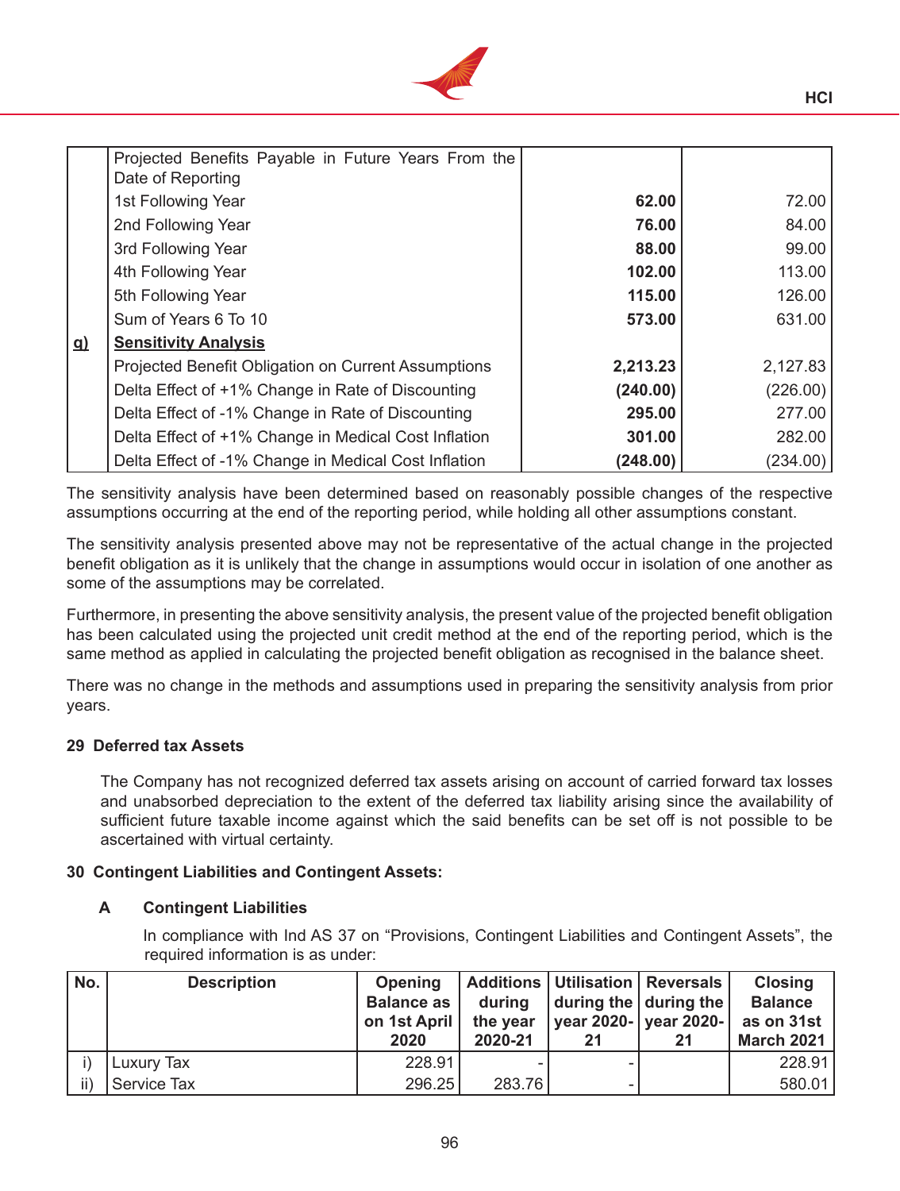|  |  |  |  |
|---|---|---|---|
|  | Projected Benefits Payable in Future Years From the Date of Reporting |  |  |
|  | 1st Following Year | **62.00** | 72.00 |
|  | 2nd Following Year | **76.00** | 84.00 |
|  | 3rd Following Year | **88.00** | 99.00 |
|  | 4th Following Year | **102.00** | 113.00 |
|  | 5th Following Year | **115.00** | 126.00 |
|  | Sum of Years 6 To 10 | **573.00** | 631.00 |
| **g)** | **Sensitivity Analysis** |  |  |
|  | Projected Benefit Obligation on Current Assumptions | **2,213.23** | 2,127.83 |
|  | Delta Effect of +1% Change in Rate of Discounting | **(240.00)** | (226.00) |
|  | Delta Effect of -1% Change in Rate of Discounting | **295.00** | 277.00 |
|  | Delta Effect of +1% Change in Medical Cost Inflation | **301.00** | 282.00 |
|  | Delta Effect of -1% Change in Medical Cost Inflation | **(248.00)** | (234.00) |

The sensitivity analysis have been determined based on reasonably possible changes of the respective assumptions occurring at the end of the reporting period, while holding all other assumptions constant.

The sensitivity analysis presented above may not be representative of the actual change in the projected benefit obligation as it is unlikely that the change in assumptions would occur in isolation of one another as some of the assumptions may be correlated.

Furthermore, in presenting the above sensitivity analysis, the present value of the projected benefit obligation has been calculated using the projected unit credit method at the end of the reporting period, which is the same method as applied in calculating the projected benefit obligation as recognised in the balance sheet.

There was no change in the methods and assumptions used in preparing the sensitivity analysis from prior years.

**29 Deferred tax Assets**

The Company has not recognized deferred tax assets arising on account of carried forward tax losses and unabsorbed depreciation to the extent of the deferred tax liability arising since the availability of sufficient future taxable income against which the said benefits can be set off is not possible to be ascertained with virtual certainty.

**30 Contingent Liabilities and Contingent Assets:**

**A Contingent Liabilities**

In compliance with Ind AS 37 on "Provisions, Contingent Liabilities and Contingent Assets", the required information is as under:

| No. | Description | Opening Balance as on 1st April 2020 | Additions during the year 2020-21 | Utilisation during the year 2020-21 | Reversals during the year 2020-21 | Closing Balance as on 31st March 2021 |
|---|---|---|---|---|---|---|
| i) | Luxury Tax | 228.91 | - | - |  | 228.91 |
| ii) | Service Tax | 296.25 | 283.76 | - |  | 580.01 |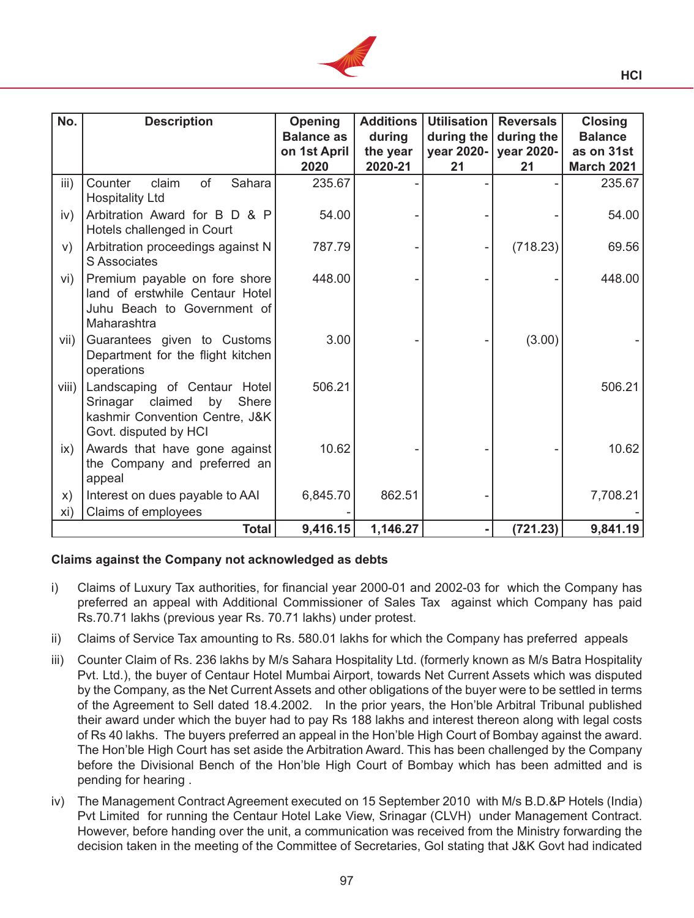| No. | Description | Opening Balance as on 1st April 2020 | Additions during the year 2020-21 | Utilisation during the year 2020-21 | Reversals during the year 2020-21 | Closing Balance as on 31st March 2021 |
|---|---|---|---|---|---|---|
| iii) | Counter claim of Sahara Hospitality Ltd | 235.67 | - | - | - | 235.67 |
| iv) | Arbitration Award for B D & P Hotels challenged in Court | 54.00 | - | - | - | 54.00 |
| v) | Arbitration proceedings against N S Associates | 787.79 | - | - | (718.23) | 69.56 |
| vi) | Premium payable on fore shore land of erstwhile Centaur Hotel Juhu Beach to Government of Maharashtra | 448.00 | - | - | - | 448.00 |
| vii) | Guarantees given to Customs Department for the flight kitchen operations | 3.00 | - | - | (3.00) | - |
| viii) | Landscaping of Centaur Hotel Srinagar claimed by Shere kashmir Convention Centre, J&K Govt. disputed by HCI | 506.21 | | | | 506.21 |
| ix) | Awards that have gone against the Company and preferred an appeal | 10.62 | - | - | - | 10.62 |
| x) | Interest on dues payable to AAI | 6,845.70 | 862.51 | - | | 7,708.21 |
| xi) | Claims of employees | - | | | | - |
| | **Total** | **9,416.15** | **1,146.27** | **-** | **(721.23)** | **9,841.19** |

**Claims against the Company not acknowledged as debts**

i) Claims of Luxury Tax authorities, for financial year 2000-01 and 2002-03 for which the Company has preferred an appeal with Additional Commissioner of Sales Tax against which Company has paid Rs.70.71 lakhs (previous year Rs. 70.71 lakhs) under protest.

ii) Claims of Service Tax amounting to Rs. 580.01 lakhs for which the Company has preferred appeals

iii) Counter Claim of Rs. 236 lakhs by M/s Sahara Hospitality Ltd. (formerly known as M/s Batra Hospitality Pvt. Ltd.), the buyer of Centaur Hotel Mumbai Airport, towards Net Current Assets which was disputed by the Company, as the Net Current Assets and other obligations of the buyer were to be settled in terms of the Agreement to Sell dated 18.4.2002. In the prior years, the Hon'ble Arbitral Tribunal published their award under which the buyer had to pay Rs 188 lakhs and interest thereon along with legal costs of Rs 40 lakhs. The buyers preferred an appeal in the Hon'ble High Court of Bombay against the award. The Hon'ble High Court has set aside the Arbitration Award. This has been challenged by the Company before the Divisional Bench of the Hon'ble High Court of Bombay which has been admitted and is pending for hearing .

iv) The Management Contract Agreement executed on 15 September 2010 with M/s B.D.&P Hotels (India) Pvt Limited for running the Centaur Hotel Lake View, Srinagar (CLVH) under Management Contract. However, before handing over the unit, a communication was received from the Ministry forwarding the decision taken in the meeting of the Committee of Secretaries, GoI stating that J&K Govt had indicated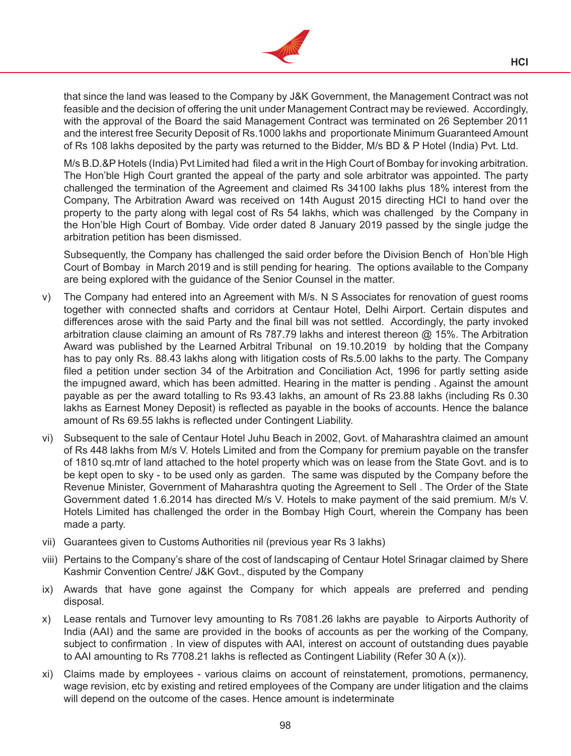that since the land was leased to the Company by J&K Government, the Management Contract was not feasible and the decision of offering the unit under Management Contract may be reviewed. Accordingly, with the approval of the Board the said Management Contract was terminated on 26 September 2011 and the interest free Security Deposit of Rs.1000 lakhs and proportionate Minimum Guaranteed Amount of Rs 108 lakhs deposited by the party was returned to the Bidder, M/s BD & P Hotel (India) Pvt. Ltd.

M/s B.D.&P Hotels (India) Pvt Limited had filed a writ in the High Court of Bombay for invoking arbitration. The Hon'ble High Court granted the appeal of the party and sole arbitrator was appointed. The party challenged the termination of the Agreement and claimed Rs 34100 lakhs plus 18% interest from the Company, The Arbitration Award was received on 14th August 2015 directing HCI to hand over the property to the party along with legal cost of Rs 54 lakhs, which was challenged by the Company in the Hon'ble High Court of Bombay. Vide order dated 8 January 2019 passed by the single judge the arbitration petition has been dismissed.

Subsequently, the Company has challenged the said order before the Division Bench of Hon'ble High Court of Bombay in March 2019 and is still pending for hearing. The options available to the Company are being explored with the guidance of the Senior Counsel in the matter.

v) The Company had entered into an Agreement with M/s. N S Associates for renovation of guest rooms together with connected shafts and corridors at Centaur Hotel, Delhi Airport. Certain disputes and differences arose with the said Party and the final bill was not settled. Accordingly, the party invoked arbitration clause claiming an amount of Rs 787.79 lakhs and interest thereon @ 15%. The Arbitration Award was published by the Learned Arbitral Tribunal on 19.10.2019 by holding that the Company has to pay only Rs. 88.43 lakhs along with litigation costs of Rs.5.00 lakhs to the party. The Company filed a petition under section 34 of the Arbitration and Conciliation Act, 1996 for partly setting aside the impugned award, which has been admitted. Hearing in the matter is pending . Against the amount payable as per the award totalling to Rs 93.43 lakhs, an amount of Rs 23.88 lakhs (including Rs 0.30 lakhs as Earnest Money Deposit) is reflected as payable in the books of accounts. Hence the balance amount of Rs 69.55 lakhs is reflected under Contingent Liability.

vi) Subsequent to the sale of Centaur Hotel Juhu Beach in 2002, Govt. of Maharashtra claimed an amount of Rs 448 lakhs from M/s V. Hotels Limited and from the Company for premium payable on the transfer of 1810 sq.mtr of land attached to the hotel property which was on lease from the State Govt. and is to be kept open to sky - to be used only as garden. The same was disputed by the Company before the Revenue Minister, Government of Maharashtra quoting the Agreement to Sell . The Order of the State Government dated 1.6.2014 has directed M/s V. Hotels to make payment of the said premium. M/s V. Hotels Limited has challenged the order in the Bombay High Court, wherein the Company has been made a party.

vii) Guarantees given to Customs Authorities nil (previous year Rs 3 lakhs)

viii) Pertains to the Company's share of the cost of landscaping of Centaur Hotel Srinagar claimed by Shere Kashmir Convention Centre/ J&K Govt., disputed by the Company

ix) Awards that have gone against the Company for which appeals are preferred and pending disposal.

x) Lease rentals and Turnover levy amounting to Rs 7081.26 lakhs are payable to Airports Authority of India (AAI) and the same are provided in the books of accounts as per the working of the Company, subject to confirmation . In view of disputes with AAI, interest on account of outstanding dues payable to AAI amounting to Rs 7708.21 lakhs is reflected as Contingent Liability (Refer 30 A (x)).

xi) Claims made by employees - various claims on account of reinstatement, promotions, permanency, wage revision, etc by existing and retired employees of the Company are under litigation and the claims will depend on the outcome of the cases. Hence amount is indeterminate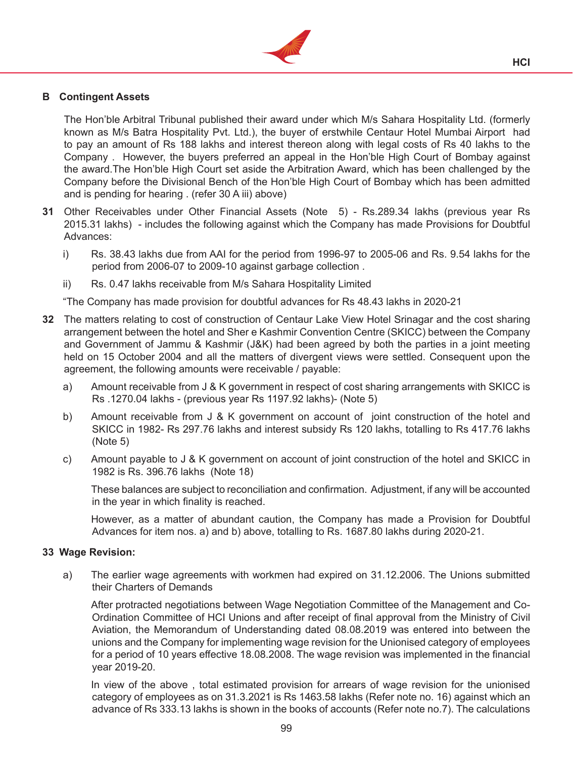**B Contingent Assets**

The Hon'ble Arbitral Tribunal published their award under which M/s Sahara Hospitality Ltd. (formerly known as M/s Batra Hospitality Pvt. Ltd.), the buyer of erstwhile Centaur Hotel Mumbai Airport had to pay an amount of Rs 188 lakhs and interest thereon along with legal costs of Rs 40 lakhs to the Company . However, the buyers preferred an appeal in the Hon'ble High Court of Bombay against the award.The Hon'ble High Court set aside the Arbitration Award, which has been challenged by the Company before the Divisional Bench of the Hon'ble High Court of Bombay which has been admitted and is pending for hearing . (refer 30 A iii) above)

**31** Other Receivables under Other Financial Assets (Note 5) - Rs.289.34 lakhs (previous year Rs 2015.31 lakhs) - includes the following against which the Company has made Provisions for Doubtful Advances:

i) Rs. 38.43 lakhs due from AAI for the period from 1996-97 to 2005-06 and Rs. 9.54 lakhs for the period from 2006-07 to 2009-10 against garbage collection .

ii) Rs. 0.47 lakhs receivable from M/s Sahara Hospitality Limited

"The Company has made provision for doubtful advances for Rs 48.43 lakhs in 2020-21

**32** The matters relating to cost of construction of Centaur Lake View Hotel Srinagar and the cost sharing arrangement between the hotel and Sher e Kashmir Convention Centre (SKICC) between the Company and Government of Jammu & Kashmir (J&K) had been agreed by both the parties in a joint meeting held on 15 October 2004 and all the matters of divergent views were settled. Consequent upon the agreement, the following amounts were receivable / payable:

a) Amount receivable from J & K government in respect of cost sharing arrangements with SKICC is Rs .1270.04 lakhs - (previous year Rs 1197.92 lakhs)- (Note 5)

b) Amount receivable from J & K government on account of joint construction of the hotel and SKICC in 1982- Rs 297.76 lakhs and interest subsidy Rs 120 lakhs, totalling to Rs 417.76 lakhs (Note 5)

c) Amount payable to J & K government on account of joint construction of the hotel and SKICC in 1982 is Rs. 396.76 lakhs (Note 18)

These balances are subject to reconciliation and confirmation. Adjustment, if any will be accounted in the year in which finality is reached.

However, as a matter of abundant caution, the Company has made a Provision for Doubtful Advances for item nos. a) and b) above, totalling to Rs. 1687.80 lakhs during 2020-21.

**33 Wage Revision:**

a) The earlier wage agreements with workmen had expired on 31.12.2006. The Unions submitted their Charters of Demands

After protracted negotiations between Wage Negotiation Committee of the Management and Co-Ordination Committee of HCI Unions and after receipt of final approval from the Ministry of Civil Aviation, the Memorandum of Understanding dated 08.08.2019 was entered into between the unions and the Company for implementing wage revision for the Unionised category of employees for a period of 10 years effective 18.08.2008. The wage revision was implemented in the financial year 2019-20.

In view of the above , total estimated provision for arrears of wage revision for the unionised category of employees as on 31.3.2021 is Rs 1463.58 lakhs (Refer note no. 16) against which an advance of Rs 333.13 lakhs is shown in the books of accounts (Refer note no.7). The calculations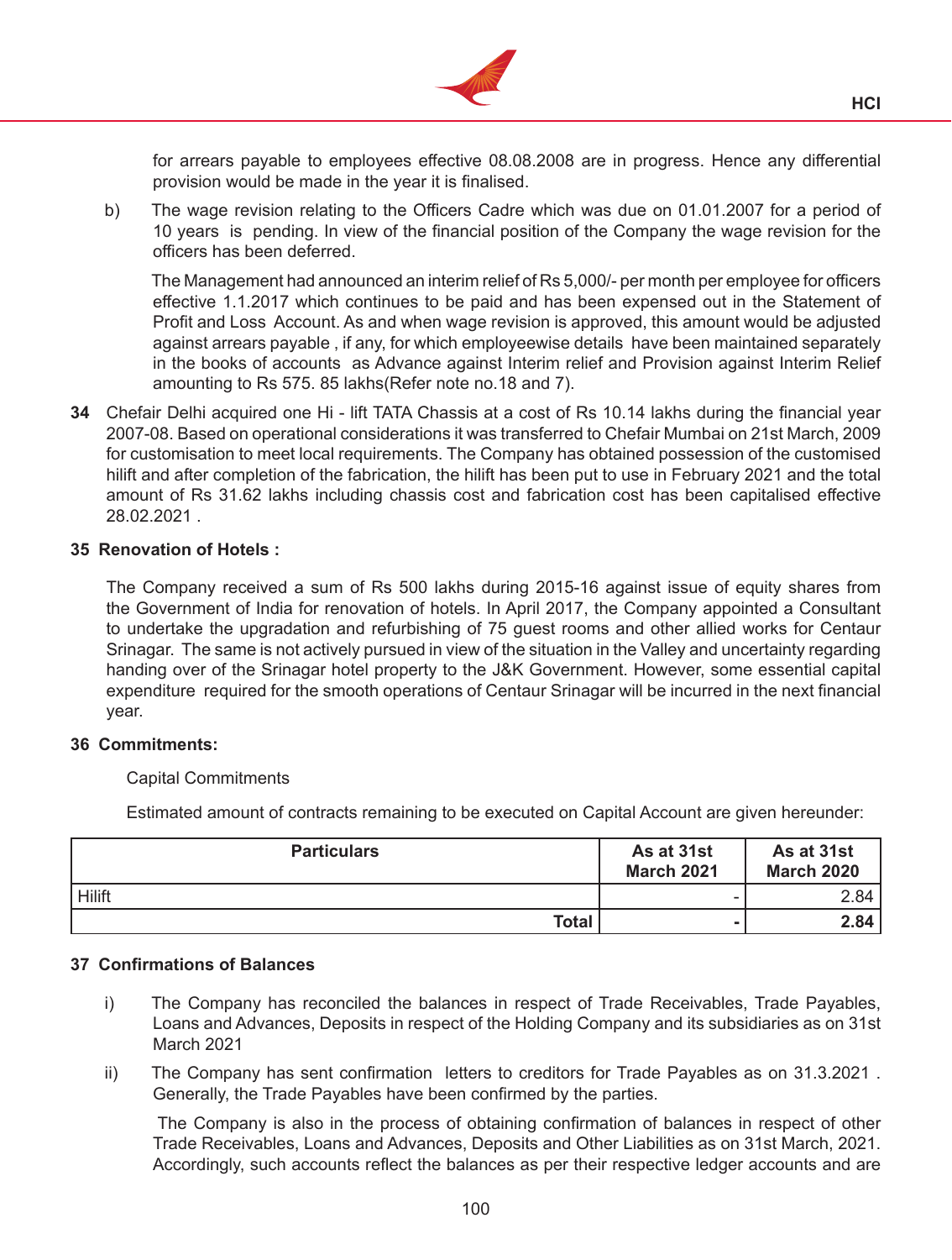for arrears payable to employees effective 08.08.2008 are in progress. Hence any differential provision would be made in the year it is finalised.

b) The wage revision relating to the Officers Cadre which was due on 01.01.2007 for a period of 10 years is pending. In view of the financial position of the Company the wage revision for the officers has been deferred.

The Management had announced an interim relief of Rs 5,000/- per month per employee for officers effective 1.1.2017 which continues to be paid and has been expensed out in the Statement of Profit and Loss Account. As and when wage revision is approved, this amount would be adjusted against arrears payable , if any, for which employeewise details have been maintained separately in the books of accounts as Advance against Interim relief and Provision against Interim Relief amounting to Rs 575. 85 lakhs(Refer note no.18 and 7).

**34** Chefair Delhi acquired one Hi - lift TATA Chassis at a cost of Rs 10.14 lakhs during the financial year 2007-08. Based on operational considerations it was transferred to Chefair Mumbai on 21st March, 2009 for customisation to meet local requirements. The Company has obtained possession of the customised hilift and after completion of the fabrication, the hilift has been put to use in February 2021 and the total amount of Rs 31.62 lakhs including chassis cost and fabrication cost has been capitalised effective 28.02.2021 .

**35 Renovation of Hotels :**

The Company received a sum of Rs 500 lakhs during 2015-16 against issue of equity shares from the Government of India for renovation of hotels. In April 2017, the Company appointed a Consultant to undertake the upgradation and refurbishing of 75 guest rooms and other allied works for Centaur Srinagar. The same is not actively pursued in view of the situation in the Valley and uncertainty regarding handing over of the Srinagar hotel property to the J&K Government. However, some essential capital expenditure required for the smooth operations of Centaur Srinagar will be incurred in the next financial year.

**36 Commitments:**

Capital Commitments

Estimated amount of contracts remaining to be executed on Capital Account are given hereunder:

| Particulars | As at 31st March 2021 | As at 31st March 2020 |
|---|---|---|
| Hilift | - | 2.84 |
| **Total** | **-** | **2.84** |

**37 Confirmations of Balances**

i) The Company has reconciled the balances in respect of Trade Receivables, Trade Payables, Loans and Advances, Deposits in respect of the Holding Company and its subsidiaries as on 31st March 2021

ii) The Company has sent confirmation letters to creditors for Trade Payables as on 31.3.2021 . Generally, the Trade Payables have been confirmed by the parties.

The Company is also in the process of obtaining confirmation of balances in respect of other Trade Receivables, Loans and Advances, Deposits and Other Liabilities as on 31st March, 2021. Accordingly, such accounts reflect the balances as per their respective ledger accounts and are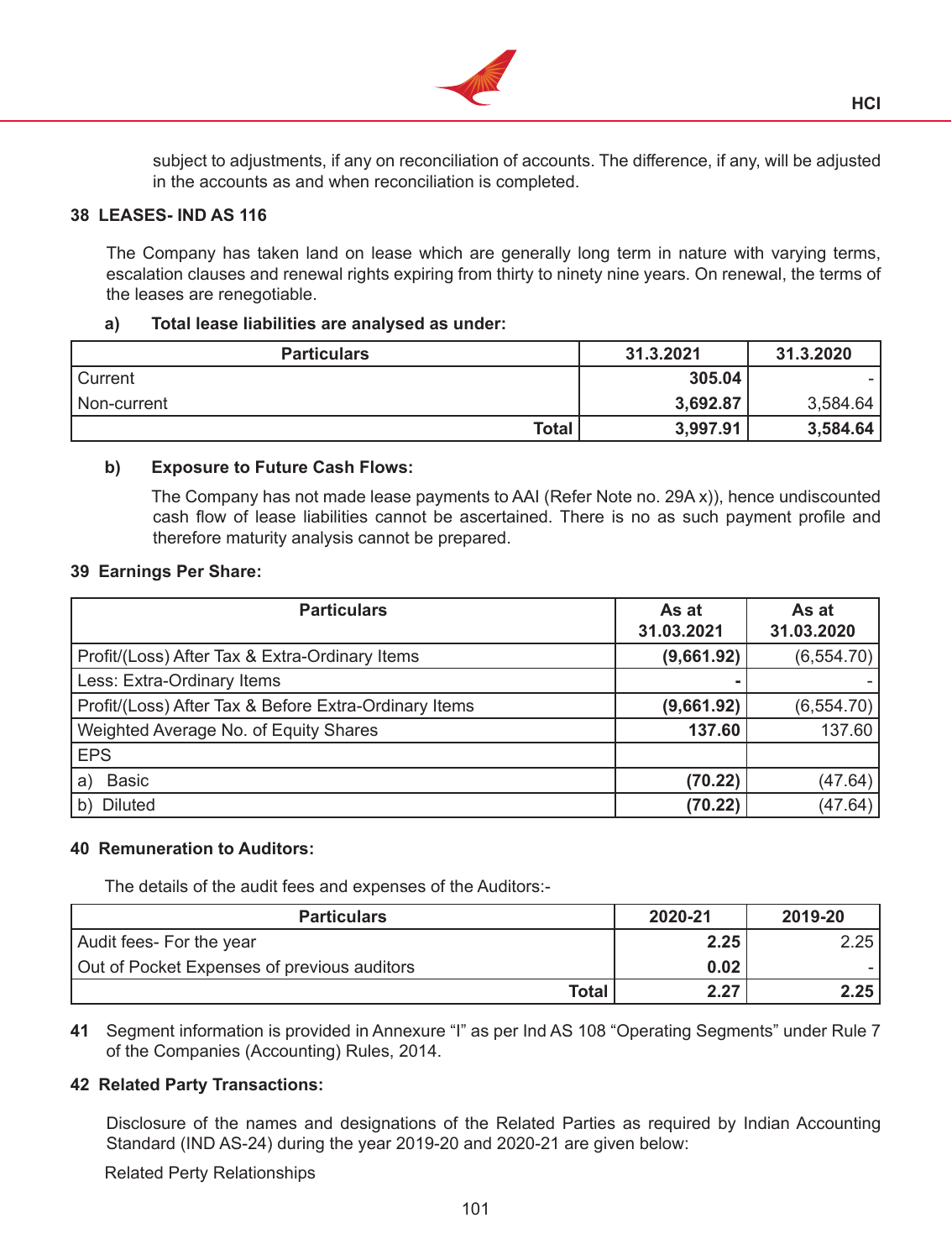subject to adjustments, if any on reconciliation of accounts. The difference, if any, will be adjusted in the accounts as and when reconciliation is completed.

## 38 LEASES- IND AS 116

The Company has taken land on lease which are generally long term in nature with varying terms, escalation clauses and renewal rights expiring from thirty to ninety nine years. On renewal, the terms of the leases are renegotiable.

**a) Total lease liabilities are analysed as under:**

| Particulars | 31.3.2021 | 31.3.2020 |
|---|---|---|
| Current | **305.04** | - |
| Non-current | **3,692.87** | 3,584.64 |
| **Total** | **3,997.91** | **3,584.64** |

**b) Exposure to Future Cash Flows:**

The Company has not made lease payments to AAI (Refer Note no. 29A x)), hence undiscounted cash flow of lease liabilities cannot be ascertained. There is no as such payment profile and therefore maturity analysis cannot be prepared.

## 39 Earnings Per Share:

| Particulars | As at 31.03.2021 | As at 31.03.2020 |
|---|---|---|
| Profit/(Loss) After Tax & Extra-Ordinary Items | **(9,661.92)** | (6,554.70) |
| Less: Extra-Ordinary Items | **-** | - |
| Profit/(Loss) After Tax & Before Extra-Ordinary Items | **(9,661.92)** | (6,554.70) |
| Weighted Average No. of Equity Shares | **137.60** | 137.60 |
| EPS | | |
| a) Basic | **(70.22)** | (47.64) |
| b) Diluted | **(70.22)** | (47.64) |

## 40 Remuneration to Auditors:

The details of the audit fees and expenses of the Auditors:-

| Particulars | 2020-21 | 2019-20 |
|---|---|---|
| Audit fees- For the year | **2.25** | 2.25 |
| Out of Pocket Expenses of previous auditors | **0.02** | - |
| **Total** | **2.27** | **2.25** |

**41** Segment information is provided in Annexure "I" as per Ind AS 108 "Operating Segments" under Rule 7 of the Companies (Accounting) Rules, 2014.

## 42 Related Party Transactions:

Disclosure of the names and designations of the Related Parties as required by Indian Accounting Standard (IND AS-24) during the year 2019-20 and 2020-21 are given below:

Related Perty Relationships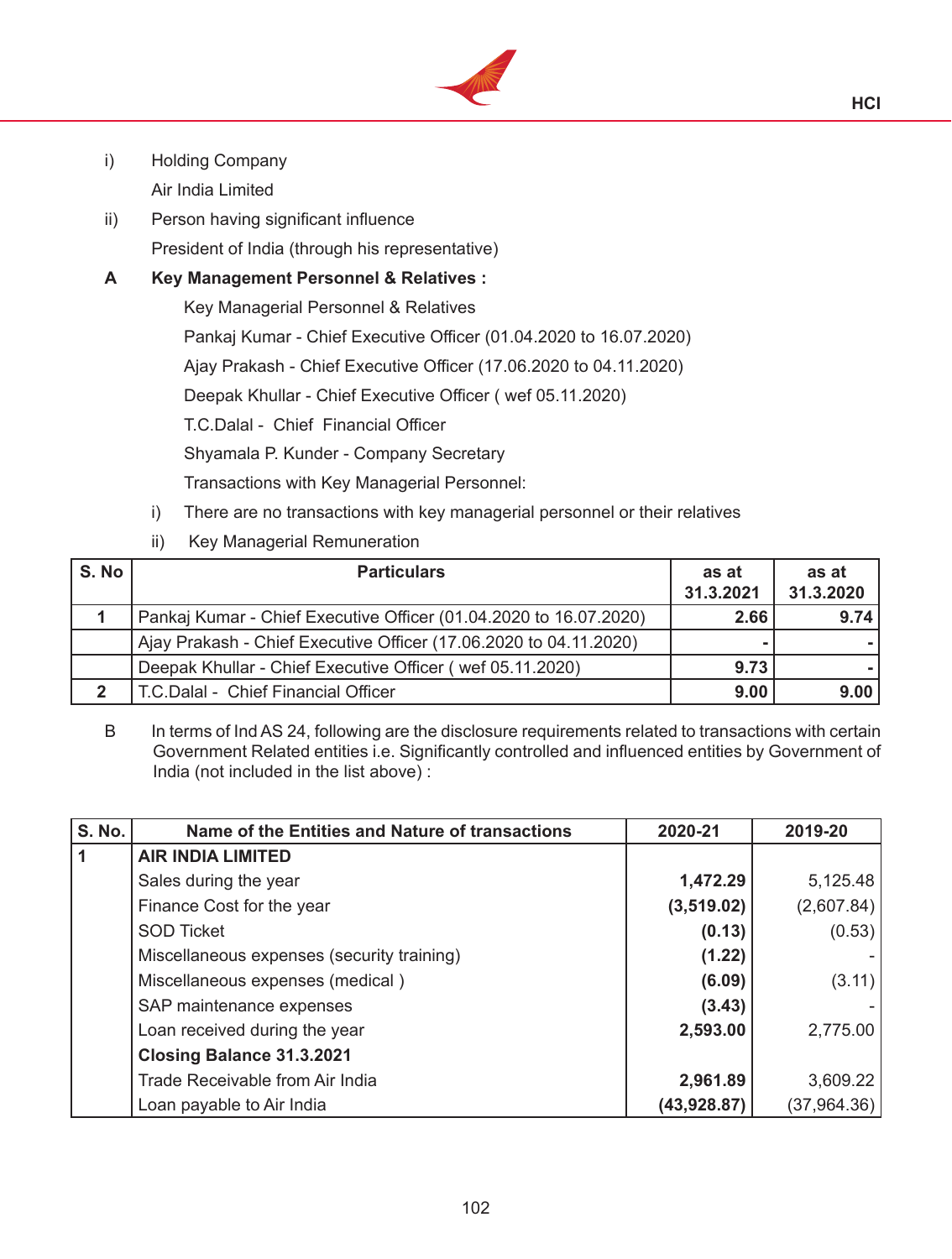i) Holding Company

Air India Limited

ii) Person having significant influence

President of India (through his representative)

**A Key Management Personnel & Relatives :**

Key Managerial Personnel & Relatives

Pankaj Kumar - Chief Executive Officer (01.04.2020 to 16.07.2020)

Ajay Prakash - Chief Executive Officer (17.06.2020 to 04.11.2020)

Deepak Khullar - Chief Executive Officer ( wef 05.11.2020)

T.C.Dalal - Chief Financial Officer

Shyamala P. Kunder - Company Secretary

Transactions with Key Managerial Personnel:

i) There are no transactions with key managerial personnel or their relatives

ii) Key Managerial Remuneration

| S. No | Particulars | as at 31.3.2021 | as at 31.3.2020 |
|---|---|---|---|
| 1 | Pankaj Kumar - Chief Executive Officer (01.04.2020 to 16.07.2020) | **2.66** | **9.74** |
| | Ajay Prakash - Chief Executive Officer (17.06.2020 to 04.11.2020) | **-** | **-** |
| | Deepak Khullar - Chief Executive Officer ( wef 05.11.2020) | **9.73** | **-** |
| 2 | T.C.Dalal - Chief Financial Officer | **9.00** | **9.00** |

B In terms of Ind AS 24, following are the disclosure requirements related to transactions with certain Government Related entities i.e. Significantly controlled and influenced entities by Government of India (not included in the list above) :

| S. No. | Name of the Entities and Nature of transactions | 2020-21 | 2019-20 |
|---|---|---|---|
| 1 | **AIR INDIA LIMITED** | | |
| | Sales during the year | **1,472.29** | 5,125.48 |
| | Finance Cost for the year | **(3,519.02)** | (2,607.84) |
| | SOD Ticket | **(0.13)** | (0.53) |
| | Miscellaneous expenses (security training) | **(1.22)** | - |
| | Miscellaneous expenses (medical ) | **(6.09)** | (3.11) |
| | SAP maintenance expenses | **(3.43)** | - |
| | Loan received during the year | **2,593.00** | 2,775.00 |
| | **Closing Balance 31.3.2021** | | |
| | Trade Receivable from Air India | **2,961.89** | 3,609.22 |
| | Loan payable to Air India | **(43,928.87)** | (37,964.36) |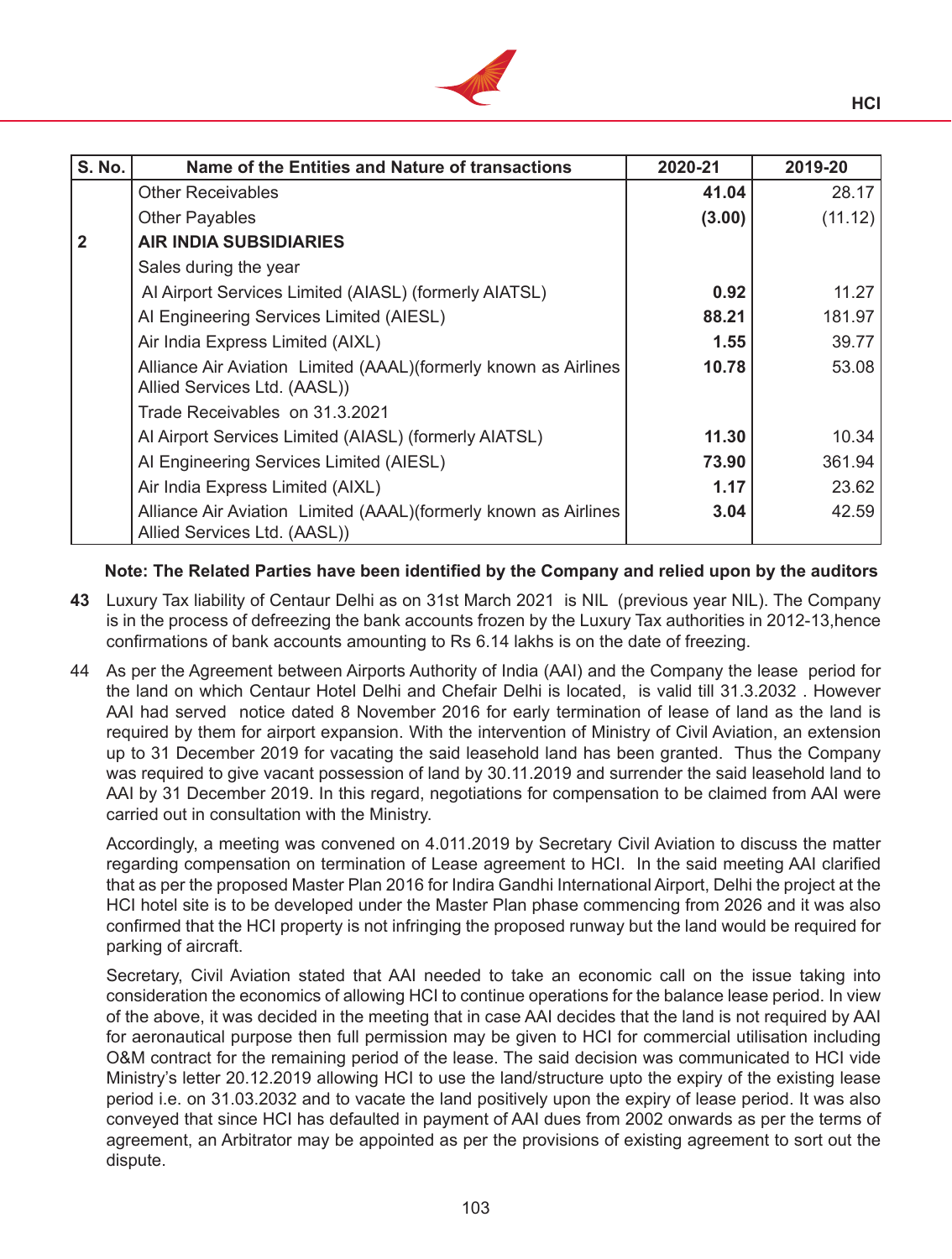| S. No. | Name of the Entities and Nature of transactions | 2020-21 | 2019-20 |
|---|---|---|---|
| | Other Receivables | **41.04** | 28.17 |
| | Other Payables | **(3.00)** | (11.12) |
| **2** | **AIR INDIA SUBSIDIARIES** | | |
| | Sales during the year | | |
| | AI Airport Services Limited (AIASL) (formerly AIATSL) | **0.92** | 11.27 |
| | AI Engineering Services Limited (AIESL) | **88.21** | 181.97 |
| | Air India Express Limited (AIXL) | **1.55** | 39.77 |
| | Alliance Air Aviation Limited (AAAL)(formerly known as Airlines Allied Services Ltd. (AASL)) | **10.78** | 53.08 |
| | Trade Receivables on 31.3.2021 | | |
| | AI Airport Services Limited (AIASL) (formerly AIATSL) | **11.30** | 10.34 |
| | AI Engineering Services Limited (AIESL) | **73.90** | 361.94 |
| | Air India Express Limited (AIXL) | **1.17** | 23.62 |
| | Alliance Air Aviation Limited (AAAL)(formerly known as Airlines Allied Services Ltd. (AASL)) | **3.04** | 42.59 |

**Note: The Related Parties have been identified by the Company and relied upon by the auditors**

**43** Luxury Tax liability of Centaur Delhi as on 31st March 2021 is NIL (previous year NIL). The Company is in the process of defreezing the bank accounts frozen by the Luxury Tax authorities in 2012-13,hence confirmations of bank accounts amounting to Rs 6.14 lakhs is on the date of freezing.

44 As per the Agreement between Airports Authority of India (AAI) and the Company the lease period for the land on which Centaur Hotel Delhi and Chefair Delhi is located, is valid till 31.3.2032 . However AAI had served notice dated 8 November 2016 for early termination of lease of land as the land is required by them for airport expansion. With the intervention of Ministry of Civil Aviation, an extension up to 31 December 2019 for vacating the said leasehold land has been granted. Thus the Company was required to give vacant possession of land by 30.11.2019 and surrender the said leasehold land to AAI by 31 December 2019. In this regard, negotiations for compensation to be claimed from AAI were carried out in consultation with the Ministry.

Accordingly, a meeting was convened on 4.011.2019 by Secretary Civil Aviation to discuss the matter regarding compensation on termination of Lease agreement to HCI. In the said meeting AAI clarified that as per the proposed Master Plan 2016 for Indira Gandhi International Airport, Delhi the project at the HCI hotel site is to be developed under the Master Plan phase commencing from 2026 and it was also confirmed that the HCI property is not infringing the proposed runway but the land would be required for parking of aircraft.

Secretary, Civil Aviation stated that AAI needed to take an economic call on the issue taking into consideration the economics of allowing HCI to continue operations for the balance lease period. In view of the above, it was decided in the meeting that in case AAI decides that the land is not required by AAI for aeronautical purpose then full permission may be given to HCI for commercial utilisation including O&M contract for the remaining period of the lease. The said decision was communicated to HCI vide Ministry's letter 20.12.2019 allowing HCI to use the land/structure upto the expiry of the existing lease period i.e. on 31.03.2032 and to vacate the land positively upon the expiry of lease period. It was also conveyed that since HCI has defaulted in payment of AAI dues from 2002 onwards as per the terms of agreement, an Arbitrator may be appointed as per the provisions of existing agreement to sort out the dispute.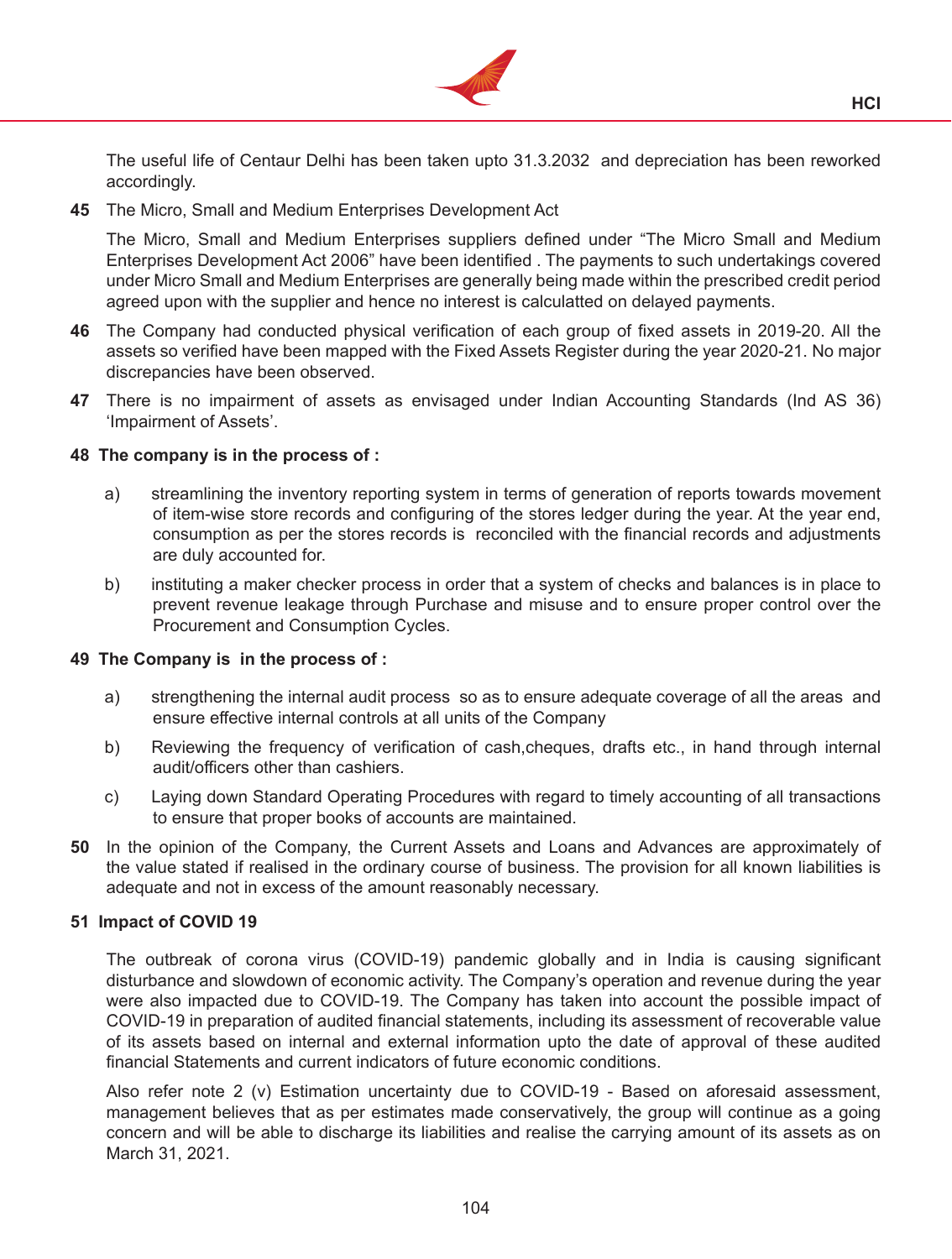The useful life of Centaur Delhi has been taken upto 31.3.2032 and depreciation has been reworked accordingly.

**45** The Micro, Small and Medium Enterprises Development Act

The Micro, Small and Medium Enterprises suppliers defined under "The Micro Small and Medium Enterprises Development Act 2006" have been identified . The payments to such undertakings covered under Micro Small and Medium Enterprises are generally being made within the prescribed credit period agreed upon with the supplier and hence no interest is calculatted on delayed payments.

**46** The Company had conducted physical verification of each group of fixed assets in 2019-20. All the assets so verified have been mapped with the Fixed Assets Register during the year 2020-21. No major discrepancies have been observed.

**47** There is no impairment of assets as envisaged under Indian Accounting Standards (Ind AS 36) 'Impairment of Assets'.

**48 The company is in the process of :**

a) streamlining the inventory reporting system in terms of generation of reports towards movement of item-wise store records and configuring of the stores ledger during the year. At the year end, consumption as per the stores records is reconciled with the financial records and adjustments are duly accounted for.

b) instituting a maker checker process in order that a system of checks and balances is in place to prevent revenue leakage through Purchase and misuse and to ensure proper control over the Procurement and Consumption Cycles.

**49 The Company is in the process of :**

a) strengthening the internal audit process so as to ensure adequate coverage of all the areas and ensure effective internal controls at all units of the Company

b) Reviewing the frequency of verification of cash,cheques, drafts etc., in hand through internal audit/officers other than cashiers.

c) Laying down Standard Operating Procedures with regard to timely accounting of all transactions to ensure that proper books of accounts are maintained.

**50** In the opinion of the Company, the Current Assets and Loans and Advances are approximately of the value stated if realised in the ordinary course of business. The provision for all known liabilities is adequate and not in excess of the amount reasonably necessary.

**51 Impact of COVID 19**

The outbreak of corona virus (COVID-19) pandemic globally and in India is causing significant disturbance and slowdown of economic activity. The Company's operation and revenue during the year were also impacted due to COVID-19. The Company has taken into account the possible impact of COVID-19 in preparation of audited financial statements, including its assessment of recoverable value of its assets based on internal and external information upto the date of approval of these audited financial Statements and current indicators of future economic conditions.

Also refer note 2 (v) Estimation uncertainty due to COVID-19 - Based on aforesaid assessment, management believes that as per estimates made conservatively, the group will continue as a going concern and will be able to discharge its liabilities and realise the carrying amount of its assets as on March 31, 2021.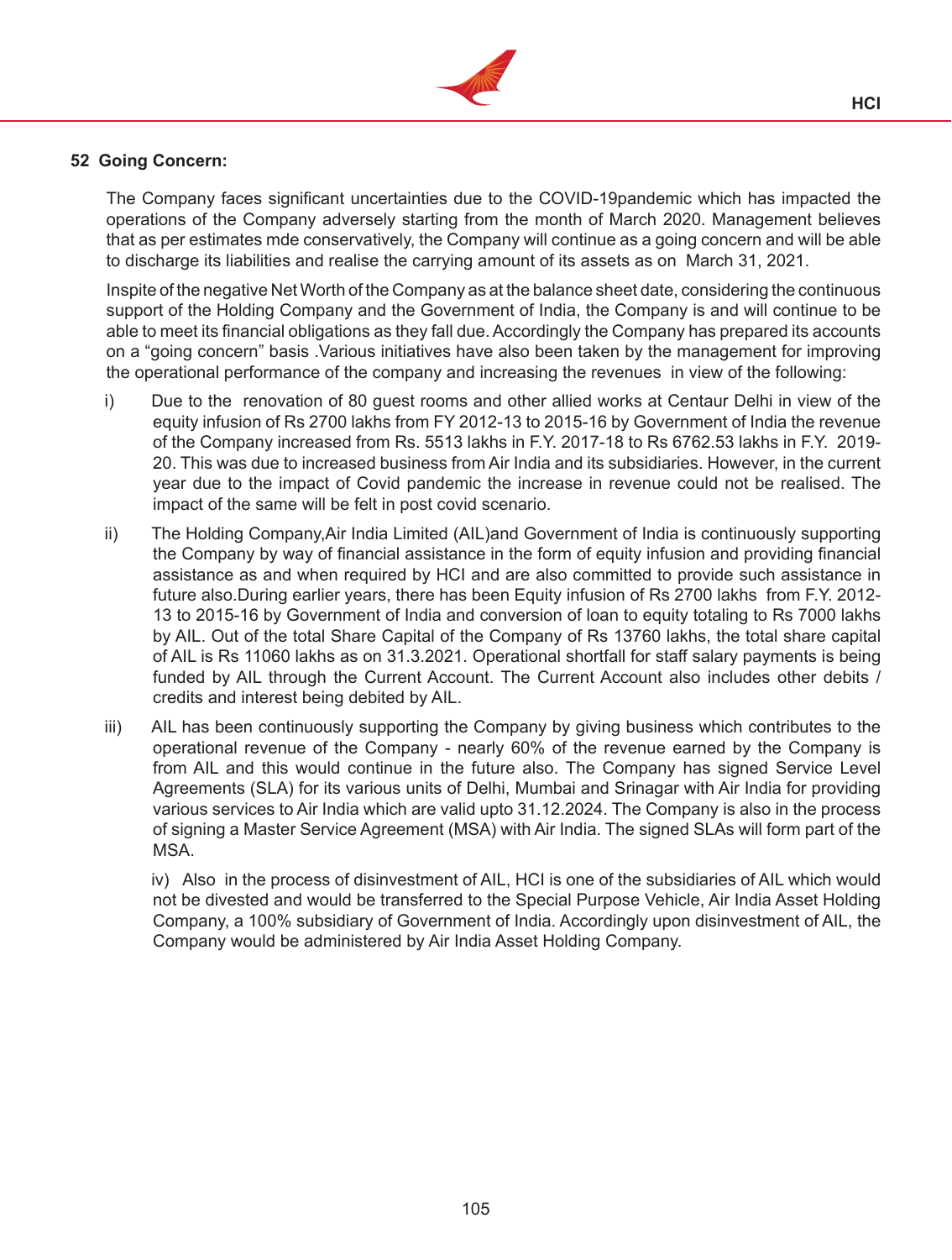## 52 Going Concern:

The Company faces significant uncertainties due to the COVID-19pandemic which has impacted the operations of the Company adversely starting from the month of March 2020. Management believes that as per estimates mde conservatively, the Company will continue as a going concern and will be able to discharge its liabilities and realise the carrying amount of its assets as on March 31, 2021.

Inspite of the negative Net Worth of the Company as at the balance sheet date, considering the continuous support of the Holding Company and the Government of India, the Company is and will continue to be able to meet its financial obligations as they fall due. Accordingly the Company has prepared its accounts on a "going concern" basis .Various initiatives have also been taken by the management for improving the operational performance of the company and increasing the revenues in view of the following:

i) Due to the renovation of 80 guest rooms and other allied works at Centaur Delhi in view of the equity infusion of Rs 2700 lakhs from FY 2012-13 to 2015-16 by Government of India the revenue of the Company increased from Rs. 5513 lakhs in F.Y. 2017-18 to Rs 6762.53 lakhs in F.Y. 2019-20. This was due to increased business from Air India and its subsidiaries. However, in the current year due to the impact of Covid pandemic the increase in revenue could not be realised. The impact of the same will be felt in post covid scenario.

ii) The Holding Company,Air India Limited (AIL)and Government of India is continuously supporting the Company by way of financial assistance in the form of equity infusion and providing financial assistance as and when required by HCI and are also committed to provide such assistance in future also.During earlier years, there has been Equity infusion of Rs 2700 lakhs from F.Y. 2012-13 to 2015-16 by Government of India and conversion of loan to equity totaling to Rs 7000 lakhs by AIL. Out of the total Share Capital of the Company of Rs 13760 lakhs, the total share capital of AIL is Rs 11060 lakhs as on 31.3.2021. Operational shortfall for staff salary payments is being funded by AIL through the Current Account. The Current Account also includes other debits / credits and interest being debited by AIL.

iii) AIL has been continuously supporting the Company by giving business which contributes to the operational revenue of the Company - nearly 60% of the revenue earned by the Company is from AIL and this would continue in the future also. The Company has signed Service Level Agreements (SLA) for its various units of Delhi, Mumbai and Srinagar with Air India for providing various services to Air India which are valid upto 31.12.2024. The Company is also in the process of signing a Master Service Agreement (MSA) with Air India. The signed SLAs will form part of the MSA.

iv) Also in the process of disinvestment of AIL, HCI is one of the subsidiaries of AIL which would not be divested and would be transferred to the Special Purpose Vehicle, Air India Asset Holding Company, a 100% subsidiary of Government of India. Accordingly upon disinvestment of AIL, the Company would be administered by Air India Asset Holding Company.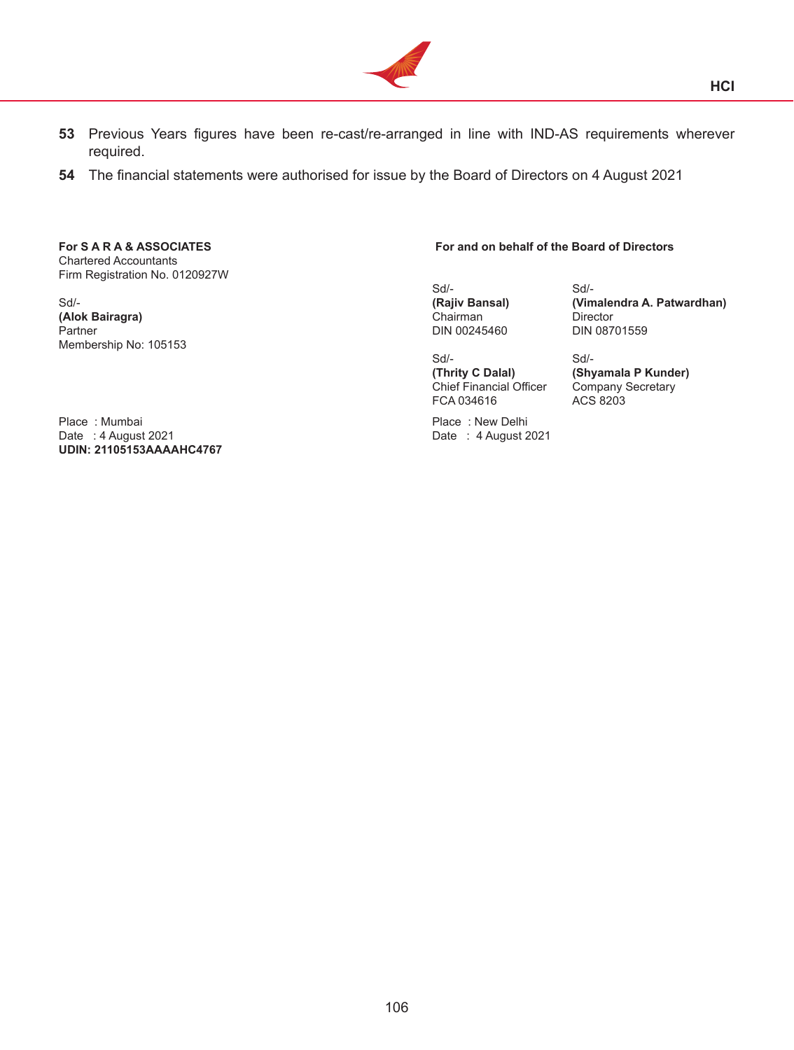**53** Previous Years figures have been re-cast/re-arranged in line with IND-AS requirements wherever required.

**54** The financial statements were authorised for issue by the Board of Directors on 4 August 2021

**For S A R A & ASSOCIATES**
Chartered Accountants
Firm Registration No. 0120927W

Sd/-
**(Alok Bairagra)**
Partner
Membership No: 105153

Place : Mumbai
Date : 4 August 2021
**UDIN: 21105153AAAAHC4767**

**For and on behalf of the Board of Directors**

Sd/-
**(Rajiv Bansal)**
Chairman
DIN 00245460

Sd/-
**(Vimalendra A. Patwardhan)**
Director
DIN 08701559

Sd/-
**(Thrity C Dalal)**
Chief Financial Officer
FCA 034616

Sd/-
**(Shyamala P Kunder)**
Company Secretary
ACS 8203

Place : New Delhi
Date : 4 August 2021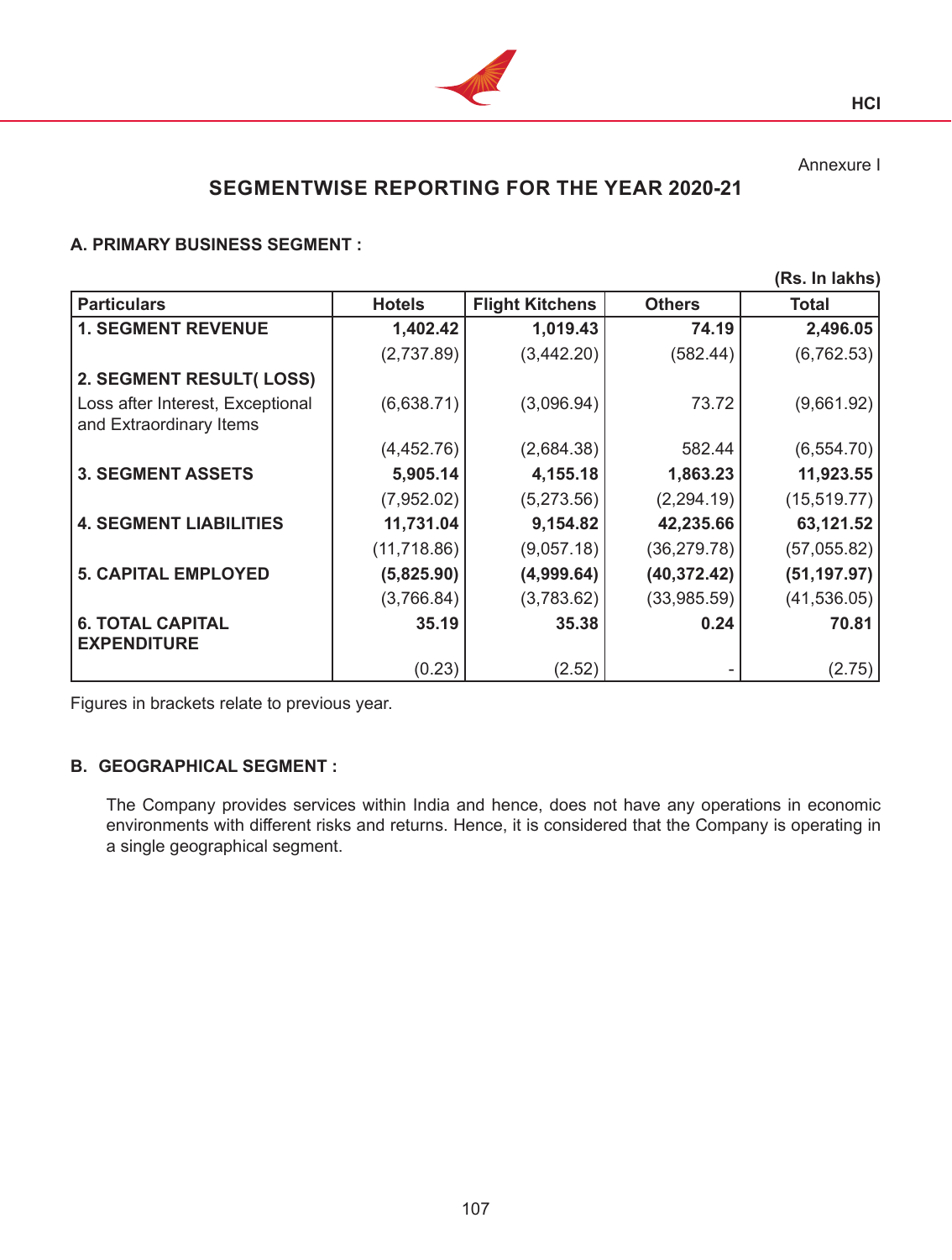Annexure I

## SEGMENTWISE REPORTING FOR THE YEAR 2020-21

### A. PRIMARY BUSINESS SEGMENT :

**(Rs. In lakhs)**

| Particulars | Hotels | Flight Kitchens | Others | Total |
|---|---|---|---|---|
| **1. SEGMENT REVENUE** | **1,402.42** | **1,019.43** | **74.19** | **2,496.05** |
| | (2,737.89) | (3,442.20) | (582.44) | (6,762.53) |
| **2. SEGMENT RESULT( LOSS)** | | | | |
| Loss after Interest, Exceptional and Extraordinary Items | (6,638.71) | (3,096.94) | 73.72 | (9,661.92) |
| | (4,452.76) | (2,684.38) | 582.44 | (6,554.70) |
| **3. SEGMENT ASSETS** | **5,905.14** | **4,155.18** | **1,863.23** | **11,923.55** |
| | (7,952.02) | (5,273.56) | (2,294.19) | (15,519.77) |
| **4. SEGMENT LIABILITIES** | **11,731.04** | **9,154.82** | **42,235.66** | **63,121.52** |
| | (11,718.86) | (9,057.18) | (36,279.78) | (57,055.82) |
| **5. CAPITAL EMPLOYED** | **(5,825.90)** | **(4,999.64)** | **(40,372.42)** | **(51,197.97)** |
| | (3,766.84) | (3,783.62) | (33,985.59) | (41,536.05) |
| **6. TOTAL CAPITAL EXPENDITURE** | **35.19** | **35.38** | **0.24** | **70.81** |
| | (0.23) | (2.52) | - | (2.75) |

Figures in brackets relate to previous year.

### B. GEOGRAPHICAL SEGMENT :

The Company provides services within India and hence, does not have any operations in economic environments with different risks and returns. Hence, it is considered that the Company is operating in a single geographical segment.